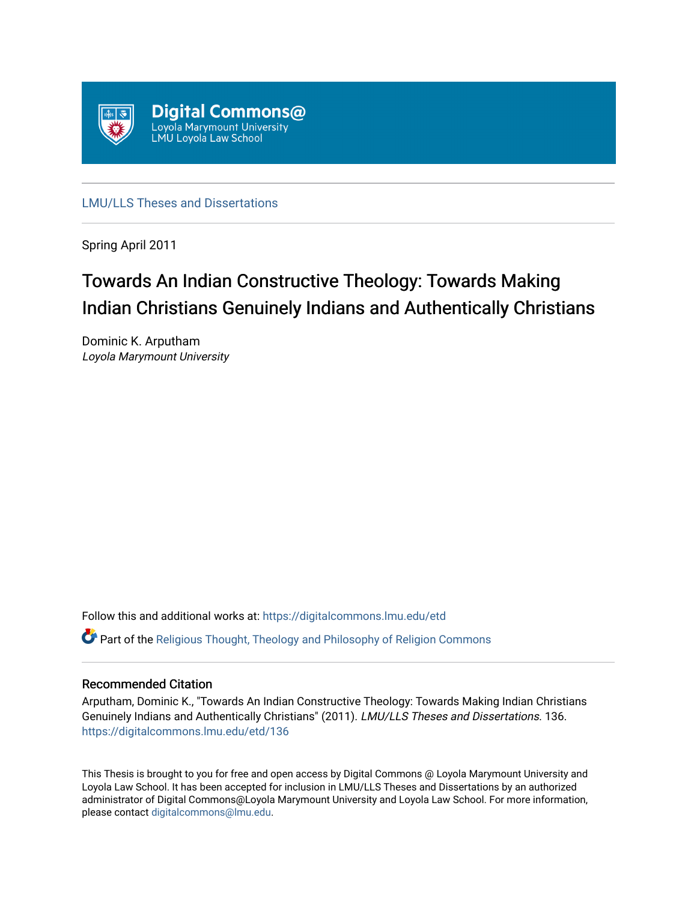Digital Commons@
Loyola Marymount University
LMU Loyola Law School

LMU/LLS Theses and Dissertations

Spring April 2011

# Towards An Indian Constructive Theology: Towards Making Indian Christians Genuinely Indians and Authentically Christians

Dominic K. Arputham
*Loyola Marymount University*

Follow this and additional works at: https://digitalcommons.lmu.edu/etd

Part of the Religious Thought, Theology and Philosophy of Religion Commons

## Recommended Citation

Arputham, Dominic K., "Towards An Indian Constructive Theology: Towards Making Indian Christians Genuinely Indians and Authentically Christians" (2011). *LMU/LLS Theses and Dissertations*. 136.
https://digitalcommons.lmu.edu/etd/136

This Thesis is brought to you for free and open access by Digital Commons @ Loyola Marymount University and Loyola Law School. It has been accepted for inclusion in LMU/LLS Theses and Dissertations by an authorized administrator of Digital Commons@Loyola Marymount University and Loyola Law School. For more information, please contact digitalcommons@lmu.edu.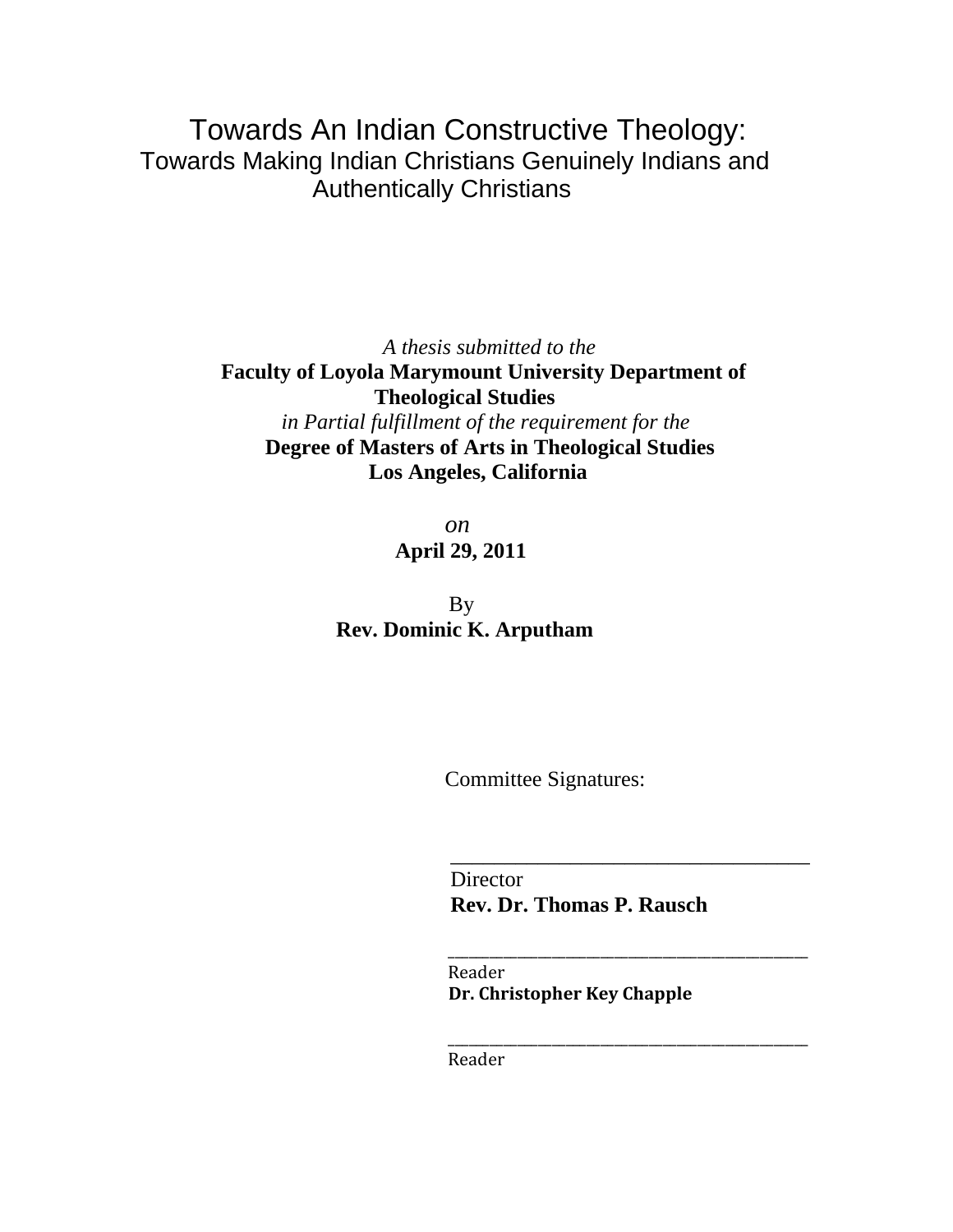# Towards An Indian Constructive Theology:

## Towards Making Indian Christians Genuinely Indians and Authentically Christians

*A thesis submitted to the*

**Faculty of Loyola Marymount University Department of Theological Studies**

*in Partial fulfillment of the requirement for the*

**Degree of Masters of Arts in Theological Studies**

**Los Angeles, California**

*on*

**April 29, 2011**

By

**Rev. Dominic K. Arputham**

Committee Signatures:

___________________________________

Director

**Rev. Dr. Thomas P. Rausch**

___________________________________

Reader

**Dr. Christopher Key Chapple**

___________________________________

Reader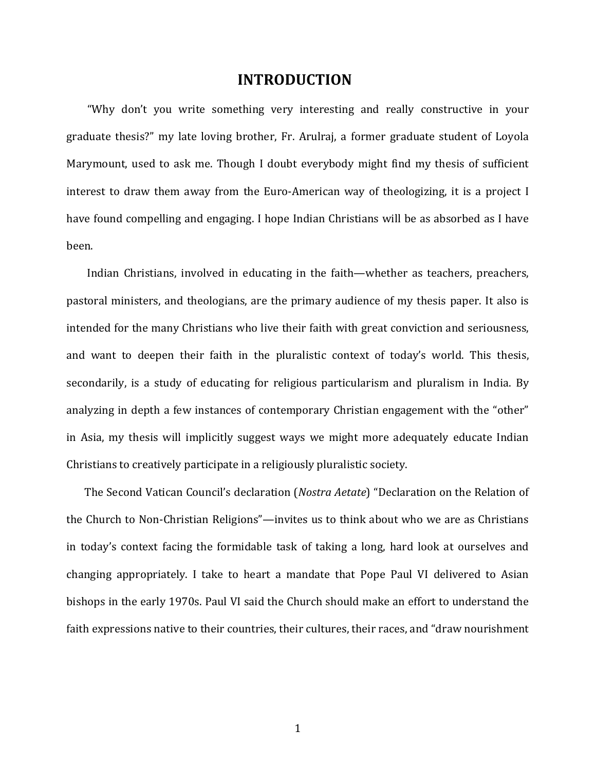# INTRODUCTION

"Why don't you write something very interesting and really constructive in your graduate thesis?" my late loving brother, Fr. Arulraj, a former graduate student of Loyola Marymount, used to ask me. Though I doubt everybody might find my thesis of sufficient interest to draw them away from the Euro-American way of theologizing, it is a project I have found compelling and engaging. I hope Indian Christians will be as absorbed as I have been.

Indian Christians, involved in educating in the faith—whether as teachers, preachers, pastoral ministers, and theologians, are the primary audience of my thesis paper. It also is intended for the many Christians who live their faith with great conviction and seriousness, and want to deepen their faith in the pluralistic context of today's world. This thesis, secondarily, is a study of educating for religious particularism and pluralism in India. By analyzing in depth a few instances of contemporary Christian engagement with the "other" in Asia, my thesis will implicitly suggest ways we might more adequately educate Indian Christians to creatively participate in a religiously pluralistic society.

The Second Vatican Council's declaration (*Nostra Aetate*) "Declaration on the Relation of the Church to Non-Christian Religions"—invites us to think about who we are as Christians in today's context facing the formidable task of taking a long, hard look at ourselves and changing appropriately. I take to heart a mandate that Pope Paul VI delivered to Asian bishops in the early 1970s. Paul VI said the Church should make an effort to understand the faith expressions native to their countries, their cultures, their races, and "draw nourishment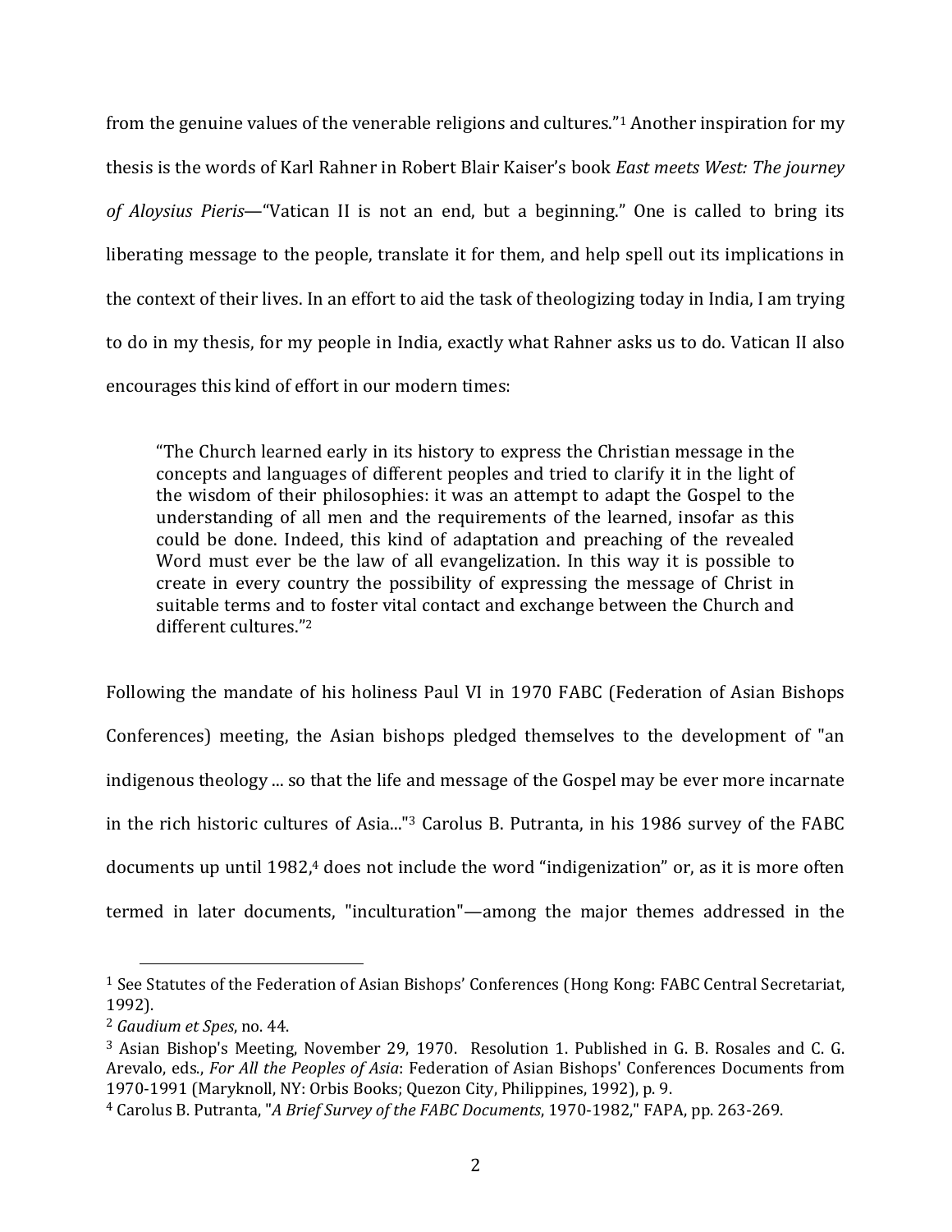from the genuine values of the venerable religions and cultures."[1] Another inspiration for my thesis is the words of Karl Rahner in Robert Blair Kaiser's book *East meets West: The journey of Aloysius Pieris*—"Vatican II is not an end, but a beginning." One is called to bring its liberating message to the people, translate it for them, and help spell out its implications in the context of their lives. In an effort to aid the task of theologizing today in India, I am trying to do in my thesis, for my people in India, exactly what Rahner asks us to do. Vatican II also encourages this kind of effort in our modern times:

> "The Church learned early in its history to express the Christian message in the concepts and languages of different peoples and tried to clarify it in the light of the wisdom of their philosophies: it was an attempt to adapt the Gospel to the understanding of all men and the requirements of the learned, insofar as this could be done. Indeed, this kind of adaptation and preaching of the revealed Word must ever be the law of all evangelization. In this way it is possible to create in every country the possibility of expressing the message of Christ in suitable terms and to foster vital contact and exchange between the Church and different cultures."[2]

Following the mandate of his holiness Paul VI in 1970 FABC (Federation of Asian Bishops Conferences) meeting, the Asian bishops pledged themselves to the development of "an indigenous theology ... so that the life and message of the Gospel may be ever more incarnate in the rich historic cultures of Asia..."[3] Carolus B. Putranta, in his 1986 survey of the FABC documents up until 1982,[4] does not include the word "indigenization" or, as it is more often termed in later documents, "inculturation"—among the major themes addressed in the

---

[1] See Statutes of the Federation of Asian Bishops' Conferences (Hong Kong: FABC Central Secretariat, 1992).

[2] *Gaudium et Spes*, no. 44.

[3] Asian Bishop's Meeting, November 29, 1970. Resolution 1. Published in G. B. Rosales and C. G. Arevalo, eds., *For All the Peoples of Asia*: Federation of Asian Bishops' Conferences Documents from 1970-1991 (Maryknoll, NY: Orbis Books; Quezon City, Philippines, 1992), p. 9.

[4] Carolus B. Putranta, "*A Brief Survey of the FABC Documents*, 1970-1982," FAPA, pp. 263-269.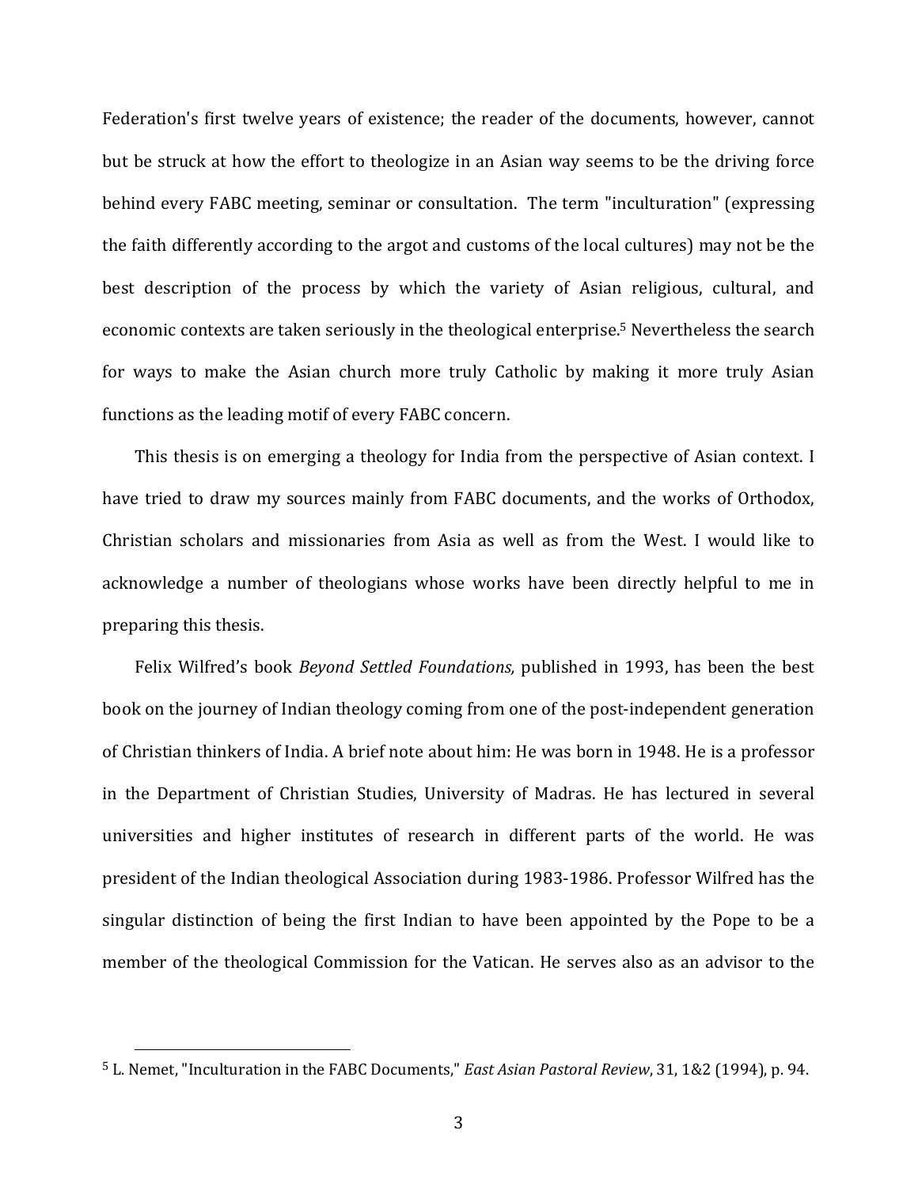Federation's first twelve years of existence; the reader of the documents, however, cannot but be struck at how the effort to theologize in an Asian way seems to be the driving force behind every FABC meeting, seminar or consultation. The term "inculturation" (expressing the faith differently according to the argot and customs of the local cultures) may not be the best description of the process by which the variety of Asian religious, cultural, and economic contexts are taken seriously in the theological enterprise.[5] Nevertheless the search for ways to make the Asian church more truly Catholic by making it more truly Asian functions as the leading motif of every FABC concern.

This thesis is on emerging a theology for India from the perspective of Asian context. I have tried to draw my sources mainly from FABC documents, and the works of Orthodox, Christian scholars and missionaries from Asia as well as from the West. I would like to acknowledge a number of theologians whose works have been directly helpful to me in preparing this thesis.

Felix Wilfred's book *Beyond Settled Foundations,* published in 1993, has been the best book on the journey of Indian theology coming from one of the post-independent generation of Christian thinkers of India. A brief note about him: He was born in 1948. He is a professor in the Department of Christian Studies, University of Madras. He has lectured in several universities and higher institutes of research in different parts of the world. He was president of the Indian theological Association during 1983-1986. Professor Wilfred has the singular distinction of being the first Indian to have been appointed by the Pope to be a member of the theological Commission for the Vatican. He serves also as an advisor to the

---

[5] L. Nemet, "Inculturation in the FABC Documents," *East Asian Pastoral Review*, 31, 1&2 (1994), p. 94.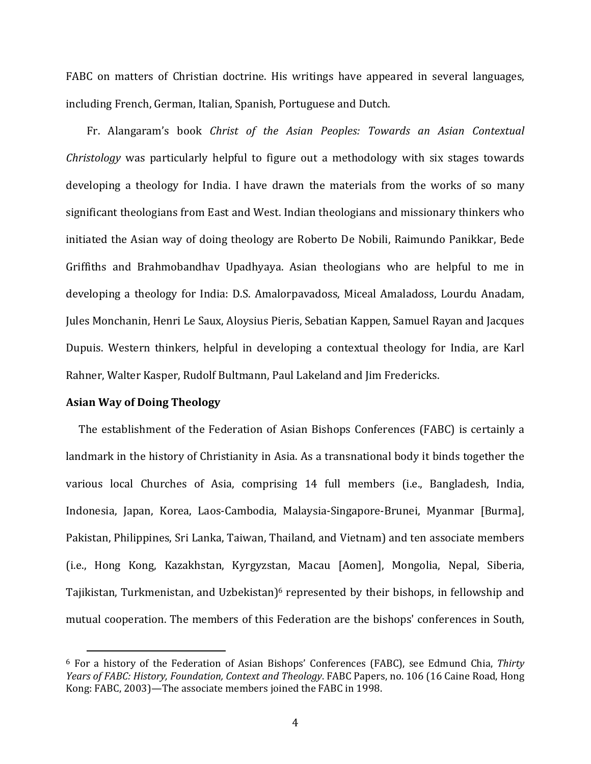FABC on matters of Christian doctrine. His writings have appeared in several languages, including French, German, Italian, Spanish, Portuguese and Dutch.

Fr. Alangaram's book *Christ of the Asian Peoples: Towards an Asian Contextual Christology* was particularly helpful to figure out a methodology with six stages towards developing a theology for India. I have drawn the materials from the works of so many significant theologians from East and West. Indian theologians and missionary thinkers who initiated the Asian way of doing theology are Roberto De Nobili, Raimundo Panikkar, Bede Griffiths and Brahmobandhav Upadhyaya. Asian theologians who are helpful to me in developing a theology for India: D.S. Amalorpavadoss, Miceal Amaladoss, Lourdu Anadam, Jules Monchanin, Henri Le Saux, Aloysius Pieris, Sebatian Kappen, Samuel Rayan and Jacques Dupuis. Western thinkers, helpful in developing a contextual theology for India, are Karl Rahner, Walter Kasper, Rudolf Bultmann, Paul Lakeland and Jim Fredericks.

**Asian Way of Doing Theology**

The establishment of the Federation of Asian Bishops Conferences (FABC) is certainly a landmark in the history of Christianity in Asia. As a transnational body it binds together the various local Churches of Asia, comprising 14 full members (i.e., Bangladesh, India, Indonesia, Japan, Korea, Laos-Cambodia, Malaysia-Singapore-Brunei, Myanmar [Burma], Pakistan, Philippines, Sri Lanka, Taiwan, Thailand, and Vietnam) and ten associate members (i.e., Hong Kong, Kazakhstan, Kyrgyzstan, Macau [Aomen], Mongolia, Nepal, Siberia, Tajikistan, Turkmenistan, and Uzbekistan)[6] represented by their bishops, in fellowship and mutual cooperation. The members of this Federation are the bishops' conferences in South,

[6] For a history of the Federation of Asian Bishops' Conferences (FABC), see Edmund Chia, *Thirty Years of FABC: History, Foundation, Context and Theology*. FABC Papers, no. 106 (16 Caine Road, Hong Kong: FABC, 2003)—The associate members joined the FABC in 1998.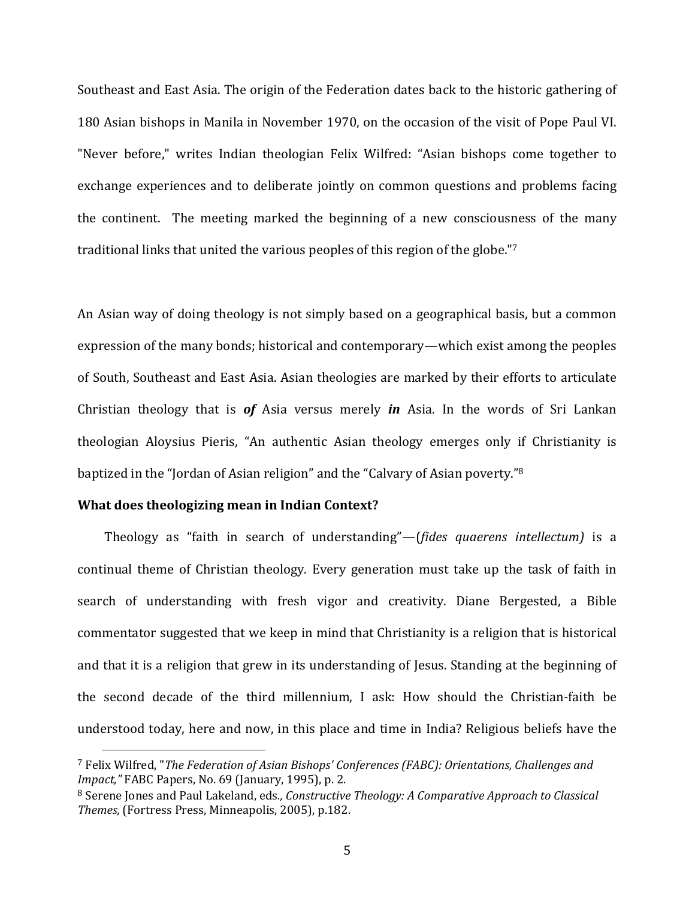Southeast and East Asia. The origin of the Federation dates back to the historic gathering of 180 Asian bishops in Manila in November 1970, on the occasion of the visit of Pope Paul VI. "Never before," writes Indian theologian Felix Wilfred: "Asian bishops come together to exchange experiences and to deliberate jointly on common questions and problems facing the continent. The meeting marked the beginning of a new consciousness of the many traditional links that united the various peoples of this region of the globe."[7]

An Asian way of doing theology is not simply based on a geographical basis, but a common expression of the many bonds; historical and contemporary—which exist among the peoples of South, Southeast and East Asia. Asian theologies are marked by their efforts to articulate Christian theology that is ***of*** Asia versus merely ***in*** Asia. In the words of Sri Lankan theologian Aloysius Pieris, "An authentic Asian theology emerges only if Christianity is baptized in the "Jordan of Asian religion" and the "Calvary of Asian poverty."[8]

**What does theologizing mean in Indian Context?**

Theology as "faith in search of understanding"—(*fides quaerens intellectum)* is a continual theme of Christian theology. Every generation must take up the task of faith in search of understanding with fresh vigor and creativity. Diane Bergested, a Bible commentator suggested that we keep in mind that Christianity is a religion that is historical and that it is a religion that grew in its understanding of Jesus. Standing at the beginning of the second decade of the third millennium, I ask: How should the Christian-faith be understood today, here and now, in this place and time in India? Religious beliefs have the

---

[7] Felix Wilfred, "*The Federation of Asian Bishops' Conferences (FABC): Orientations, Challenges and Impact,"* FABC Papers, No. 69 (January, 1995), p. 2.

[8] Serene Jones and Paul Lakeland, eds*., Constructive Theology: A Comparative Approach to Classical Themes,* (Fortress Press, Minneapolis, 2005), p.182.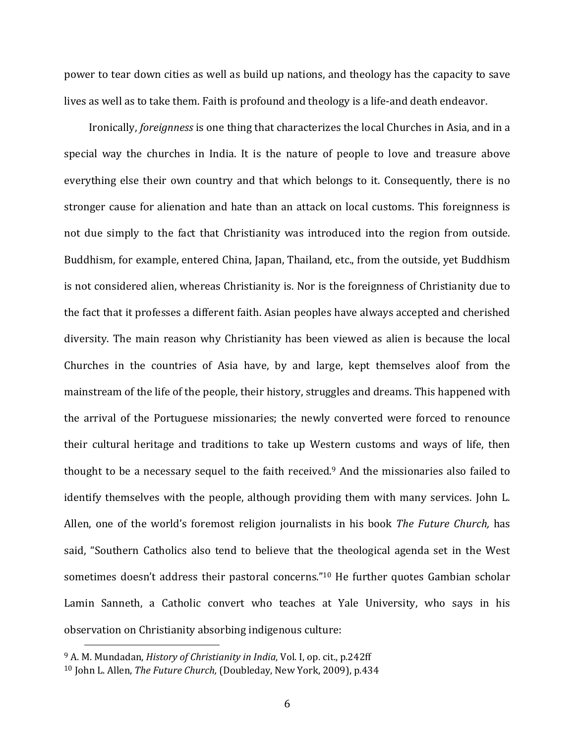power to tear down cities as well as build up nations, and theology has the capacity to save lives as well as to take them. Faith is profound and theology is a life-and death endeavor.

Ironically, *foreignness* is one thing that characterizes the local Churches in Asia, and in a special way the churches in India. It is the nature of people to love and treasure above everything else their own country and that which belongs to it. Consequently, there is no stronger cause for alienation and hate than an attack on local customs. This foreignness is not due simply to the fact that Christianity was introduced into the region from outside. Buddhism, for example, entered China, Japan, Thailand, etc., from the outside, yet Buddhism is not considered alien, whereas Christianity is. Nor is the foreignness of Christianity due to the fact that it professes a different faith. Asian peoples have always accepted and cherished diversity. The main reason why Christianity has been viewed as alien is because the local Churches in the countries of Asia have, by and large, kept themselves aloof from the mainstream of the life of the people, their history, struggles and dreams. This happened with the arrival of the Portuguese missionaries; the newly converted were forced to renounce their cultural heritage and traditions to take up Western customs and ways of life, then thought to be a necessary sequel to the faith received.[9] And the missionaries also failed to identify themselves with the people, although providing them with many services. John L. Allen, one of the world's foremost religion journalists in his book *The Future Church,* has said, "Southern Catholics also tend to believe that the theological agenda set in the West sometimes doesn't address their pastoral concerns."[10] He further quotes Gambian scholar Lamin Sanneth, a Catholic convert who teaches at Yale University, who says in his observation on Christianity absorbing indigenous culture:

---

[9] A. M. Mundadan, *History of Christianity in India*, Vol. I, op. cit., p.242ff

[10] John L. Allen, *The Future Church,* (Doubleday, New York, 2009), p.434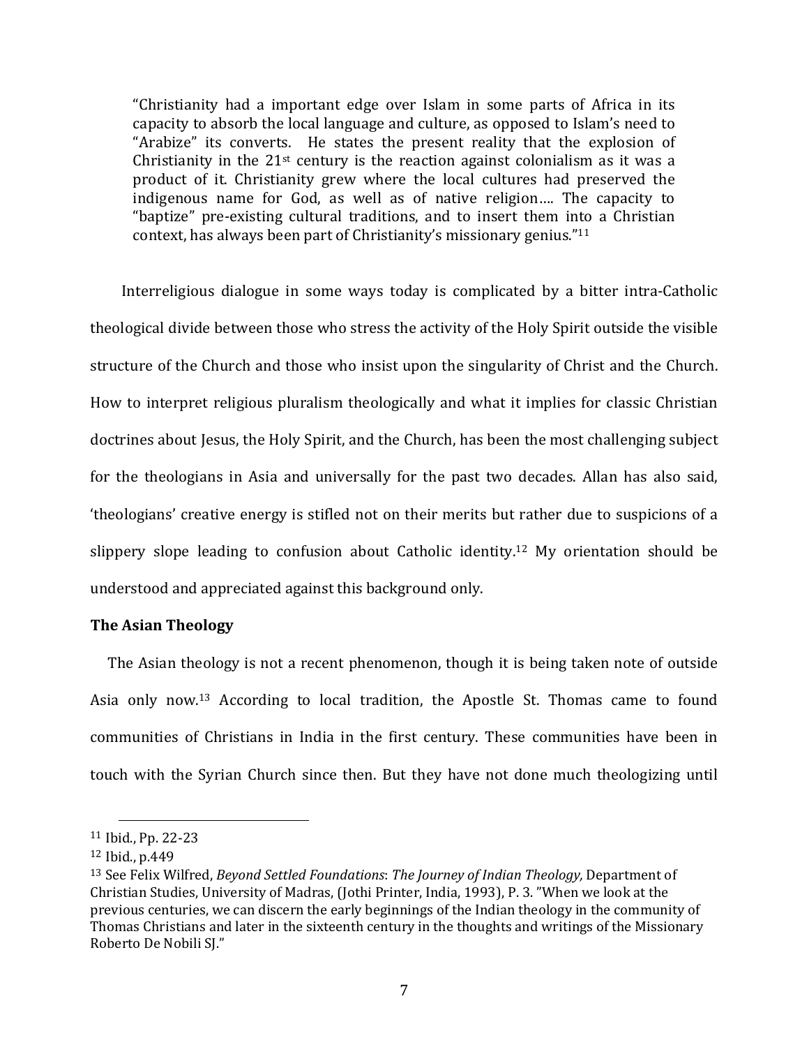> "Christianity had a important edge over Islam in some parts of Africa in its capacity to absorb the local language and culture, as opposed to Islam's need to "Arabize" its converts. He states the present reality that the explosion of Christianity in the 21st century is the reaction against colonialism as it was a product of it. Christianity grew where the local cultures had preserved the indigenous name for God, as well as of native religion…. The capacity to "baptize" pre-existing cultural traditions, and to insert them into a Christian context, has always been part of Christianity's missionary genius."[11]

Interreligious dialogue in some ways today is complicated by a bitter intra-Catholic theological divide between those who stress the activity of the Holy Spirit outside the visible structure of the Church and those who insist upon the singularity of Christ and the Church. How to interpret religious pluralism theologically and what it implies for classic Christian doctrines about Jesus, the Holy Spirit, and the Church, has been the most challenging subject for the theologians in Asia and universally for the past two decades. Allan has also said, 'theologians' creative energy is stifled not on their merits but rather due to suspicions of a slippery slope leading to confusion about Catholic identity.[12] My orientation should be understood and appreciated against this background only.

**The Asian Theology**

The Asian theology is not a recent phenomenon, though it is being taken note of outside Asia only now.[13] According to local tradition, the Apostle St. Thomas came to found communities of Christians in India in the first century. These communities have been in touch with the Syrian Church since then. But they have not done much theologizing until

---

[11] Ibid., Pp. 22-23

[12] Ibid., p.449

[13] See Felix Wilfred, *Beyond Settled Foundations*: *The Journey of Indian Theology,* Department of Christian Studies, University of Madras, (Jothi Printer, India, 1993), P. 3. "When we look at the previous centuries, we can discern the early beginnings of the Indian theology in the community of Thomas Christians and later in the sixteenth century in the thoughts and writings of the Missionary Roberto De Nobili SJ."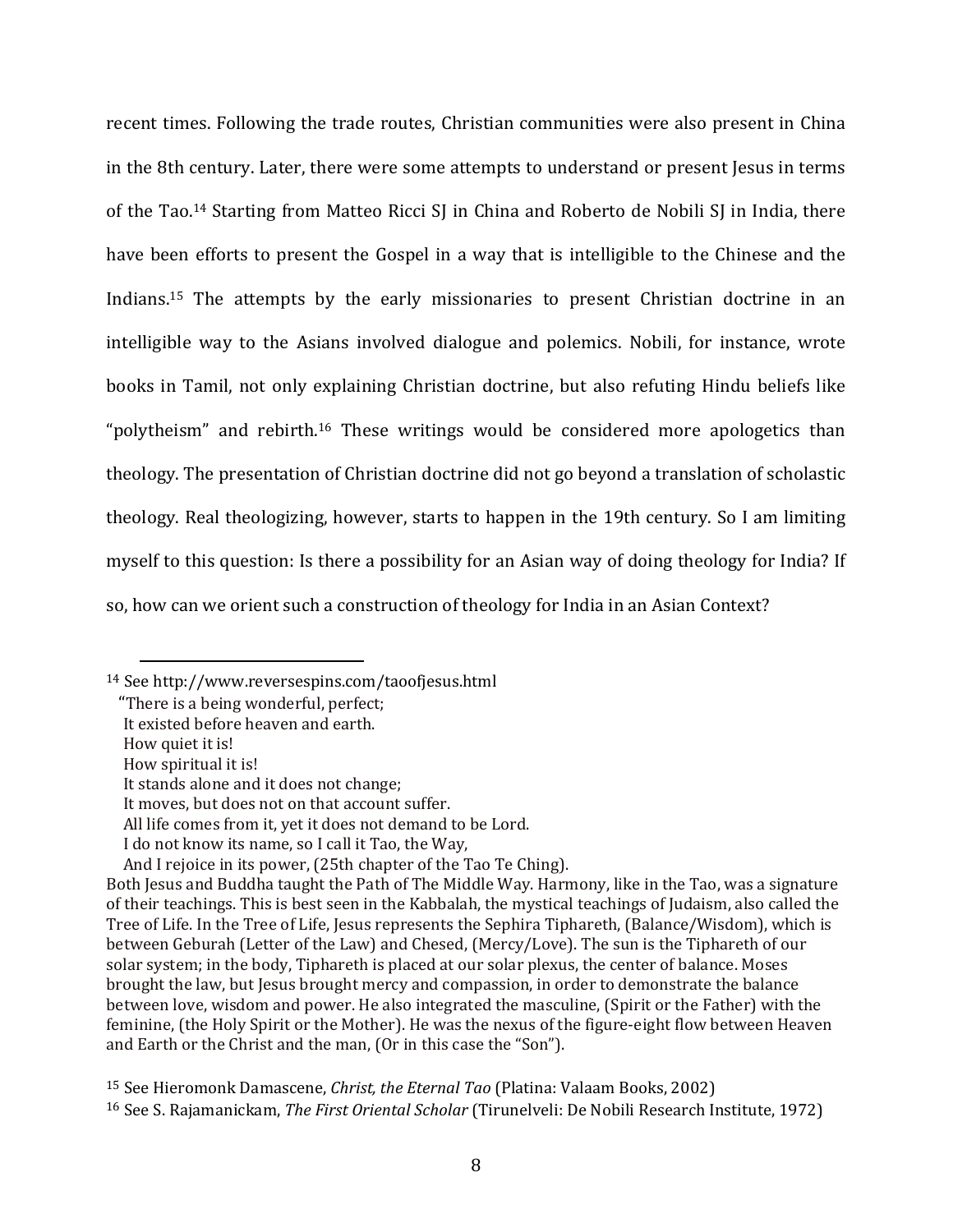recent times. Following the trade routes, Christian communities were also present in China in the 8th century. Later, there were some attempts to understand or present Jesus in terms of the Tao.[14] Starting from Matteo Ricci SJ in China and Roberto de Nobili SJ in India, there have been efforts to present the Gospel in a way that is intelligible to the Chinese and the Indians.[15] The attempts by the early missionaries to present Christian doctrine in an intelligible way to the Asians involved dialogue and polemics. Nobili, for instance, wrote books in Tamil, not only explaining Christian doctrine, but also refuting Hindu beliefs like "polytheism" and rebirth.[16] These writings would be considered more apologetics than theology. The presentation of Christian doctrine did not go beyond a translation of scholastic theology. Real theologizing, however, starts to happen in the 19th century. So I am limiting myself to this question: Is there a possibility for an Asian way of doing theology for India? If so, how can we orient such a construction of theology for India in an Asian Context?

---

[14] See http://www.reversespins.com/taoofjesus.html
"There is a being wonderful, perfect;
It existed before heaven and earth.
How quiet it is!
How spiritual it is!
It stands alone and it does not change;
It moves, but does not on that account suffer.
All life comes from it, yet it does not demand to be Lord.
I do not know its name, so I call it Tao, the Way,
And I rejoice in its power, (25th chapter of the Tao Te Ching).
Both Jesus and Buddha taught the Path of The Middle Way. Harmony, like in the Tao, was a signature of their teachings. This is best seen in the Kabbalah, the mystical teachings of Judaism, also called the Tree of Life. In the Tree of Life, Jesus represents the Sephira Tiphareth, (Balance/Wisdom), which is between Geburah (Letter of the Law) and Chesed, (Mercy/Love). The sun is the Tiphareth of our solar system; in the body, Tiphareth is placed at our solar plexus, the center of balance. Moses brought the law, but Jesus brought mercy and compassion, in order to demonstrate the balance between love, wisdom and power. He also integrated the masculine, (Spirit or the Father) with the feminine, (the Holy Spirit or the Mother). He was the nexus of the figure-eight flow between Heaven and Earth or the Christ and the man, (Or in this case the "Son").

[15] See Hieromonk Damascene, *Christ, the Eternal Tao* (Platina: Valaam Books, 2002)

[16] See S. Rajamanickam, *The First Oriental Scholar* (Tirunelveli: De Nobili Research Institute, 1972)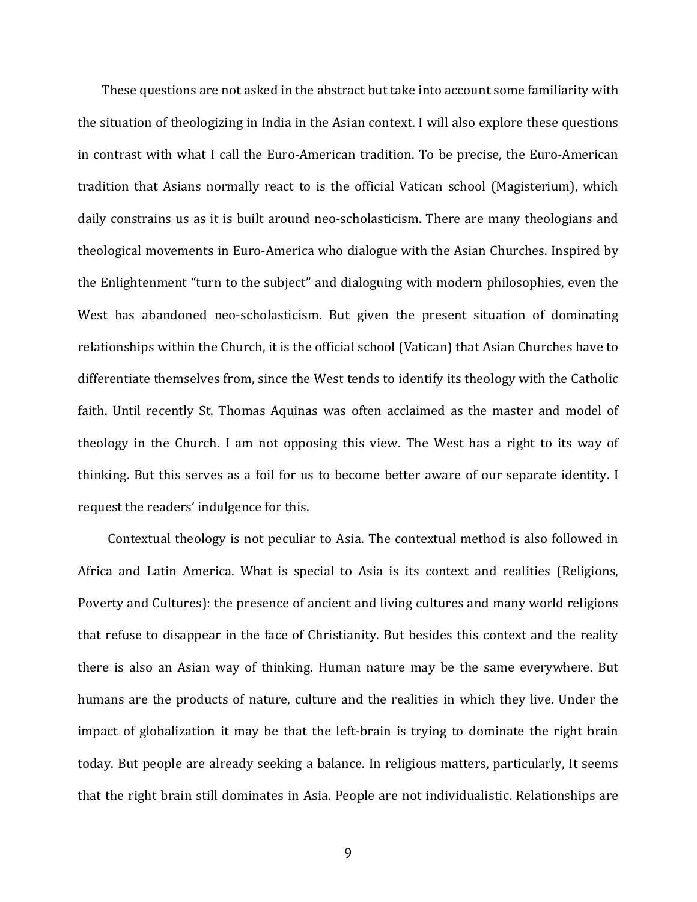These questions are not asked in the abstract but take into account some familiarity with the situation of theologizing in India in the Asian context. I will also explore these questions in contrast with what I call the Euro-American tradition. To be precise, the Euro-American tradition that Asians normally react to is the official Vatican school (Magisterium), which daily constrains us as it is built around neo-scholasticism. There are many theologians and theological movements in Euro-America who dialogue with the Asian Churches. Inspired by the Enlightenment "turn to the subject" and dialoguing with modern philosophies, even the West has abandoned neo-scholasticism. But given the present situation of dominating relationships within the Church, it is the official school (Vatican) that Asian Churches have to differentiate themselves from, since the West tends to identify its theology with the Catholic faith. Until recently St. Thomas Aquinas was often acclaimed as the master and model of theology in the Church. I am not opposing this view. The West has a right to its way of thinking. But this serves as a foil for us to become better aware of our separate identity. I request the readers' indulgence for this.

Contextual theology is not peculiar to Asia. The contextual method is also followed in Africa and Latin America. What is special to Asia is its context and realities (Religions, Poverty and Cultures): the presence of ancient and living cultures and many world religions that refuse to disappear in the face of Christianity. But besides this context and the reality there is also an Asian way of thinking. Human nature may be the same everywhere. But humans are the products of nature, culture and the realities in which they live. Under the impact of globalization it may be that the left-brain is trying to dominate the right brain today. But people are already seeking a balance. In religious matters, particularly, It seems that the right brain still dominates in Asia. People are not individualistic. Relationships are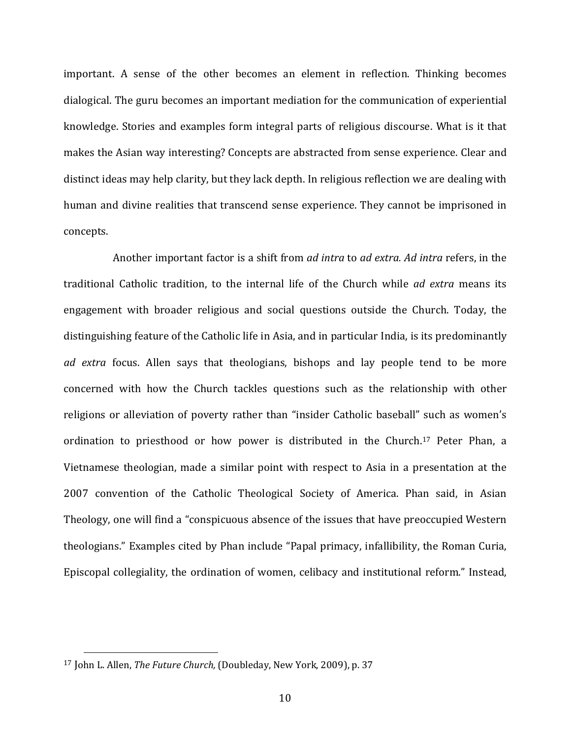important. A sense of the other becomes an element in reflection. Thinking becomes dialogical. The guru becomes an important mediation for the communication of experiential knowledge. Stories and examples form integral parts of religious discourse. What is it that makes the Asian way interesting? Concepts are abstracted from sense experience. Clear and distinct ideas may help clarity, but they lack depth. In religious reflection we are dealing with human and divine realities that transcend sense experience. They cannot be imprisoned in concepts.

Another important factor is a shift from *ad intra* to *ad extra. Ad intra* refers, in the traditional Catholic tradition, to the internal life of the Church while *ad extra* means its engagement with broader religious and social questions outside the Church. Today, the distinguishing feature of the Catholic life in Asia, and in particular India, is its predominantly *ad extra* focus. Allen says that theologians, bishops and lay people tend to be more concerned with how the Church tackles questions such as the relationship with other religions or alleviation of poverty rather than "insider Catholic baseball" such as women's ordination to priesthood or how power is distributed in the Church.[17] Peter Phan, a Vietnamese theologian, made a similar point with respect to Asia in a presentation at the 2007 convention of the Catholic Theological Society of America. Phan said, in Asian Theology, one will find a "conspicuous absence of the issues that have preoccupied Western theologians." Examples cited by Phan include "Papal primacy, infallibility, the Roman Curia, Episcopal collegiality, the ordination of women, celibacy and institutional reform." Instead,

---

[17] John L. Allen, *The Future Church,* (Doubleday, New York, 2009), p. 37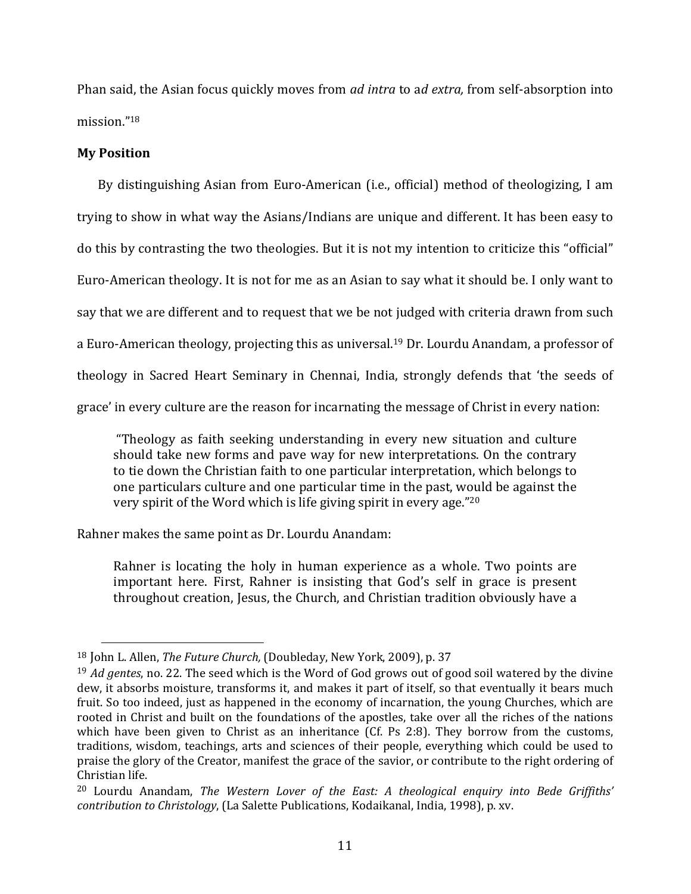Phan said, the Asian focus quickly moves from *ad intra* to a*d extra,* from self-absorption into mission."[18]

**My Position**

By distinguishing Asian from Euro-American (i.e., official) method of theologizing, I am trying to show in what way the Asians/Indians are unique and different. It has been easy to do this by contrasting the two theologies. But it is not my intention to criticize this "official" Euro-American theology. It is not for me as an Asian to say what it should be. I only want to say that we are different and to request that we be not judged with criteria drawn from such a Euro-American theology, projecting this as universal.[19] Dr. Lourdu Anandam, a professor of theology in Sacred Heart Seminary in Chennai, India, strongly defends that 'the seeds of grace' in every culture are the reason for incarnating the message of Christ in every nation:

> "Theology as faith seeking understanding in every new situation and culture should take new forms and pave way for new interpretations. On the contrary to tie down the Christian faith to one particular interpretation, which belongs to one particulars culture and one particular time in the past, would be against the very spirit of the Word which is life giving spirit in every age."[20]

Rahner makes the same point as Dr. Lourdu Anandam:

> Rahner is locating the holy in human experience as a whole. Two points are important here. First, Rahner is insisting that God's self in grace is present throughout creation, Jesus, the Church, and Christian tradition obviously have a

---

[18] John L. Allen, *The Future Church,* (Doubleday, New York, 2009), p. 37

[19] *Ad gentes*, no. 22. The seed which is the Word of God grows out of good soil watered by the divine dew, it absorbs moisture, transforms it, and makes it part of itself, so that eventually it bears much fruit. So too indeed, just as happened in the economy of incarnation, the young Churches, which are rooted in Christ and built on the foundations of the apostles, take over all the riches of the nations which have been given to Christ as an inheritance (Cf. Ps 2:8). They borrow from the customs, traditions, wisdom, teachings, arts and sciences of their people, everything which could be used to praise the glory of the Creator, manifest the grace of the savior, or contribute to the right ordering of Christian life.

[20] Lourdu Anandam, *The Western Lover of the East: A theological enquiry into Bede Griffiths' contribution to Christology*, (La Salette Publications, Kodaikanal, India, 1998), p. xv.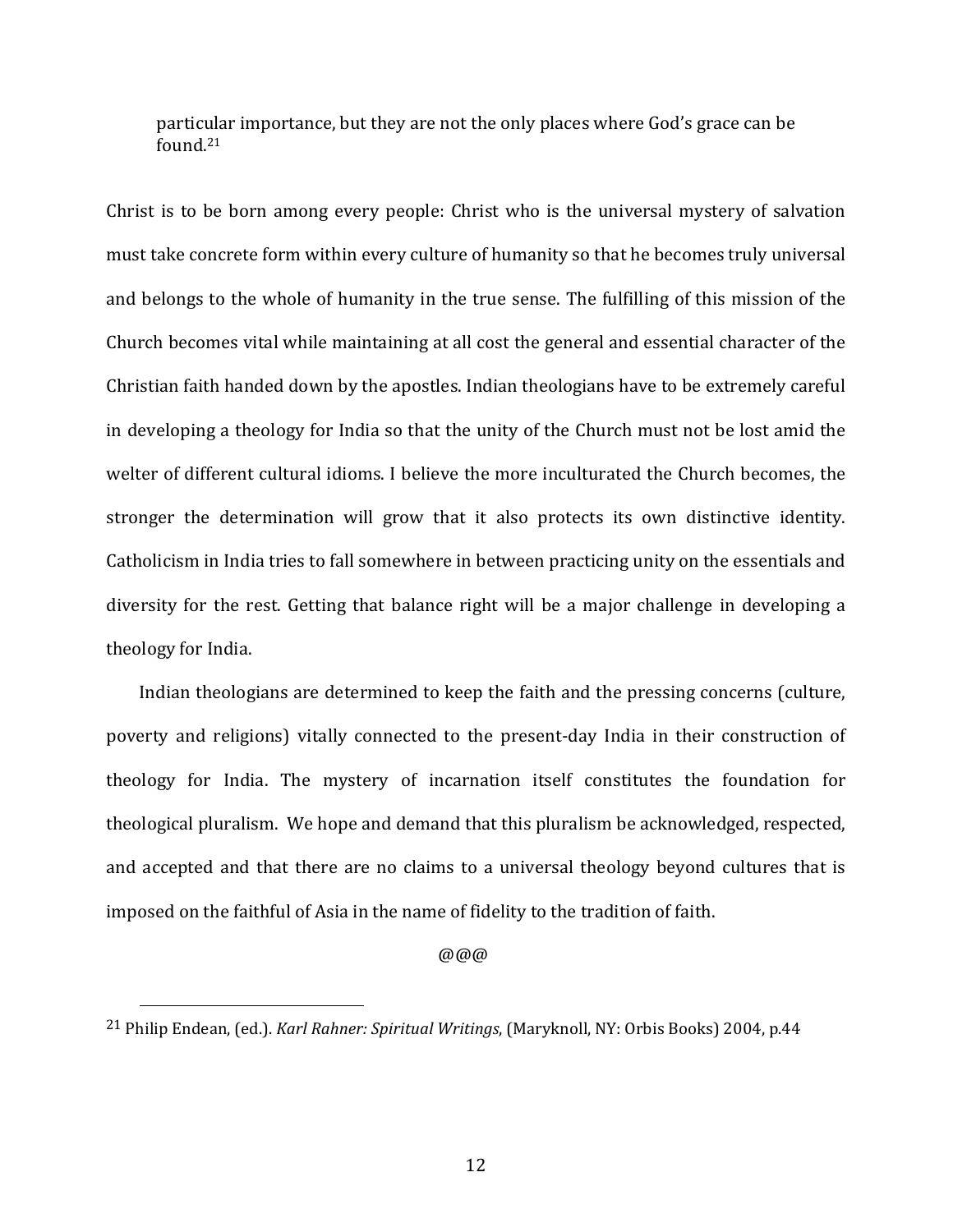> particular importance, but they are not the only places where God's grace can be found.[21]

Christ is to be born among every people: Christ who is the universal mystery of salvation must take concrete form within every culture of humanity so that he becomes truly universal and belongs to the whole of humanity in the true sense. The fulfilling of this mission of the Church becomes vital while maintaining at all cost the general and essential character of the Christian faith handed down by the apostles. Indian theologians have to be extremely careful in developing a theology for India so that the unity of the Church must not be lost amid the welter of different cultural idioms. I believe the more inculturated the Church becomes, the stronger the determination will grow that it also protects its own distinctive identity. Catholicism in India tries to fall somewhere in between practicing unity on the essentials and diversity for the rest. Getting that balance right will be a major challenge in developing a theology for India.

Indian theologians are determined to keep the faith and the pressing concerns (culture, poverty and religions) vitally connected to the present-day India in their construction of theology for India. The mystery of incarnation itself constitutes the foundation for theological pluralism. We hope and demand that this pluralism be acknowledged, respected, and accepted and that there are no claims to a universal theology beyond cultures that is imposed on the faithful of Asia in the name of fidelity to the tradition of faith.

@@@

---

[21] Philip Endean, (ed.). *Karl Rahner: Spiritual Writings*, (Maryknoll, NY: Orbis Books) 2004, p.44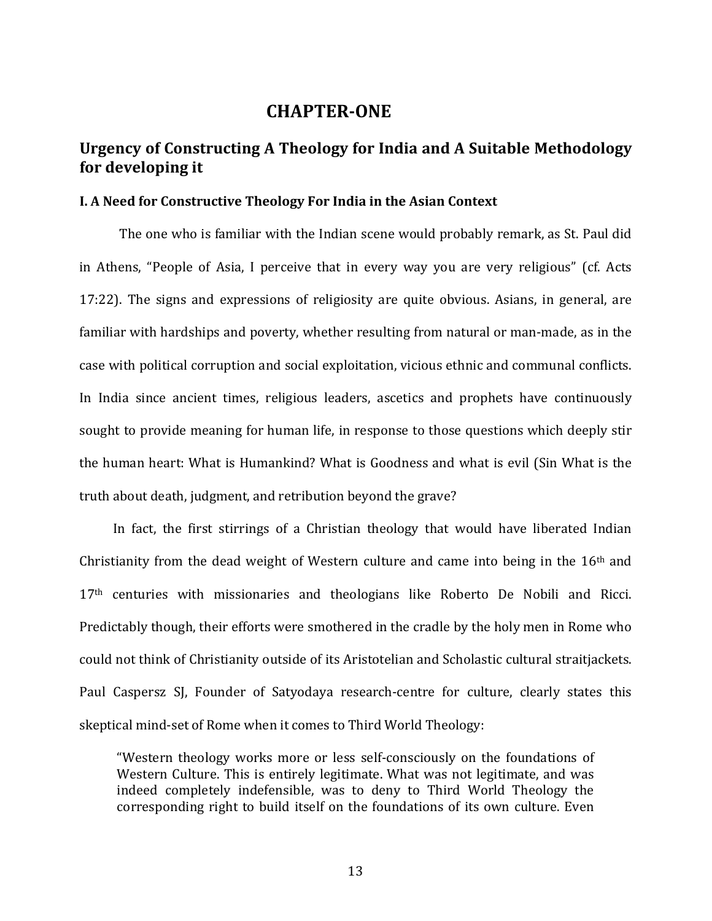# CHAPTER-ONE

## Urgency of Constructing A Theology for India and A Suitable Methodology for developing it

### I. A Need for Constructive Theology For India in the Asian Context

The one who is familiar with the Indian scene would probably remark, as St. Paul did in Athens, "People of Asia, I perceive that in every way you are very religious" (cf. Acts 17:22). The signs and expressions of religiosity are quite obvious. Asians, in general, are familiar with hardships and poverty, whether resulting from natural or man-made, as in the case with political corruption and social exploitation, vicious ethnic and communal conflicts. In India since ancient times, religious leaders, ascetics and prophets have continuously sought to provide meaning for human life, in response to those questions which deeply stir the human heart: What is Humankind? What is Goodness and what is evil (Sin What is the truth about death, judgment, and retribution beyond the grave?

In fact, the first stirrings of a Christian theology that would have liberated Indian Christianity from the dead weight of Western culture and came into being in the 16th and 17th centuries with missionaries and theologians like Roberto De Nobili and Ricci. Predictably though, their efforts were smothered in the cradle by the holy men in Rome who could not think of Christianity outside of its Aristotelian and Scholastic cultural straitjackets. Paul Caspersz SJ, Founder of Satyodaya research-centre for culture, clearly states this skeptical mind-set of Rome when it comes to Third World Theology:

> "Western theology works more or less self-consciously on the foundations of Western Culture. This is entirely legitimate. What was not legitimate, and was indeed completely indefensible, was to deny to Third World Theology the corresponding right to build itself on the foundations of its own culture. Even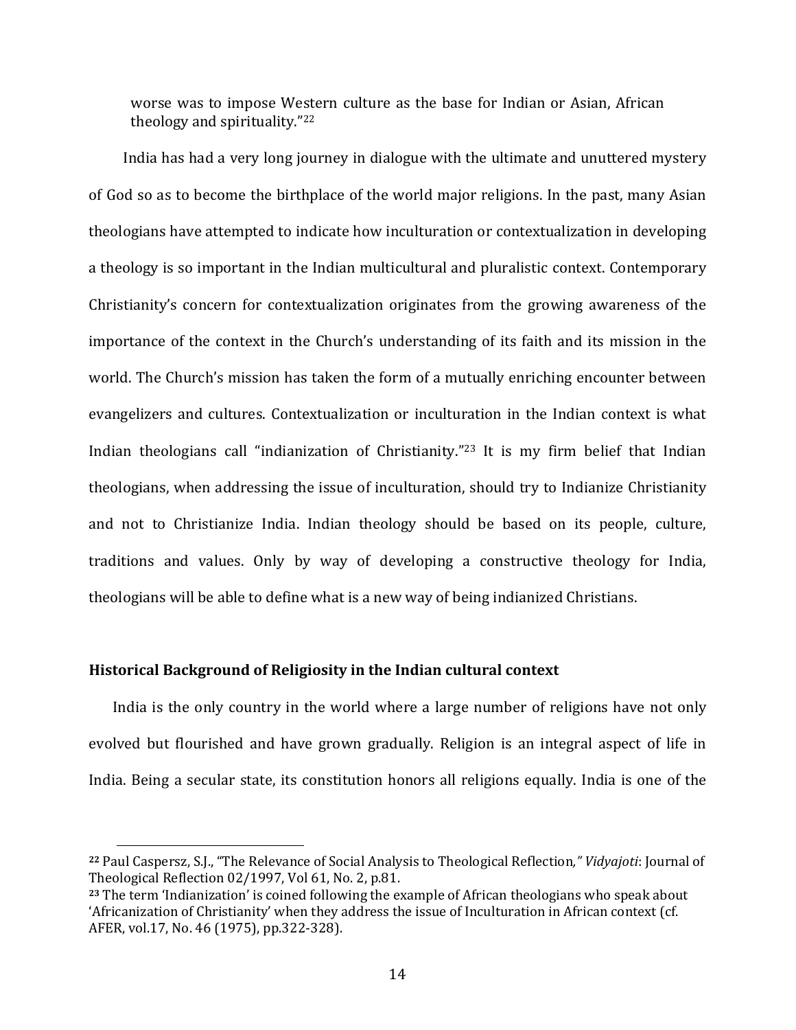> worse was to impose Western culture as the base for Indian or Asian, African theology and spirituality."[22]

India has had a very long journey in dialogue with the ultimate and unuttered mystery of God so as to become the birthplace of the world major religions. In the past, many Asian theologians have attempted to indicate how inculturation or contextualization in developing a theology is so important in the Indian multicultural and pluralistic context. Contemporary Christianity's concern for contextualization originates from the growing awareness of the importance of the context in the Church's understanding of its faith and its mission in the world. The Church's mission has taken the form of a mutually enriching encounter between evangelizers and cultures. Contextualization or inculturation in the Indian context is what Indian theologians call "indianization of Christianity."[23] It is my firm belief that Indian theologians, when addressing the issue of inculturation, should try to Indianize Christianity and not to Christianize India. Indian theology should be based on its people, culture, traditions and values. Only by way of developing a constructive theology for India, theologians will be able to define what is a new way of being indianized Christians.

**Historical Background of Religiosity in the Indian cultural context**

India is the only country in the world where a large number of religions have not only evolved but flourished and have grown gradually. Religion is an integral aspect of life in India. Being a secular state, its constitution honors all religions equally. India is one of the

---

[22] Paul Caspersz, S.J., "The Relevance of Social Analysis to Theological Reflection," *Vidyajoti*: Journal of Theological Reflection 02/1997, Vol 61, No. 2, p.81.

[23] The term 'Indianization' is coined following the example of African theologians who speak about 'Africanization of Christianity' when they address the issue of Inculturation in African context (cf. AFER, vol.17, No. 46 (1975), pp.322-328).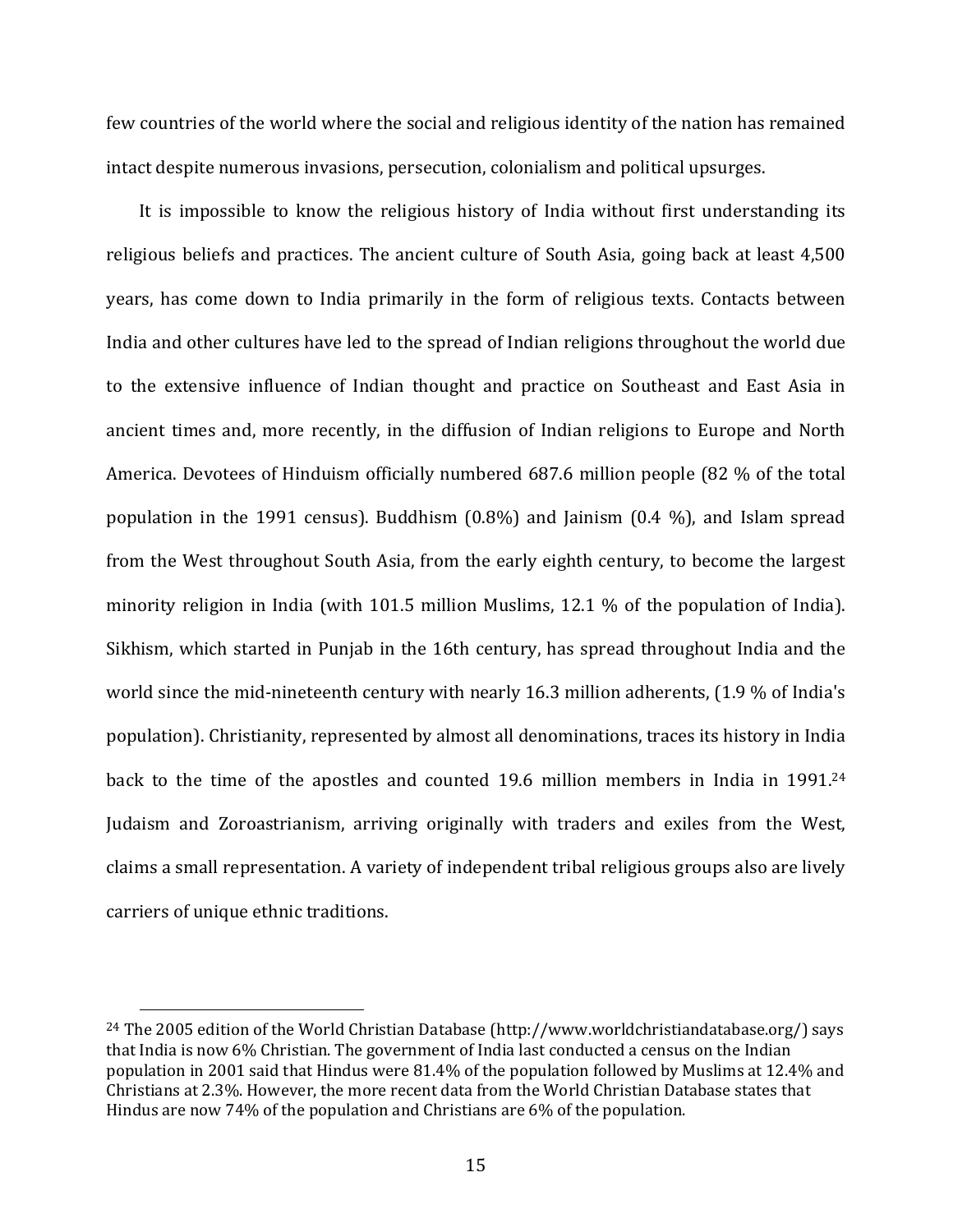few countries of the world where the social and religious identity of the nation has remained intact despite numerous invasions, persecution, colonialism and political upsurges.

It is impossible to know the religious history of India without first understanding its religious beliefs and practices. The ancient culture of South Asia, going back at least 4,500 years, has come down to India primarily in the form of religious texts. Contacts between India and other cultures have led to the spread of Indian religions throughout the world due to the extensive influence of Indian thought and practice on Southeast and East Asia in ancient times and, more recently, in the diffusion of Indian religions to Europe and North America. Devotees of Hinduism officially numbered 687.6 million people (82 % of the total population in the 1991 census). Buddhism (0.8%) and Jainism (0.4 %), and Islam spread from the West throughout South Asia, from the early eighth century, to become the largest minority religion in India (with 101.5 million Muslims, 12.1 % of the population of India). Sikhism, which started in Punjab in the 16th century, has spread throughout India and the world since the mid-nineteenth century with nearly 16.3 million adherents, (1.9 % of India's population). Christianity, represented by almost all denominations, traces its history in India back to the time of the apostles and counted 19.6 million members in India in 1991.[24] Judaism and Zoroastrianism, arriving originally with traders and exiles from the West, claims a small representation. A variety of independent tribal religious groups also are lively carriers of unique ethnic traditions.

---

[24] The 2005 edition of the World Christian Database (http://www.worldchristiandatabase.org/) says that India is now 6% Christian. The government of India last conducted a census on the Indian population in 2001 said that Hindus were 81.4% of the population followed by Muslims at 12.4% and Christians at 2.3%. However, the more recent data from the World Christian Database states that Hindus are now 74% of the population and Christians are 6% of the population.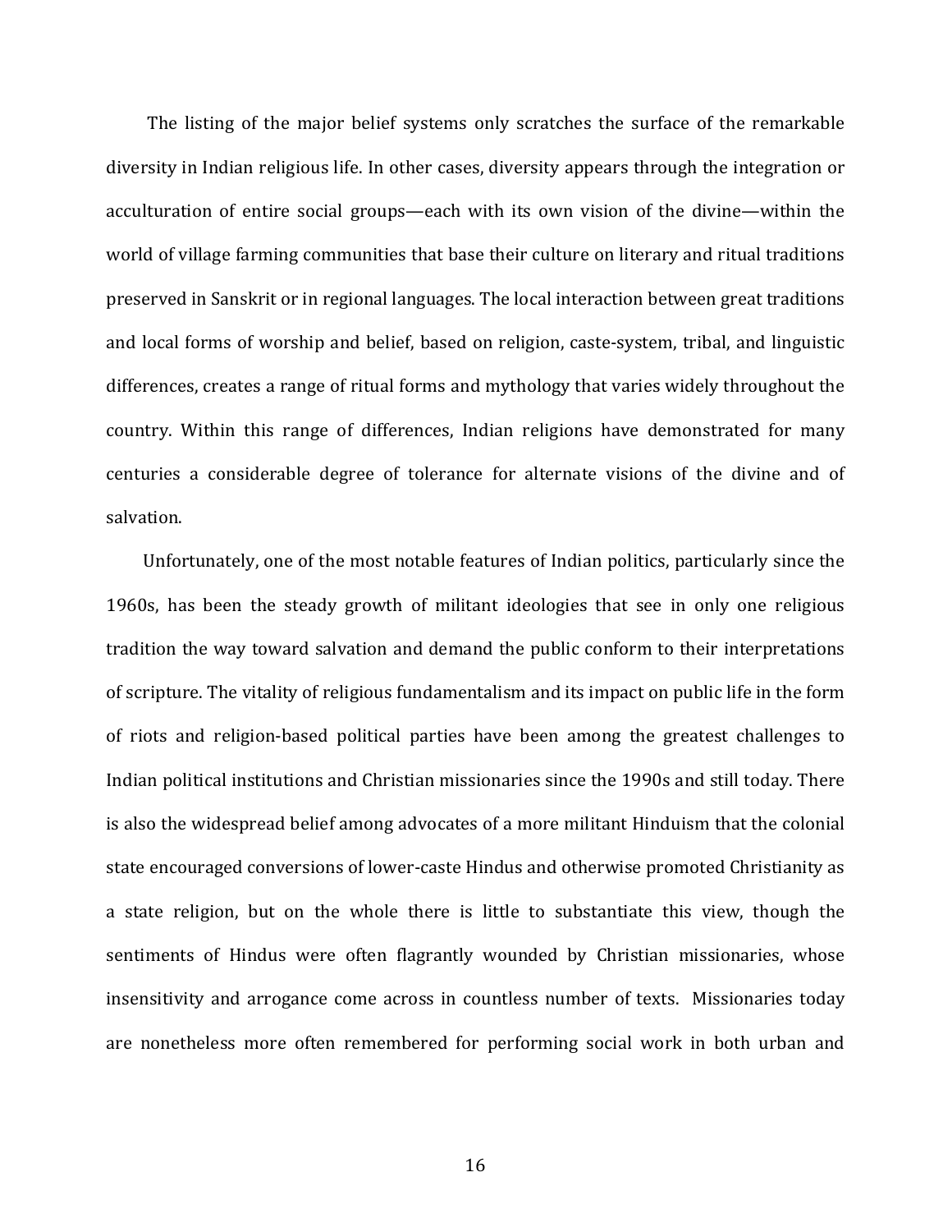The listing of the major belief systems only scratches the surface of the remarkable diversity in Indian religious life. In other cases, diversity appears through the integration or acculturation of entire social groups—each with its own vision of the divine—within the world of village farming communities that base their culture on literary and ritual traditions preserved in Sanskrit or in regional languages. The local interaction between great traditions and local forms of worship and belief, based on religion, caste-system, tribal, and linguistic differences, creates a range of ritual forms and mythology that varies widely throughout the country. Within this range of differences, Indian religions have demonstrated for many centuries a considerable degree of tolerance for alternate visions of the divine and of salvation.

Unfortunately, one of the most notable features of Indian politics, particularly since the 1960s, has been the steady growth of militant ideologies that see in only one religious tradition the way toward salvation and demand the public conform to their interpretations of scripture. The vitality of religious fundamentalism and its impact on public life in the form of riots and religion-based political parties have been among the greatest challenges to Indian political institutions and Christian missionaries since the 1990s and still today. There is also the widespread belief among advocates of a more militant Hinduism that the colonial state encouraged conversions of lower-caste Hindus and otherwise promoted Christianity as a state religion, but on the whole there is little to substantiate this view, though the sentiments of Hindus were often flagrantly wounded by Christian missionaries, whose insensitivity and arrogance come across in countless number of texts. Missionaries today are nonetheless more often remembered for performing social work in both urban and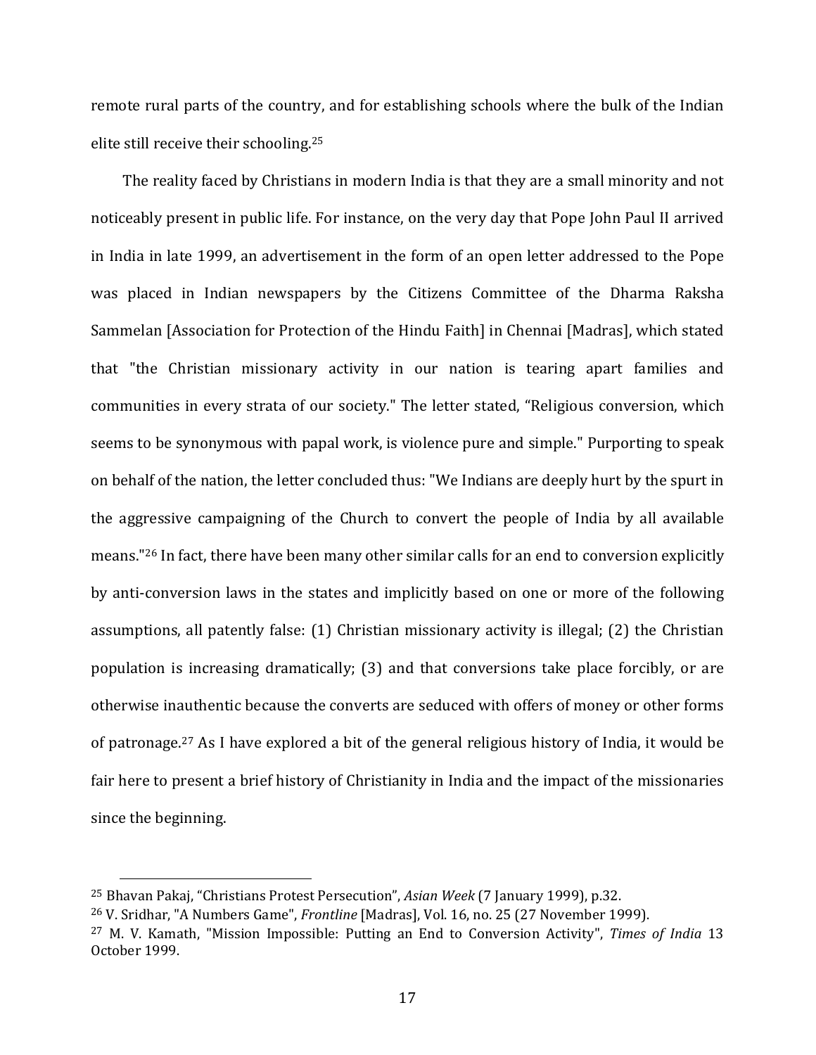remote rural parts of the country, and for establishing schools where the bulk of the Indian elite still receive their schooling.[25]

The reality faced by Christians in modern India is that they are a small minority and not noticeably present in public life. For instance, on the very day that Pope John Paul II arrived in India in late 1999, an advertisement in the form of an open letter addressed to the Pope was placed in Indian newspapers by the Citizens Committee of the Dharma Raksha Sammelan [Association for Protection of the Hindu Faith] in Chennai [Madras], which stated that "the Christian missionary activity in our nation is tearing apart families and communities in every strata of our society." The letter stated, "Religious conversion, which seems to be synonymous with papal work, is violence pure and simple." Purporting to speak on behalf of the nation, the letter concluded thus: "We Indians are deeply hurt by the spurt in the aggressive campaigning of the Church to convert the people of India by all available means."[26] In fact, there have been many other similar calls for an end to conversion explicitly by anti-conversion laws in the states and implicitly based on one or more of the following assumptions, all patently false: (1) Christian missionary activity is illegal; (2) the Christian population is increasing dramatically; (3) and that conversions take place forcibly, or are otherwise inauthentic because the converts are seduced with offers of money or other forms of patronage.[27] As I have explored a bit of the general religious history of India, it would be fair here to present a brief history of Christianity in India and the impact of the missionaries since the beginning.

[25] Bhavan Pakaj, "Christians Protest Persecution", *Asian Week* (7 January 1999), p.32.

[26] V. Sridhar, "A Numbers Game", *Frontline* [Madras], Vol. 16, no. 25 (27 November 1999).

[27] M. V. Kamath, "Mission Impossible: Putting an End to Conversion Activity", *Times of India* 13 October 1999.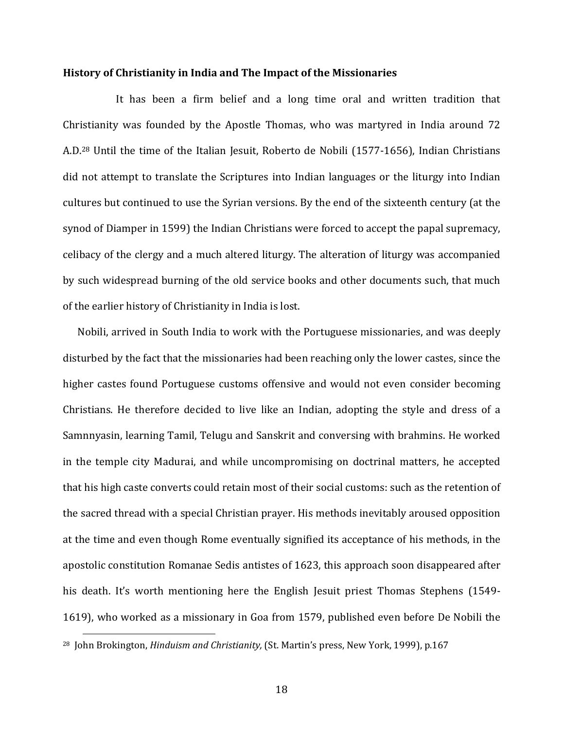**History of Christianity in India and The Impact of the Missionaries**

It has been a firm belief and a long time oral and written tradition that Christianity was founded by the Apostle Thomas, who was martyred in India around 72 A.D.[28] Until the time of the Italian Jesuit, Roberto de Nobili (1577-1656), Indian Christians did not attempt to translate the Scriptures into Indian languages or the liturgy into Indian cultures but continued to use the Syrian versions. By the end of the sixteenth century (at the synod of Diamper in 1599) the Indian Christians were forced to accept the papal supremacy, celibacy of the clergy and a much altered liturgy. The alteration of liturgy was accompanied by such widespread burning of the old service books and other documents such, that much of the earlier history of Christianity in India is lost.

Nobili, arrived in South India to work with the Portuguese missionaries, and was deeply disturbed by the fact that the missionaries had been reaching only the lower castes, since the higher castes found Portuguese customs offensive and would not even consider becoming Christians. He therefore decided to live like an Indian, adopting the style and dress of a Samnnyasin, learning Tamil, Telugu and Sanskrit and conversing with brahmins. He worked in the temple city Madurai, and while uncompromising on doctrinal matters, he accepted that his high caste converts could retain most of their social customs: such as the retention of the sacred thread with a special Christian prayer. His methods inevitably aroused opposition at the time and even though Rome eventually signified its acceptance of his methods, in the apostolic constitution Romanae Sedis antistes of 1623, this approach soon disappeared after his death. It's worth mentioning here the English Jesuit priest Thomas Stephens (1549-1619), who worked as a missionary in Goa from 1579, published even before De Nobili the

---

[28] John Brokington, *Hinduism and Christianity,* (St. Martin's press, New York, 1999), p.167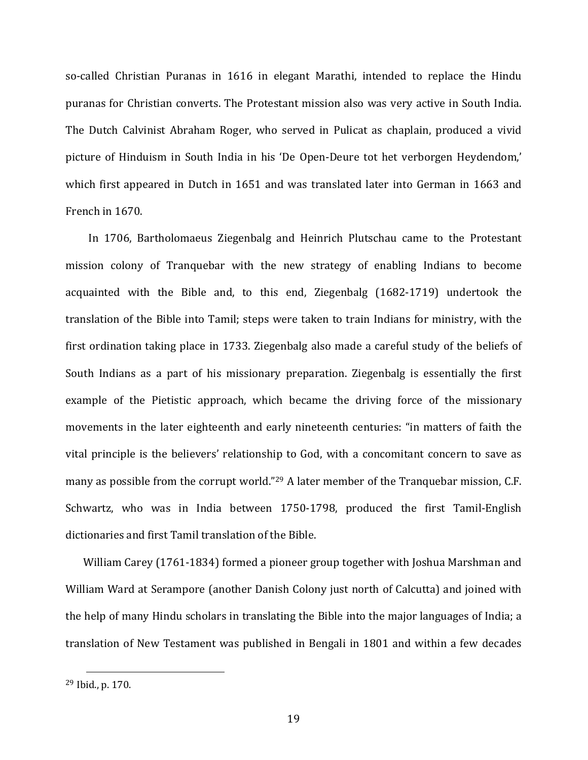so-called Christian Puranas in 1616 in elegant Marathi, intended to replace the Hindu puranas for Christian converts. The Protestant mission also was very active in South India. The Dutch Calvinist Abraham Roger, who served in Pulicat as chaplain, produced a vivid picture of Hinduism in South India in his 'De Open-Deure tot het verborgen Heydendom,' which first appeared in Dutch in 1651 and was translated later into German in 1663 and French in 1670.

In 1706, Bartholomaeus Ziegenbalg and Heinrich Plutschau came to the Protestant mission colony of Tranquebar with the new strategy of enabling Indians to become acquainted with the Bible and, to this end, Ziegenbalg (1682-1719) undertook the translation of the Bible into Tamil; steps were taken to train Indians for ministry, with the first ordination taking place in 1733. Ziegenbalg also made a careful study of the beliefs of South Indians as a part of his missionary preparation. Ziegenbalg is essentially the first example of the Pietistic approach, which became the driving force of the missionary movements in the later eighteenth and early nineteenth centuries: "in matters of faith the vital principle is the believers' relationship to God, with a concomitant concern to save as many as possible from the corrupt world."[29] A later member of the Tranquebar mission, C.F. Schwartz, who was in India between 1750-1798, produced the first Tamil-English dictionaries and first Tamil translation of the Bible.

William Carey (1761-1834) formed a pioneer group together with Joshua Marshman and William Ward at Serampore (another Danish Colony just north of Calcutta) and joined with the help of many Hindu scholars in translating the Bible into the major languages of India; a translation of New Testament was published in Bengali in 1801 and within a few decades

[29] Ibid., p. 170.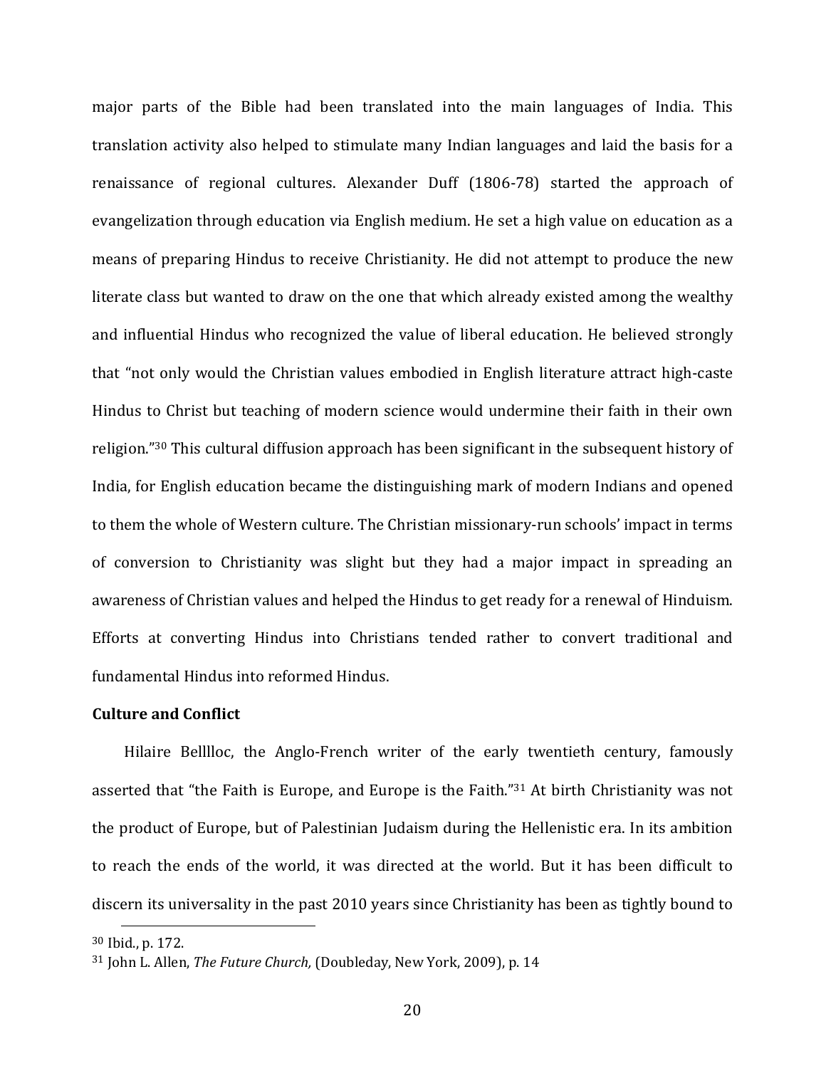major parts of the Bible had been translated into the main languages of India. This translation activity also helped to stimulate many Indian languages and laid the basis for a renaissance of regional cultures. Alexander Duff (1806-78) started the approach of evangelization through education via English medium. He set a high value on education as a means of preparing Hindus to receive Christianity. He did not attempt to produce the new literate class but wanted to draw on the one that which already existed among the wealthy and influential Hindus who recognized the value of liberal education. He believed strongly that "not only would the Christian values embodied in English literature attract high-caste Hindus to Christ but teaching of modern science would undermine their faith in their own religion."[30] This cultural diffusion approach has been significant in the subsequent history of India, for English education became the distinguishing mark of modern Indians and opened to them the whole of Western culture. The Christian missionary-run schools' impact in terms of conversion to Christianity was slight but they had a major impact in spreading an awareness of Christian values and helped the Hindus to get ready for a renewal of Hinduism. Efforts at converting Hindus into Christians tended rather to convert traditional and fundamental Hindus into reformed Hindus.

**Culture and Conflict**

Hilaire Belllloc, the Anglo-French writer of the early twentieth century, famously asserted that "the Faith is Europe, and Europe is the Faith."[31] At birth Christianity was not the product of Europe, but of Palestinian Judaism during the Hellenistic era. In its ambition to reach the ends of the world, it was directed at the world. But it has been difficult to discern its universality in the past 2010 years since Christianity has been as tightly bound to

[30] Ibid., p. 172.

[31] John L. Allen, *The Future Church,* (Doubleday, New York, 2009), p. 14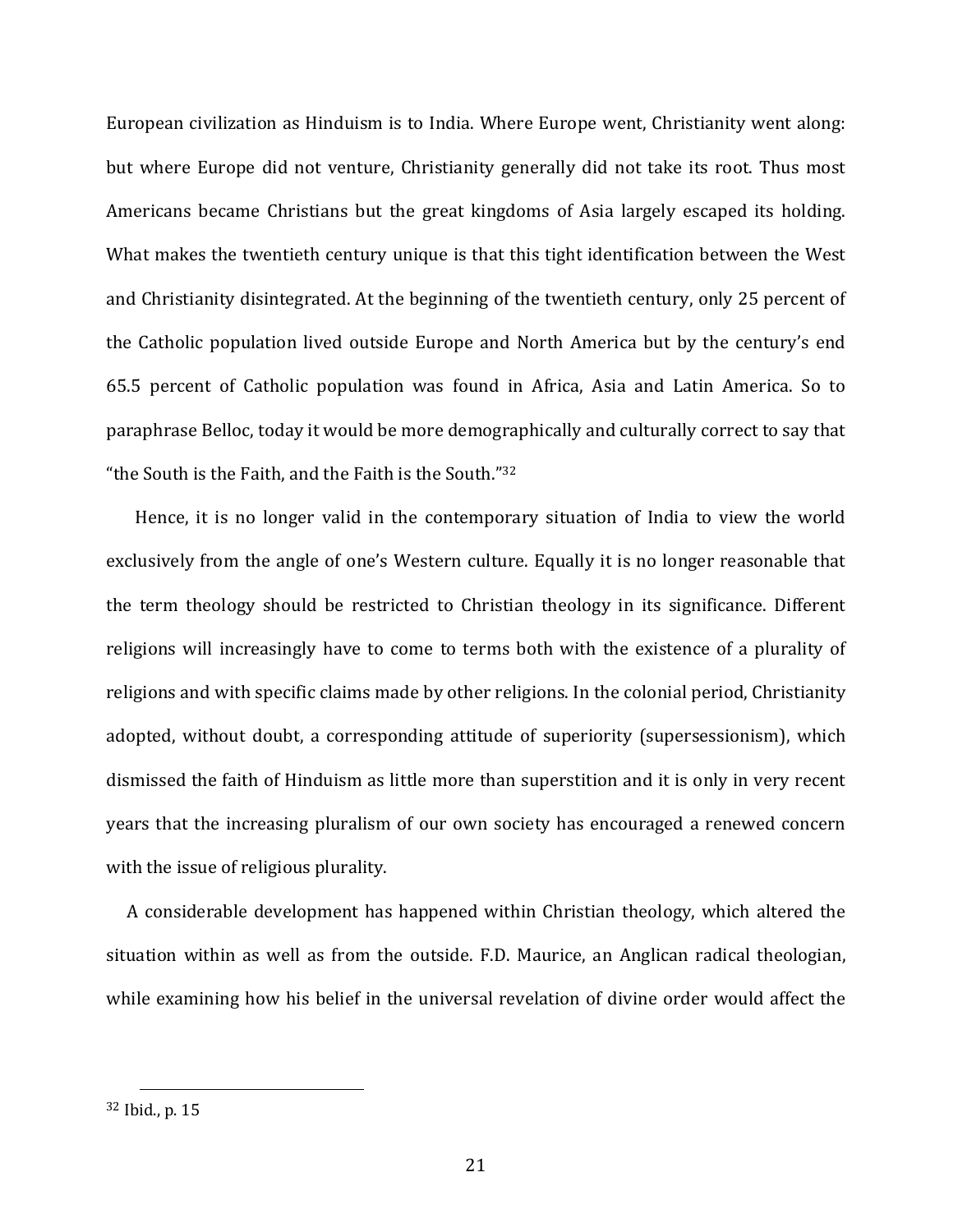European civilization as Hinduism is to India. Where Europe went, Christianity went along: but where Europe did not venture, Christianity generally did not take its root. Thus most Americans became Christians but the great kingdoms of Asia largely escaped its holding. What makes the twentieth century unique is that this tight identification between the West and Christianity disintegrated. At the beginning of the twentieth century, only 25 percent of the Catholic population lived outside Europe and North America but by the century's end 65.5 percent of Catholic population was found in Africa, Asia and Latin America. So to paraphrase Belloc, today it would be more demographically and culturally correct to say that "the South is the Faith, and the Faith is the South."[32]

Hence, it is no longer valid in the contemporary situation of India to view the world exclusively from the angle of one's Western culture. Equally it is no longer reasonable that the term theology should be restricted to Christian theology in its significance. Different religions will increasingly have to come to terms both with the existence of a plurality of religions and with specific claims made by other religions. In the colonial period, Christianity adopted, without doubt, a corresponding attitude of superiority (supersessionism), which dismissed the faith of Hinduism as little more than superstition and it is only in very recent years that the increasing pluralism of our own society has encouraged a renewed concern with the issue of religious plurality.

A considerable development has happened within Christian theology, which altered the situation within as well as from the outside. F.D. Maurice, an Anglican radical theologian, while examining how his belief in the universal revelation of divine order would affect the

---

[32] Ibid., p. 15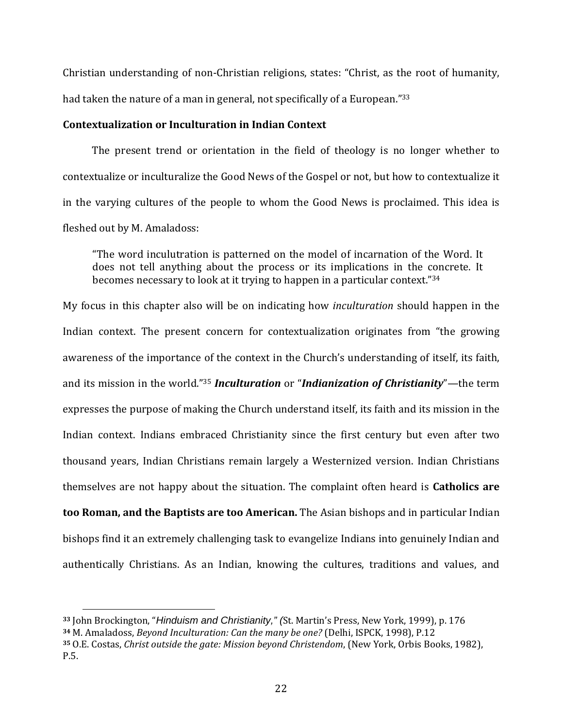Christian understanding of non-Christian religions, states: "Christ, as the root of humanity, had taken the nature of a man in general, not specifically of a European."[33]

### Contextualization or Inculturation in Indian Context

The present trend or orientation in the field of theology is no longer whether to contextualize or inculturalize the Good News of the Gospel or not, but how to contextualize it in the varying cultures of the people to whom the Good News is proclaimed. This idea is fleshed out by M. Amaladoss:

> "The word inculutration is patterned on the model of incarnation of the Word. It does not tell anything about the process or its implications in the concrete. It becomes necessary to look at it trying to happen in a particular context."[34]

My focus in this chapter also will be on indicating how *inculturation* should happen in the Indian context. The present concern for contextualization originates from "the growing awareness of the importance of the context in the Church's understanding of itself, its faith, and its mission in the world."[35] ***Inculturation*** or "***Indianization of Christianity***"—the term expresses the purpose of making the Church understand itself, its faith and its mission in the Indian context. Indians embraced Christianity since the first century but even after two thousand years, Indian Christians remain largely a Westernized version. Indian Christians themselves are not happy about the situation. The complaint often heard is **Catholics are too Roman, and the Baptists are too American.** The Asian bishops and in particular Indian bishops find it an extremely challenging task to evangelize Indians into genuinely Indian and authentically Christians. As an Indian, knowing the cultures, traditions and values, and

---

[33] John Brockington, "*Hinduism and Christianity*," *(*St. Martin's Press, New York, 1999), p. 176

[34] M. Amaladoss, *Beyond Inculturation: Can the many be one?* (Delhi, ISPCK, 1998), P.12

[35] O.E. Costas, *Christ outside the gate: Mission beyond Christendom*, (New York, Orbis Books, 1982), P.5.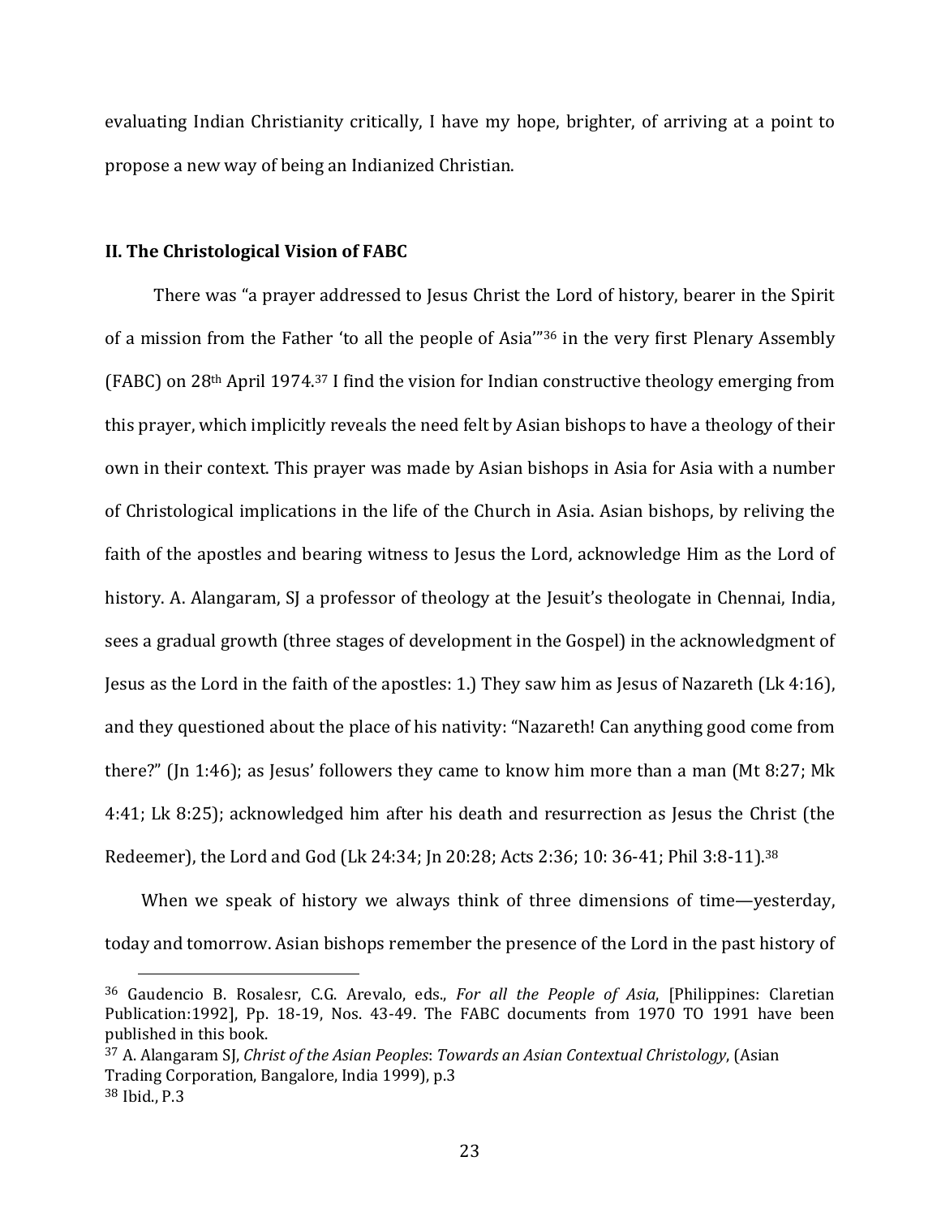evaluating Indian Christianity critically, I have my hope, brighter, of arriving at a point to propose a new way of being an Indianized Christian.

## II. The Christological Vision of FABC

There was "a prayer addressed to Jesus Christ the Lord of history, bearer in the Spirit of a mission from the Father 'to all the people of Asia'"[36] in the very first Plenary Assembly (FABC) on 28th April 1974.[37] I find the vision for Indian constructive theology emerging from this prayer, which implicitly reveals the need felt by Asian bishops to have a theology of their own in their context. This prayer was made by Asian bishops in Asia for Asia with a number of Christological implications in the life of the Church in Asia. Asian bishops, by reliving the faith of the apostles and bearing witness to Jesus the Lord, acknowledge Him as the Lord of history. A. Alangaram, SJ a professor of theology at the Jesuit's theologate in Chennai, India, sees a gradual growth (three stages of development in the Gospel) in the acknowledgment of Jesus as the Lord in the faith of the apostles: 1.) They saw him as Jesus of Nazareth (Lk 4:16), and they questioned about the place of his nativity: "Nazareth! Can anything good come from there?" (Jn 1:46); as Jesus' followers they came to know him more than a man (Mt 8:27; Mk 4:41; Lk 8:25); acknowledged him after his death and resurrection as Jesus the Christ (the Redeemer), the Lord and God (Lk 24:34; Jn 20:28; Acts 2:36; 10: 36-41; Phil 3:8-11).[38]

When we speak of history we always think of three dimensions of time—yesterday, today and tomorrow. Asian bishops remember the presence of the Lord in the past history of

---

[36] Gaudencio B. Rosalesr, C.G. Arevalo, eds., *For all the People of Asia*, [Philippines: Claretian Publication:1992], Pp. 18-19, Nos. 43-49. The FABC documents from 1970 TO 1991 have been published in this book.

[37] A. Alangaram SJ, *Christ of the Asian Peoples*: *Towards an Asian Contextual Christology*, (Asian Trading Corporation, Bangalore, India 1999), p.3

[38] Ibid., P.3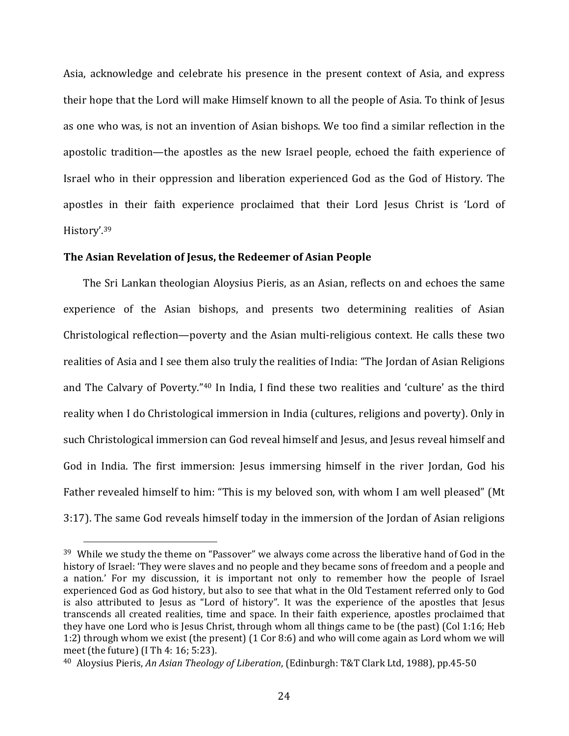Asia, acknowledge and celebrate his presence in the present context of Asia, and express their hope that the Lord will make Himself known to all the people of Asia. To think of Jesus as one who was, is not an invention of Asian bishops. We too find a similar reflection in the apostolic tradition—the apostles as the new Israel people, echoed the faith experience of Israel who in their oppression and liberation experienced God as the God of History. The apostles in their faith experience proclaimed that their Lord Jesus Christ is 'Lord of History'.[39]

### The Asian Revelation of Jesus, the Redeemer of Asian People

The Sri Lankan theologian Aloysius Pieris, as an Asian, reflects on and echoes the same experience of the Asian bishops, and presents two determining realities of Asian Christological reflection—poverty and the Asian multi-religious context. He calls these two realities of Asia and I see them also truly the realities of India: "The Jordan of Asian Religions and The Calvary of Poverty."[40] In India, I find these two realities and 'culture' as the third reality when I do Christological immersion in India (cultures, religions and poverty). Only in such Christological immersion can God reveal himself and Jesus, and Jesus reveal himself and God in India. The first immersion: Jesus immersing himself in the river Jordan, God his Father revealed himself to him: "This is my beloved son, with whom I am well pleased" (Mt 3:17). The same God reveals himself today in the immersion of the Jordan of Asian religions

---

[39] While we study the theme on "Passover" we always come across the liberative hand of God in the history of Israel: 'They were slaves and no people and they became sons of freedom and a people and a nation.' For my discussion, it is important not only to remember how the people of Israel experienced God as God history, but also to see that what in the Old Testament referred only to God is also attributed to Jesus as "Lord of history". It was the experience of the apostles that Jesus transcends all created realities, time and space. In their faith experience, apostles proclaimed that they have one Lord who is Jesus Christ, through whom all things came to be (the past) (Col 1:16; Heb 1:2) through whom we exist (the present) (1 Cor 8:6) and who will come again as Lord whom we will meet (the future) (I Th 4: 16; 5:23).

[40] Aloysius Pieris, *An Asian Theology of Liberation*, (Edinburgh: T&T Clark Ltd, 1988), pp.45-50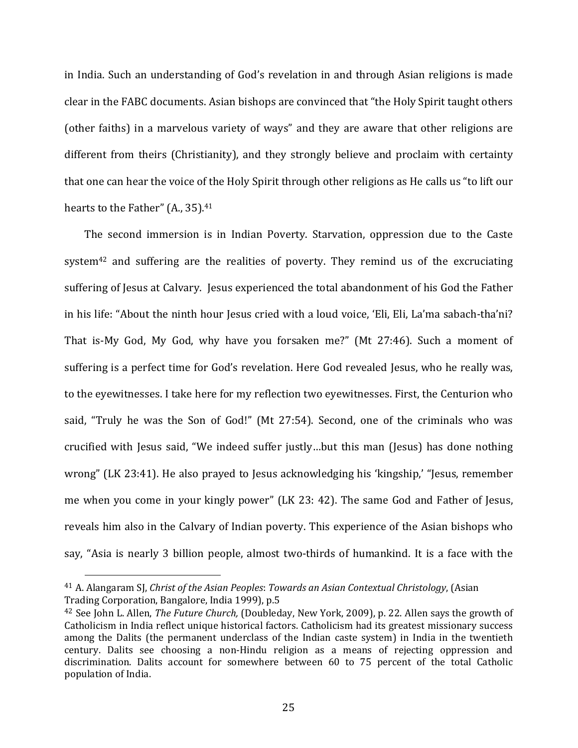in India. Such an understanding of God's revelation in and through Asian religions is made clear in the FABC documents. Asian bishops are convinced that "the Holy Spirit taught others (other faiths) in a marvelous variety of ways" and they are aware that other religions are different from theirs (Christianity), and they strongly believe and proclaim with certainty that one can hear the voice of the Holy Spirit through other religions as He calls us "to lift our hearts to the Father" (A., 35).[41]

The second immersion is in Indian Poverty. Starvation, oppression due to the Caste system[42] and suffering are the realities of poverty. They remind us of the excruciating suffering of Jesus at Calvary. Jesus experienced the total abandonment of his God the Father in his life: "About the ninth hour Jesus cried with a loud voice, 'Eli, Eli, La'ma sabach-tha'ni? That is-My God, My God, why have you forsaken me?" (Mt 27:46). Such a moment of suffering is a perfect time for God's revelation. Here God revealed Jesus, who he really was, to the eyewitnesses. I take here for my reflection two eyewitnesses. First, the Centurion who said, "Truly he was the Son of God!" (Mt 27:54). Second, one of the criminals who was crucified with Jesus said, "We indeed suffer justly…but this man (Jesus) has done nothing wrong" (LK 23:41). He also prayed to Jesus acknowledging his 'kingship,' "Jesus, remember me when you come in your kingly power" (LK 23: 42). The same God and Father of Jesus, reveals him also in the Calvary of Indian poverty. This experience of the Asian bishops who say, "Asia is nearly 3 billion people, almost two-thirds of humankind. It is a face with the

---

[41] A. Alangaram SJ, *Christ of the Asian Peoples*: *Towards an Asian Contextual Christology*, (Asian Trading Corporation, Bangalore, India 1999), p.5

[42] See John L. Allen, *The Future Church,* (Doubleday, New York, 2009), p. 22. Allen says the growth of Catholicism in India reflect unique historical factors. Catholicism had its greatest missionary success among the Dalits (the permanent underclass of the Indian caste system) in India in the twentieth century. Dalits see choosing a non-Hindu religion as a means of rejecting oppression and discrimination. Dalits account for somewhere between 60 to 75 percent of the total Catholic population of India.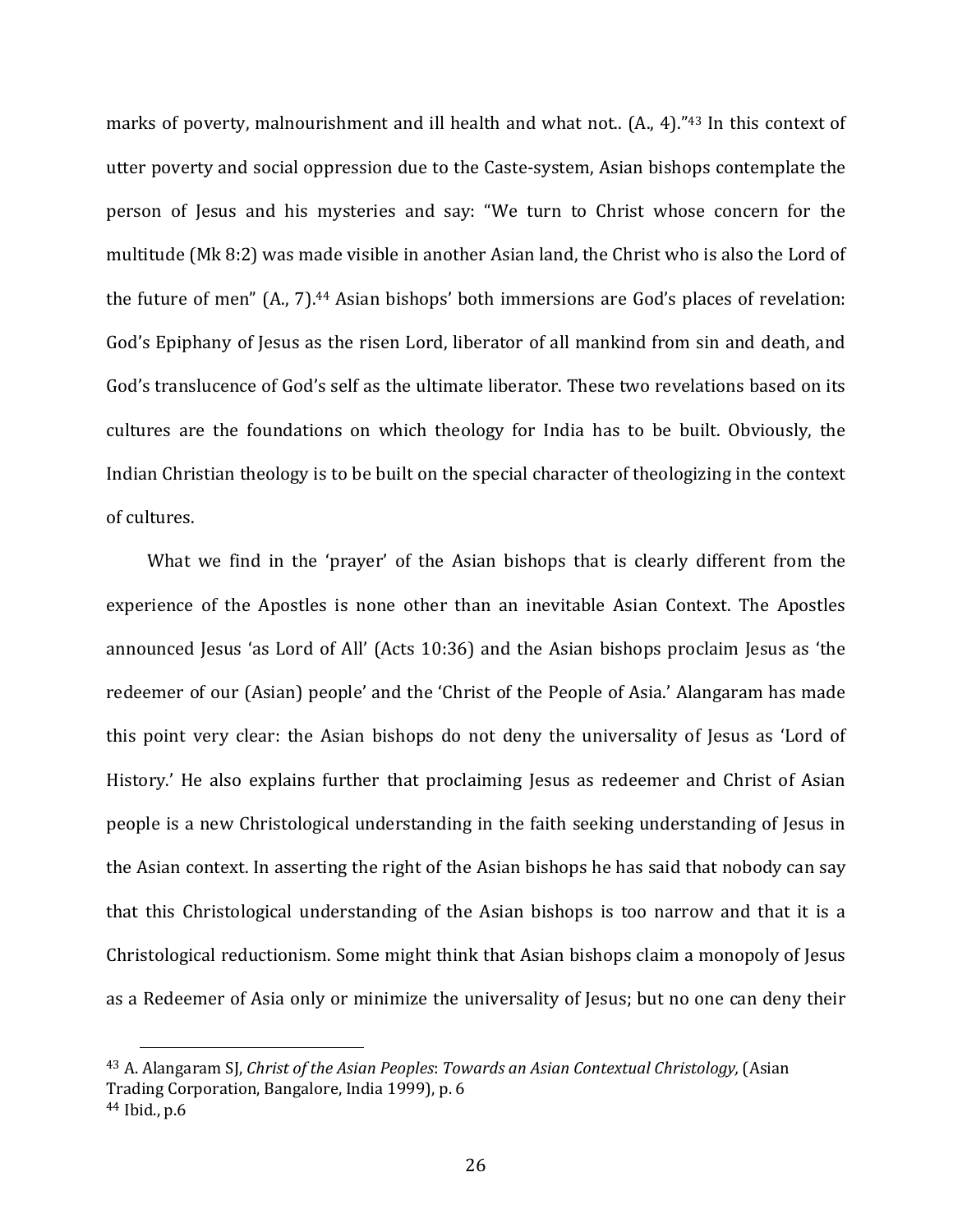marks of poverty, malnourishment and ill health and what not.. (A., 4)."[43] In this context of utter poverty and social oppression due to the Caste-system, Asian bishops contemplate the person of Jesus and his mysteries and say: "We turn to Christ whose concern for the multitude (Mk 8:2) was made visible in another Asian land, the Christ who is also the Lord of the future of men" (A., 7).[44] Asian bishops' both immersions are God's places of revelation: God's Epiphany of Jesus as the risen Lord, liberator of all mankind from sin and death, and God's translucence of God's self as the ultimate liberator. These two revelations based on its cultures are the foundations on which theology for India has to be built. Obviously, the Indian Christian theology is to be built on the special character of theologizing in the context of cultures.

What we find in the 'prayer' of the Asian bishops that is clearly different from the experience of the Apostles is none other than an inevitable Asian Context. The Apostles announced Jesus 'as Lord of All' (Acts 10:36) and the Asian bishops proclaim Jesus as 'the redeemer of our (Asian) people' and the 'Christ of the People of Asia.' Alangaram has made this point very clear: the Asian bishops do not deny the universality of Jesus as 'Lord of History.' He also explains further that proclaiming Jesus as redeemer and Christ of Asian people is a new Christological understanding in the faith seeking understanding of Jesus in the Asian context. In asserting the right of the Asian bishops he has said that nobody can say that this Christological understanding of the Asian bishops is too narrow and that it is a Christological reductionism. Some might think that Asian bishops claim a monopoly of Jesus as a Redeemer of Asia only or minimize the universality of Jesus; but no one can deny their

---

[43] A. Alangaram SJ, *Christ of the Asian Peoples*: *Towards an Asian Contextual Christology,* (Asian Trading Corporation, Bangalore, India 1999), p. 6

[44] Ibid., p.6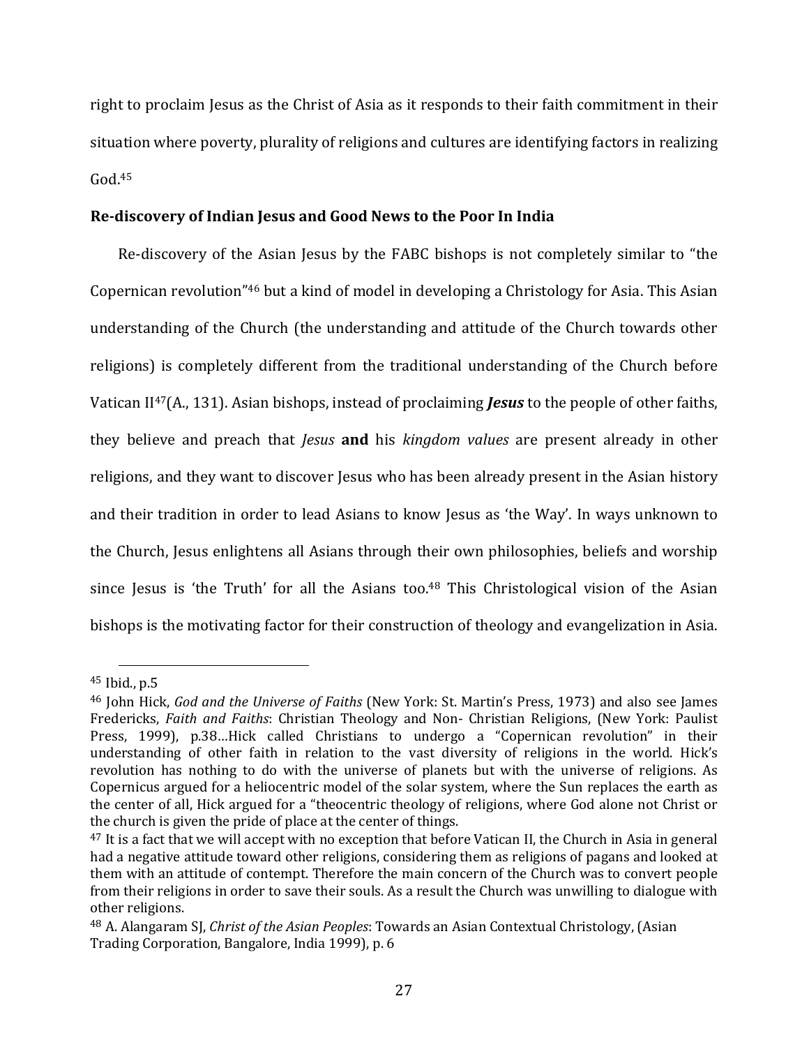right to proclaim Jesus as the Christ of Asia as it responds to their faith commitment in their situation where poverty, plurality of religions and cultures are identifying factors in realizing God.[45]

### Re-discovery of Indian Jesus and Good News to the Poor In India

Re-discovery of the Asian Jesus by the FABC bishops is not completely similar to "the Copernican revolution"[46] but a kind of model in developing a Christology for Asia. This Asian understanding of the Church (the understanding and attitude of the Church towards other religions) is completely different from the traditional understanding of the Church before Vatican II[47](A., 131). Asian bishops, instead of proclaiming ***Jesus*** to the people of other faiths, they believe and preach that *Jesus* **and** his *kingdom values* are present already in other religions, and they want to discover Jesus who has been already present in the Asian history and their tradition in order to lead Asians to know Jesus as 'the Way'. In ways unknown to the Church, Jesus enlightens all Asians through their own philosophies, beliefs and worship since Jesus is 'the Truth' for all the Asians too.[48] This Christological vision of the Asian bishops is the motivating factor for their construction of theology and evangelization in Asia.

---

[45] Ibid., p.5

[46] John Hick, *God and the Universe of Faiths* (New York: St. Martin's Press, 1973) and also see James Fredericks, *Faith and Faiths*: Christian Theology and Non- Christian Religions, (New York: Paulist Press, 1999), p.38…Hick called Christians to undergo a "Copernican revolution" in their understanding of other faith in relation to the vast diversity of religions in the world. Hick's revolution has nothing to do with the universe of planets but with the universe of religions. As Copernicus argued for a heliocentric model of the solar system, where the Sun replaces the earth as the center of all, Hick argued for a "theocentric theology of religions, where God alone not Christ or the church is given the pride of place at the center of things.

[47] It is a fact that we will accept with no exception that before Vatican II, the Church in Asia in general had a negative attitude toward other religions, considering them as religions of pagans and looked at them with an attitude of contempt. Therefore the main concern of the Church was to convert people from their religions in order to save their souls. As a result the Church was unwilling to dialogue with other religions.

[48] A. Alangaram SJ, *Christ of the Asian Peoples*: Towards an Asian Contextual Christology, (Asian Trading Corporation, Bangalore, India 1999), p. 6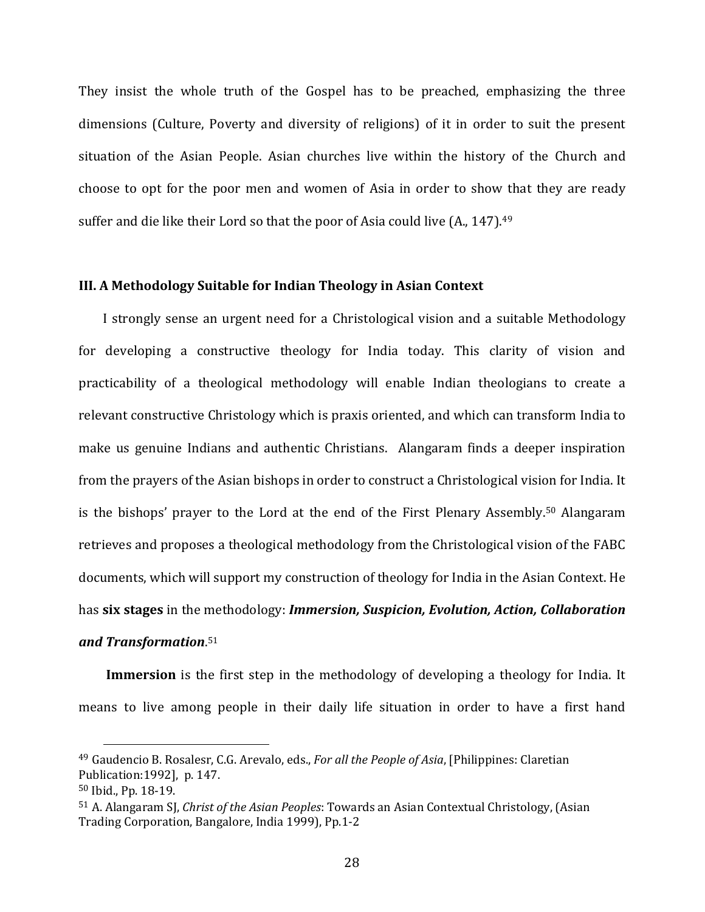They insist the whole truth of the Gospel has to be preached, emphasizing the three dimensions (Culture, Poverty and diversity of religions) of it in order to suit the present situation of the Asian People. Asian churches live within the history of the Church and choose to opt for the poor men and women of Asia in order to show that they are ready suffer and die like their Lord so that the poor of Asia could live (A., 147).[49]

### III. A Methodology Suitable for Indian Theology in Asian Context

I strongly sense an urgent need for a Christological vision and a suitable Methodology for developing a constructive theology for India today. This clarity of vision and practicability of a theological methodology will enable Indian theologians to create a relevant constructive Christology which is praxis oriented, and which can transform India to make us genuine Indians and authentic Christians. Alangaram finds a deeper inspiration from the prayers of the Asian bishops in order to construct a Christological vision for India. It is the bishops' prayer to the Lord at the end of the First Plenary Assembly.[50] Alangaram retrieves and proposes a theological methodology from the Christological vision of the FABC documents, which will support my construction of theology for India in the Asian Context. He has **six stages** in the methodology: ***Immersion, Suspicion, Evolution, Action, Collaboration and Transformation***.[51]

**Immersion** is the first step in the methodology of developing a theology for India. It means to live among people in their daily life situation in order to have a first hand

---

[49] Gaudencio B. Rosalesr, C.G. Arevalo, eds., *For all the People of Asia*, [Philippines: Claretian Publication:1992], p. 147.

[50] Ibid., Pp. 18-19.

[51] A. Alangaram SJ, *Christ of the Asian Peoples*: Towards an Asian Contextual Christology, (Asian Trading Corporation, Bangalore, India 1999), Pp.1-2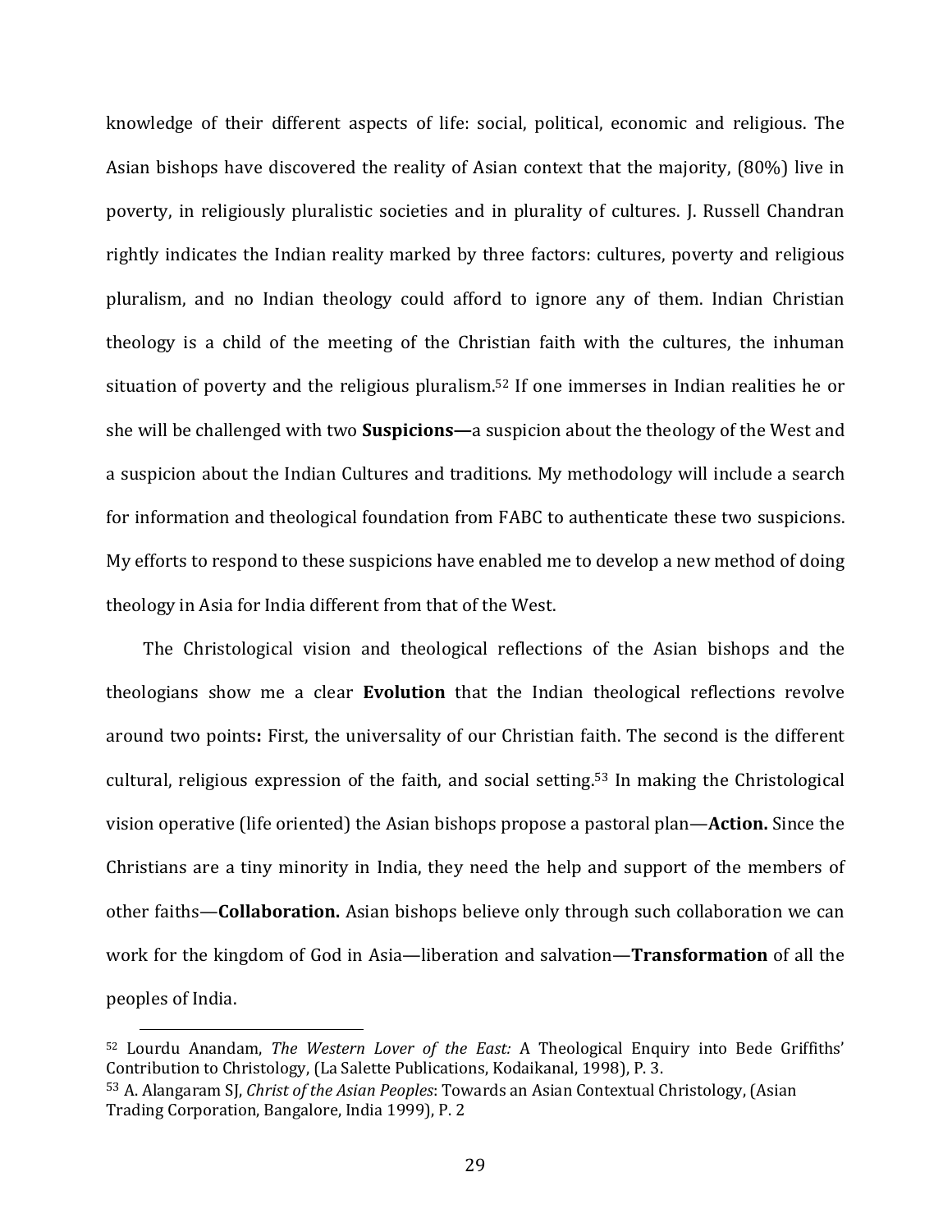knowledge of their different aspects of life: social, political, economic and religious. The Asian bishops have discovered the reality of Asian context that the majority, (80%) live in poverty, in religiously pluralistic societies and in plurality of cultures. J. Russell Chandran rightly indicates the Indian reality marked by three factors: cultures, poverty and religious pluralism, and no Indian theology could afford to ignore any of them. Indian Christian theology is a child of the meeting of the Christian faith with the cultures, the inhuman situation of poverty and the religious pluralism.[52] If one immerses in Indian realities he or she will be challenged with two **Suspicions—**a suspicion about the theology of the West and a suspicion about the Indian Cultures and traditions. My methodology will include a search for information and theological foundation from FABC to authenticate these two suspicions. My efforts to respond to these suspicions have enabled me to develop a new method of doing theology in Asia for India different from that of the West.

The Christological vision and theological reflections of the Asian bishops and the theologians show me a clear **Evolution** that the Indian theological reflections revolve around two points**:** First, the universality of our Christian faith. The second is the different cultural, religious expression of the faith, and social setting.[53] In making the Christological vision operative (life oriented) the Asian bishops propose a pastoral plan—**Action.** Since the Christians are a tiny minority in India, they need the help and support of the members of other faiths—**Collaboration.** Asian bishops believe only through such collaboration we can work for the kingdom of God in Asia—liberation and salvation—**Transformation** of all the peoples of India.

---

[52] Lourdu Anandam, *The Western Lover of the East:* A Theological Enquiry into Bede Griffiths' Contribution to Christology, (La Salette Publications, Kodaikanal, 1998), P. 3.

[53] A. Alangaram SJ, *Christ of the Asian Peoples*: Towards an Asian Contextual Christology, (Asian Trading Corporation, Bangalore, India 1999), P. 2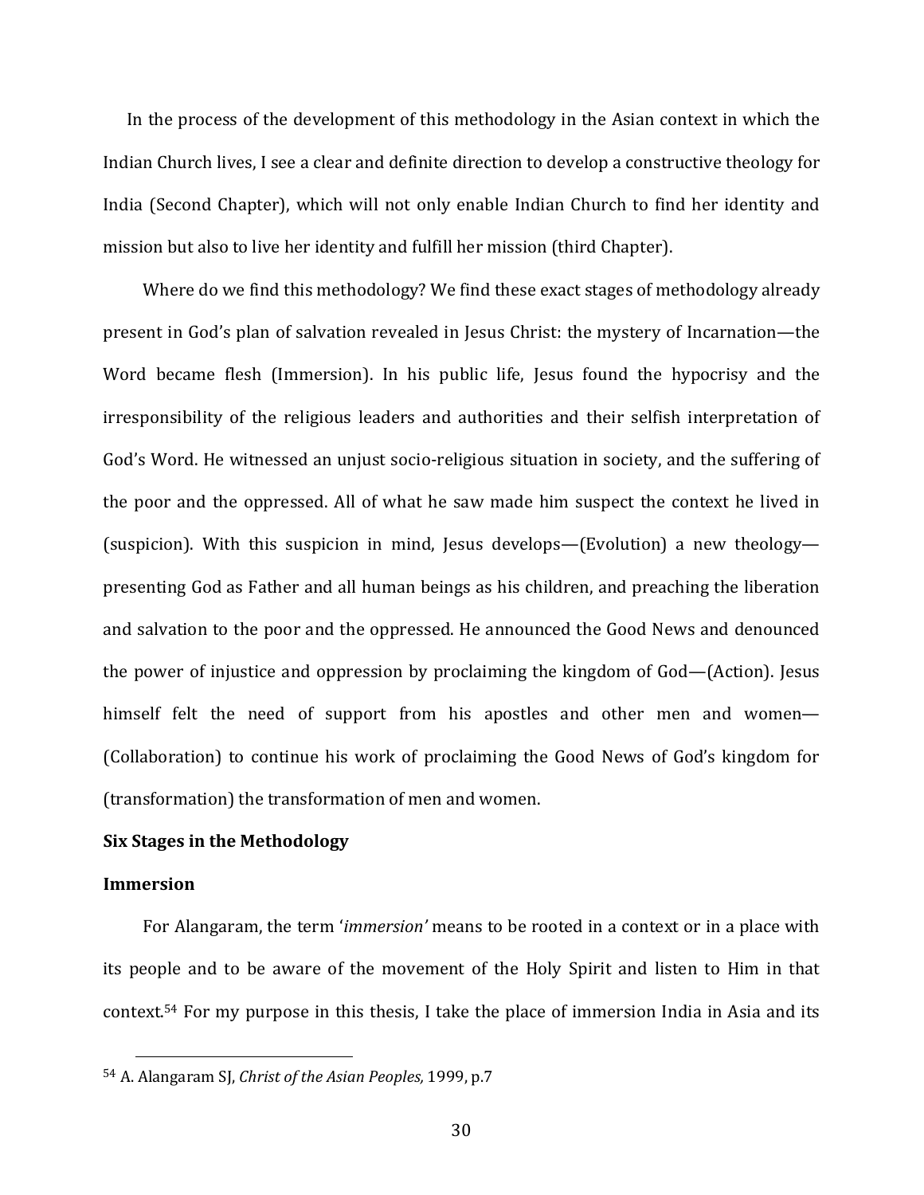In the process of the development of this methodology in the Asian context in which the Indian Church lives, I see a clear and definite direction to develop a constructive theology for India (Second Chapter), which will not only enable Indian Church to find her identity and mission but also to live her identity and fulfill her mission (third Chapter).

Where do we find this methodology? We find these exact stages of methodology already present in God's plan of salvation revealed in Jesus Christ: the mystery of Incarnation—the Word became flesh (Immersion). In his public life, Jesus found the hypocrisy and the irresponsibility of the religious leaders and authorities and their selfish interpretation of God's Word. He witnessed an unjust socio-religious situation in society, and the suffering of the poor and the oppressed. All of what he saw made him suspect the context he lived in (suspicion). With this suspicion in mind, Jesus develops—(Evolution) a new theology—presenting God as Father and all human beings as his children, and preaching the liberation and salvation to the poor and the oppressed. He announced the Good News and denounced the power of injustice and oppression by proclaiming the kingdom of God—(Action). Jesus himself felt the need of support from his apostles and other men and women—(Collaboration) to continue his work of proclaiming the Good News of God's kingdom for (transformation) the transformation of men and women.

**Six Stages in the Methodology**

**Immersion**

For Alangaram, the term '*immersion'* means to be rooted in a context or in a place with its people and to be aware of the movement of the Holy Spirit and listen to Him in that context.[54] For my purpose in this thesis, I take the place of immersion India in Asia and its

[54] A. Alangaram SJ, *Christ of the Asian Peoples,* 1999, p.7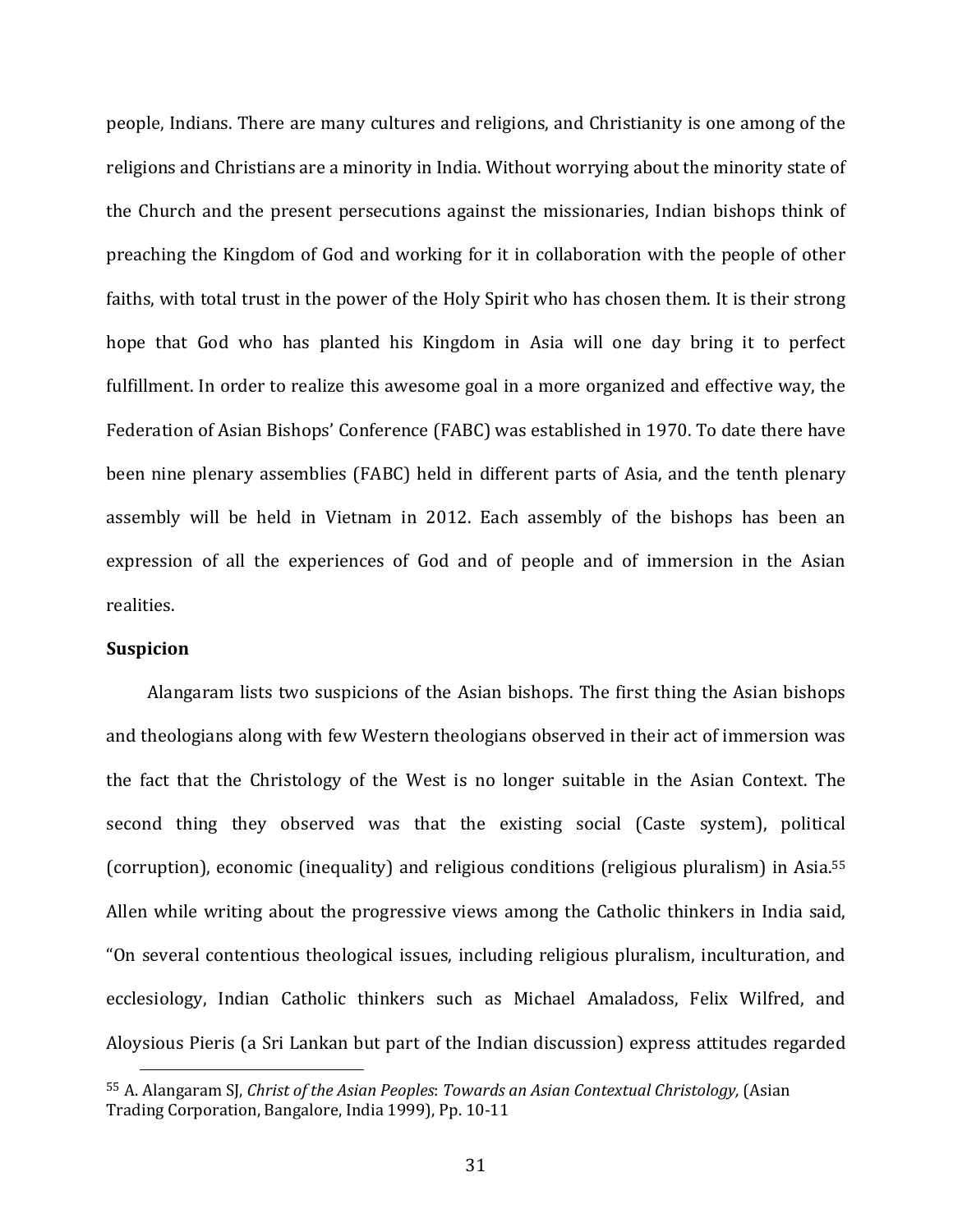people, Indians. There are many cultures and religions, and Christianity is one among of the religions and Christians are a minority in India. Without worrying about the minority state of the Church and the present persecutions against the missionaries, Indian bishops think of preaching the Kingdom of God and working for it in collaboration with the people of other faiths, with total trust in the power of the Holy Spirit who has chosen them. It is their strong hope that God who has planted his Kingdom in Asia will one day bring it to perfect fulfillment. In order to realize this awesome goal in a more organized and effective way, the Federation of Asian Bishops' Conference (FABC) was established in 1970. To date there have been nine plenary assemblies (FABC) held in different parts of Asia, and the tenth plenary assembly will be held in Vietnam in 2012. Each assembly of the bishops has been an expression of all the experiences of God and of people and of immersion in the Asian realities.

**Suspicion**

Alangaram lists two suspicions of the Asian bishops. The first thing the Asian bishops and theologians along with few Western theologians observed in their act of immersion was the fact that the Christology of the West is no longer suitable in the Asian Context. The second thing they observed was that the existing social (Caste system), political (corruption), economic (inequality) and religious conditions (religious pluralism) in Asia.[55] Allen while writing about the progressive views among the Catholic thinkers in India said, "On several contentious theological issues, including religious pluralism, inculturation, and ecclesiology, Indian Catholic thinkers such as Michael Amaladoss, Felix Wilfred, and Aloysious Pieris (a Sri Lankan but part of the Indian discussion) express attitudes regarded

[55] A. Alangaram SJ, *Christ of the Asian Peoples*: *Towards an Asian Contextual Christology,* (Asian Trading Corporation, Bangalore, India 1999), Pp. 10-11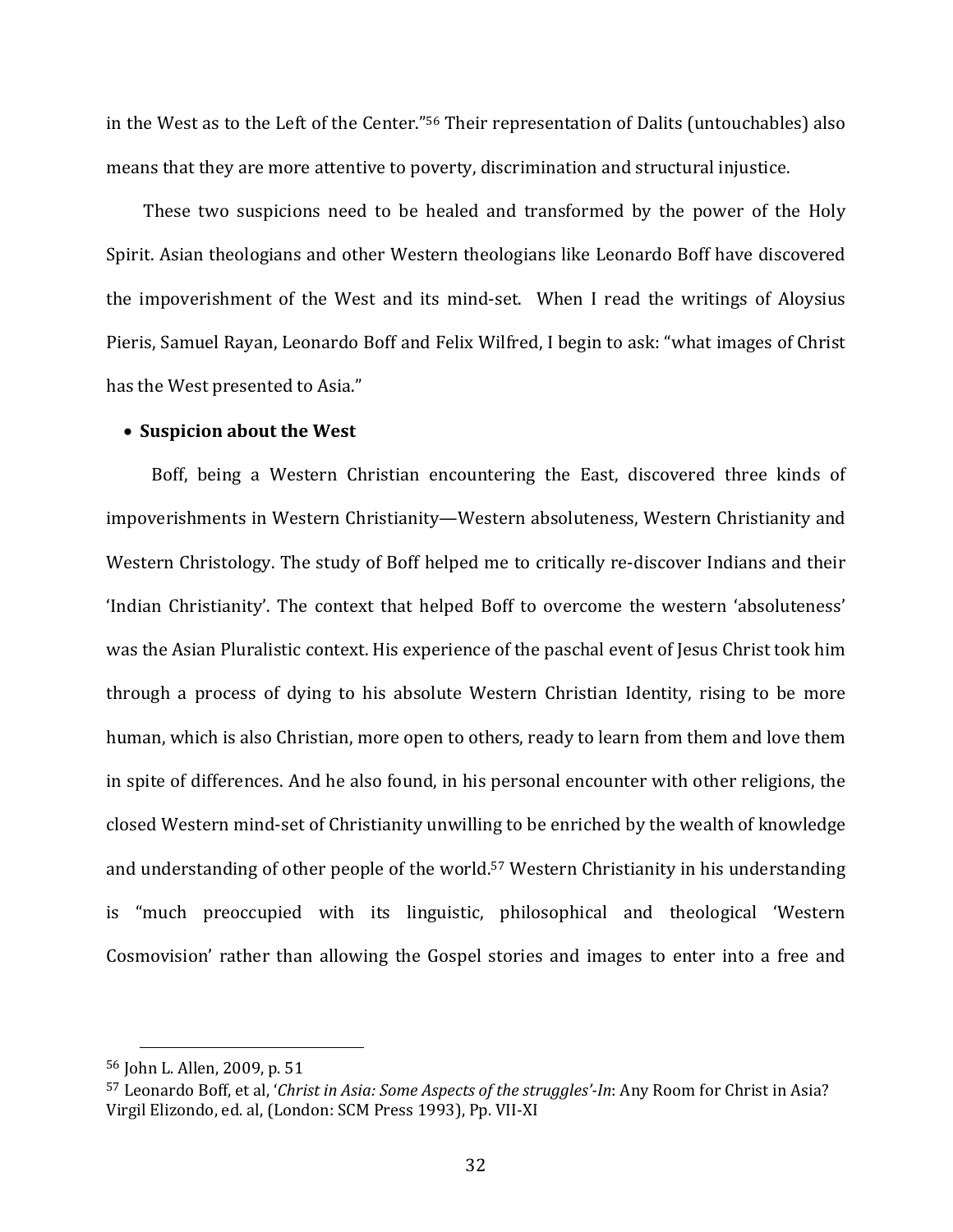in the West as to the Left of the Center."[56] Their representation of Dalits (untouchables) also means that they are more attentive to poverty, discrimination and structural injustice.

These two suspicions need to be healed and transformed by the power of the Holy Spirit. Asian theologians and other Western theologians like Leonardo Boff have discovered the impoverishment of the West and its mind-set. When I read the writings of Aloysius Pieris, Samuel Rayan, Leonardo Boff and Felix Wilfred, I begin to ask: "what images of Christ has the West presented to Asia."

- **Suspicion about the West**

Boff, being a Western Christian encountering the East, discovered three kinds of impoverishments in Western Christianity—Western absoluteness, Western Christianity and Western Christology. The study of Boff helped me to critically re-discover Indians and their 'Indian Christianity'. The context that helped Boff to overcome the western 'absoluteness' was the Asian Pluralistic context. His experience of the paschal event of Jesus Christ took him through a process of dying to his absolute Western Christian Identity, rising to be more human, which is also Christian, more open to others, ready to learn from them and love them in spite of differences. And he also found, in his personal encounter with other religions, the closed Western mind-set of Christianity unwilling to be enriched by the wealth of knowledge and understanding of other people of the world.[57] Western Christianity in his understanding is "much preoccupied with its linguistic, philosophical and theological 'Western Cosmovision' rather than allowing the Gospel stories and images to enter into a free and

---

[56] John L. Allen, 2009, p. 51

[57] Leonardo Boff, et al, '*Christ in Asia: Some Aspects of the struggles'-In*: Any Room for Christ in Asia? Virgil Elizondo, ed. al, (London: SCM Press 1993), Pp. VII-XI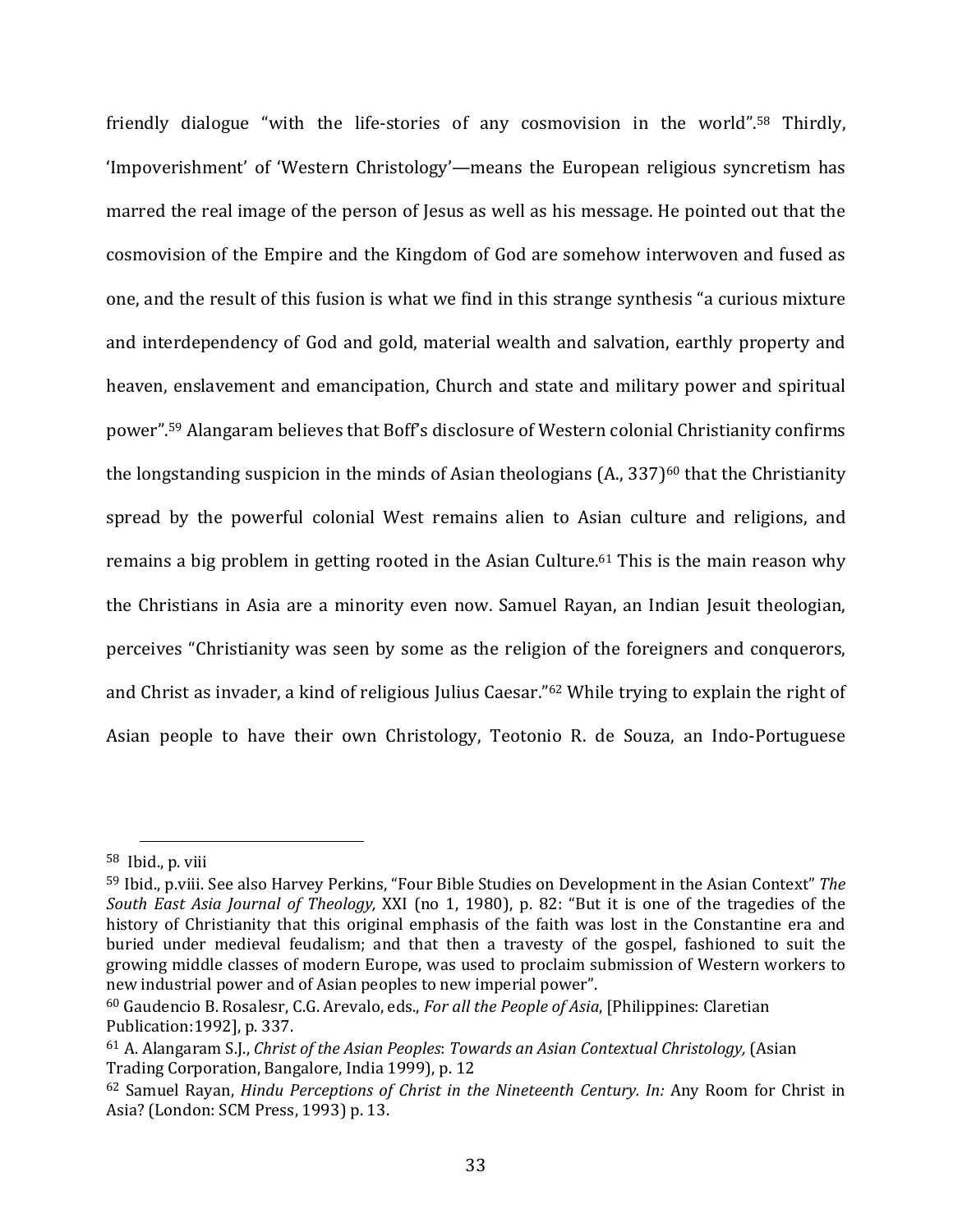friendly dialogue "with the life-stories of any cosmovision in the world".[58] Thirdly, 'Impoverishment' of 'Western Christology'—means the European religious syncretism has marred the real image of the person of Jesus as well as his message. He pointed out that the cosmovision of the Empire and the Kingdom of God are somehow interwoven and fused as one, and the result of this fusion is what we find in this strange synthesis "a curious mixture and interdependency of God and gold, material wealth and salvation, earthly property and heaven, enslavement and emancipation, Church and state and military power and spiritual power".[59] Alangaram believes that Boff's disclosure of Western colonial Christianity confirms the longstanding suspicion in the minds of Asian theologians (A., 337)[60] that the Christianity spread by the powerful colonial West remains alien to Asian culture and religions, and remains a big problem in getting rooted in the Asian Culture.[61] This is the main reason why the Christians in Asia are a minority even now. Samuel Rayan, an Indian Jesuit theologian, perceives "Christianity was seen by some as the religion of the foreigners and conquerors, and Christ as invader, a kind of religious Julius Caesar."[62] While trying to explain the right of Asian people to have their own Christology, Teotonio R. de Souza, an Indo-Portuguese

---

[58] Ibid., p. viii

[59] Ibid., p.viii. See also Harvey Perkins, "Four Bible Studies on Development in the Asian Context" *The South East Asia Journal of Theology,* XXI (no 1, 1980), p. 82: "But it is one of the tragedies of the history of Christianity that this original emphasis of the faith was lost in the Constantine era and buried under medieval feudalism; and that then a travesty of the gospel, fashioned to suit the growing middle classes of modern Europe, was used to proclaim submission of Western workers to new industrial power and of Asian peoples to new imperial power".

[60] Gaudencio B. Rosalesr, C.G. Arevalo, eds., *For all the People of Asia*, [Philippines: Claretian Publication:1992], p. 337.

[61] A. Alangaram S.J., *Christ of the Asian Peoples*: *Towards an Asian Contextual Christology,* (Asian Trading Corporation, Bangalore, India 1999), p. 12

[62] Samuel Rayan, *Hindu Perceptions of Christ in the Nineteenth Century. In:* Any Room for Christ in Asia? (London: SCM Press, 1993) p. 13.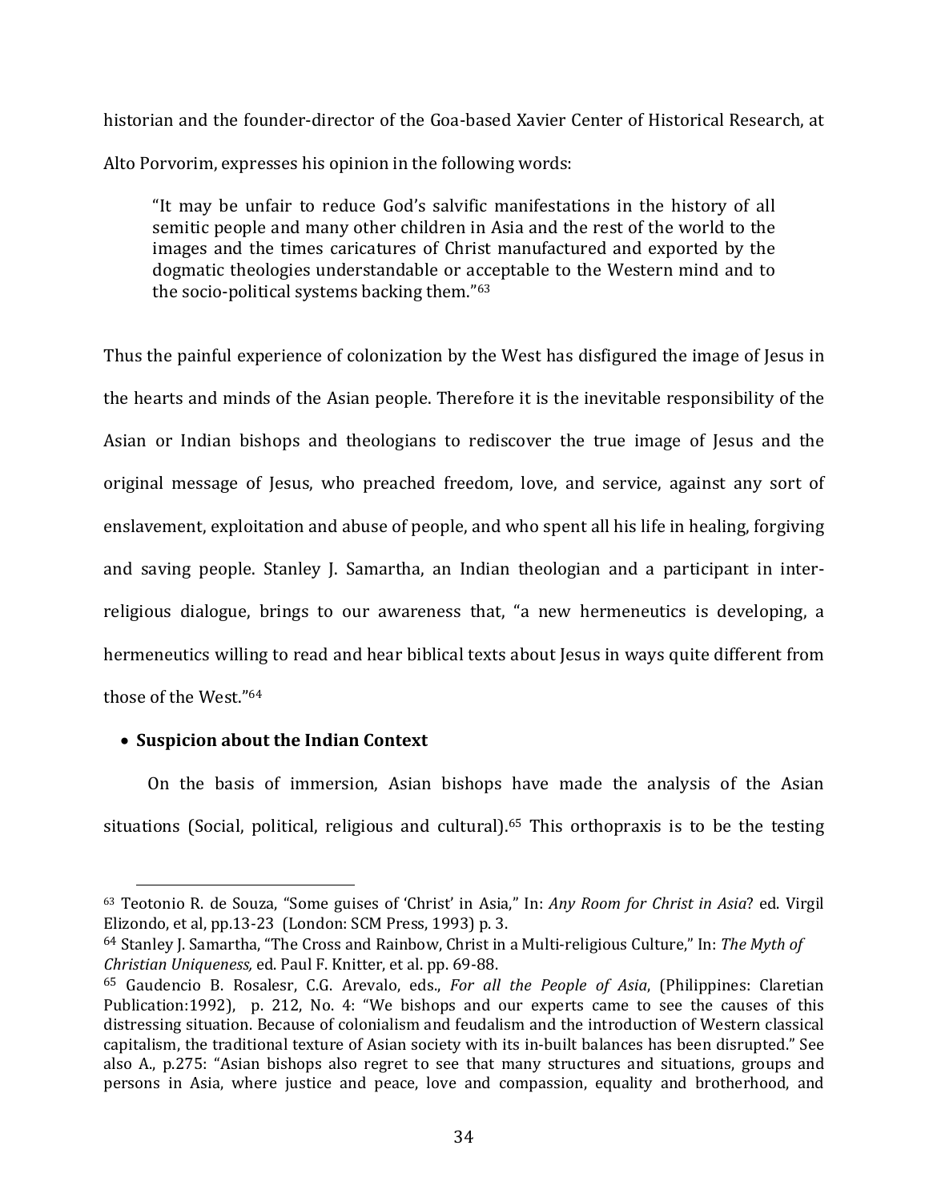historian and the founder-director of the Goa-based Xavier Center of Historical Research, at Alto Porvorim, expresses his opinion in the following words:

> "It may be unfair to reduce God's salvific manifestations in the history of all semitic people and many other children in Asia and the rest of the world to the images and the times caricatures of Christ manufactured and exported by the dogmatic theologies understandable or acceptable to the Western mind and to the socio-political systems backing them."[63]

Thus the painful experience of colonization by the West has disfigured the image of Jesus in the hearts and minds of the Asian people. Therefore it is the inevitable responsibility of the Asian or Indian bishops and theologians to rediscover the true image of Jesus and the original message of Jesus, who preached freedom, love, and service, against any sort of enslavement, exploitation and abuse of people, and who spent all his life in healing, forgiving and saving people. Stanley J. Samartha, an Indian theologian and a participant in inter-religious dialogue, brings to our awareness that, "a new hermeneutics is developing, a hermeneutics willing to read and hear biblical texts about Jesus in ways quite different from those of the West."[64]

- **Suspicion about the Indian Context**

On the basis of immersion, Asian bishops have made the analysis of the Asian situations (Social, political, religious and cultural).[65] This orthopraxis is to be the testing

---

[63] Teotonio R. de Souza, "Some guises of 'Christ' in Asia," In: *Any Room for Christ in Asia*? ed. Virgil Elizondo, et al, pp.13-23 (London: SCM Press, 1993) p. 3.

[64] Stanley J. Samartha, "The Cross and Rainbow, Christ in a Multi-religious Culture," In: *The Myth of Christian Uniqueness,* ed. Paul F. Knitter, et al. pp. 69-88.

[65] Gaudencio B. Rosalesr, C.G. Arevalo, eds., *For all the People of Asia*, (Philippines: Claretian Publication:1992), p. 212, No. 4: "We bishops and our experts came to see the causes of this distressing situation. Because of colonialism and feudalism and the introduction of Western classical capitalism, the traditional texture of Asian society with its in-built balances has been disrupted." See also A., p.275: "Asian bishops also regret to see that many structures and situations, groups and persons in Asia, where justice and peace, love and compassion, equality and brotherhood, and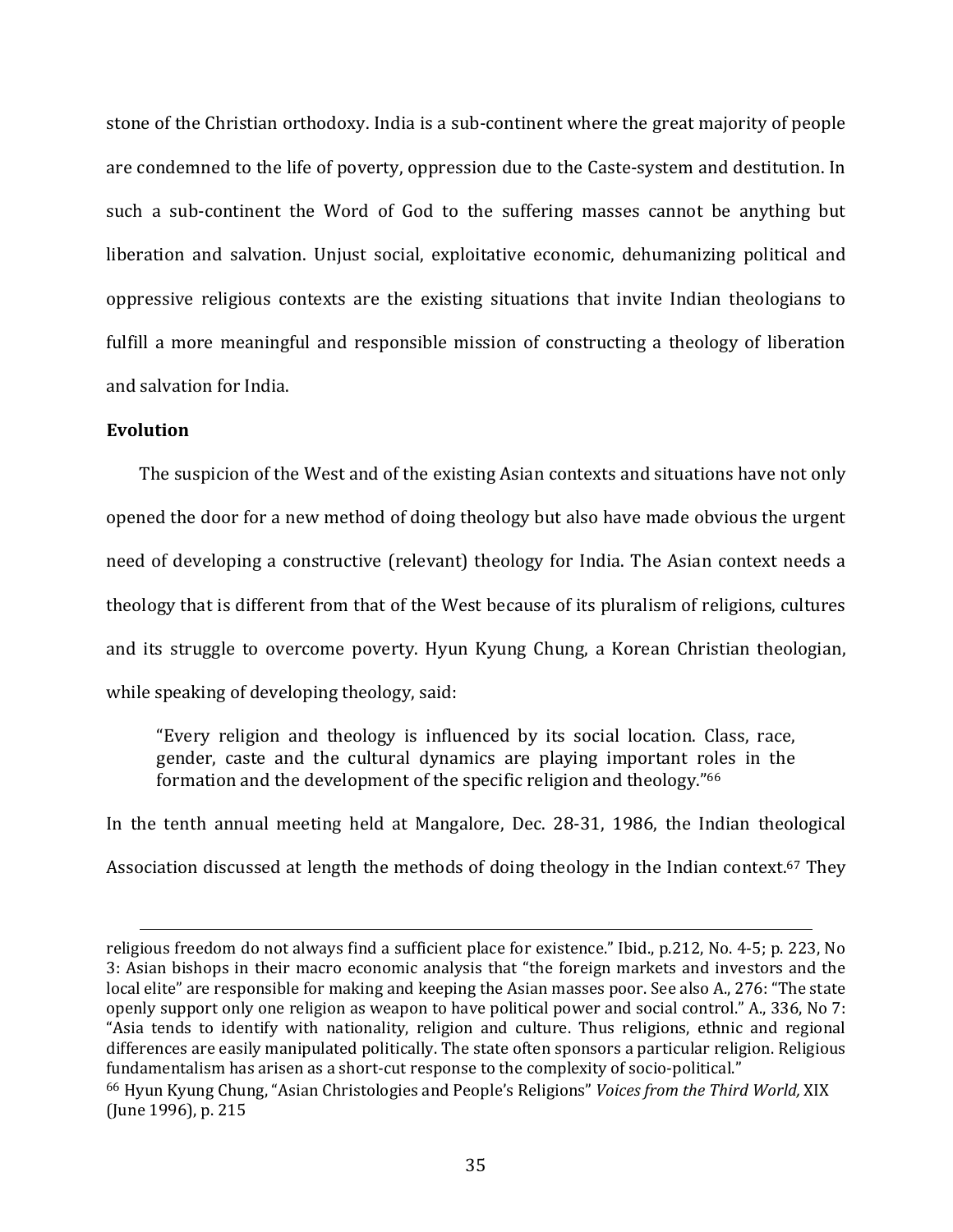stone of the Christian orthodoxy. India is a sub-continent where the great majority of people are condemned to the life of poverty, oppression due to the Caste-system and destitution. In such a sub-continent the Word of God to the suffering masses cannot be anything but liberation and salvation. Unjust social, exploitative economic, dehumanizing political and oppressive religious contexts are the existing situations that invite Indian theologians to fulfill a more meaningful and responsible mission of constructing a theology of liberation and salvation for India.

**Evolution**

The suspicion of the West and of the existing Asian contexts and situations have not only opened the door for a new method of doing theology but also have made obvious the urgent need of developing a constructive (relevant) theology for India. The Asian context needs a theology that is different from that of the West because of its pluralism of religions, cultures and its struggle to overcome poverty. Hyun Kyung Chung, a Korean Christian theologian, while speaking of developing theology, said:

> "Every religion and theology is influenced by its social location. Class, race, gender, caste and the cultural dynamics are playing important roles in the formation and the development of the specific religion and theology."[66]

In the tenth annual meeting held at Mangalore, Dec. 28-31, 1986, the Indian theological Association discussed at length the methods of doing theology in the Indian context.[67] They

---

religious freedom do not always find a sufficient place for existence." Ibid., p.212, No. 4-5; p. 223, No 3: Asian bishops in their macro economic analysis that "the foreign markets and investors and the local elite" are responsible for making and keeping the Asian masses poor. See also A., 276: "The state openly support only one religion as weapon to have political power and social control." A., 336, No 7: "Asia tends to identify with nationality, religion and culture. Thus religions, ethnic and regional differences are easily manipulated politically. The state often sponsors a particular religion. Religious fundamentalism has arisen as a short-cut response to the complexity of socio-political."

[66] Hyun Kyung Chung, "Asian Christologies and People's Religions" *Voices from the Third World,* XIX (June 1996), p. 215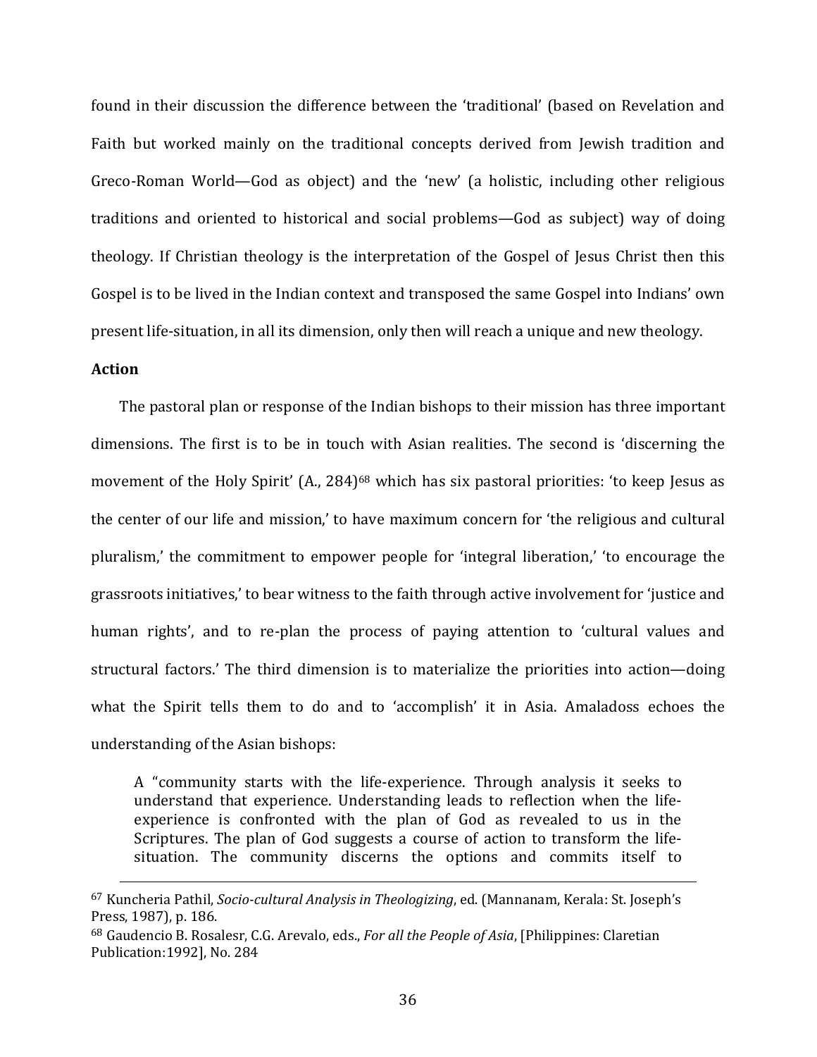found in their discussion the difference between the 'traditional' (based on Revelation and Faith but worked mainly on the traditional concepts derived from Jewish tradition and Greco-Roman World—God as object) and the 'new' (a holistic, including other religious traditions and oriented to historical and social problems—God as subject) way of doing theology. If Christian theology is the interpretation of the Gospel of Jesus Christ then this Gospel is to be lived in the Indian context and transposed the same Gospel into Indians' own present life-situation, in all its dimension, only then will reach a unique and new theology.

**Action**

The pastoral plan or response of the Indian bishops to their mission has three important dimensions. The first is to be in touch with Asian realities. The second is 'discerning the movement of the Holy Spirit' (A., 284)[68] which has six pastoral priorities: 'to keep Jesus as the center of our life and mission,' to have maximum concern for 'the religious and cultural pluralism,' the commitment to empower people for 'integral liberation,' 'to encourage the grassroots initiatives,' to bear witness to the faith through active involvement for 'justice and human rights', and to re-plan the process of paying attention to 'cultural values and structural factors.' The third dimension is to materialize the priorities into action—doing what the Spirit tells them to do and to 'accomplish' it in Asia. Amaladoss echoes the understanding of the Asian bishops:

> A "community starts with the life-experience. Through analysis it seeks to understand that experience. Understanding leads to reflection when the life-experience is confronted with the plan of God as revealed to us in the Scriptures. The plan of God suggests a course of action to transform the life-situation. The community discerns the options and commits itself to

---

[67] Kuncheria Pathil, *Socio-cultural Analysis in Theologizing*, ed. (Mannanam, Kerala: St. Joseph's Press, 1987), p. 186.

[68] Gaudencio B. Rosalesr, C.G. Arevalo, eds., *For all the People of Asia*, [Philippines: Claretian Publication:1992], No. 284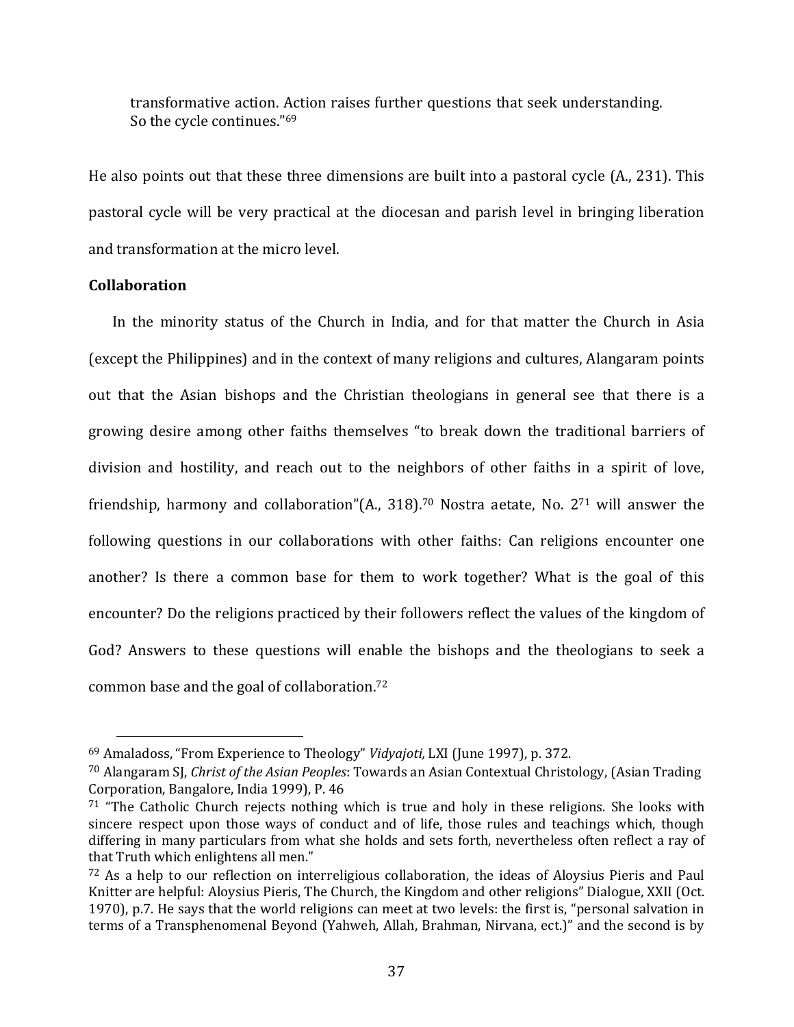transformative action. Action raises further questions that seek understanding. So the cycle continues."[69]

He also points out that these three dimensions are built into a pastoral cycle (A., 231). This pastoral cycle will be very practical at the diocesan and parish level in bringing liberation and transformation at the micro level.

**Collaboration**

In the minority status of the Church in India, and for that matter the Church in Asia (except the Philippines) and in the context of many religions and cultures, Alangaram points out that the Asian bishops and the Christian theologians in general see that there is a growing desire among other faiths themselves "to break down the traditional barriers of division and hostility, and reach out to the neighbors of other faiths in a spirit of love, friendship, harmony and collaboration"(A., 318).[70] Nostra aetate, No. 2[71] will answer the following questions in our collaborations with other faiths: Can religions encounter one another? Is there a common base for them to work together? What is the goal of this encounter? Do the religions practiced by their followers reflect the values of the kingdom of God? Answers to these questions will enable the bishops and the theologians to seek a common base and the goal of collaboration.[72]

---

[69] Amaladoss, "From Experience to Theology" *Vidyajoti,* LXI (June 1997), p. 372.

[70] Alangaram SJ, *Christ of the Asian Peoples*: Towards an Asian Contextual Christology, (Asian Trading Corporation, Bangalore, India 1999), P. 46

[71] "The Catholic Church rejects nothing which is true and holy in these religions. She looks with sincere respect upon those ways of conduct and of life, those rules and teachings which, though differing in many particulars from what she holds and sets forth, nevertheless often reflect a ray of that Truth which enlightens all men."

[72] As a help to our reflection on interreligious collaboration, the ideas of Aloysius Pieris and Paul Knitter are helpful: Aloysius Pieris, The Church, the Kingdom and other religions" Dialogue, XXII (Oct. 1970), p.7. He says that the world religions can meet at two levels: the first is, "personal salvation in terms of a Transphenomenal Beyond (Yahweh, Allah, Brahman, Nirvana, ect.)" and the second is by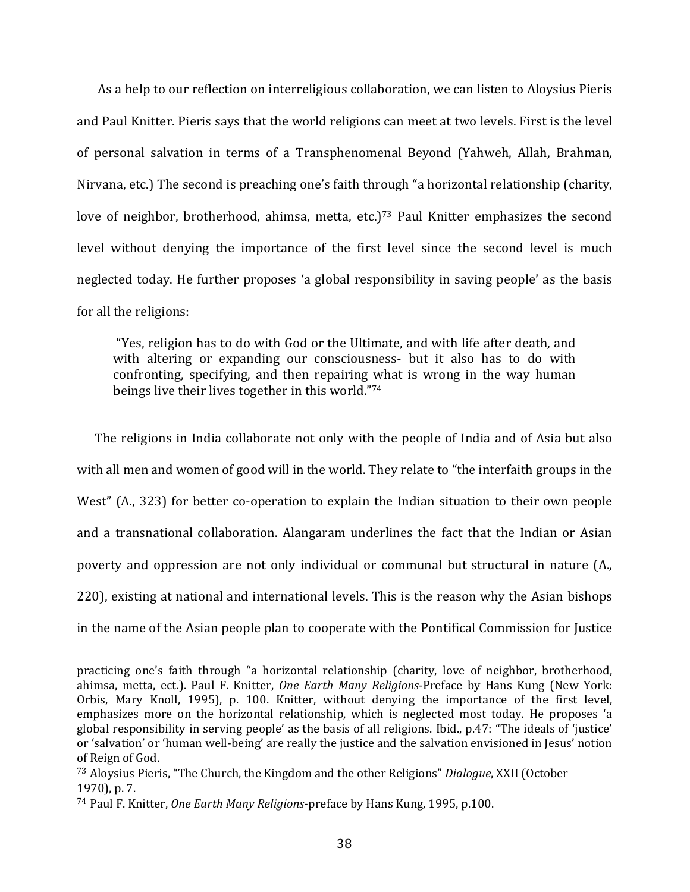As a help to our reflection on interreligious collaboration, we can listen to Aloysius Pieris and Paul Knitter. Pieris says that the world religions can meet at two levels. First is the level of personal salvation in terms of a Transphenomenal Beyond (Yahweh, Allah, Brahman, Nirvana, etc.) The second is preaching one's faith through "a horizontal relationship (charity, love of neighbor, brotherhood, ahimsa, metta, etc.)[73] Paul Knitter emphasizes the second level without denying the importance of the first level since the second level is much neglected today. He further proposes 'a global responsibility in saving people' as the basis for all the religions:

> "Yes, religion has to do with God or the Ultimate, and with life after death, and with altering or expanding our consciousness- but it also has to do with confronting, specifying, and then repairing what is wrong in the way human beings live their lives together in this world."[74]

The religions in India collaborate not only with the people of India and of Asia but also with all men and women of good will in the world. They relate to "the interfaith groups in the West" (A., 323) for better co-operation to explain the Indian situation to their own people and a transnational collaboration. Alangaram underlines the fact that the Indian or Asian poverty and oppression are not only individual or communal but structural in nature (A., 220), existing at national and international levels. This is the reason why the Asian bishops in the name of the Asian people plan to cooperate with the Pontifical Commission for Justice

---

practicing one's faith through "a horizontal relationship (charity, love of neighbor, brotherhood, ahimsa, metta, ect.). Paul F. Knitter, *One Earth Many Religions*-Preface by Hans Kung (New York: Orbis, Mary Knoll, 1995), p. 100. Knitter, without denying the importance of the first level, emphasizes more on the horizontal relationship, which is neglected most today. He proposes 'a global responsibility in serving people' as the basis of all religions. Ibid., p.47: "The ideals of 'justice' or 'salvation' or 'human well-being' are really the justice and the salvation envisioned in Jesus' notion of Reign of God.

[73] Aloysius Pieris, "The Church, the Kingdom and the other Religions" *Dialogue*, XXII (October 1970), p. 7.

[74] Paul F. Knitter, *One Earth Many Religions*-preface by Hans Kung, 1995, p.100.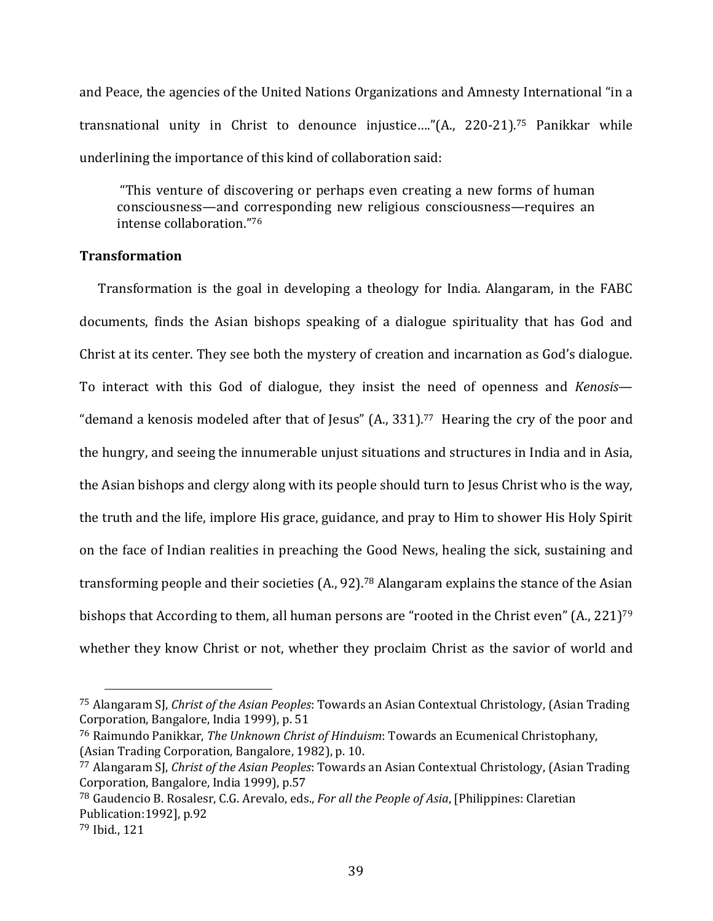and Peace, the agencies of the United Nations Organizations and Amnesty International "in a transnational unity in Christ to denounce injustice…."(A., 220-21).[75] Panikkar while underlining the importance of this kind of collaboration said:

> "This venture of discovering or perhaps even creating a new forms of human consciousness—and corresponding new religious consciousness—requires an intense collaboration."[76]

**Transformation**

Transformation is the goal in developing a theology for India. Alangaram, in the FABC documents, finds the Asian bishops speaking of a dialogue spirituality that has God and Christ at its center. They see both the mystery of creation and incarnation as God's dialogue. To interact with this God of dialogue, they insist the need of openness and *Kenosis*—"demand a kenosis modeled after that of Jesus" (A., 331).[77] Hearing the cry of the poor and the hungry, and seeing the innumerable unjust situations and structures in India and in Asia, the Asian bishops and clergy along with its people should turn to Jesus Christ who is the way, the truth and the life, implore His grace, guidance, and pray to Him to shower His Holy Spirit on the face of Indian realities in preaching the Good News, healing the sick, sustaining and transforming people and their societies (A., 92).[78] Alangaram explains the stance of the Asian bishops that According to them, all human persons are "rooted in the Christ even" (A., 221)[79] whether they know Christ or not, whether they proclaim Christ as the savior of world and

---

[75] Alangaram SJ, *Christ of the Asian Peoples*: Towards an Asian Contextual Christology, (Asian Trading Corporation, Bangalore, India 1999), p. 51

[76] Raimundo Panikkar, *The Unknown Christ of Hinduism*: Towards an Ecumenical Christophany, (Asian Trading Corporation, Bangalore, 1982), p. 10.

[77] Alangaram SJ, *Christ of the Asian Peoples*: Towards an Asian Contextual Christology, (Asian Trading Corporation, Bangalore, India 1999), p.57

[78] Gaudencio B. Rosalesr, C.G. Arevalo, eds., *For all the People of Asia*, [Philippines: Claretian Publication:1992], p.92

[79] Ibid., 121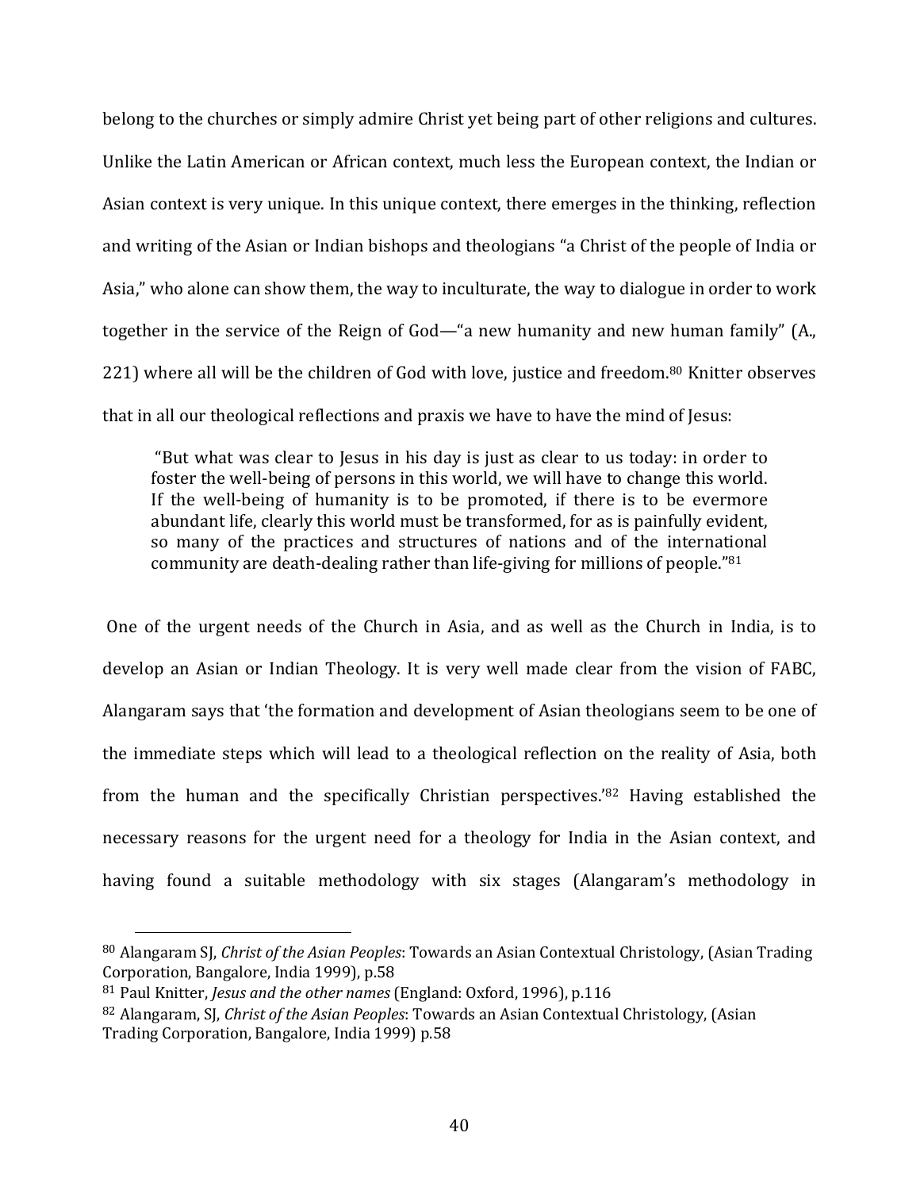belong to the churches or simply admire Christ yet being part of other religions and cultures. Unlike the Latin American or African context, much less the European context, the Indian or Asian context is very unique. In this unique context, there emerges in the thinking, reflection and writing of the Asian or Indian bishops and theologians "a Christ of the people of India or Asia," who alone can show them, the way to inculturate, the way to dialogue in order to work together in the service of the Reign of God—"a new humanity and new human family" (A., 221) where all will be the children of God with love, justice and freedom.[80] Knitter observes that in all our theological reflections and praxis we have to have the mind of Jesus:

> "But what was clear to Jesus in his day is just as clear to us today: in order to foster the well-being of persons in this world, we will have to change this world. If the well-being of humanity is to be promoted, if there is to be evermore abundant life, clearly this world must be transformed, for as is painfully evident, so many of the practices and structures of nations and of the international community are death-dealing rather than life-giving for millions of people."[81]

One of the urgent needs of the Church in Asia, and as well as the Church in India, is to develop an Asian or Indian Theology. It is very well made clear from the vision of FABC, Alangaram says that 'the formation and development of Asian theologians seem to be one of the immediate steps which will lead to a theological reflection on the reality of Asia, both from the human and the specifically Christian perspectives.'[82] Having established the necessary reasons for the urgent need for a theology for India in the Asian context, and having found a suitable methodology with six stages (Alangaram's methodology in

---

[80] Alangaram SJ, *Christ of the Asian Peoples*: Towards an Asian Contextual Christology, (Asian Trading Corporation, Bangalore, India 1999), p.58

[81] Paul Knitter, *Jesus and the other names* (England: Oxford, 1996), p.116

[82] Alangaram, SJ, *Christ of the Asian Peoples*: Towards an Asian Contextual Christology, (Asian Trading Corporation, Bangalore, India 1999) p.58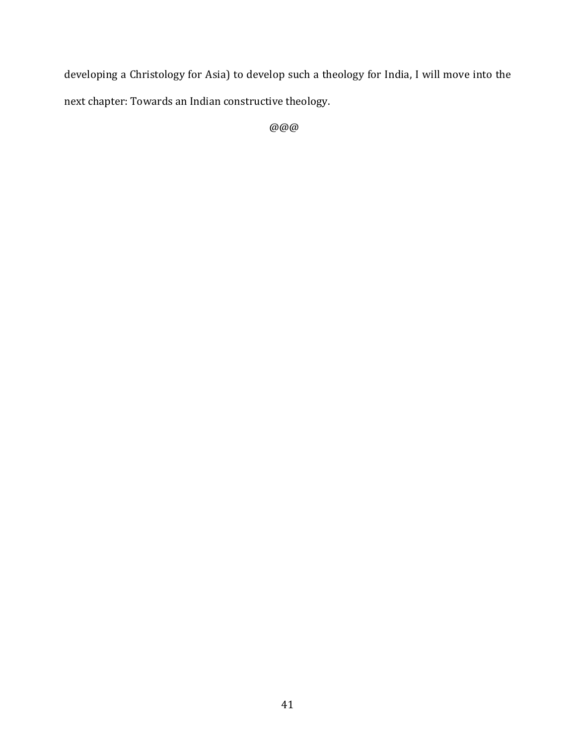developing a Christology for Asia) to develop such a theology for India, I will move into the next chapter: Towards an Indian constructive theology.

@@@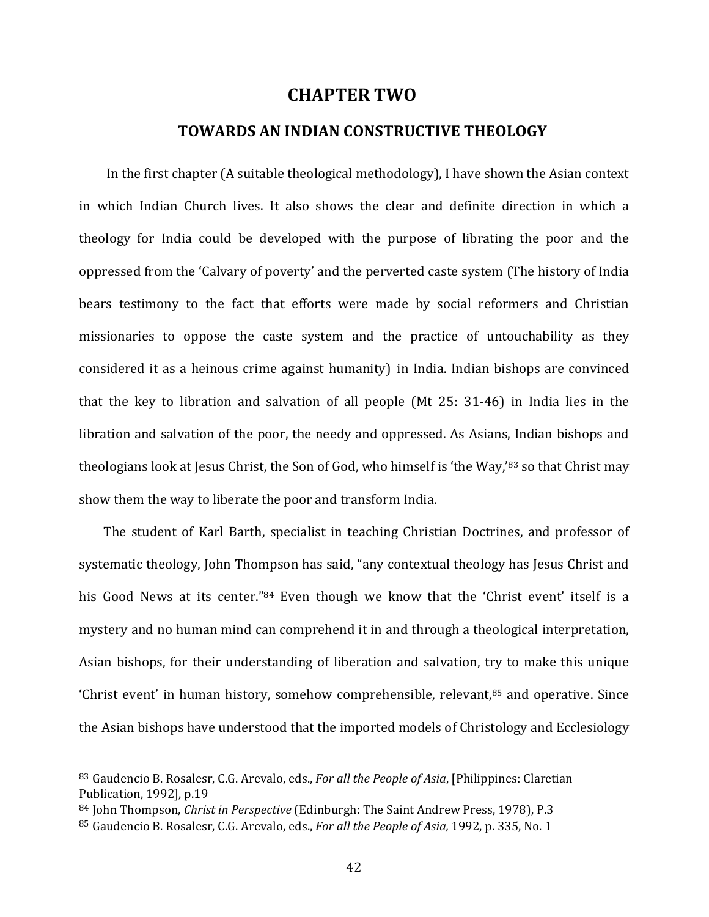# CHAPTER TWO

## TOWARDS AN INDIAN CONSTRUCTIVE THEOLOGY

In the first chapter (A suitable theological methodology), I have shown the Asian context in which Indian Church lives. It also shows the clear and definite direction in which a theology for India could be developed with the purpose of librating the poor and the oppressed from the 'Calvary of poverty' and the perverted caste system (The history of India bears testimony to the fact that efforts were made by social reformers and Christian missionaries to oppose the caste system and the practice of untouchability as they considered it as a heinous crime against humanity) in India. Indian bishops are convinced that the key to libration and salvation of all people (Mt 25: 31-46) in India lies in the libration and salvation of the poor, the needy and oppressed. As Asians, Indian bishops and theologians look at Jesus Christ, the Son of God, who himself is 'the Way,'[83] so that Christ may show them the way to liberate the poor and transform India.

The student of Karl Barth, specialist in teaching Christian Doctrines, and professor of systematic theology, John Thompson has said, "any contextual theology has Jesus Christ and his Good News at its center."[84] Even though we know that the 'Christ event' itself is a mystery and no human mind can comprehend it in and through a theological interpretation, Asian bishops, for their understanding of liberation and salvation, try to make this unique 'Christ event' in human history, somehow comprehensible, relevant,[85] and operative. Since the Asian bishops have understood that the imported models of Christology and Ecclesiology

---

[83] Gaudencio B. Rosalesr, C.G. Arevalo, eds., *For all the People of Asia*, [Philippines: Claretian Publication, 1992], p.19

[84] John Thompson, *Christ in Perspective* (Edinburgh: The Saint Andrew Press, 1978), P.3

[85] Gaudencio B. Rosalesr, C.G. Arevalo, eds., *For all the People of Asia,* 1992, p. 335, No. 1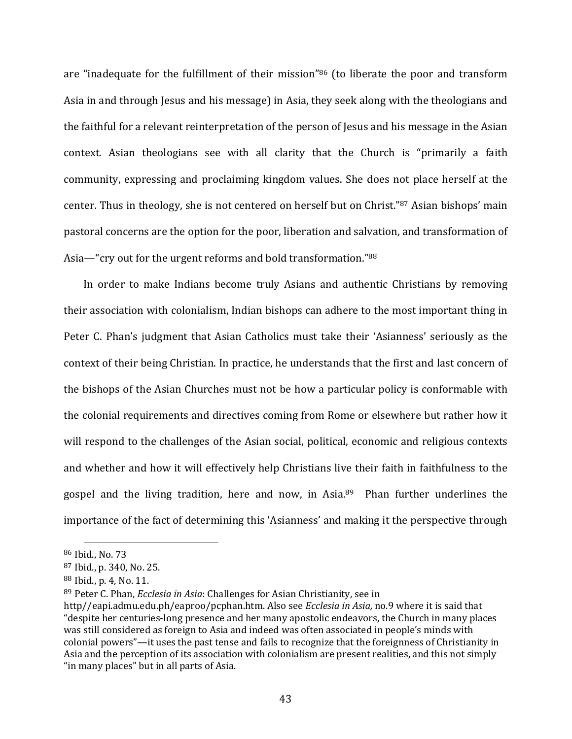are "inadequate for the fulfillment of their mission"[86] (to liberate the poor and transform Asia in and through Jesus and his message) in Asia, they seek along with the theologians and the faithful for a relevant reinterpretation of the person of Jesus and his message in the Asian context. Asian theologians see with all clarity that the Church is "primarily a faith community, expressing and proclaiming kingdom values. She does not place herself at the center. Thus in theology, she is not centered on herself but on Christ."[87] Asian bishops' main pastoral concerns are the option for the poor, liberation and salvation, and transformation of Asia—"cry out for the urgent reforms and bold transformation."[88]

In order to make Indians become truly Asians and authentic Christians by removing their association with colonialism, Indian bishops can adhere to the most important thing in Peter C. Phan's judgment that Asian Catholics must take their 'Asianness' seriously as the context of their being Christian. In practice, he understands that the first and last concern of the bishops of the Asian Churches must not be how a particular policy is conformable with the colonial requirements and directives coming from Rome or elsewhere but rather how it will respond to the challenges of the Asian social, political, economic and religious contexts and whether and how it will effectively help Christians live their faith in faithfulness to the gospel and the living tradition, here and now, in Asia.[89] Phan further underlines the importance of the fact of determining this 'Asianness' and making it the perspective through

---

[86] Ibid., No. 73

[87] Ibid., p. 340, No. 25.

[88] Ibid., p. 4, No. 11.

[89] Peter C. Phan, *Ecclesia in Asia*: Challenges for Asian Christianity, see in http//eapi.admu.edu.ph/eaproo/pcphan.htm. Also see *Ecclesia in Asia,* no.9 where it is said that "despite her centuries-long presence and her many apostolic endeavors, the Church in many places was still considered as foreign to Asia and indeed was often associated in people's minds with colonial powers"—it uses the past tense and fails to recognize that the foreignness of Christianity in Asia and the perception of its association with colonialism are present realities, and this not simply "in many places" but in all parts of Asia.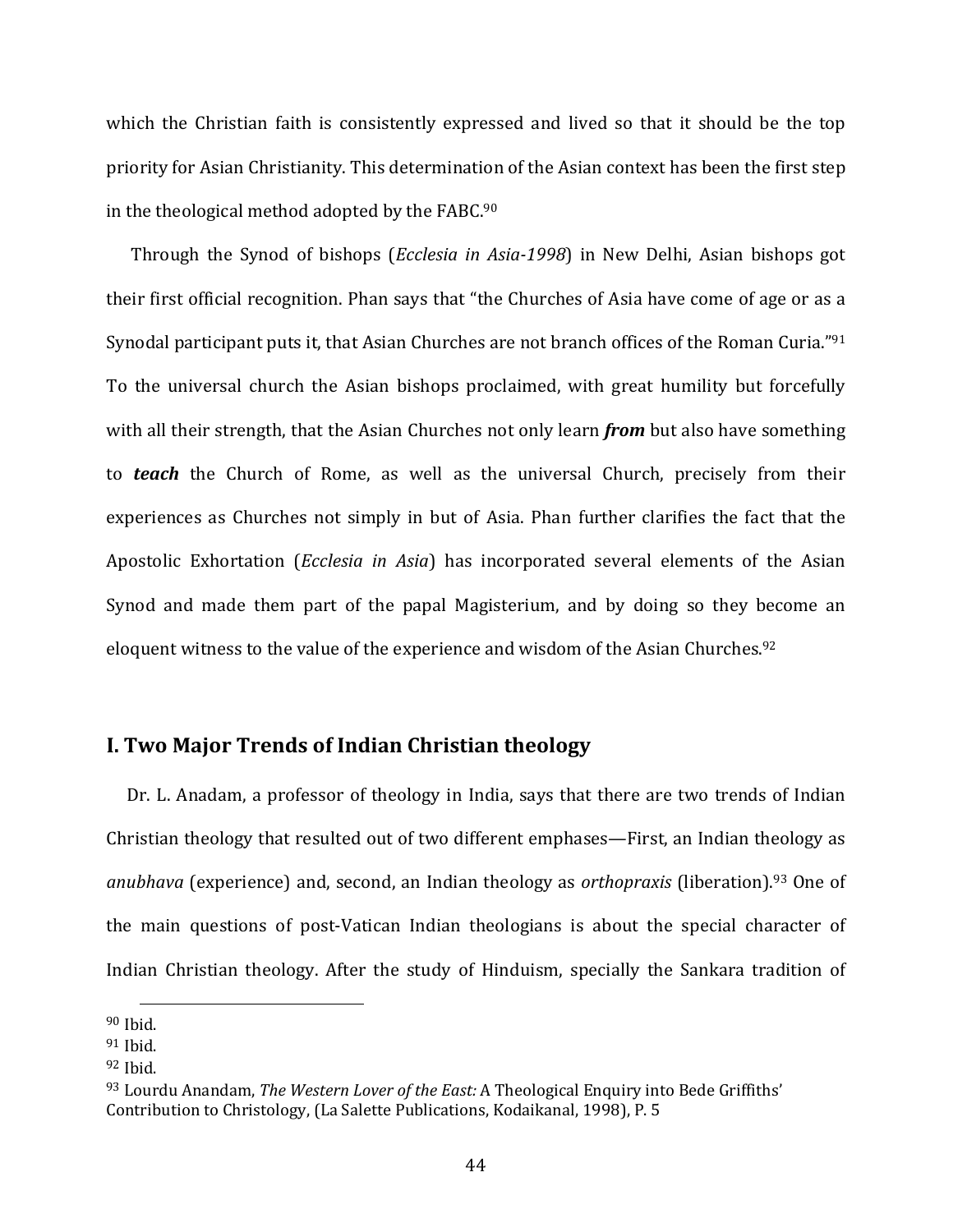which the Christian faith is consistently expressed and lived so that it should be the top priority for Asian Christianity. This determination of the Asian context has been the first step in the theological method adopted by the FABC.[90]

Through the Synod of bishops (*Ecclesia in Asia-1998*) in New Delhi, Asian bishops got their first official recognition. Phan says that "the Churches of Asia have come of age or as a Synodal participant puts it, that Asian Churches are not branch offices of the Roman Curia."[91] To the universal church the Asian bishops proclaimed, with great humility but forcefully with all their strength, that the Asian Churches not only learn ***from*** but also have something to ***teach*** the Church of Rome, as well as the universal Church, precisely from their experiences as Churches not simply in but of Asia. Phan further clarifies the fact that the Apostolic Exhortation (*Ecclesia in Asia*) has incorporated several elements of the Asian Synod and made them part of the papal Magisterium, and by doing so they become an eloquent witness to the value of the experience and wisdom of the Asian Churches.[92]

## I. Two Major Trends of Indian Christian theology

Dr. L. Anadam, a professor of theology in India, says that there are two trends of Indian Christian theology that resulted out of two different emphases—First, an Indian theology as *anubhava* (experience) and, second, an Indian theology as *orthopraxis* (liberation).[93] One of the main questions of post-Vatican Indian theologians is about the special character of Indian Christian theology. After the study of Hinduism, specially the Sankara tradition of

---

[90] Ibid.

[91] Ibid.

[92] Ibid.

[93] Lourdu Anandam, *The Western Lover of the East:* A Theological Enquiry into Bede Griffiths' Contribution to Christology, (La Salette Publications, Kodaikanal, 1998), P. 5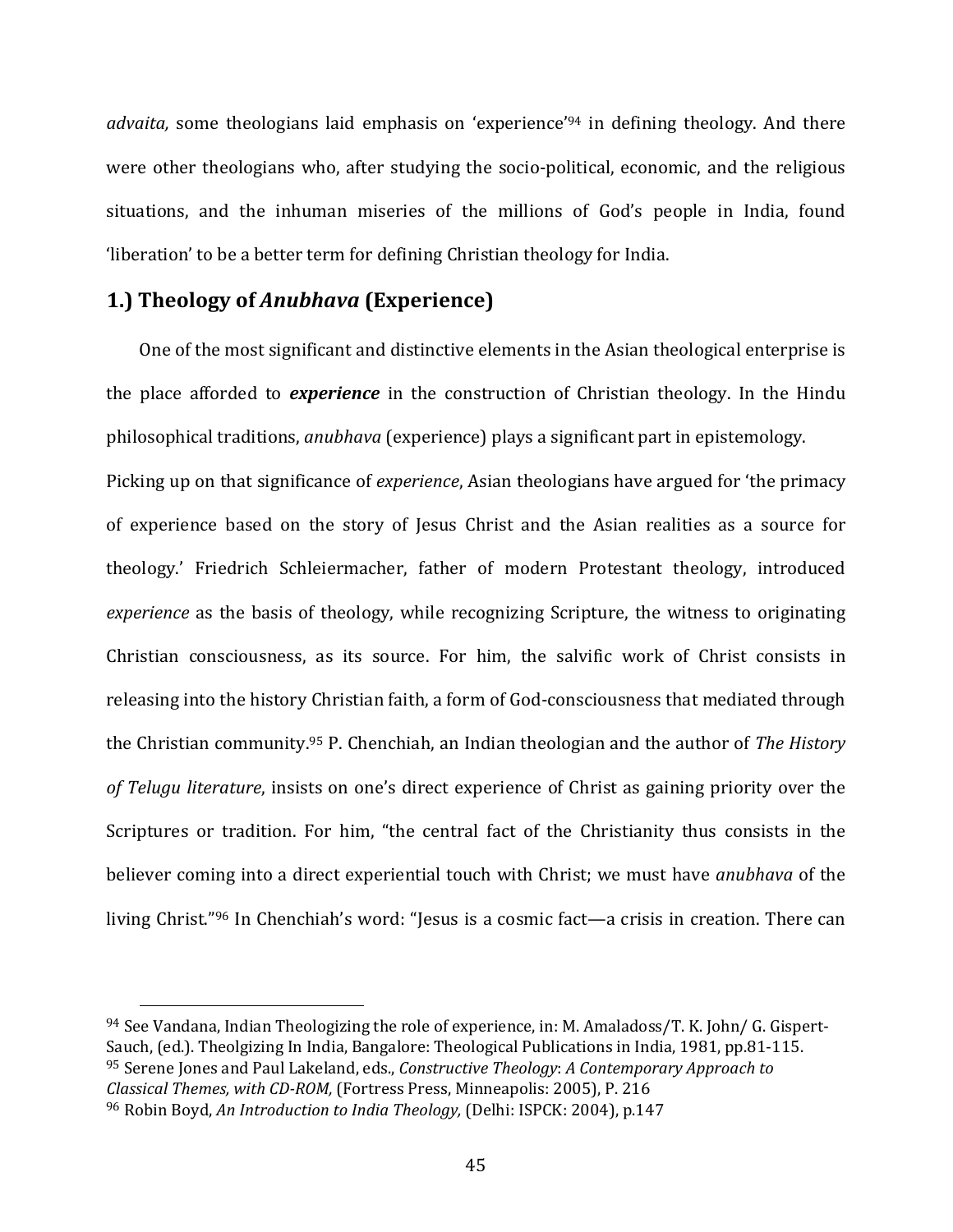*advaita,* some theologians laid emphasis on 'experience'[94] in defining theology. And there were other theologians who, after studying the socio-political, economic, and the religious situations, and the inhuman miseries of the millions of God's people in India, found 'liberation' to be a better term for defining Christian theology for India.

## 1.) Theology of *Anubhava* (Experience)

One of the most significant and distinctive elements in the Asian theological enterprise is the place afforded to ***experience*** in the construction of Christian theology. In the Hindu philosophical traditions, *anubhava* (experience) plays a significant part in epistemology.

Picking up on that significance of *experience*, Asian theologians have argued for 'the primacy of experience based on the story of Jesus Christ and the Asian realities as a source for theology.' Friedrich Schleiermacher, father of modern Protestant theology, introduced *experience* as the basis of theology, while recognizing Scripture, the witness to originating Christian consciousness, as its source. For him, the salvific work of Christ consists in releasing into the history Christian faith, a form of God-consciousness that mediated through the Christian community.[95] P. Chenchiah, an Indian theologian and the author of *The History of Telugu literature*, insists on one's direct experience of Christ as gaining priority over the Scriptures or tradition. For him, "the central fact of the Christianity thus consists in the believer coming into a direct experiential touch with Christ; we must have *anubhava* of the living Christ."[96] In Chenchiah's word: "Jesus is a cosmic fact—a crisis in creation. There can

---

[94] See Vandana, Indian Theologizing the role of experience, in: M. Amaladoss/T. K. John/ G. Gispert-Sauch, (ed.). Theolgizing In India, Bangalore: Theological Publications in India, 1981, pp.81-115.

[95] Serene Jones and Paul Lakeland, eds., *Constructive Theology*: *A Contemporary Approach to Classical Themes, with CD-ROM,* (Fortress Press, Minneapolis: 2005), P. 216

[96] Robin Boyd, *An Introduction to India Theology,* (Delhi: ISPCK: 2004), p.147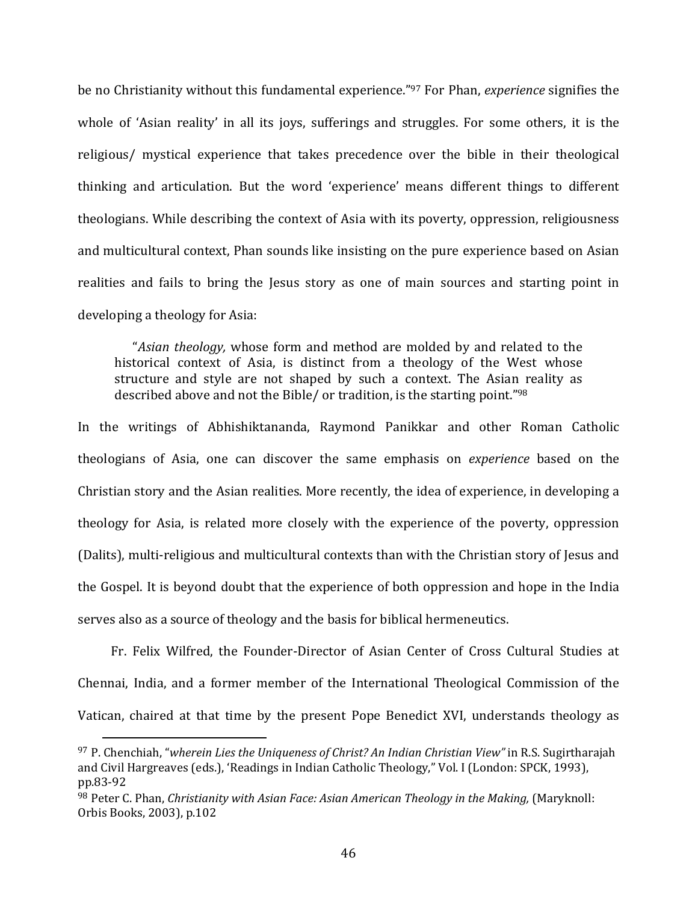be no Christianity without this fundamental experience."[97] For Phan, *experience* signifies the whole of 'Asian reality' in all its joys, sufferings and struggles. For some others, it is the religious/ mystical experience that takes precedence over the bible in their theological thinking and articulation. But the word 'experience' means different things to different theologians. While describing the context of Asia with its poverty, oppression, religiousness and multicultural context, Phan sounds like insisting on the pure experience based on Asian realities and fails to bring the Jesus story as one of main sources and starting point in developing a theology for Asia:

> "*Asian theology,* whose form and method are molded by and related to the historical context of Asia, is distinct from a theology of the West whose structure and style are not shaped by such a context. The Asian reality as described above and not the Bible/ or tradition, is the starting point."[98]

In the writings of Abhishiktananda, Raymond Panikkar and other Roman Catholic theologians of Asia, one can discover the same emphasis on *experience* based on the Christian story and the Asian realities. More recently, the idea of experience, in developing a theology for Asia, is related more closely with the experience of the poverty, oppression (Dalits), multi-religious and multicultural contexts than with the Christian story of Jesus and the Gospel. It is beyond doubt that the experience of both oppression and hope in the India serves also as a source of theology and the basis for biblical hermeneutics.

Fr. Felix Wilfred, the Founder-Director of Asian Center of Cross Cultural Studies at Chennai, India, and a former member of the International Theological Commission of the Vatican, chaired at that time by the present Pope Benedict XVI, understands theology as

---

[97] P. Chenchiah, "*wherein Lies the Uniqueness of Christ? An Indian Christian View"* in R.S. Sugirtharajah and Civil Hargreaves (eds.), 'Readings in Indian Catholic Theology," Vol. I (London: SPCK, 1993), pp.83-92

[98] Peter C. Phan, *Christianity with Asian Face: Asian American Theology in the Making,* (Maryknoll: Orbis Books, 2003), p.102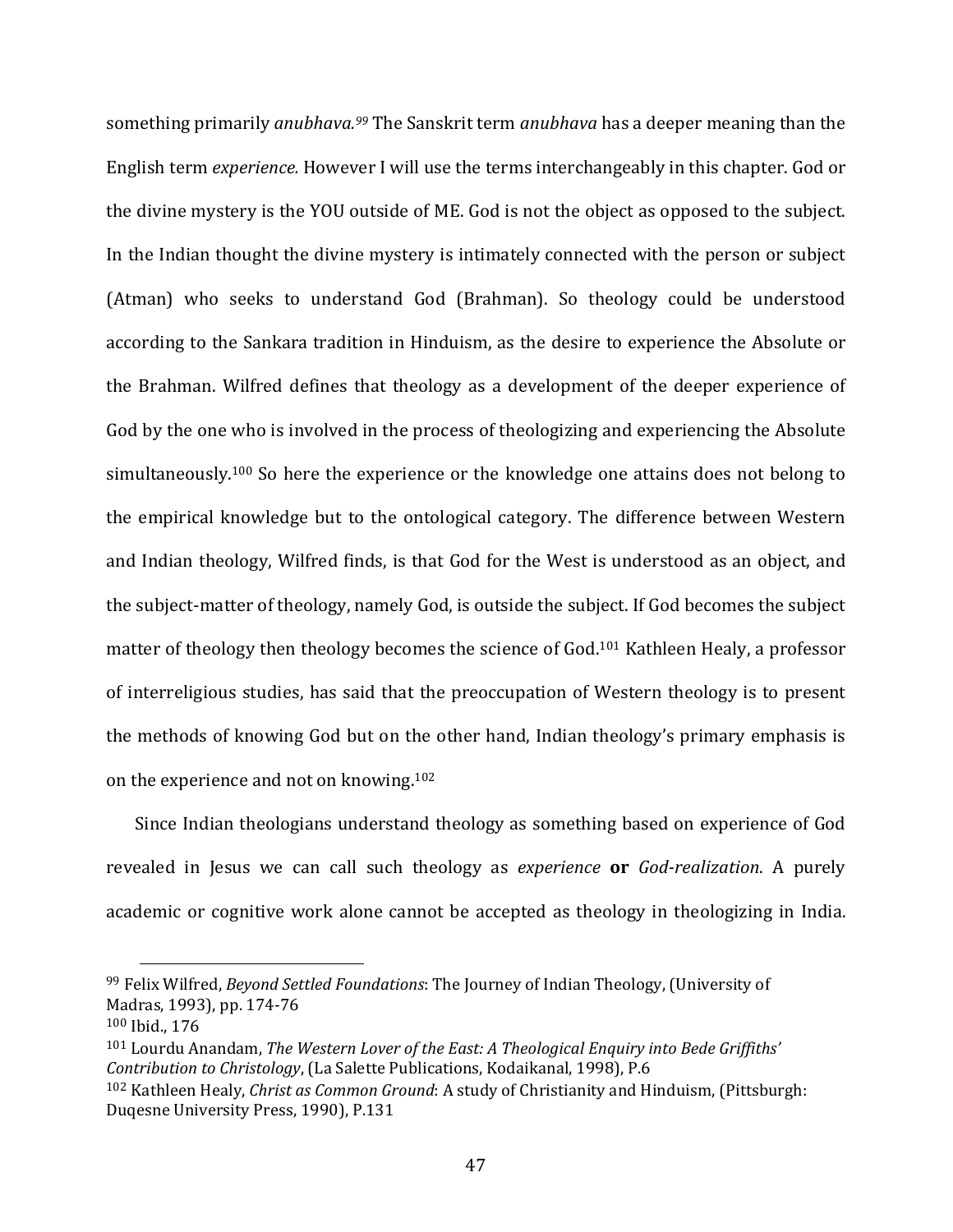something primarily *anubhava.*[99] The Sanskrit term *anubhava* has a deeper meaning than the English term *experience.* However I will use the terms interchangeably in this chapter. God or the divine mystery is the YOU outside of ME. God is not the object as opposed to the subject. In the Indian thought the divine mystery is intimately connected with the person or subject (Atman) who seeks to understand God (Brahman). So theology could be understood according to the Sankara tradition in Hinduism, as the desire to experience the Absolute or the Brahman. Wilfred defines that theology as a development of the deeper experience of God by the one who is involved in the process of theologizing and experiencing the Absolute simultaneously.[100] So here the experience or the knowledge one attains does not belong to the empirical knowledge but to the ontological category. The difference between Western and Indian theology, Wilfred finds, is that God for the West is understood as an object, and the subject-matter of theology, namely God, is outside the subject. If God becomes the subject matter of theology then theology becomes the science of God.[101] Kathleen Healy, a professor of interreligious studies, has said that the preoccupation of Western theology is to present the methods of knowing God but on the other hand, Indian theology's primary emphasis is on the experience and not on knowing.[102]

Since Indian theologians understand theology as something based on experience of God revealed in Jesus we can call such theology as *experience* **or** *God-realization*. A purely academic or cognitive work alone cannot be accepted as theology in theologizing in India.

---

[99] Felix Wilfred, *Beyond Settled Foundations*: The Journey of Indian Theology, (University of Madras, 1993), pp. 174-76

[100] Ibid., 176

[101] Lourdu Anandam, *The Western Lover of the East: A Theological Enquiry into Bede Griffiths' Contribution to Christology*, (La Salette Publications, Kodaikanal, 1998), P.6

[102] Kathleen Healy, *Christ as Common Ground*: A study of Christianity and Hinduism, (Pittsburgh: Duqesne University Press, 1990), P.131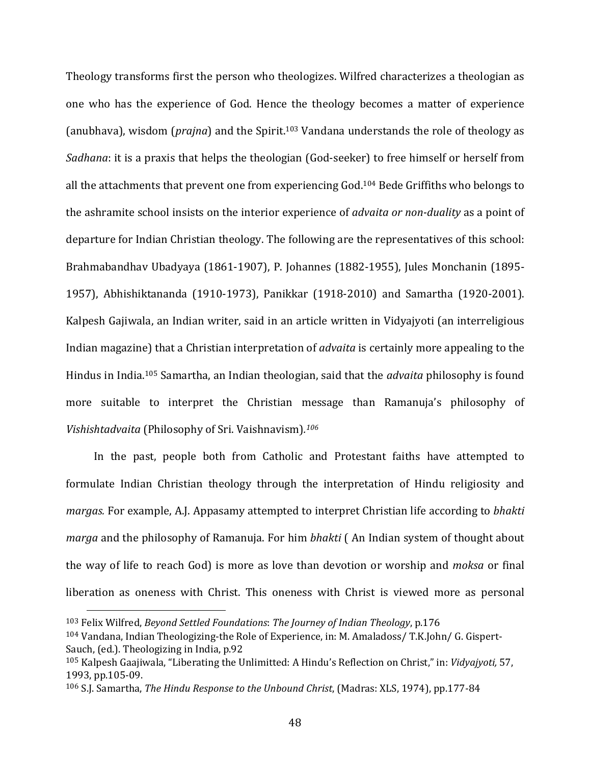Theology transforms first the person who theologizes. Wilfred characterizes a theologian as one who has the experience of God. Hence the theology becomes a matter of experience (anubhava), wisdom (*prajna*) and the Spirit.[103] Vandana understands the role of theology as *Sadhana*: it is a praxis that helps the theologian (God-seeker) to free himself or herself from all the attachments that prevent one from experiencing God.[104] Bede Griffiths who belongs to the ashramite school insists on the interior experience of *advaita or non-duality* as a point of departure for Indian Christian theology. The following are the representatives of this school: Brahmabandhav Ubadyaya (1861-1907), P. Johannes (1882-1955), Jules Monchanin (1895-1957), Abhishiktananda (1910-1973), Panikkar (1918-2010) and Samartha (1920-2001). Kalpesh Gajiwala, an Indian writer, said in an article written in Vidyajyoti (an interreligious Indian magazine) that a Christian interpretation of *advaita* is certainly more appealing to the Hindus in India.[105] Samartha, an Indian theologian, said that the *advaita* philosophy is found more suitable to interpret the Christian message than Ramanuja's philosophy of *Vishishtadvaita* (Philosophy of Sri. Vaishnavism).[106]

In the past, people both from Catholic and Protestant faiths have attempted to formulate Indian Christian theology through the interpretation of Hindu religiosity and *margas.* For example, A.J. Appasamy attempted to interpret Christian life according to *bhakti marga* and the philosophy of Ramanuja. For him *bhakti* ( An Indian system of thought about the way of life to reach God) is more as love than devotion or worship and *moksa* or final liberation as oneness with Christ. This oneness with Christ is viewed more as personal

---

[103] Felix Wilfred, *Beyond Settled Foundations*: *The Journey of Indian Theology*, p.176

[104] Vandana, Indian Theologizing-the Role of Experience, in: M. Amaladoss/ T.K.John/ G. Gispert-Sauch, (ed.). Theologizing in India, p.92

[105] Kalpesh Gaajiwala, "Liberating the Unlimitted: A Hindu's Reflection on Christ," in: *Vidyajyoti,* 57, 1993, pp.105-09.

[106] S.J. Samartha, *The Hindu Response to the Unbound Christ*, (Madras: XLS, 1974), pp.177-84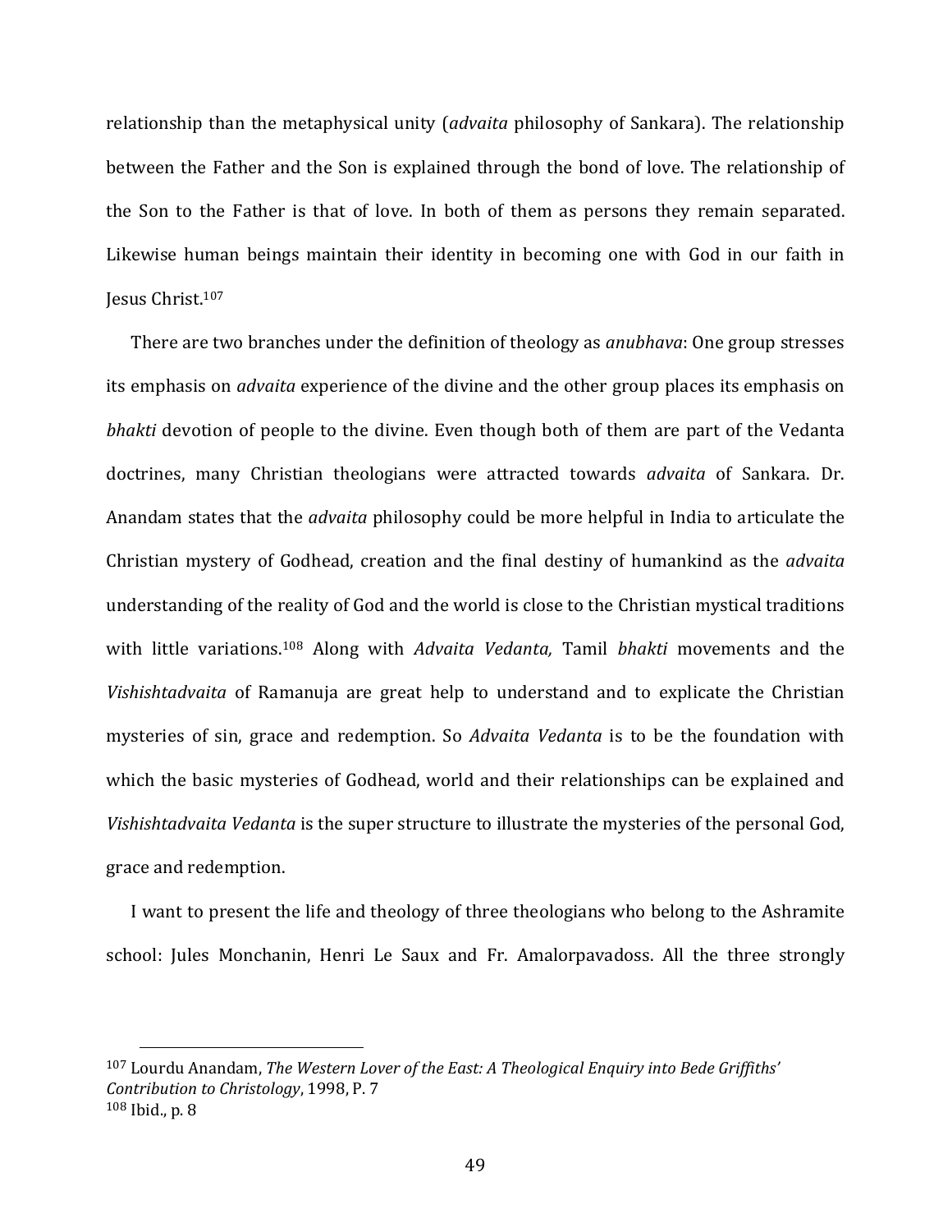relationship than the metaphysical unity (*advaita* philosophy of Sankara). The relationship between the Father and the Son is explained through the bond of love. The relationship of the Son to the Father is that of love. In both of them as persons they remain separated. Likewise human beings maintain their identity in becoming one with God in our faith in Jesus Christ.[107]

There are two branches under the definition of theology as *anubhava*: One group stresses its emphasis on *advaita* experience of the divine and the other group places its emphasis on *bhakti* devotion of people to the divine. Even though both of them are part of the Vedanta doctrines, many Christian theologians were attracted towards *advaita* of Sankara. Dr. Anandam states that the *advaita* philosophy could be more helpful in India to articulate the Christian mystery of Godhead, creation and the final destiny of humankind as the *advaita* understanding of the reality of God and the world is close to the Christian mystical traditions with little variations.[108] Along with *Advaita Vedanta,* Tamil *bhakti* movements and the *Vishishtadvaita* of Ramanuja are great help to understand and to explicate the Christian mysteries of sin, grace and redemption. So *Advaita Vedanta* is to be the foundation with which the basic mysteries of Godhead, world and their relationships can be explained and *Vishishtadvaita Vedanta* is the super structure to illustrate the mysteries of the personal God, grace and redemption.

I want to present the life and theology of three theologians who belong to the Ashramite school: Jules Monchanin, Henri Le Saux and Fr. Amalorpavadoss. All the three strongly

---

[107] Lourdu Anandam, *The Western Lover of the East: A Theological Enquiry into Bede Griffiths' Contribution to Christology*, 1998, P. 7

[108] Ibid., p. 8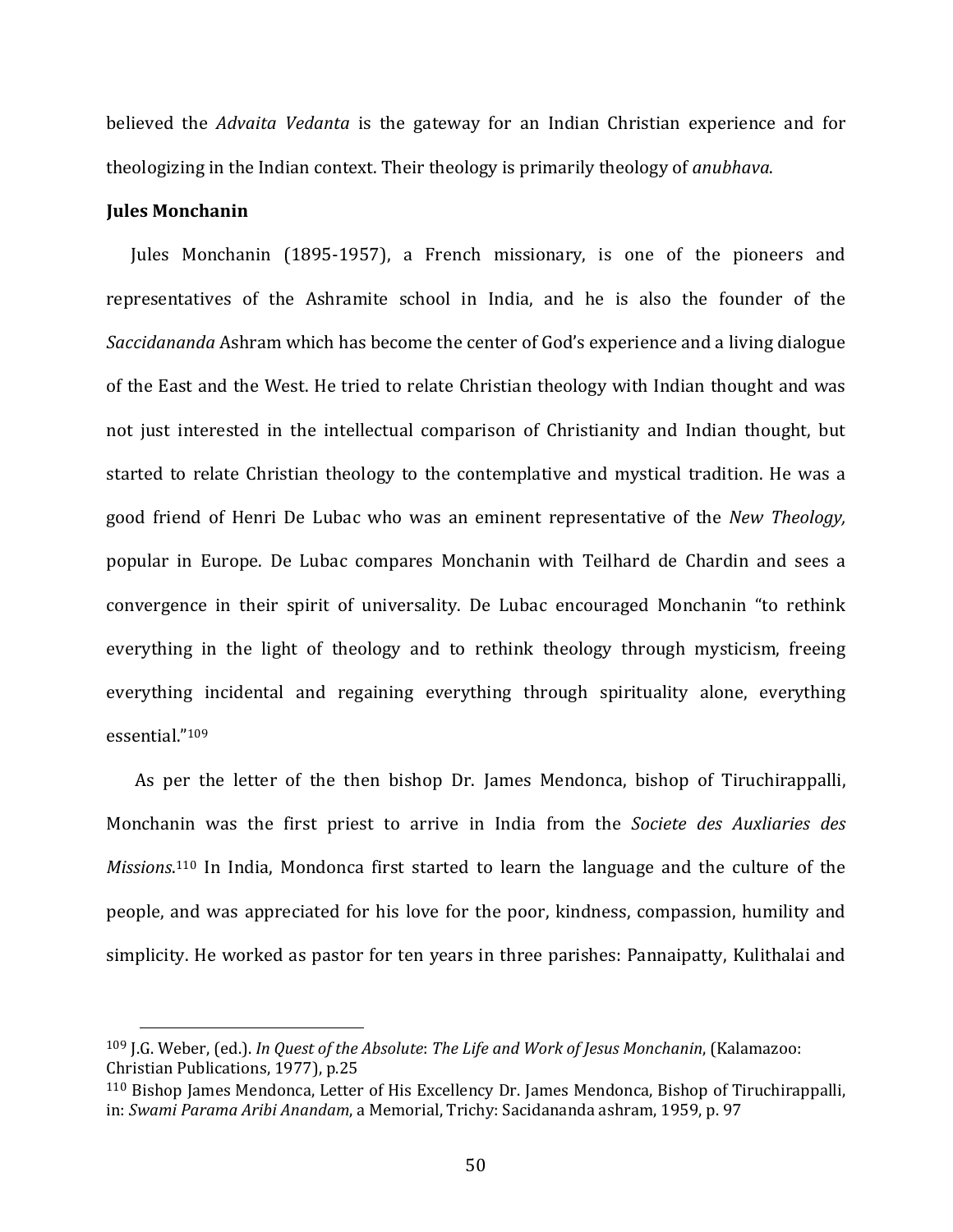believed the *Advaita Vedanta* is the gateway for an Indian Christian experience and for theologizing in the Indian context. Their theology is primarily theology of *anubhava*.

**Jules Monchanin**

Jules Monchanin (1895-1957), a French missionary, is one of the pioneers and representatives of the Ashramite school in India, and he is also the founder of the *Saccidananda* Ashram which has become the center of God's experience and a living dialogue of the East and the West. He tried to relate Christian theology with Indian thought and was not just interested in the intellectual comparison of Christianity and Indian thought, but started to relate Christian theology to the contemplative and mystical tradition. He was a good friend of Henri De Lubac who was an eminent representative of the *New Theology,* popular in Europe. De Lubac compares Monchanin with Teilhard de Chardin and sees a convergence in their spirit of universality. De Lubac encouraged Monchanin "to rethink everything in the light of theology and to rethink theology through mysticism, freeing everything incidental and regaining everything through spirituality alone, everything essential."[109]

As per the letter of the then bishop Dr. James Mendonca, bishop of Tiruchirappalli, Monchanin was the first priest to arrive in India from the *Societe des Auxliaries des Missions*.[110] In India, Mondonca first started to learn the language and the culture of the people, and was appreciated for his love for the poor, kindness, compassion, humility and simplicity. He worked as pastor for ten years in three parishes: Pannaipatty, Kulithalai and

---

[109] J.G. Weber, (ed.). *In Quest of the Absolute*: *The Life and Work of Jesus Monchanin*, (Kalamazoo: Christian Publications, 1977), p.25

[110] Bishop James Mendonca, Letter of His Excellency Dr. James Mendonca, Bishop of Tiruchirappalli, in: *Swami Parama Aribi Anandam*, a Memorial, Trichy: Sacidananda ashram, 1959, p. 97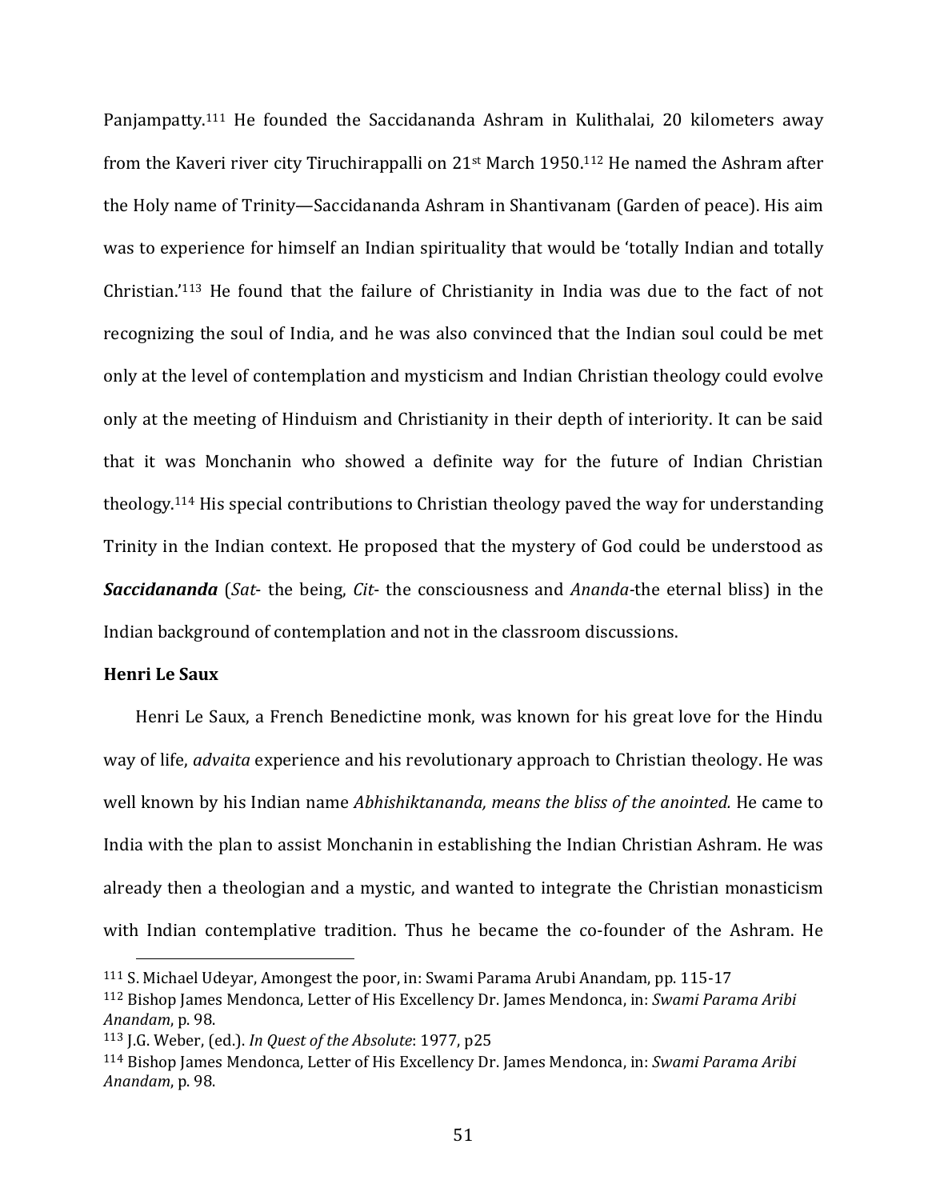Panjampatty.[111] He founded the Saccidananda Ashram in Kulithalai, 20 kilometers away from the Kaveri river city Tiruchirappalli on 21st March 1950.[112] He named the Ashram after the Holy name of Trinity—Saccidananda Ashram in Shantivanam (Garden of peace). His aim was to experience for himself an Indian spirituality that would be 'totally Indian and totally Christian.'[113] He found that the failure of Christianity in India was due to the fact of not recognizing the soul of India, and he was also convinced that the Indian soul could be met only at the level of contemplation and mysticism and Indian Christian theology could evolve only at the meeting of Hinduism and Christianity in their depth of interiority. It can be said that it was Monchanin who showed a definite way for the future of Indian Christian theology.[114] His special contributions to Christian theology paved the way for understanding Trinity in the Indian context. He proposed that the mystery of God could be understood as ***Saccidananda*** (*Sat*- the being, *Cit*- the consciousness and *Ananda*-the eternal bliss) in the Indian background of contemplation and not in the classroom discussions.

**Henri Le Saux**

Henri Le Saux, a French Benedictine monk, was known for his great love for the Hindu way of life, *advaita* experience and his revolutionary approach to Christian theology. He was well known by his Indian name *Abhishiktananda, means the bliss of the anointed.* He came to India with the plan to assist Monchanin in establishing the Indian Christian Ashram. He was already then a theologian and a mystic, and wanted to integrate the Christian monasticism with Indian contemplative tradition. Thus he became the co-founder of the Ashram. He

---

[111] S. Michael Udeyar, Amongest the poor, in: Swami Parama Arubi Anandam, pp. 115-17

[112] Bishop James Mendonca, Letter of His Excellency Dr. James Mendonca, in: *Swami Parama Aribi Anandam*, p. 98.

[113] J.G. Weber, (ed.). *In Quest of the Absolute*: 1977, p25

[114] Bishop James Mendonca, Letter of His Excellency Dr. James Mendonca, in: *Swami Parama Aribi Anandam*, p. 98.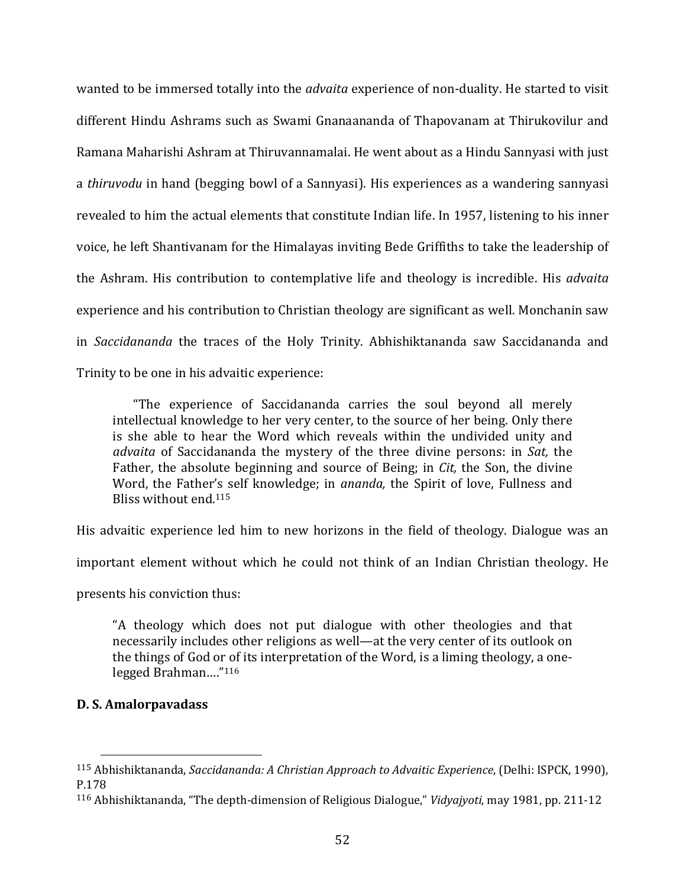wanted to be immersed totally into the *advaita* experience of non-duality. He started to visit different Hindu Ashrams such as Swami Gnanaananda of Thapovanam at Thirukovilur and Ramana Maharishi Ashram at Thiruvannamalai. He went about as a Hindu Sannyasi with just a *thiruvodu* in hand (begging bowl of a Sannyasi). His experiences as a wandering sannyasi revealed to him the actual elements that constitute Indian life. In 1957, listening to his inner voice, he left Shantivanam for the Himalayas inviting Bede Griffiths to take the leadership of the Ashram. His contribution to contemplative life and theology is incredible. His *advaita* experience and his contribution to Christian theology are significant as well. Monchanin saw in *Saccidananda* the traces of the Holy Trinity. Abhishiktananda saw Saccidananda and Trinity to be one in his advaitic experience:

> "The experience of Saccidananda carries the soul beyond all merely intellectual knowledge to her very center, to the source of her being. Only there is she able to hear the Word which reveals within the undivided unity and *advaita* of Saccidananda the mystery of the three divine persons: in *Sat,* the Father, the absolute beginning and source of Being; in *Cit,* the Son, the divine Word, the Father's self knowledge; in *ananda,* the Spirit of love, Fullness and Bliss without end.[115]

His advaitic experience led him to new horizons in the field of theology. Dialogue was an important element without which he could not think of an Indian Christian theology. He presents his conviction thus:

> "A theology which does not put dialogue with other theologies and that necessarily includes other religions as well—at the very center of its outlook on the things of God or of its interpretation of the Word, is a liming theology, a one-legged Brahman…."[116]

**D. S. Amalorpavadass**

---

[115] Abhishiktananda, *Saccidananda: A Christian Approach to Advaitic Experience*, (Delhi: ISPCK, 1990), P.178

[116] Abhishiktananda, "The depth-dimension of Religious Dialogue," *Vidyajyoti,* may 1981, pp. 211-12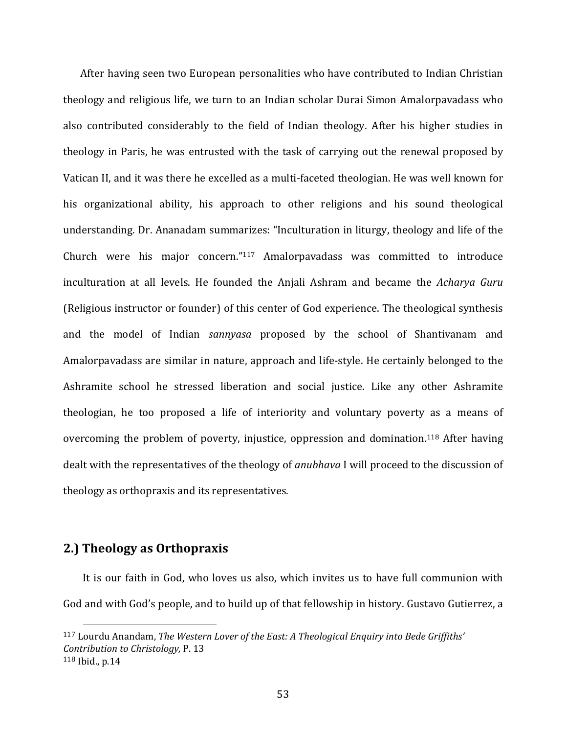After having seen two European personalities who have contributed to Indian Christian theology and religious life, we turn to an Indian scholar Durai Simon Amalorpavadass who also contributed considerably to the field of Indian theology. After his higher studies in theology in Paris, he was entrusted with the task of carrying out the renewal proposed by Vatican II, and it was there he excelled as a multi-faceted theologian. He was well known for his organizational ability, his approach to other religions and his sound theological understanding. Dr. Ananadam summarizes: "Inculturation in liturgy, theology and life of the Church were his major concern."[117] Amalorpavadass was committed to introduce inculturation at all levels. He founded the Anjali Ashram and became the *Acharya Guru* (Religious instructor or founder) of this center of God experience. The theological synthesis and the model of Indian *sannyasa* proposed by the school of Shantivanam and Amalorpavadass are similar in nature, approach and life-style. He certainly belonged to the Ashramite school he stressed liberation and social justice. Like any other Ashramite theologian, he too proposed a life of interiority and voluntary poverty as a means of overcoming the problem of poverty, injustice, oppression and domination.[118] After having dealt with the representatives of the theology of *anubhava* I will proceed to the discussion of theology as orthopraxis and its representatives.

## 2.) Theology as Orthopraxis

It is our faith in God, who loves us also, which invites us to have full communion with God and with God's people, and to build up of that fellowship in history. Gustavo Gutierrez, a

---

[117] Lourdu Anandam, *The Western Lover of the East: A Theological Enquiry into Bede Griffiths' Contribution to Christology,* P. 13

[118] Ibid., p.14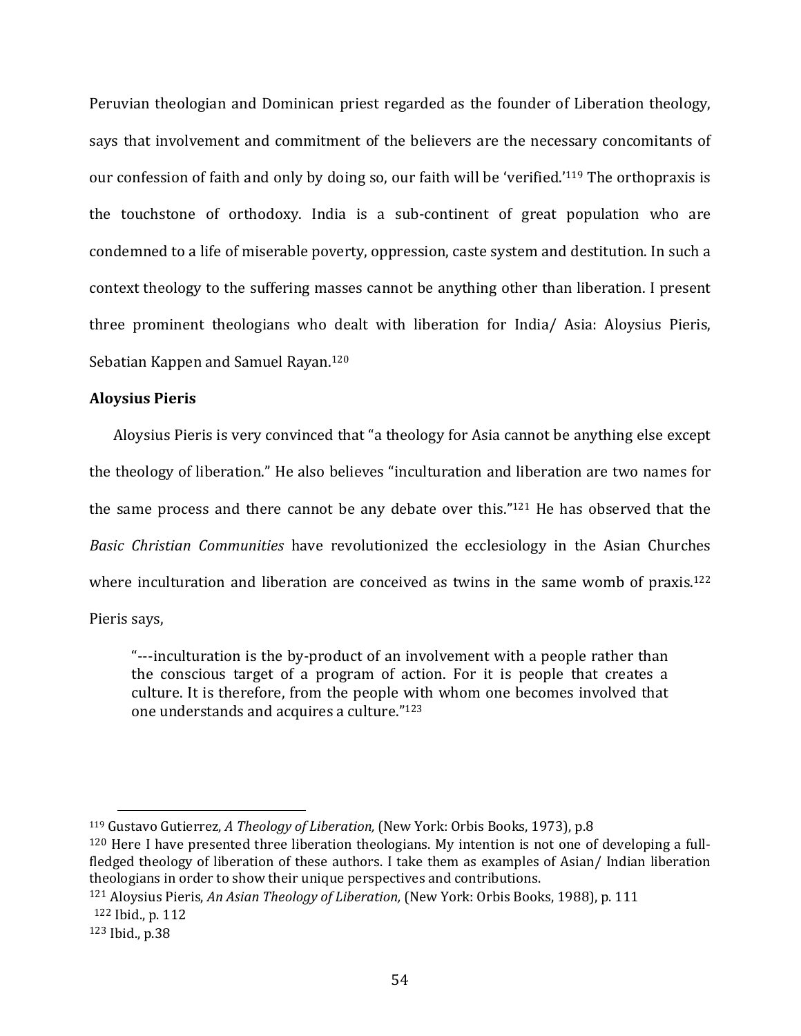Peruvian theologian and Dominican priest regarded as the founder of Liberation theology, says that involvement and commitment of the believers are the necessary concomitants of our confession of faith and only by doing so, our faith will be 'verified.'[119] The orthopraxis is the touchstone of orthodoxy. India is a sub-continent of great population who are condemned to a life of miserable poverty, oppression, caste system and destitution. In such a context theology to the suffering masses cannot be anything other than liberation. I present three prominent theologians who dealt with liberation for India/ Asia: Aloysius Pieris, Sebatian Kappen and Samuel Rayan.[120]

**Aloysius Pieris**

Aloysius Pieris is very convinced that "a theology for Asia cannot be anything else except the theology of liberation." He also believes "inculturation and liberation are two names for the same process and there cannot be any debate over this."[121] He has observed that the *Basic Christian Communities* have revolutionized the ecclesiology in the Asian Churches where inculturation and liberation are conceived as twins in the same womb of praxis.[122] Pieris says,

> "---inculturation is the by-product of an involvement with a people rather than the conscious target of a program of action. For it is people that creates a culture. It is therefore, from the people with whom one becomes involved that one understands and acquires a culture."[123]

---

[119] Gustavo Gutierrez, *A Theology of Liberation,* (New York: Orbis Books, 1973), p.8

[120] Here I have presented three liberation theologians. My intention is not one of developing a full-fledged theology of liberation of these authors. I take them as examples of Asian/ Indian liberation theologians in order to show their unique perspectives and contributions.

[121] Aloysius Pieris, *An Asian Theology of Liberation,* (New York: Orbis Books, 1988), p. 111

[122] Ibid., p. 112

[123] Ibid., p.38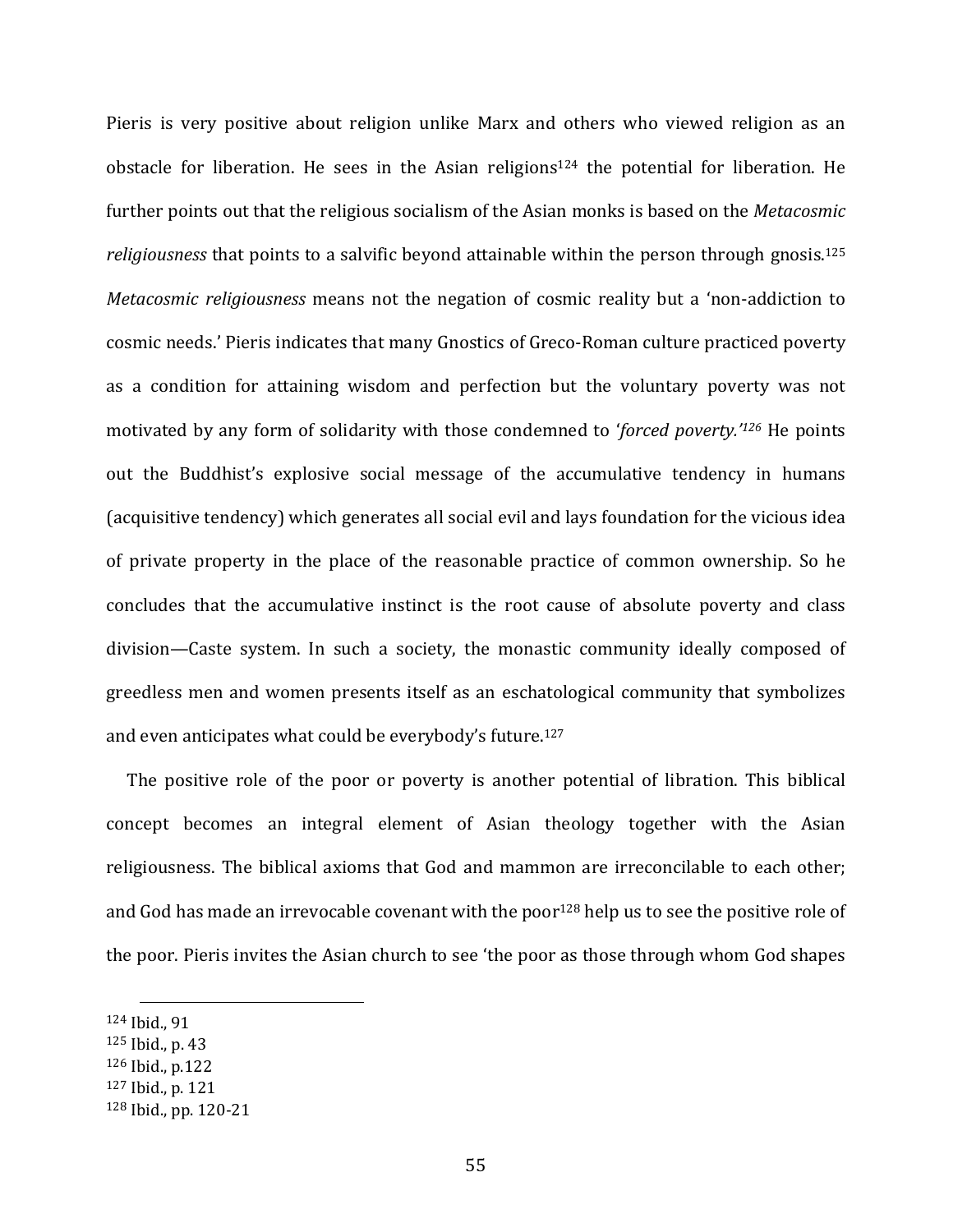Pieris is very positive about religion unlike Marx and others who viewed religion as an obstacle for liberation. He sees in the Asian religions[124] the potential for liberation. He further points out that the religious socialism of the Asian monks is based on the *Metacosmic religiousness* that points to a salvific beyond attainable within the person through gnosis.[125] *Metacosmic religiousness* means not the negation of cosmic reality but a 'non-addiction to cosmic needs.' Pieris indicates that many Gnostics of Greco-Roman culture practiced poverty as a condition for attaining wisdom and perfection but the voluntary poverty was not motivated by any form of solidarity with those condemned to '*forced poverty.'*[126] He points out the Buddhist's explosive social message of the accumulative tendency in humans (acquisitive tendency) which generates all social evil and lays foundation for the vicious idea of private property in the place of the reasonable practice of common ownership. So he concludes that the accumulative instinct is the root cause of absolute poverty and class division—Caste system. In such a society, the monastic community ideally composed of greedless men and women presents itself as an eschatological community that symbolizes and even anticipates what could be everybody's future.[127]

The positive role of the poor or poverty is another potential of libration. This biblical concept becomes an integral element of Asian theology together with the Asian religiousness. The biblical axioms that God and mammon are irreconcilable to each other; and God has made an irrevocable covenant with the poor[128] help us to see the positive role of the poor. Pieris invites the Asian church to see 'the poor as those through whom God shapes

---

[124] Ibid., 91

[125] Ibid., p. 43

[126] Ibid., p.122

[127] Ibid., p. 121

[128] Ibid., pp. 120-21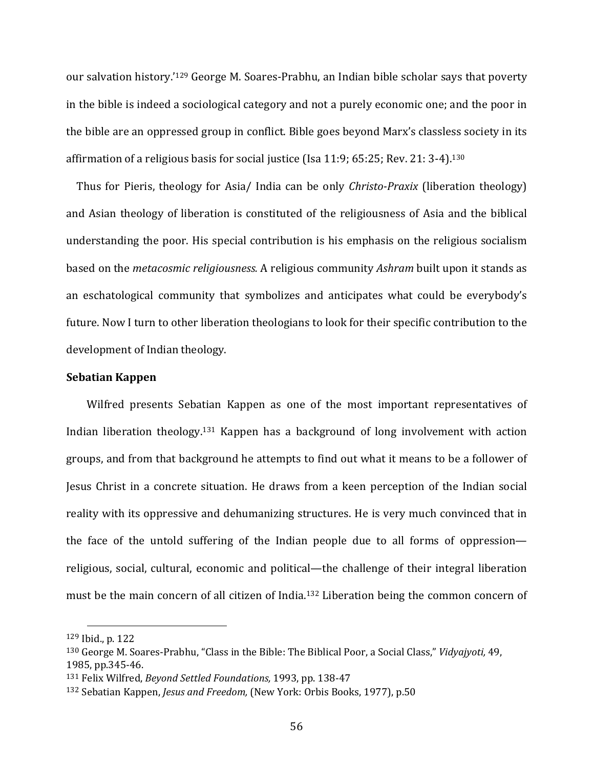our salvation history.'[129] George M. Soares-Prabhu, an Indian bible scholar says that poverty in the bible is indeed a sociological category and not a purely economic one; and the poor in the bible are an oppressed group in conflict. Bible goes beyond Marx's classless society in its affirmation of a religious basis for social justice (Isa 11:9; 65:25; Rev. 21: 3-4).[130]

Thus for Pieris, theology for Asia/ India can be only *Christo-Praxix* (liberation theology) and Asian theology of liberation is constituted of the religiousness of Asia and the biblical understanding the poor. His special contribution is his emphasis on the religious socialism based on the *metacosmic religiousness.* A religious community *Ashram* built upon it stands as an eschatological community that symbolizes and anticipates what could be everybody's future. Now I turn to other liberation theologians to look for their specific contribution to the development of Indian theology.

**Sebatian Kappen**

Wilfred presents Sebatian Kappen as one of the most important representatives of Indian liberation theology.[131] Kappen has a background of long involvement with action groups, and from that background he attempts to find out what it means to be a follower of Jesus Christ in a concrete situation. He draws from a keen perception of the Indian social reality with its oppressive and dehumanizing structures. He is very much convinced that in the face of the untold suffering of the Indian people due to all forms of oppression—religious, social, cultural, economic and political—the challenge of their integral liberation must be the main concern of all citizen of India.[132] Liberation being the common concern of

---

[129] Ibid., p. 122

[130] George M. Soares-Prabhu, "Class in the Bible: The Biblical Poor, a Social Class," *Vidyajyoti,* 49, 1985, pp.345-46.

[131] Felix Wilfred, *Beyond Settled Foundations,* 1993, pp. 138-47

[132] Sebatian Kappen, *Jesus and Freedom,* (New York: Orbis Books, 1977), p.50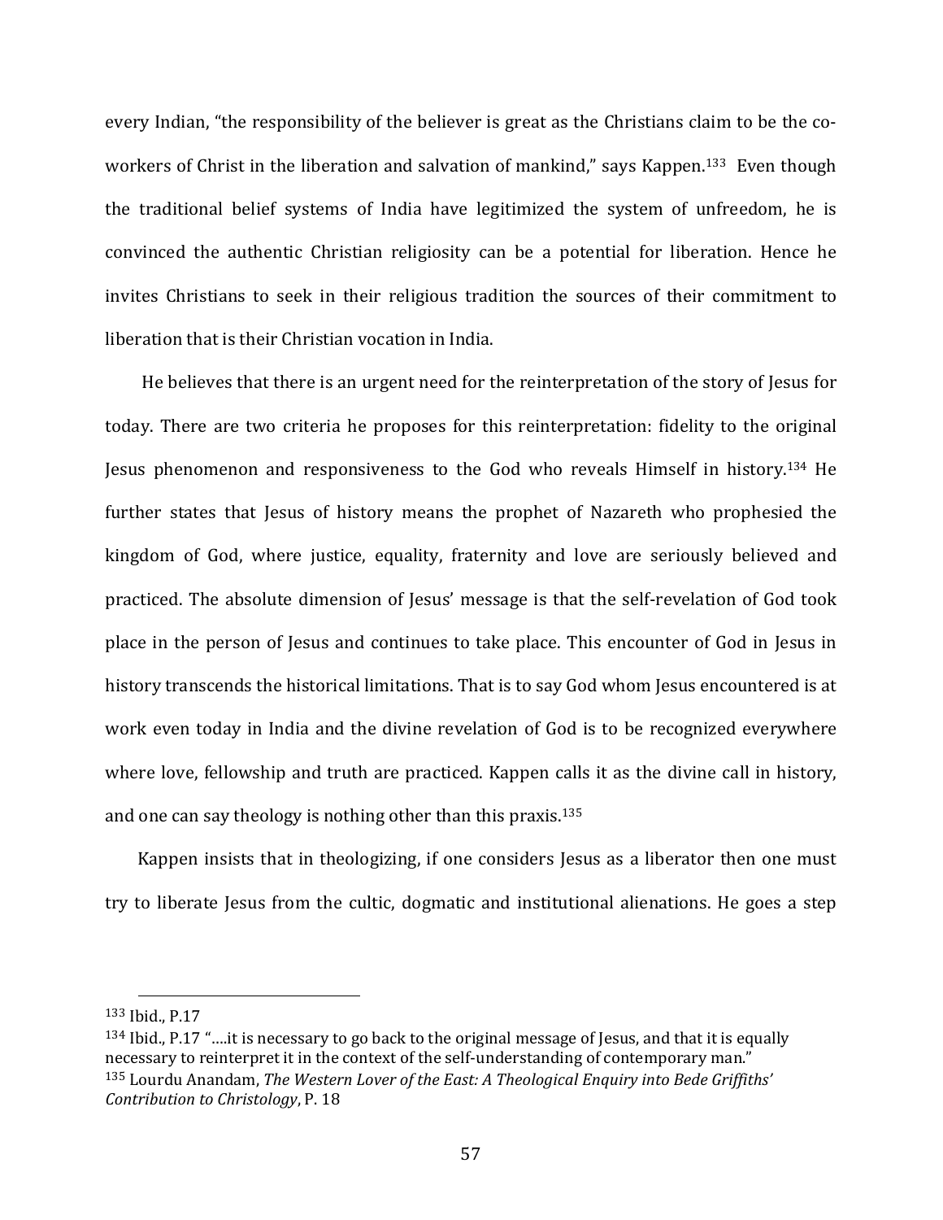every Indian, "the responsibility of the believer is great as the Christians claim to be the co-workers of Christ in the liberation and salvation of mankind," says Kappen.[133] Even though the traditional belief systems of India have legitimized the system of unfreedom, he is convinced the authentic Christian religiosity can be a potential for liberation. Hence he invites Christians to seek in their religious tradition the sources of their commitment to liberation that is their Christian vocation in India.

He believes that there is an urgent need for the reinterpretation of the story of Jesus for today. There are two criteria he proposes for this reinterpretation: fidelity to the original Jesus phenomenon and responsiveness to the God who reveals Himself in history.[134] He further states that Jesus of history means the prophet of Nazareth who prophesied the kingdom of God, where justice, equality, fraternity and love are seriously believed and practiced. The absolute dimension of Jesus' message is that the self-revelation of God took place in the person of Jesus and continues to take place. This encounter of God in Jesus in history transcends the historical limitations. That is to say God whom Jesus encountered is at work even today in India and the divine revelation of God is to be recognized everywhere where love, fellowship and truth are practiced. Kappen calls it as the divine call in history, and one can say theology is nothing other than this praxis.[135]

Kappen insists that in theologizing, if one considers Jesus as a liberator then one must try to liberate Jesus from the cultic, dogmatic and institutional alienations. He goes a step

---

[133] Ibid., P.17

[134] Ibid., P.17 "....it is necessary to go back to the original message of Jesus, and that it is equally necessary to reinterpret it in the context of the self-understanding of contemporary man."

[135] Lourdu Anandam, *The Western Lover of the East: A Theological Enquiry into Bede Griffiths' Contribution to Christology*, P. 18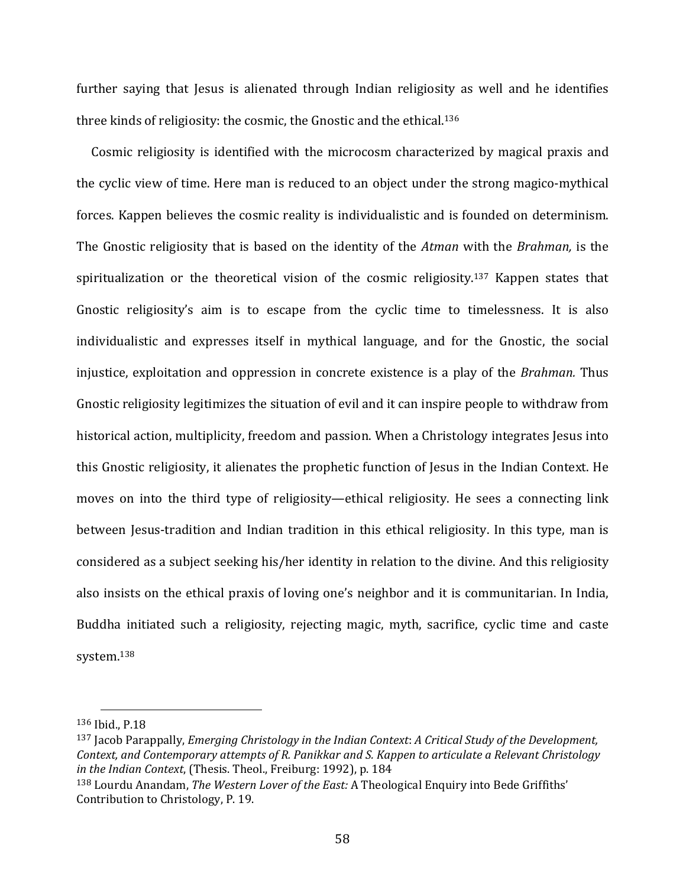further saying that Jesus is alienated through Indian religiosity as well and he identifies three kinds of religiosity: the cosmic, the Gnostic and the ethical.[136]

Cosmic religiosity is identified with the microcosm characterized by magical praxis and the cyclic view of time. Here man is reduced to an object under the strong magico-mythical forces. Kappen believes the cosmic reality is individualistic and is founded on determinism. The Gnostic religiosity that is based on the identity of the *Atman* with the *Brahman,* is the spiritualization or the theoretical vision of the cosmic religiosity.[137] Kappen states that Gnostic religiosity's aim is to escape from the cyclic time to timelessness. It is also individualistic and expresses itself in mythical language, and for the Gnostic, the social injustice, exploitation and oppression in concrete existence is a play of the *Brahman.* Thus Gnostic religiosity legitimizes the situation of evil and it can inspire people to withdraw from historical action, multiplicity, freedom and passion. When a Christology integrates Jesus into this Gnostic religiosity, it alienates the prophetic function of Jesus in the Indian Context. He moves on into the third type of religiosity—ethical religiosity. He sees a connecting link between Jesus-tradition and Indian tradition in this ethical religiosity. In this type, man is considered as a subject seeking his/her identity in relation to the divine. And this religiosity also insists on the ethical praxis of loving one's neighbor and it is communitarian. In India, Buddha initiated such a religiosity, rejecting magic, myth, sacrifice, cyclic time and caste system.[138]

---

[136] Ibid., P.18

[137] Jacob Parappally, *Emerging Christology in the Indian Context*: *A Critical Study of the Development, Context, and Contemporary attempts of R. Panikkar and S. Kappen to articulate a Relevant Christology in the Indian Context*, (Thesis. Theol., Freiburg: 1992), p. 184

[138] Lourdu Anandam, *The Western Lover of the East:* A Theological Enquiry into Bede Griffiths' Contribution to Christology, P. 19.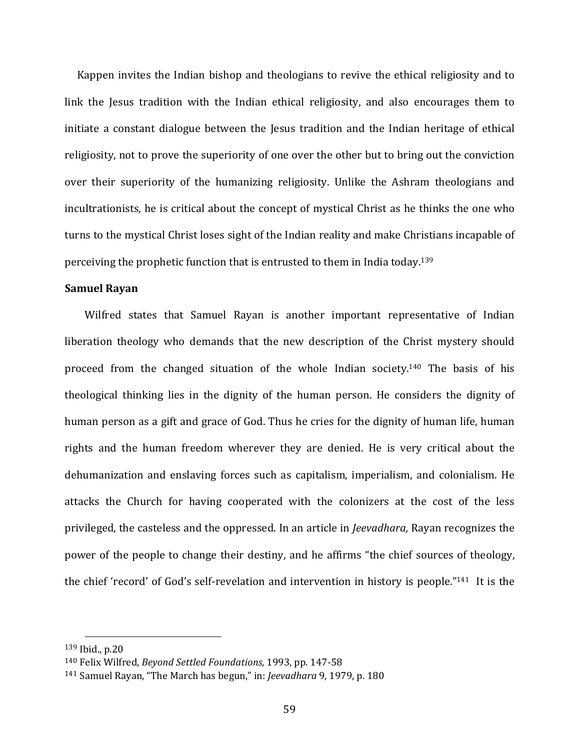Kappen invites the Indian bishop and theologians to revive the ethical religiosity and to link the Jesus tradition with the Indian ethical religiosity, and also encourages them to initiate a constant dialogue between the Jesus tradition and the Indian heritage of ethical religiosity, not to prove the superiority of one over the other but to bring out the conviction over their superiority of the humanizing religiosity. Unlike the Ashram theologians and incultrationists, he is critical about the concept of mystical Christ as he thinks the one who turns to the mystical Christ loses sight of the Indian reality and make Christians incapable of perceiving the prophetic function that is entrusted to them in India today.[139]

**Samuel Rayan**

Wilfred states that Samuel Rayan is another important representative of Indian liberation theology who demands that the new description of the Christ mystery should proceed from the changed situation of the whole Indian society.[140] The basis of his theological thinking lies in the dignity of the human person. He considers the dignity of human person as a gift and grace of God. Thus he cries for the dignity of human life, human rights and the human freedom wherever they are denied. He is very critical about the dehumanization and enslaving forces such as capitalism, imperialism, and colonialism. He attacks the Church for having cooperated with the colonizers at the cost of the less privileged, the casteless and the oppressed. In an article in *Jeevadhara,* Rayan recognizes the power of the people to change their destiny, and he affirms "the chief sources of theology, the chief 'record' of God's self-revelation and intervention in history is people."[141] It is the

---

[139] Ibid., p.20

[140] Felix Wilfred, *Beyond Settled Foundations,* 1993, pp. 147-58

[141] Samuel Rayan, "The March has begun," in: *Jeevadhara* 9, 1979, p. 180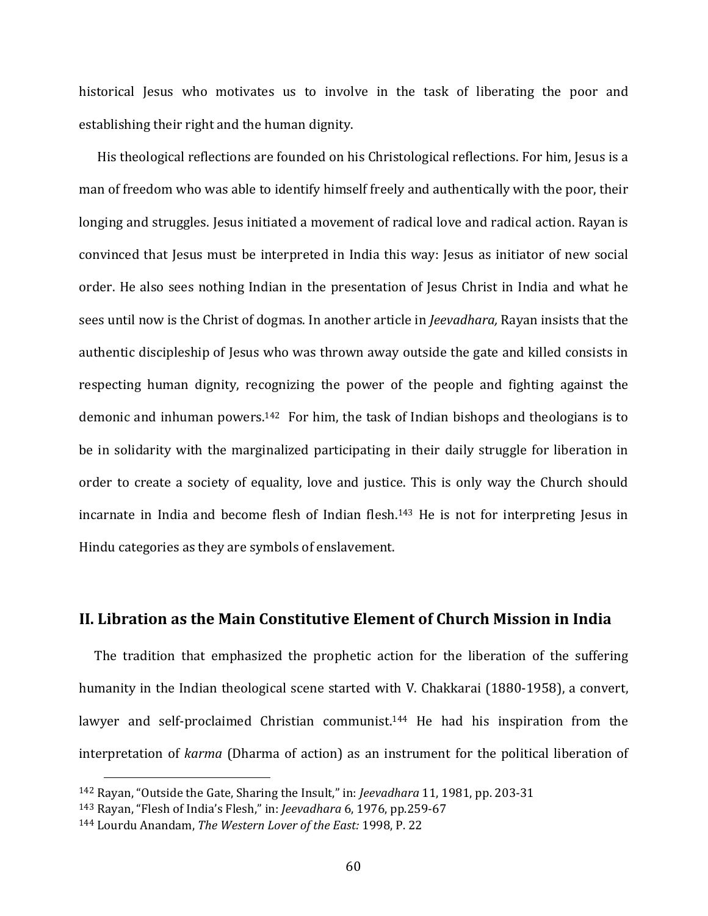historical Jesus who motivates us to involve in the task of liberating the poor and establishing their right and the human dignity.

His theological reflections are founded on his Christological reflections. For him, Jesus is a man of freedom who was able to identify himself freely and authentically with the poor, their longing and struggles. Jesus initiated a movement of radical love and radical action. Rayan is convinced that Jesus must be interpreted in India this way: Jesus as initiator of new social order. He also sees nothing Indian in the presentation of Jesus Christ in India and what he sees until now is the Christ of dogmas. In another article in *Jeevadhara,* Rayan insists that the authentic discipleship of Jesus who was thrown away outside the gate and killed consists in respecting human dignity, recognizing the power of the people and fighting against the demonic and inhuman powers.[142] For him, the task of Indian bishops and theologians is to be in solidarity with the marginalized participating in their daily struggle for liberation in order to create a society of equality, love and justice. This is only way the Church should incarnate in India and become flesh of Indian flesh.[143] He is not for interpreting Jesus in Hindu categories as they are symbols of enslavement.

## II. Libration as the Main Constitutive Element of Church Mission in India

The tradition that emphasized the prophetic action for the liberation of the suffering humanity in the Indian theological scene started with V. Chakkarai (1880-1958), a convert, lawyer and self-proclaimed Christian communist.[144] He had his inspiration from the interpretation of *karma* (Dharma of action) as an instrument for the political liberation of

---

[142] Rayan, "Outside the Gate, Sharing the Insult," in: *Jeevadhara* 11, 1981, pp. 203-31

[143] Rayan, "Flesh of India's Flesh," in: *Jeevadhara* 6, 1976, pp.259-67

[144] Lourdu Anandam, *The Western Lover of the East:* 1998, P. 22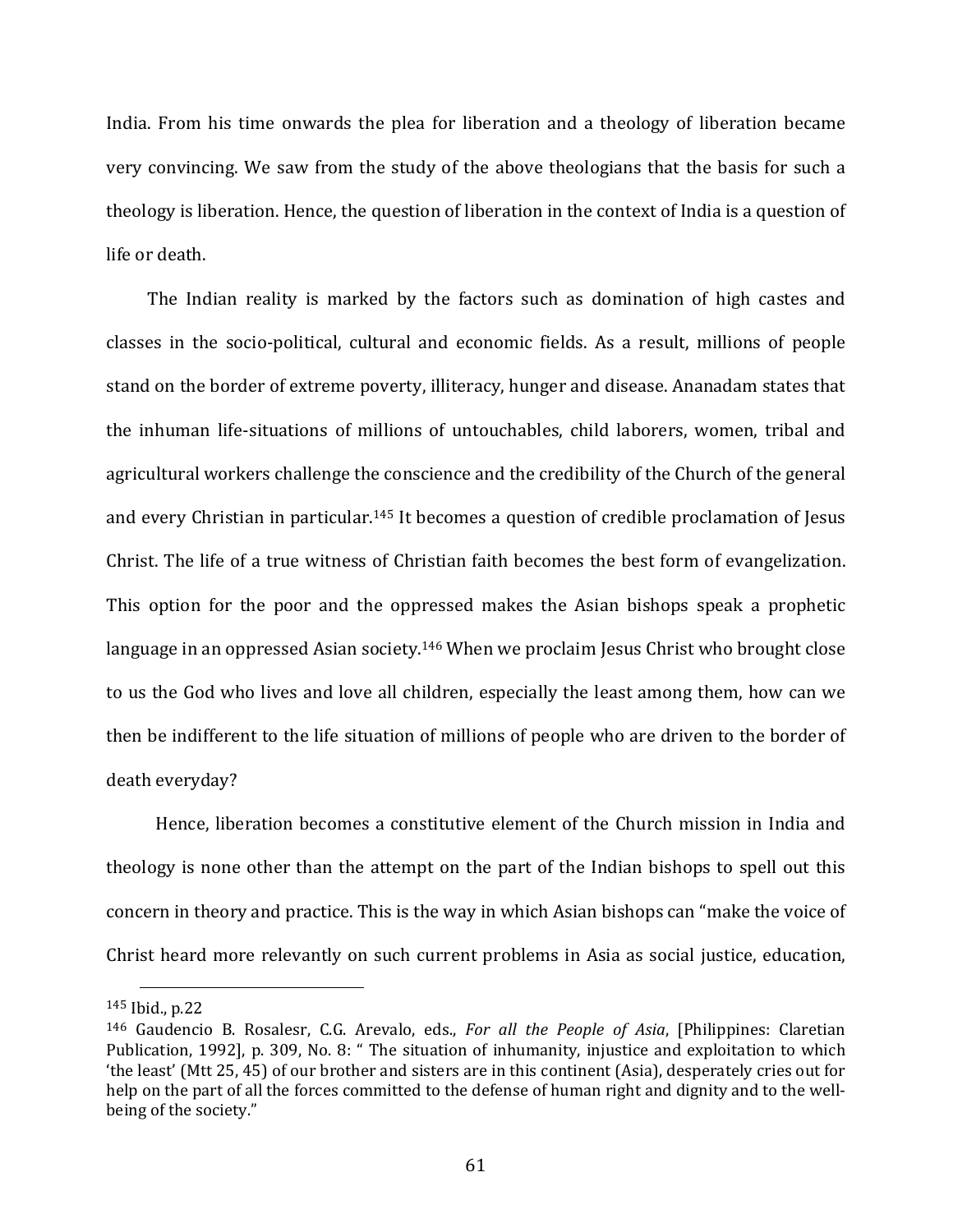India. From his time onwards the plea for liberation and a theology of liberation became very convincing. We saw from the study of the above theologians that the basis for such a theology is liberation. Hence, the question of liberation in the context of India is a question of life or death.

The Indian reality is marked by the factors such as domination of high castes and classes in the socio-political, cultural and economic fields. As a result, millions of people stand on the border of extreme poverty, illiteracy, hunger and disease. Ananadam states that the inhuman life-situations of millions of untouchables, child laborers, women, tribal and agricultural workers challenge the conscience and the credibility of the Church of the general and every Christian in particular.[145] It becomes a question of credible proclamation of Jesus Christ. The life of a true witness of Christian faith becomes the best form of evangelization. This option for the poor and the oppressed makes the Asian bishops speak a prophetic language in an oppressed Asian society.[146] When we proclaim Jesus Christ who brought close to us the God who lives and love all children, especially the least among them, how can we then be indifferent to the life situation of millions of people who are driven to the border of death everyday?

Hence, liberation becomes a constitutive element of the Church mission in India and theology is none other than the attempt on the part of the Indian bishops to spell out this concern in theory and practice. This is the way in which Asian bishops can "make the voice of Christ heard more relevantly on such current problems in Asia as social justice, education,

---

[145] Ibid., p.22

[146] Gaudencio B. Rosalesr, C.G. Arevalo, eds., *For all the People of Asia*, [Philippines: Claretian Publication, 1992], p. 309, No. 8: " The situation of inhumanity, injustice and exploitation to which 'the least' (Mtt 25, 45) of our brother and sisters are in this continent (Asia), desperately cries out for help on the part of all the forces committed to the defense of human right and dignity and to the well-being of the society."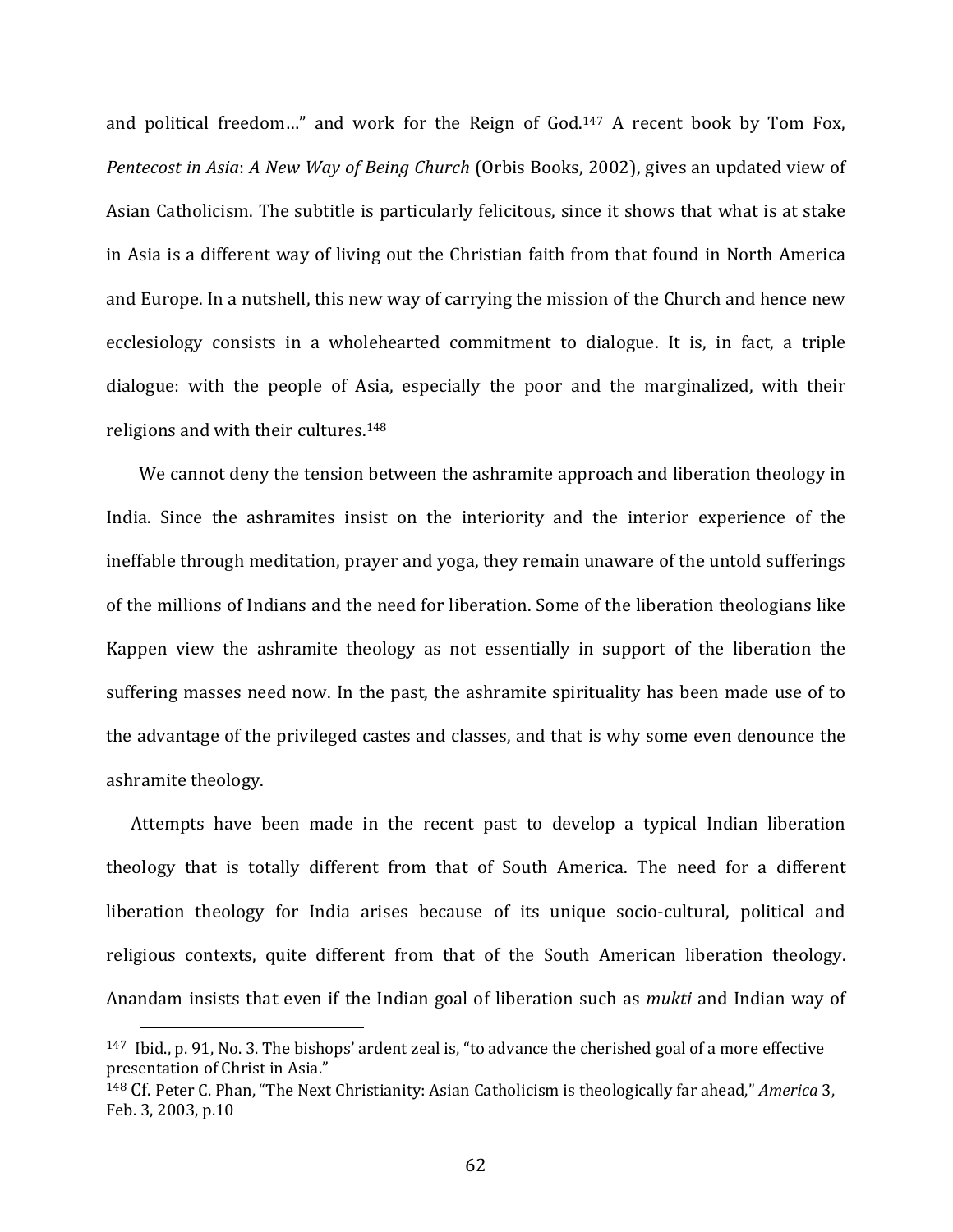and political freedom…" and work for the Reign of God.[147] A recent book by Tom Fox, *Pentecost in Asia*: *A New Way of Being Church* (Orbis Books, 2002), gives an updated view of Asian Catholicism. The subtitle is particularly felicitous, since it shows that what is at stake in Asia is a different way of living out the Christian faith from that found in North America and Europe. In a nutshell, this new way of carrying the mission of the Church and hence new ecclesiology consists in a wholehearted commitment to dialogue. It is, in fact, a triple dialogue: with the people of Asia, especially the poor and the marginalized, with their religions and with their cultures.[148]

We cannot deny the tension between the ashramite approach and liberation theology in India. Since the ashramites insist on the interiority and the interior experience of the ineffable through meditation, prayer and yoga, they remain unaware of the untold sufferings of the millions of Indians and the need for liberation. Some of the liberation theologians like Kappen view the ashramite theology as not essentially in support of the liberation the suffering masses need now. In the past, the ashramite spirituality has been made use of to the advantage of the privileged castes and classes, and that is why some even denounce the ashramite theology.

Attempts have been made in the recent past to develop a typical Indian liberation theology that is totally different from that of South America. The need for a different liberation theology for India arises because of its unique socio-cultural, political and religious contexts, quite different from that of the South American liberation theology. Anandam insists that even if the Indian goal of liberation such as *mukti* and Indian way of

---

[147] Ibid., p. 91, No. 3. The bishops' ardent zeal is, "to advance the cherished goal of a more effective presentation of Christ in Asia."

[148] Cf. Peter C. Phan, "The Next Christianity: Asian Catholicism is theologically far ahead," *America* 3, Feb. 3, 2003, p.10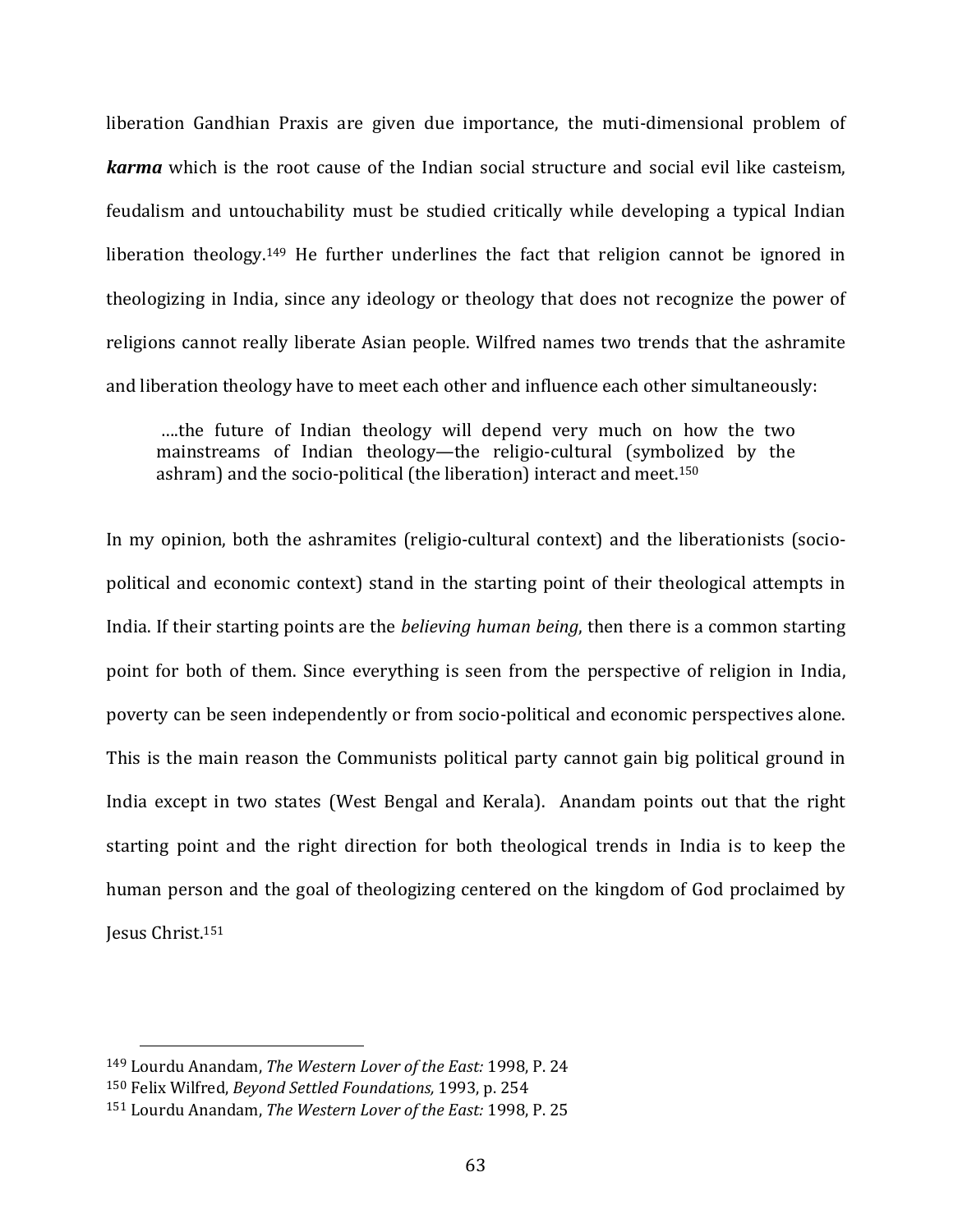liberation Gandhian Praxis are given due importance, the muti-dimensional problem of ***karma*** which is the root cause of the Indian social structure and social evil like casteism, feudalism and untouchability must be studied critically while developing a typical Indian liberation theology.[149] He further underlines the fact that religion cannot be ignored in theologizing in India, since any ideology or theology that does not recognize the power of religions cannot really liberate Asian people. Wilfred names two trends that the ashramite and liberation theology have to meet each other and influence each other simultaneously:

> ….the future of Indian theology will depend very much on how the two mainstreams of Indian theology—the religio-cultural (symbolized by the ashram) and the socio-political (the liberation) interact and meet.[150]

In my opinion, both the ashramites (religio-cultural context) and the liberationists (socio-political and economic context) stand in the starting point of their theological attempts in India. If their starting points are the *believing human being*, then there is a common starting point for both of them. Since everything is seen from the perspective of religion in India, poverty can be seen independently or from socio-political and economic perspectives alone. This is the main reason the Communists political party cannot gain big political ground in India except in two states (West Bengal and Kerala). Anandam points out that the right starting point and the right direction for both theological trends in India is to keep the human person and the goal of theologizing centered on the kingdom of God proclaimed by Jesus Christ.[151]

---

[149] Lourdu Anandam, *The Western Lover of the East:* 1998, P. 24

[150] Felix Wilfred, *Beyond Settled Foundations,* 1993, p. 254

[151] Lourdu Anandam, *The Western Lover of the East:* 1998, P. 25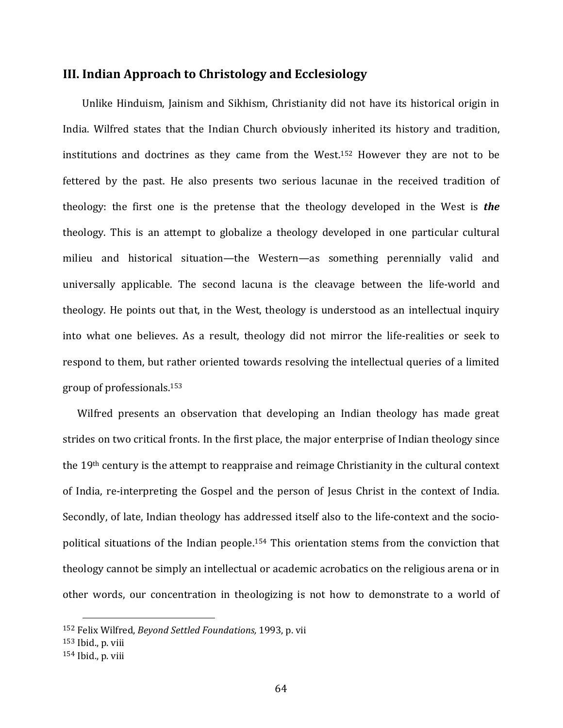## III. Indian Approach to Christology and Ecclesiology

Unlike Hinduism, Jainism and Sikhism, Christianity did not have its historical origin in India. Wilfred states that the Indian Church obviously inherited its history and tradition, institutions and doctrines as they came from the West.[152] However they are not to be fettered by the past. He also presents two serious lacunae in the received tradition of theology: the first one is the pretense that the theology developed in the West is ***the*** theology. This is an attempt to globalize a theology developed in one particular cultural milieu and historical situation—the Western—as something perennially valid and universally applicable. The second lacuna is the cleavage between the life-world and theology. He points out that, in the West, theology is understood as an intellectual inquiry into what one believes. As a result, theology did not mirror the life-realities or seek to respond to them, but rather oriented towards resolving the intellectual queries of a limited group of professionals.[153]

Wilfred presents an observation that developing an Indian theology has made great strides on two critical fronts. In the first place, the major enterprise of Indian theology since the 19th century is the attempt to reappraise and reimage Christianity in the cultural context of India, re-interpreting the Gospel and the person of Jesus Christ in the context of India. Secondly, of late, Indian theology has addressed itself also to the life-context and the socio-political situations of the Indian people.[154] This orientation stems from the conviction that theology cannot be simply an intellectual or academic acrobatics on the religious arena or in other words, our concentration in theologizing is not how to demonstrate to a world of

---

[152] Felix Wilfred, *Beyond Settled Foundations,* 1993, p. vii

[153] Ibid., p. viii

[154] Ibid., p. viii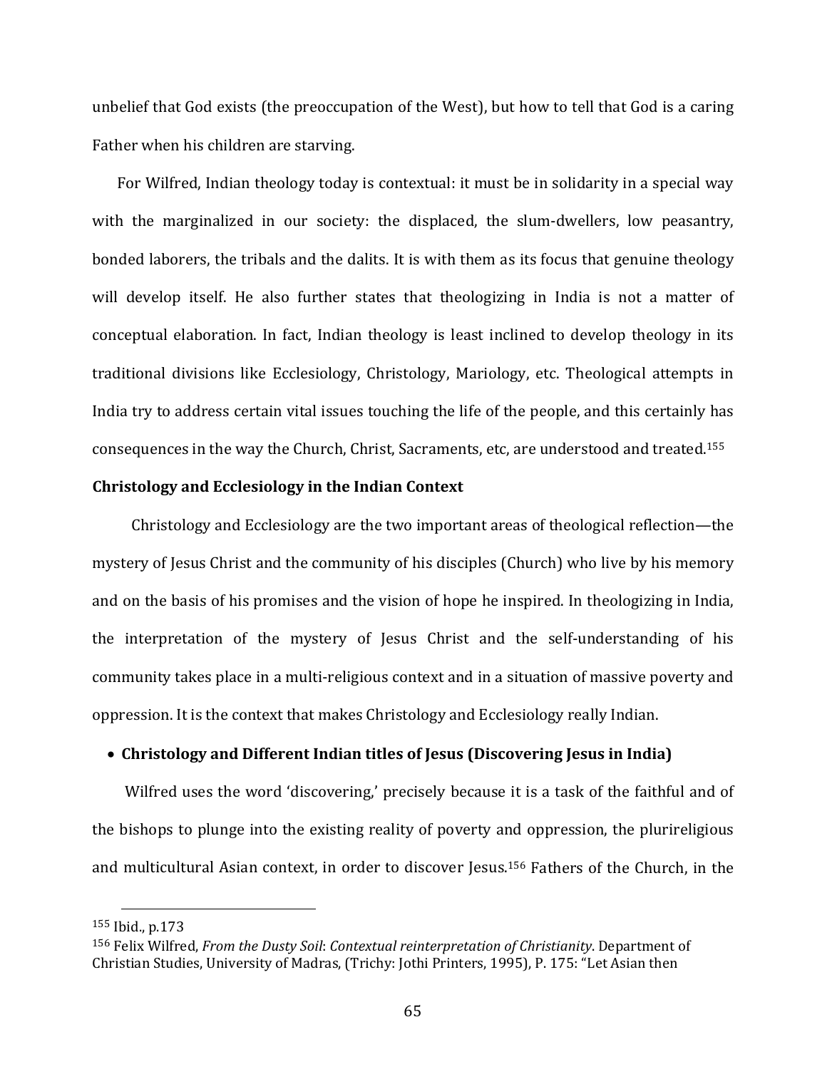unbelief that God exists (the preoccupation of the West), but how to tell that God is a caring Father when his children are starving.

For Wilfred, Indian theology today is contextual: it must be in solidarity in a special way with the marginalized in our society: the displaced, the slum-dwellers, low peasantry, bonded laborers, the tribals and the dalits. It is with them as its focus that genuine theology will develop itself. He also further states that theologizing in India is not a matter of conceptual elaboration. In fact, Indian theology is least inclined to develop theology in its traditional divisions like Ecclesiology, Christology, Mariology, etc. Theological attempts in India try to address certain vital issues touching the life of the people, and this certainly has consequences in the way the Church, Christ, Sacraments, etc, are understood and treated.[155]

**Christology and Ecclesiology in the Indian Context**

Christology and Ecclesiology are the two important areas of theological reflection—the mystery of Jesus Christ and the community of his disciples (Church) who live by his memory and on the basis of his promises and the vision of hope he inspired. In theologizing in India, the interpretation of the mystery of Jesus Christ and the self-understanding of his community takes place in a multi-religious context and in a situation of massive poverty and oppression. It is the context that makes Christology and Ecclesiology really Indian.

- **Christology and Different Indian titles of Jesus (Discovering Jesus in India)**

Wilfred uses the word 'discovering,' precisely because it is a task of the faithful and of the bishops to plunge into the existing reality of poverty and oppression, the plurireligious and multicultural Asian context, in order to discover Jesus.[156] Fathers of the Church, in the

---

[155] Ibid., p.173

[156] Felix Wilfred, *From the Dusty Soil*: *Contextual reinterpretation of Christianity*. Department of Christian Studies, University of Madras, (Trichy: Jothi Printers, 1995), P. 175: "Let Asian then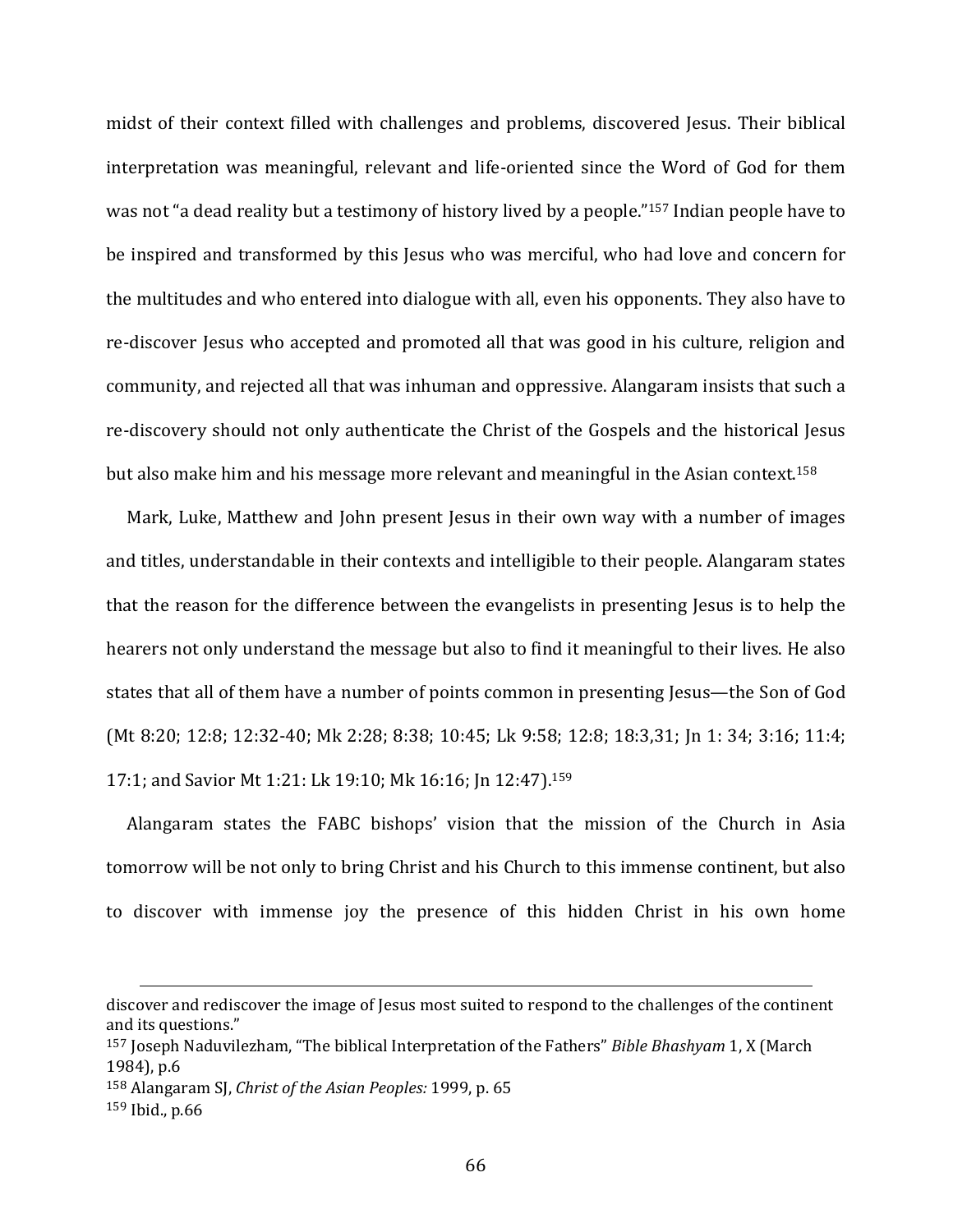midst of their context filled with challenges and problems, discovered Jesus. Their biblical interpretation was meaningful, relevant and life-oriented since the Word of God for them was not "a dead reality but a testimony of history lived by a people."[157] Indian people have to be inspired and transformed by this Jesus who was merciful, who had love and concern for the multitudes and who entered into dialogue with all, even his opponents. They also have to re-discover Jesus who accepted and promoted all that was good in his culture, religion and community, and rejected all that was inhuman and oppressive. Alangaram insists that such a re-discovery should not only authenticate the Christ of the Gospels and the historical Jesus but also make him and his message more relevant and meaningful in the Asian context.[158]

Mark, Luke, Matthew and John present Jesus in their own way with a number of images and titles, understandable in their contexts and intelligible to their people. Alangaram states that the reason for the difference between the evangelists in presenting Jesus is to help the hearers not only understand the message but also to find it meaningful to their lives. He also states that all of them have a number of points common in presenting Jesus—the Son of God (Mt 8:20; 12:8; 12:32-40; Mk 2:28; 8:38; 10:45; Lk 9:58; 12:8; 18:3,31; Jn 1: 34; 3:16; 11:4; 17:1; and Savior Mt 1:21: Lk 19:10; Mk 16:16; Jn 12:47).[159]

Alangaram states the FABC bishops' vision that the mission of the Church in Asia tomorrow will be not only to bring Christ and his Church to this immense continent, but also to discover with immense joy the presence of this hidden Christ in his own home

---

discover and rediscover the image of Jesus most suited to respond to the challenges of the continent and its questions."

[157] Joseph Naduvilezham, "The biblical Interpretation of the Fathers" *Bible Bhashyam* 1, X (March 1984), p.6

[158] Alangaram SJ, *Christ of the Asian Peoples:* 1999, p. 65

[159] Ibid., p.66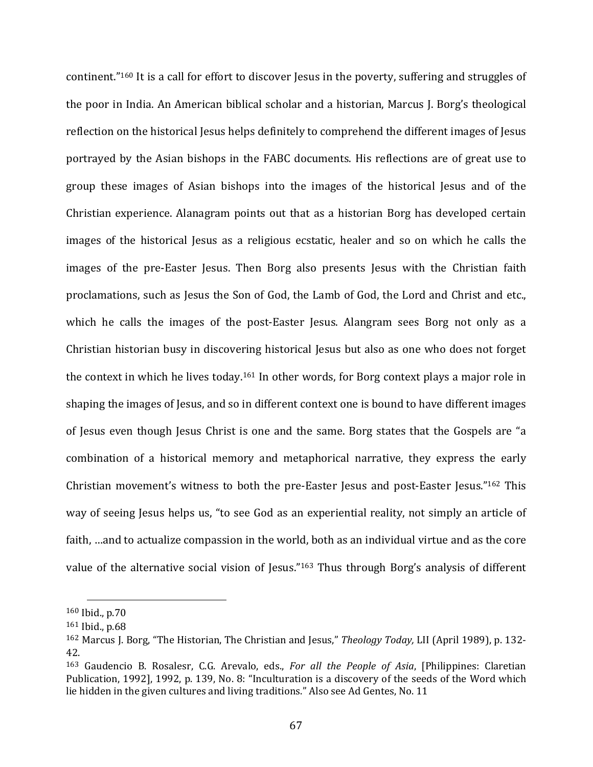continent."[160] It is a call for effort to discover Jesus in the poverty, suffering and struggles of the poor in India. An American biblical scholar and a historian, Marcus J. Borg's theological reflection on the historical Jesus helps definitely to comprehend the different images of Jesus portrayed by the Asian bishops in the FABC documents. His reflections are of great use to group these images of Asian bishops into the images of the historical Jesus and of the Christian experience. Alanagram points out that as a historian Borg has developed certain images of the historical Jesus as a religious ecstatic, healer and so on which he calls the images of the pre-Easter Jesus. Then Borg also presents Jesus with the Christian faith proclamations, such as Jesus the Son of God, the Lamb of God, the Lord and Christ and etc., which he calls the images of the post-Easter Jesus. Alangram sees Borg not only as a Christian historian busy in discovering historical Jesus but also as one who does not forget the context in which he lives today.[161] In other words, for Borg context plays a major role in shaping the images of Jesus, and so in different context one is bound to have different images of Jesus even though Jesus Christ is one and the same. Borg states that the Gospels are "a combination of a historical memory and metaphorical narrative, they express the early Christian movement's witness to both the pre-Easter Jesus and post-Easter Jesus."[162] This way of seeing Jesus helps us, "to see God as an experiential reality, not simply an article of faith, …and to actualize compassion in the world, both as an individual virtue and as the core value of the alternative social vision of Jesus."[163] Thus through Borg's analysis of different

---

[160] Ibid., p.70

[161] Ibid., p.68

[162] Marcus J. Borg, "The Historian, The Christian and Jesus," *Theology Today,* LII (April 1989), p. 132-42.

[163] Gaudencio B. Rosalesr, C.G. Arevalo, eds., *For all the People of Asia*, [Philippines: Claretian Publication, 1992], 1992, p. 139, No. 8: "Inculturation is a discovery of the seeds of the Word which lie hidden in the given cultures and living traditions." Also see Ad Gentes, No. 11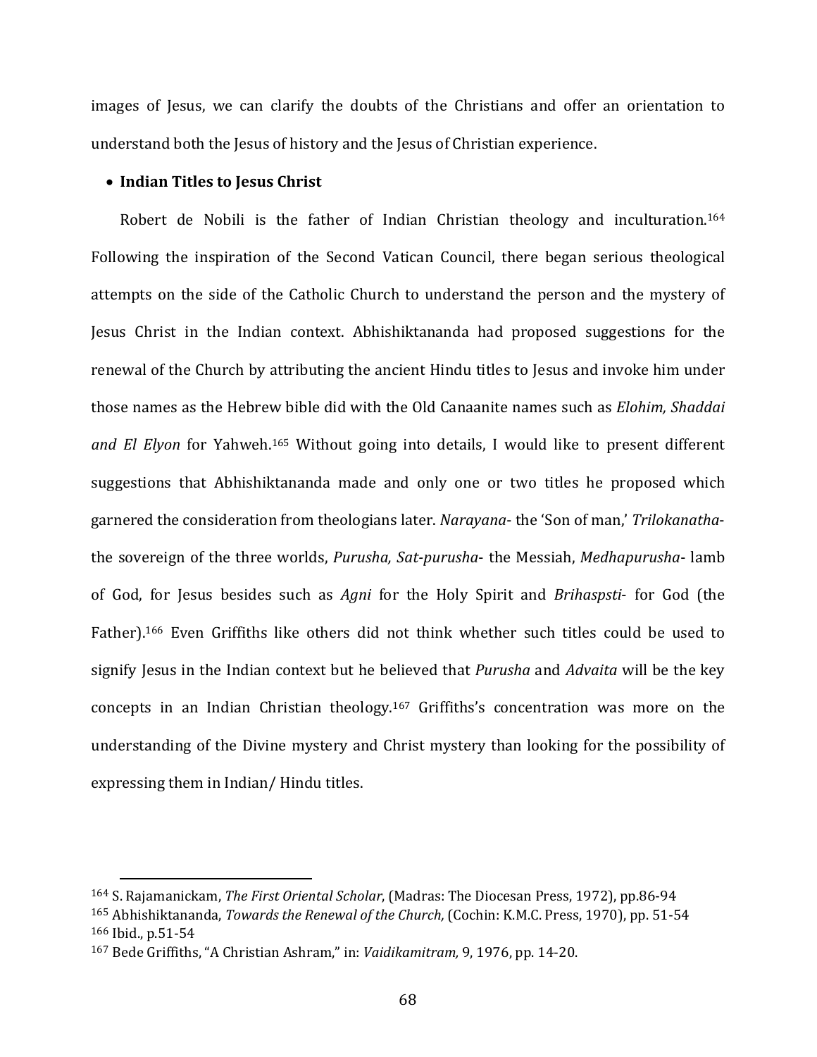images of Jesus, we can clarify the doubts of the Christians and offer an orientation to understand both the Jesus of history and the Jesus of Christian experience.

- **Indian Titles to Jesus Christ**

Robert de Nobili is the father of Indian Christian theology and inculturation.[164] Following the inspiration of the Second Vatican Council, there began serious theological attempts on the side of the Catholic Church to understand the person and the mystery of Jesus Christ in the Indian context. Abhishiktananda had proposed suggestions for the renewal of the Church by attributing the ancient Hindu titles to Jesus and invoke him under those names as the Hebrew bible did with the Old Canaanite names such as *Elohim, Shaddai and El Elyon* for Yahweh.[165] Without going into details, I would like to present different suggestions that Abhishiktananda made and only one or two titles he proposed which garnered the consideration from theologians later. *Narayana*- the 'Son of man,' *Trilokanatha*- the sovereign of the three worlds, *Purusha, Sat-purusha*- the Messiah, *Medhapurusha*- lamb of God, for Jesus besides such as *Agni* for the Holy Spirit and *Brihaspsti*- for God (the Father).[166] Even Griffiths like others did not think whether such titles could be used to signify Jesus in the Indian context but he believed that *Purusha* and *Advaita* will be the key concepts in an Indian Christian theology.[167] Griffiths's concentration was more on the understanding of the Divine mystery and Christ mystery than looking for the possibility of expressing them in Indian/ Hindu titles.

---

[164] S. Rajamanickam, *The First Oriental Scholar*, (Madras: The Diocesan Press, 1972), pp.86-94

[165] Abhishiktananda, *Towards the Renewal of the Church,* (Cochin: K.M.C. Press, 1970), pp. 51-54

[166] Ibid., p.51-54

[167] Bede Griffiths, "A Christian Ashram," in: *Vaidikamitram,* 9, 1976, pp. 14-20.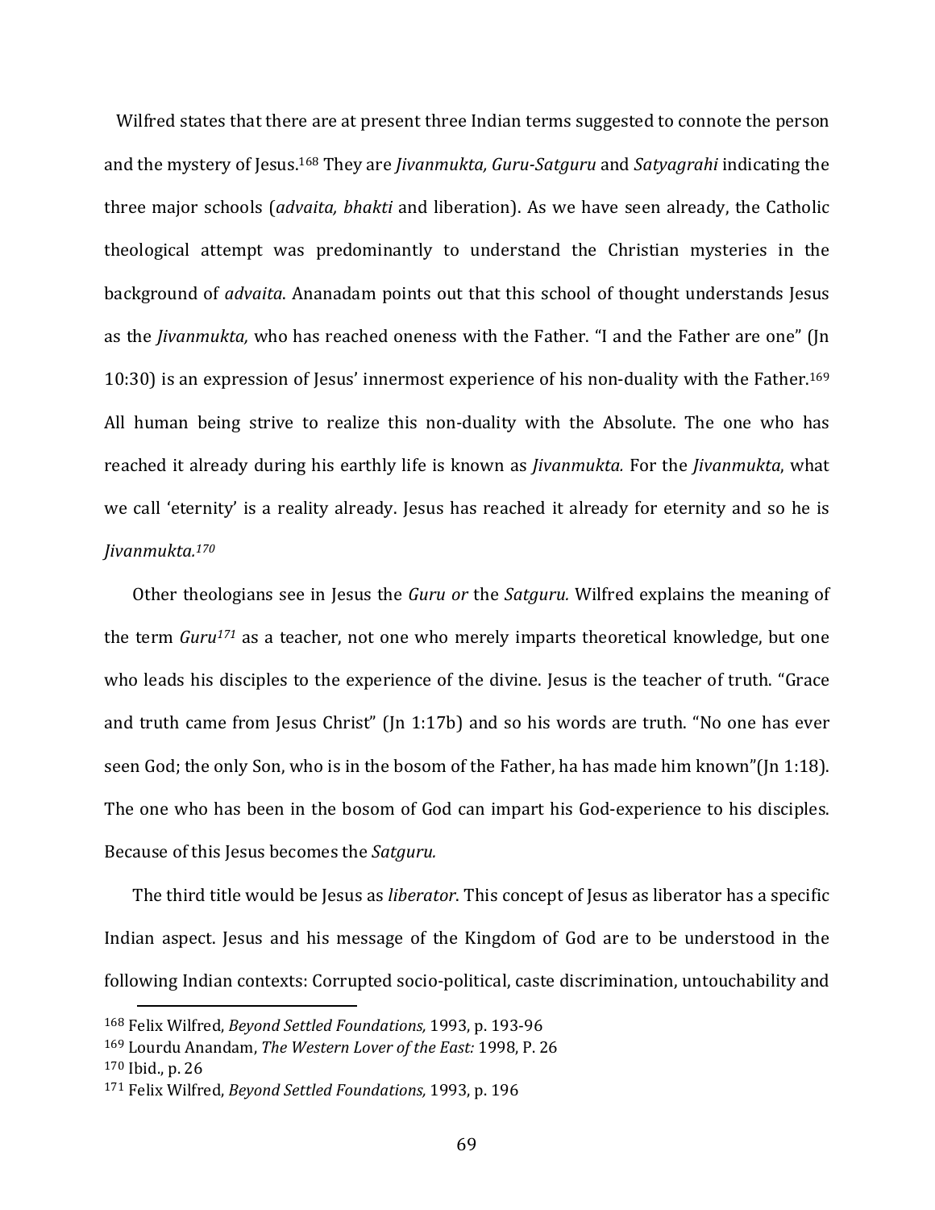Wilfred states that there are at present three Indian terms suggested to connote the person and the mystery of Jesus.[168] They are *Jivanmukta, Guru-Satguru* and *Satyagrahi* indicating the three major schools (*advaita, bhakti* and liberation). As we have seen already, the Catholic theological attempt was predominantly to understand the Christian mysteries in the background of *advaita*. Ananadam points out that this school of thought understands Jesus as the *Jivanmukta,* who has reached oneness with the Father. "I and the Father are one" (Jn 10:30) is an expression of Jesus' innermost experience of his non-duality with the Father.[169] All human being strive to realize this non-duality with the Absolute. The one who has reached it already during his earthly life is known as *Jivanmukta.* For the *Jivanmukta*, what we call 'eternity' is a reality already. Jesus has reached it already for eternity and so he is *Jivanmukta.*[170]

Other theologians see in Jesus the *Guru or* the *Satguru.* Wilfred explains the meaning of the term *Guru*[171] as a teacher, not one who merely imparts theoretical knowledge, but one who leads his disciples to the experience of the divine. Jesus is the teacher of truth. "Grace and truth came from Jesus Christ" (Jn 1:17b) and so his words are truth. "No one has ever seen God; the only Son, who is in the bosom of the Father, ha has made him known"(Jn 1:18). The one who has been in the bosom of God can impart his God-experience to his disciples. Because of this Jesus becomes the *Satguru.*

The third title would be Jesus as *liberator*. This concept of Jesus as liberator has a specific Indian aspect. Jesus and his message of the Kingdom of God are to be understood in the following Indian contexts: Corrupted socio-political, caste discrimination, untouchability and

---

[168] Felix Wilfred, *Beyond Settled Foundations,* 1993, p. 193-96

[169] Lourdu Anandam, *The Western Lover of the East:* 1998, P. 26

[170] Ibid., p. 26

[171] Felix Wilfred, *Beyond Settled Foundations,* 1993, p. 196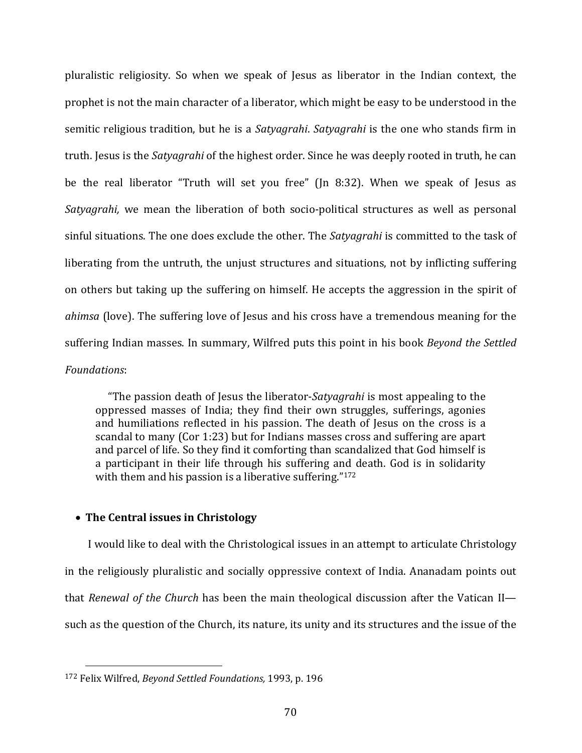pluralistic religiosity. So when we speak of Jesus as liberator in the Indian context, the prophet is not the main character of a liberator, which might be easy to be understood in the semitic religious tradition, but he is a *Satyagrahi*. *Satyagrahi* is the one who stands firm in truth. Jesus is the *Satyagrahi* of the highest order. Since he was deeply rooted in truth, he can be the real liberator "Truth will set you free" (Jn 8:32). When we speak of Jesus as *Satyagrahi,* we mean the liberation of both socio-political structures as well as personal sinful situations. The one does exclude the other. The *Satyagrahi* is committed to the task of liberating from the untruth, the unjust structures and situations, not by inflicting suffering on others but taking up the suffering on himself. He accepts the aggression in the spirit of *ahimsa* (love). The suffering love of Jesus and his cross have a tremendous meaning for the suffering Indian masses. In summary, Wilfred puts this point in his book *Beyond the Settled Foundations*:

> "The passion death of Jesus the liberator-*Satyagrahi* is most appealing to the oppressed masses of India; they find their own struggles, sufferings, agonies and humiliations reflected in his passion. The death of Jesus on the cross is a scandal to many (Cor 1:23) but for Indians masses cross and suffering are apart and parcel of life. So they find it comforting than scandalized that God himself is a participant in their life through his suffering and death. God is in solidarity with them and his passion is a liberative suffering."[172]

- **The Central issues in Christology**

I would like to deal with the Christological issues in an attempt to articulate Christology in the religiously pluralistic and socially oppressive context of India. Ananadam points out that *Renewal of the Church* has been the main theological discussion after the Vatican II—such as the question of the Church, its nature, its unity and its structures and the issue of the

[172] Felix Wilfred, *Beyond Settled Foundations,* 1993, p. 196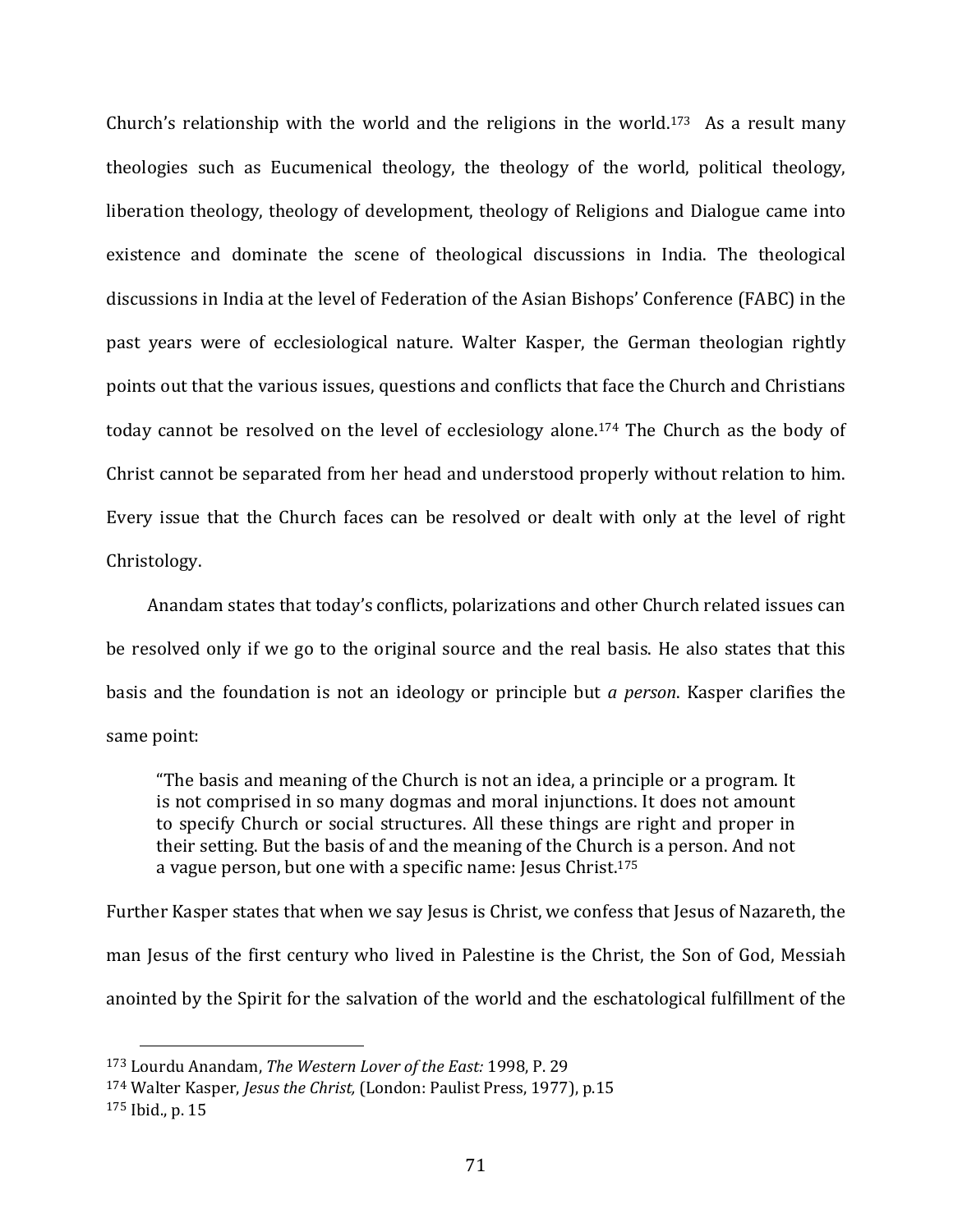Church's relationship with the world and the religions in the world.[173] As a result many theologies such as Eucumenical theology, the theology of the world, political theology, liberation theology, theology of development, theology of Religions and Dialogue came into existence and dominate the scene of theological discussions in India. The theological discussions in India at the level of Federation of the Asian Bishops' Conference (FABC) in the past years were of ecclesiological nature. Walter Kasper, the German theologian rightly points out that the various issues, questions and conflicts that face the Church and Christians today cannot be resolved on the level of ecclesiology alone.[174] The Church as the body of Christ cannot be separated from her head and understood properly without relation to him. Every issue that the Church faces can be resolved or dealt with only at the level of right Christology.

Anandam states that today's conflicts, polarizations and other Church related issues can be resolved only if we go to the original source and the real basis. He also states that this basis and the foundation is not an ideology or principle but *a person*. Kasper clarifies the same point:

> "The basis and meaning of the Church is not an idea, a principle or a program. It is not comprised in so many dogmas and moral injunctions. It does not amount to specify Church or social structures. All these things are right and proper in their setting. But the basis of and the meaning of the Church is a person. And not a vague person, but one with a specific name: Jesus Christ.[175]

Further Kasper states that when we say Jesus is Christ, we confess that Jesus of Nazareth, the man Jesus of the first century who lived in Palestine is the Christ, the Son of God, Messiah anointed by the Spirit for the salvation of the world and the eschatological fulfillment of the

---

[173] Lourdu Anandam, *The Western Lover of the East:* 1998, P. 29

[174] Walter Kasper, *Jesus the Christ,* (London: Paulist Press, 1977), p.15

[175] Ibid., p. 15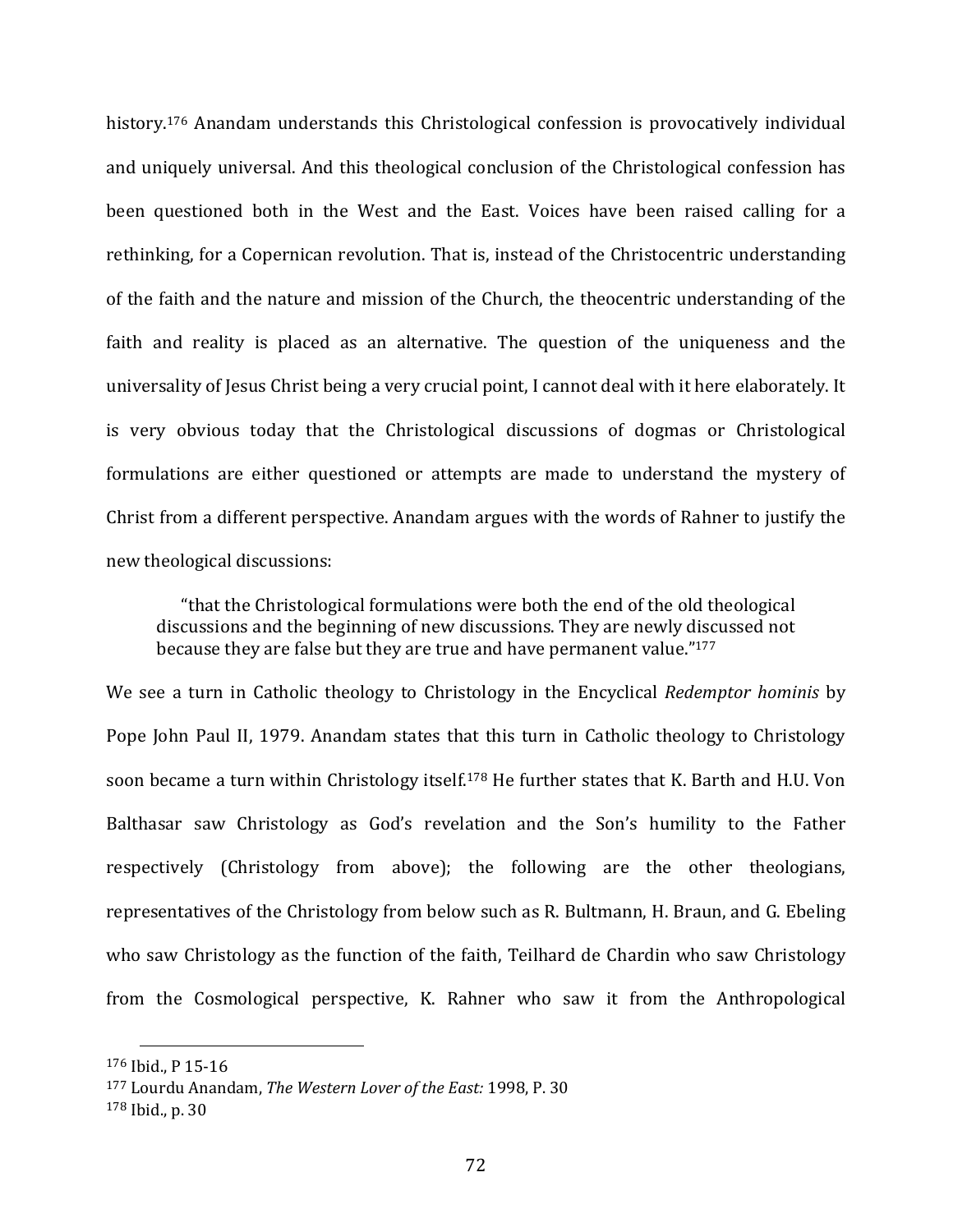history.[176] Anandam understands this Christological confession is provocatively individual and uniquely universal. And this theological conclusion of the Christological confession has been questioned both in the West and the East. Voices have been raised calling for a rethinking, for a Copernican revolution. That is, instead of the Christocentric understanding of the faith and the nature and mission of the Church, the theocentric understanding of the faith and reality is placed as an alternative. The question of the uniqueness and the universality of Jesus Christ being a very crucial point, I cannot deal with it here elaborately. It is very obvious today that the Christological discussions of dogmas or Christological formulations are either questioned or attempts are made to understand the mystery of Christ from a different perspective. Anandam argues with the words of Rahner to justify the new theological discussions:

> "that the Christological formulations were both the end of the old theological discussions and the beginning of new discussions. They are newly discussed not because they are false but they are true and have permanent value."[177]

We see a turn in Catholic theology to Christology in the Encyclical *Redemptor hominis* by Pope John Paul II, 1979. Anandam states that this turn in Catholic theology to Christology soon became a turn within Christology itself.[178] He further states that K. Barth and H.U. Von Balthasar saw Christology as God's revelation and the Son's humility to the Father respectively (Christology from above); the following are the other theologians, representatives of the Christology from below such as R. Bultmann, H. Braun, and G. Ebeling who saw Christology as the function of the faith, Teilhard de Chardin who saw Christology from the Cosmological perspective, K. Rahner who saw it from the Anthropological

---

[176] Ibid., P 15-16

[177] Lourdu Anandam, *The Western Lover of the East:* 1998, P. 30

[178] Ibid., p. 30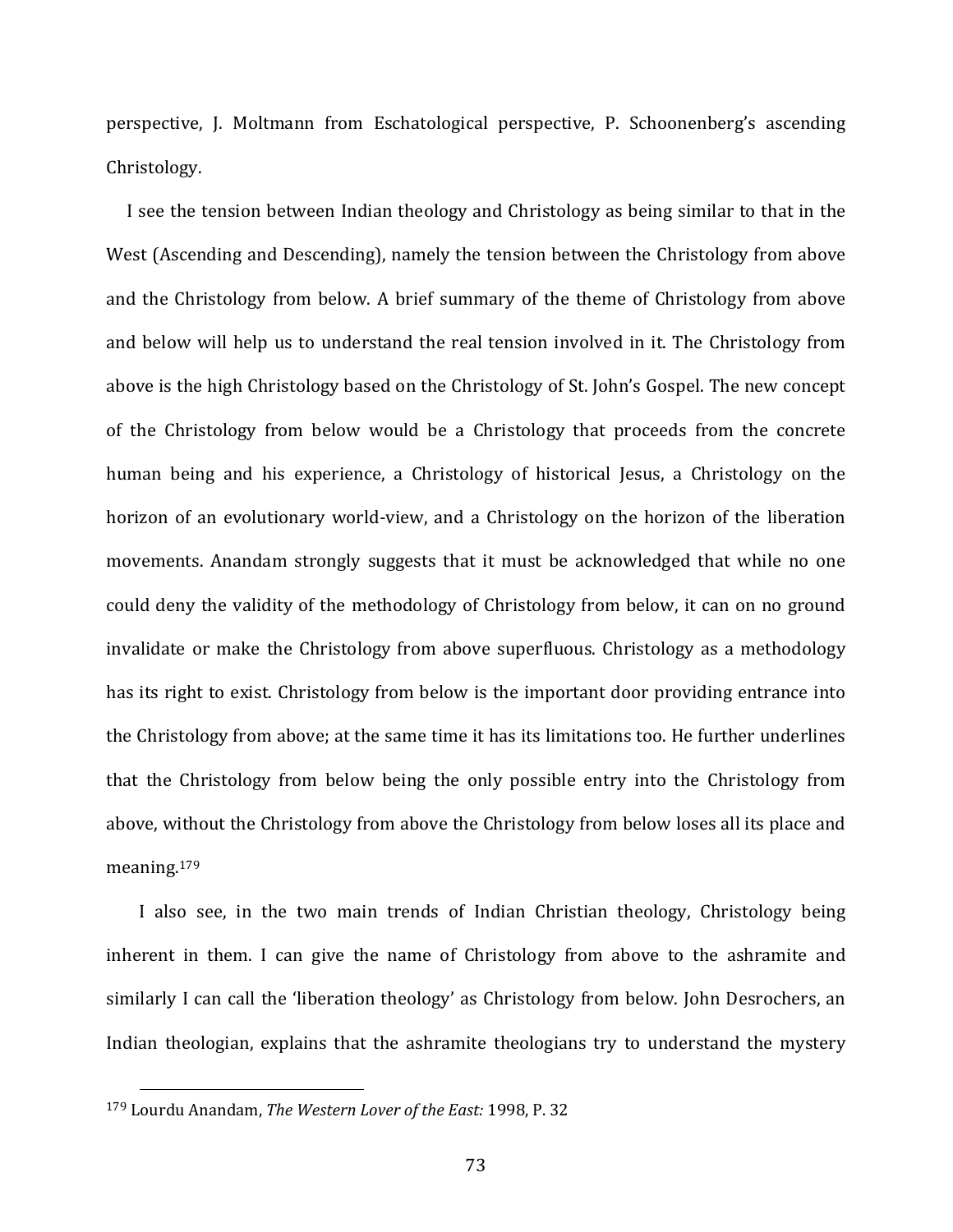perspective, J. Moltmann from Eschatological perspective, P. Schoonenberg's ascending Christology.

I see the tension between Indian theology and Christology as being similar to that in the West (Ascending and Descending), namely the tension between the Christology from above and the Christology from below. A brief summary of the theme of Christology from above and below will help us to understand the real tension involved in it. The Christology from above is the high Christology based on the Christology of St. John's Gospel. The new concept of the Christology from below would be a Christology that proceeds from the concrete human being and his experience, a Christology of historical Jesus, a Christology on the horizon of an evolutionary world-view, and a Christology on the horizon of the liberation movements. Anandam strongly suggests that it must be acknowledged that while no one could deny the validity of the methodology of Christology from below, it can on no ground invalidate or make the Christology from above superfluous. Christology as a methodology has its right to exist. Christology from below is the important door providing entrance into the Christology from above; at the same time it has its limitations too. He further underlines that the Christology from below being the only possible entry into the Christology from above, without the Christology from above the Christology from below loses all its place and meaning.[179]

I also see, in the two main trends of Indian Christian theology, Christology being inherent in them. I can give the name of Christology from above to the ashramite and similarly I can call the 'liberation theology' as Christology from below. John Desrochers, an Indian theologian, explains that the ashramite theologians try to understand the mystery

[179] Lourdu Anandam, *The Western Lover of the East:* 1998, P. 32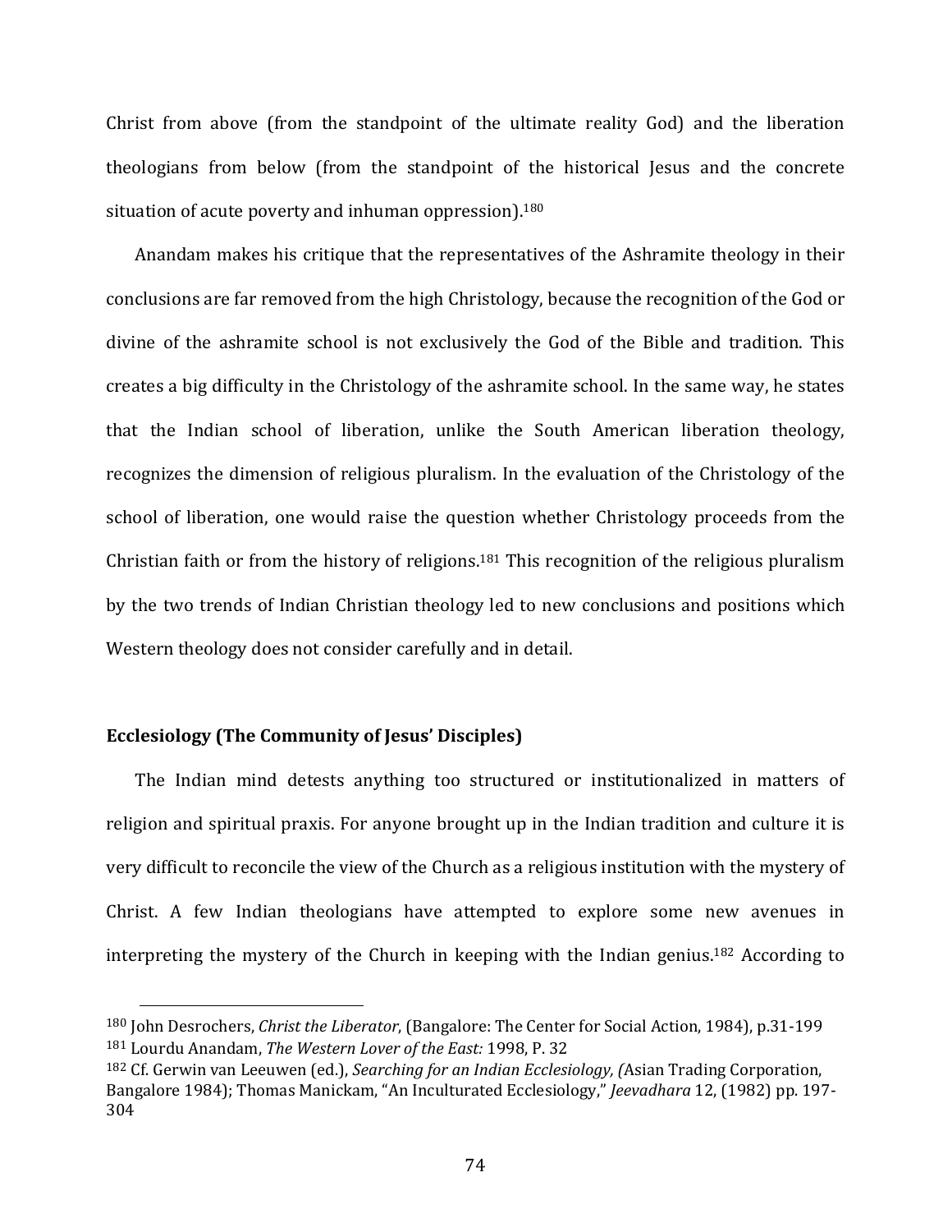Christ from above (from the standpoint of the ultimate reality God) and the liberation theologians from below (from the standpoint of the historical Jesus and the concrete situation of acute poverty and inhuman oppression).[180]

Anandam makes his critique that the representatives of the Ashramite theology in their conclusions are far removed from the high Christology, because the recognition of the God or divine of the ashramite school is not exclusively the God of the Bible and tradition. This creates a big difficulty in the Christology of the ashramite school. In the same way, he states that the Indian school of liberation, unlike the South American liberation theology, recognizes the dimension of religious pluralism. In the evaluation of the Christology of the school of liberation, one would raise the question whether Christology proceeds from the Christian faith or from the history of religions.[181] This recognition of the religious pluralism by the two trends of Indian Christian theology led to new conclusions and positions which Western theology does not consider carefully and in detail.

**Ecclesiology (The Community of Jesus' Disciples)**

The Indian mind detests anything too structured or institutionalized in matters of religion and spiritual praxis. For anyone brought up in the Indian tradition and culture it is very difficult to reconcile the view of the Church as a religious institution with the mystery of Christ. A few Indian theologians have attempted to explore some new avenues in interpreting the mystery of the Church in keeping with the Indian genius.[182] According to

---

[180] John Desrochers, *Christ the Liberator*, (Bangalore: The Center for Social Action, 1984), p.31-199

[181] Lourdu Anandam, *The Western Lover of the East:* 1998, P. 32

[182] Cf. Gerwin van Leeuwen (ed.), *Searching for an Indian Ecclesiology, (*Asian Trading Corporation, Bangalore 1984); Thomas Manickam, "An Inculturated Ecclesiology," *Jeevadhara* 12, (1982) pp. 197-304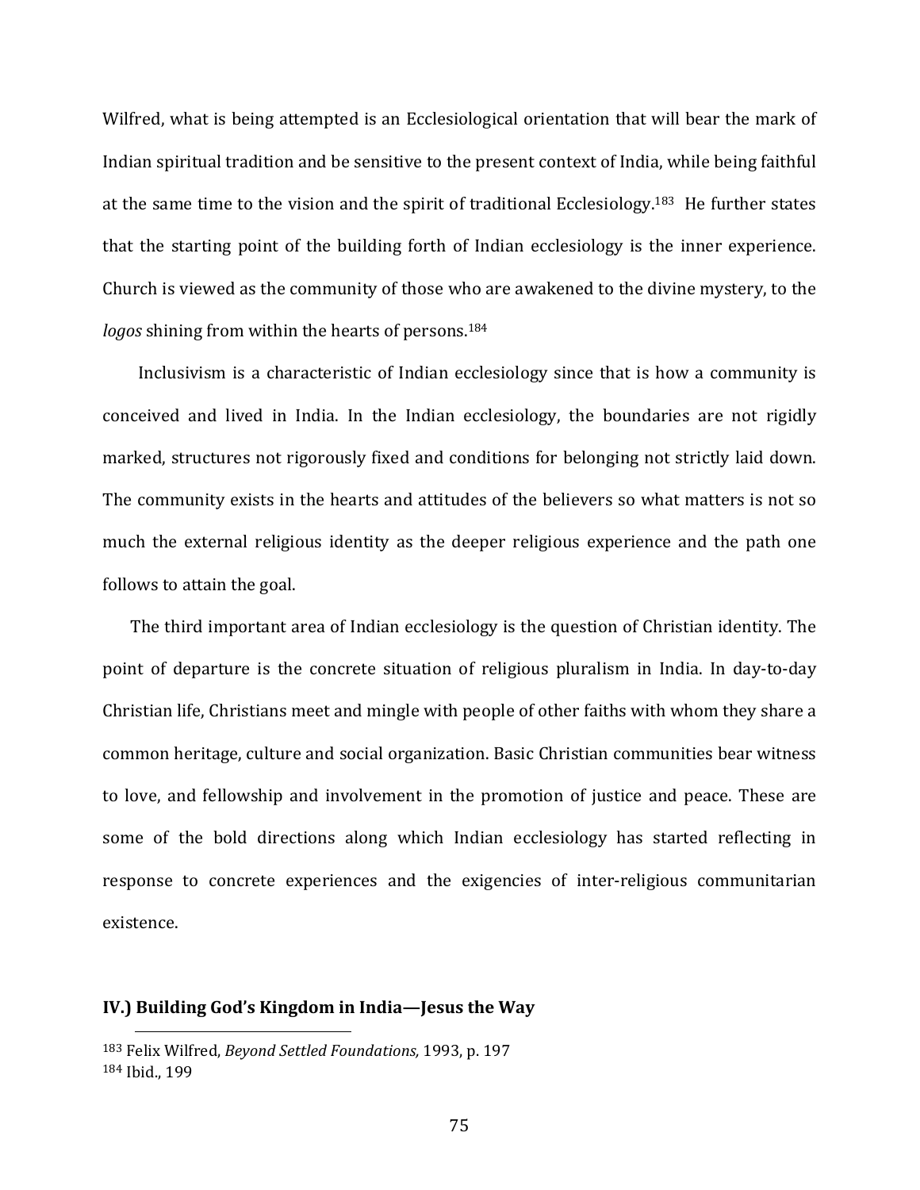Wilfred, what is being attempted is an Ecclesiological orientation that will bear the mark of Indian spiritual tradition and be sensitive to the present context of India, while being faithful at the same time to the vision and the spirit of traditional Ecclesiology.[183] He further states that the starting point of the building forth of Indian ecclesiology is the inner experience. Church is viewed as the community of those who are awakened to the divine mystery, to the *logos* shining from within the hearts of persons.[184]

Inclusivism is a characteristic of Indian ecclesiology since that is how a community is conceived and lived in India. In the Indian ecclesiology, the boundaries are not rigidly marked, structures not rigorously fixed and conditions for belonging not strictly laid down. The community exists in the hearts and attitudes of the believers so what matters is not so much the external religious identity as the deeper religious experience and the path one follows to attain the goal.

The third important area of Indian ecclesiology is the question of Christian identity. The point of departure is the concrete situation of religious pluralism in India. In day-to-day Christian life, Christians meet and mingle with people of other faiths with whom they share a common heritage, culture and social organization. Basic Christian communities bear witness to love, and fellowship and involvement in the promotion of justice and peace. These are some of the bold directions along which Indian ecclesiology has started reflecting in response to concrete experiences and the exigencies of inter-religious communitarian existence.

## IV.) Building God's Kingdom in India—Jesus the Way

[183] Felix Wilfred, *Beyond Settled Foundations,* 1993, p. 197

[184] Ibid., 199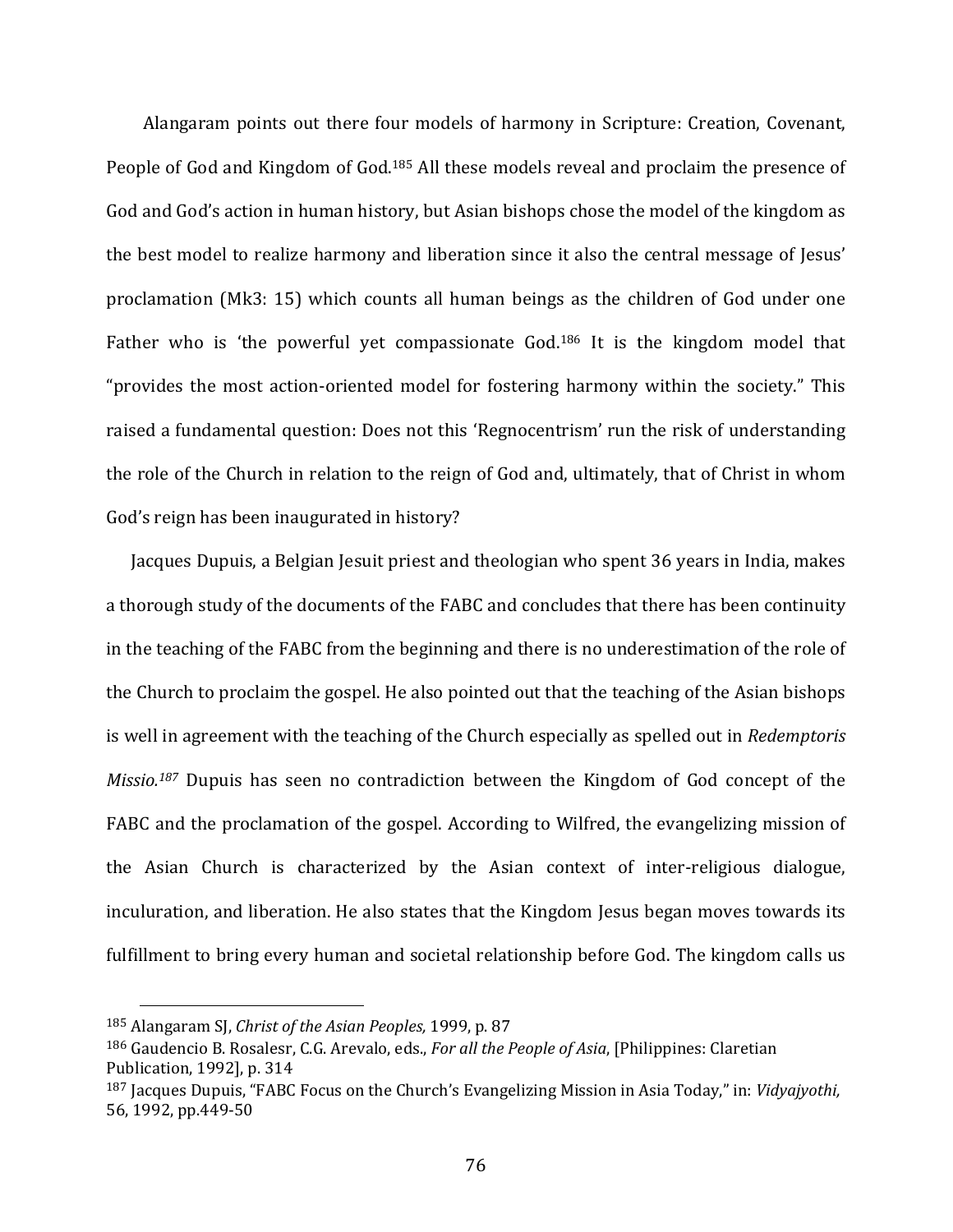Alangaram points out there four models of harmony in Scripture: Creation, Covenant, People of God and Kingdom of God.[185] All these models reveal and proclaim the presence of God and God's action in human history, but Asian bishops chose the model of the kingdom as the best model to realize harmony and liberation since it also the central message of Jesus' proclamation (Mk3: 15) which counts all human beings as the children of God under one Father who is 'the powerful yet compassionate God.[186] It is the kingdom model that "provides the most action-oriented model for fostering harmony within the society." This raised a fundamental question: Does not this 'Regnocentrism' run the risk of understanding the role of the Church in relation to the reign of God and, ultimately, that of Christ in whom God's reign has been inaugurated in history?

Jacques Dupuis, a Belgian Jesuit priest and theologian who spent 36 years in India, makes a thorough study of the documents of the FABC and concludes that there has been continuity in the teaching of the FABC from the beginning and there is no underestimation of the role of the Church to proclaim the gospel. He also pointed out that the teaching of the Asian bishops is well in agreement with the teaching of the Church especially as spelled out in *Redemptoris Missio.*[187] Dupuis has seen no contradiction between the Kingdom of God concept of the FABC and the proclamation of the gospel. According to Wilfred, the evangelizing mission of the Asian Church is characterized by the Asian context of inter-religious dialogue, inculuration, and liberation. He also states that the Kingdom Jesus began moves towards its fulfillment to bring every human and societal relationship before God. The kingdom calls us

---

[185] Alangaram SJ, *Christ of the Asian Peoples,* 1999, p. 87

[186] Gaudencio B. Rosalesr, C.G. Arevalo, eds., *For all the People of Asia*, [Philippines: Claretian Publication, 1992], p. 314

[187] Jacques Dupuis, "FABC Focus on the Church's Evangelizing Mission in Asia Today," in: *Vidyajyothi,* 56, 1992, pp.449-50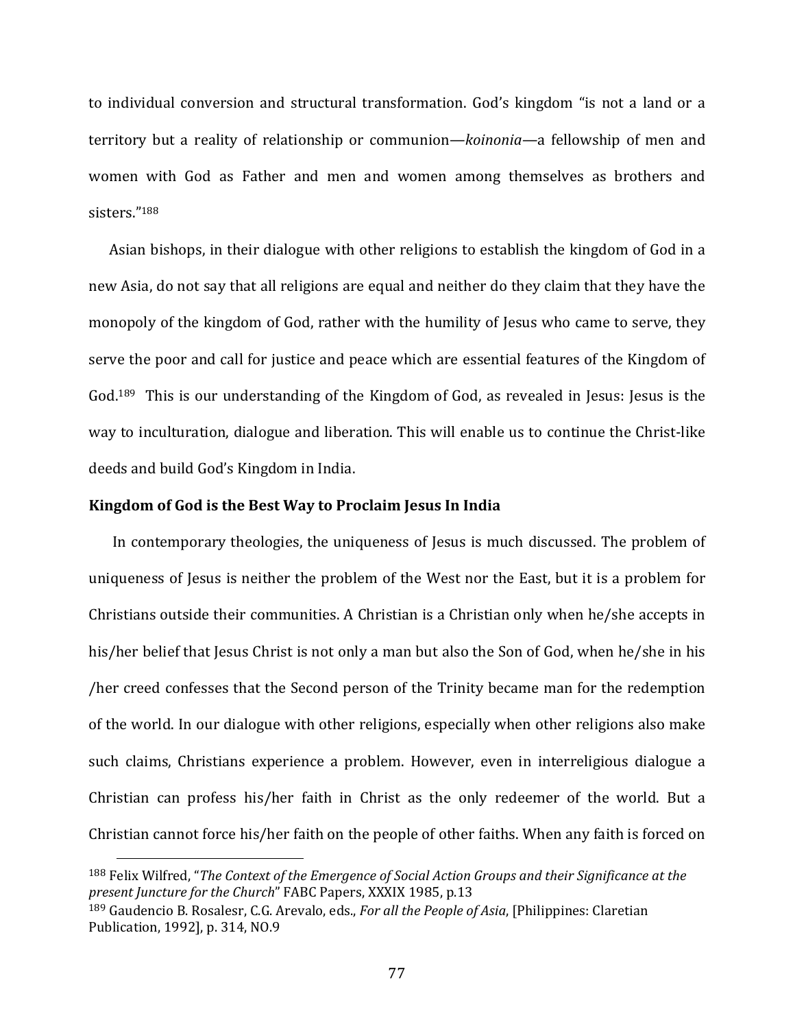to individual conversion and structural transformation. God's kingdom "is not a land or a territory but a reality of relationship or communion—*koinonia*—a fellowship of men and women with God as Father and men and women among themselves as brothers and sisters."[188]

Asian bishops, in their dialogue with other religions to establish the kingdom of God in a new Asia, do not say that all religions are equal and neither do they claim that they have the monopoly of the kingdom of God, rather with the humility of Jesus who came to serve, they serve the poor and call for justice and peace which are essential features of the Kingdom of God.[189] This is our understanding of the Kingdom of God, as revealed in Jesus: Jesus is the way to inculturation, dialogue and liberation. This will enable us to continue the Christ-like deeds and build God's Kingdom in India.

**Kingdom of God is the Best Way to Proclaim Jesus In India**

In contemporary theologies, the uniqueness of Jesus is much discussed. The problem of uniqueness of Jesus is neither the problem of the West nor the East, but it is a problem for Christians outside their communities. A Christian is a Christian only when he/she accepts in his/her belief that Jesus Christ is not only a man but also the Son of God, when he/she in his /her creed confesses that the Second person of the Trinity became man for the redemption of the world. In our dialogue with other religions, especially when other religions also make such claims, Christians experience a problem. However, even in interreligious dialogue a Christian can profess his/her faith in Christ as the only redeemer of the world. But a Christian cannot force his/her faith on the people of other faiths. When any faith is forced on

---

[188] Felix Wilfred, "*The Context of the Emergence of Social Action Groups and their Significance at the present Juncture for the Church*" FABC Papers, XXXIX 1985, p.13

[189] Gaudencio B. Rosalesr, C.G. Arevalo, eds., *For all the People of Asia*, [Philippines: Claretian Publication, 1992], p. 314, NO.9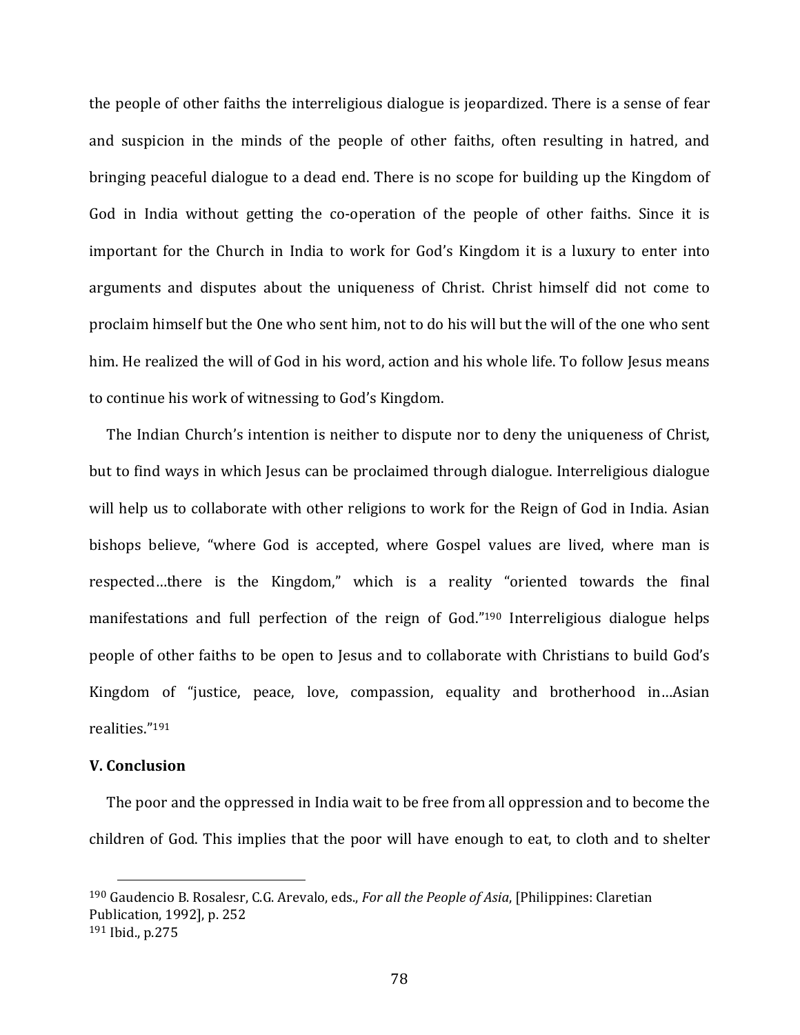the people of other faiths the interreligious dialogue is jeopardized. There is a sense of fear and suspicion in the minds of the people of other faiths, often resulting in hatred, and bringing peaceful dialogue to a dead end. There is no scope for building up the Kingdom of God in India without getting the co-operation of the people of other faiths. Since it is important for the Church in India to work for God's Kingdom it is a luxury to enter into arguments and disputes about the uniqueness of Christ. Christ himself did not come to proclaim himself but the One who sent him, not to do his will but the will of the one who sent him. He realized the will of God in his word, action and his whole life. To follow Jesus means to continue his work of witnessing to God's Kingdom.

The Indian Church's intention is neither to dispute nor to deny the uniqueness of Christ, but to find ways in which Jesus can be proclaimed through dialogue. Interreligious dialogue will help us to collaborate with other religions to work for the Reign of God in India. Asian bishops believe, "where God is accepted, where Gospel values are lived, where man is respected…there is the Kingdom," which is a reality "oriented towards the final manifestations and full perfection of the reign of God."[190] Interreligious dialogue helps people of other faiths to be open to Jesus and to collaborate with Christians to build God's Kingdom of "justice, peace, love, compassion, equality and brotherhood in…Asian realities."[191]

**V. Conclusion**

The poor and the oppressed in India wait to be free from all oppression and to become the children of God. This implies that the poor will have enough to eat, to cloth and to shelter

---

[190] Gaudencio B. Rosalesr, C.G. Arevalo, eds., *For all the People of Asia*, [Philippines: Claretian Publication, 1992], p. 252

[191] Ibid., p.275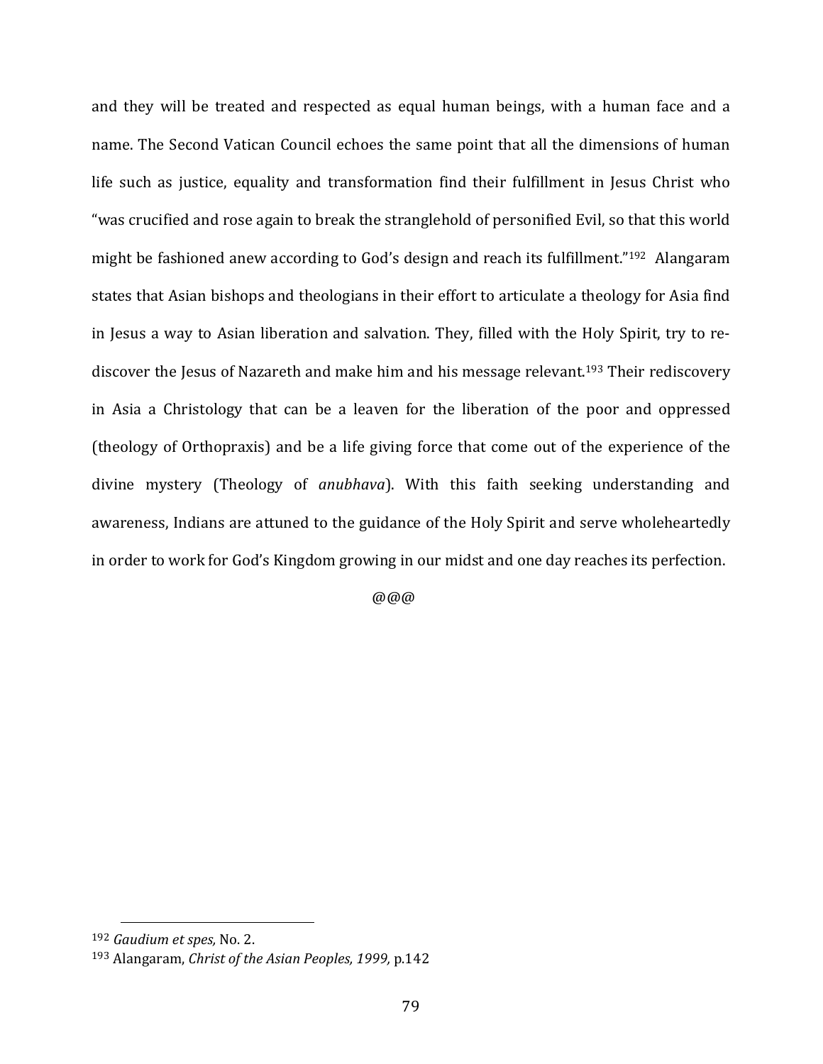and they will be treated and respected as equal human beings, with a human face and a name. The Second Vatican Council echoes the same point that all the dimensions of human life such as justice, equality and transformation find their fulfillment in Jesus Christ who "was crucified and rose again to break the stranglehold of personified Evil, so that this world might be fashioned anew according to God's design and reach its fulfillment."[192] Alangaram states that Asian bishops and theologians in their effort to articulate a theology for Asia find in Jesus a way to Asian liberation and salvation. They, filled with the Holy Spirit, try to re-discover the Jesus of Nazareth and make him and his message relevant.[193] Their rediscovery in Asia a Christology that can be a leaven for the liberation of the poor and oppressed (theology of Orthopraxis) and be a life giving force that come out of the experience of the divine mystery (Theology of *anubhava*). With this faith seeking understanding and awareness, Indians are attuned to the guidance of the Holy Spirit and serve wholeheartedly in order to work for God's Kingdom growing in our midst and one day reaches its perfection.

@@@

---

[192] *Gaudium et spes,* No. 2.

[193] Alangaram, *Christ of the Asian Peoples, 1999,* p.142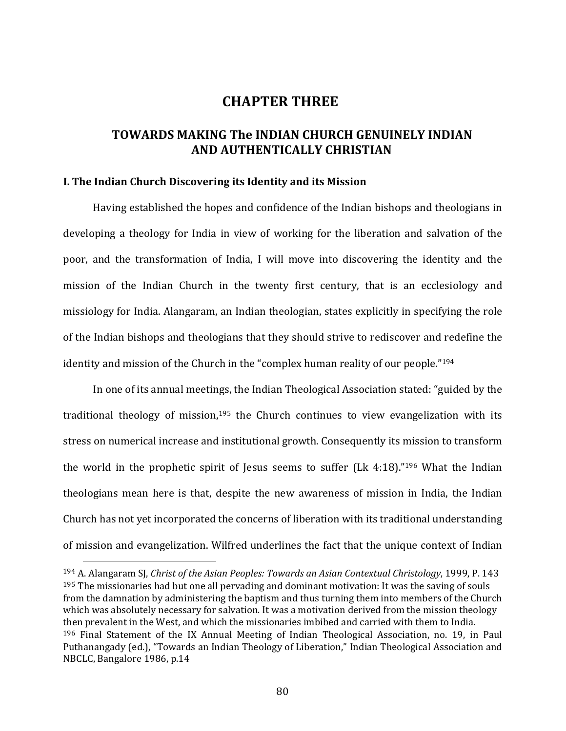# CHAPTER THREE

## TOWARDS MAKING The INDIAN CHURCH GENUINELY INDIAN AND AUTHENTICALLY CHRISTIAN

### I. The Indian Church Discovering its Identity and its Mission

Having established the hopes and confidence of the Indian bishops and theologians in developing a theology for India in view of working for the liberation and salvation of the poor, and the transformation of India, I will move into discovering the identity and the mission of the Indian Church in the twenty first century, that is an ecclesiology and missiology for India. Alangaram, an Indian theologian, states explicitly in specifying the role of the Indian bishops and theologians that they should strive to rediscover and redefine the identity and mission of the Church in the "complex human reality of our people."[194]

In one of its annual meetings, the Indian Theological Association stated: "guided by the traditional theology of mission,[195] the Church continues to view evangelization with its stress on numerical increase and institutional growth. Consequently its mission to transform the world in the prophetic spirit of Jesus seems to suffer (Lk 4:18)."[196] What the Indian theologians mean here is that, despite the new awareness of mission in India, the Indian Church has not yet incorporated the concerns of liberation with its traditional understanding of mission and evangelization. Wilfred underlines the fact that the unique context of Indian

---

[194] A. Alangaram SJ, *Christ of the Asian Peoples: Towards an Asian Contextual Christology*, 1999, P. 143

[195] The missionaries had but one all pervading and dominant motivation: It was the saving of souls from the damnation by administering the baptism and thus turning them into members of the Church which was absolutely necessary for salvation. It was a motivation derived from the mission theology then prevalent in the West, and which the missionaries imbibed and carried with them to India.

[196] Final Statement of the IX Annual Meeting of Indian Theological Association, no. 19, in Paul Puthanangady (ed.), "Towards an Indian Theology of Liberation," Indian Theological Association and NBCLC, Bangalore 1986, p.14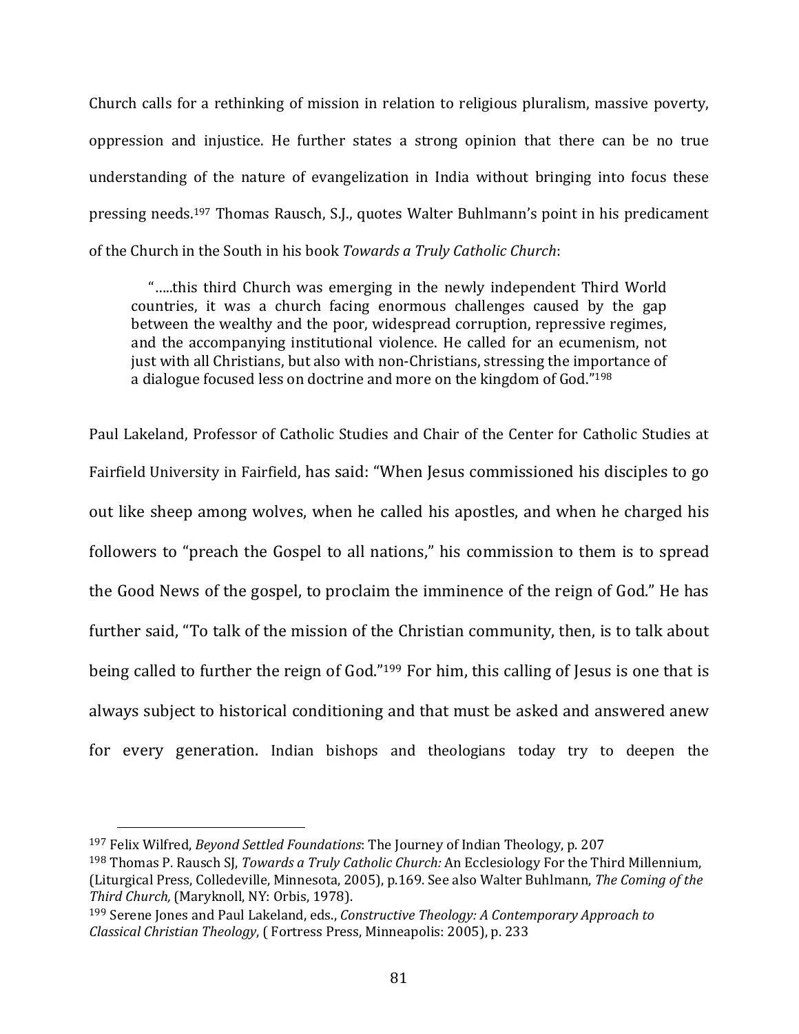Church calls for a rethinking of mission in relation to religious pluralism, massive poverty, oppression and injustice. He further states a strong opinion that there can be no true understanding of the nature of evangelization in India without bringing into focus these pressing needs.[197] Thomas Rausch, S.J., quotes Walter Buhlmann's point in his predicament of the Church in the South in his book *Towards a Truly Catholic Church*:

> "…..this third Church was emerging in the newly independent Third World countries, it was a church facing enormous challenges caused by the gap between the wealthy and the poor, widespread corruption, repressive regimes, and the accompanying institutional violence. He called for an ecumenism, not just with all Christians, but also with non-Christians, stressing the importance of a dialogue focused less on doctrine and more on the kingdom of God."[198]

Paul Lakeland, Professor of Catholic Studies and Chair of the Center for Catholic Studies at Fairfield University in Fairfield, has said: "When Jesus commissioned his disciples to go out like sheep among wolves, when he called his apostles, and when he charged his followers to "preach the Gospel to all nations," his commission to them is to spread the Good News of the gospel, to proclaim the imminence of the reign of God." He has further said, "To talk of the mission of the Christian community, then, is to talk about being called to further the reign of God."[199] For him, this calling of Jesus is one that is always subject to historical conditioning and that must be asked and answered anew for every generation. Indian bishops and theologians today try to deepen the

---

[197] Felix Wilfred, *Beyond Settled Foundations*: The Journey of Indian Theology, p. 207

[198] Thomas P. Rausch SJ, *Towards a Truly Catholic Church:* An Ecclesiology For the Third Millennium, (Liturgical Press, Colledeville, Minnesota, 2005), p.169. See also Walter Buhlmann, *The Coming of the Third Church,* (Maryknoll, NY: Orbis, 1978).

[199] Serene Jones and Paul Lakeland, eds., *Constructive Theology: A Contemporary Approach to Classical Christian Theology*, ( Fortress Press, Minneapolis: 2005), p. 233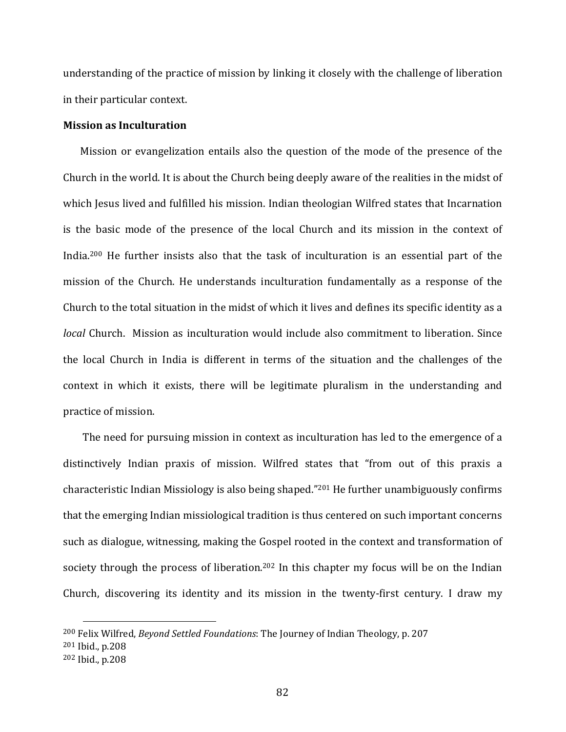understanding of the practice of mission by linking it closely with the challenge of liberation in their particular context.

**Mission as Inculturation**

Mission or evangelization entails also the question of the mode of the presence of the Church in the world. It is about the Church being deeply aware of the realities in the midst of which Jesus lived and fulfilled his mission. Indian theologian Wilfred states that Incarnation is the basic mode of the presence of the local Church and its mission in the context of India.[200] He further insists also that the task of inculturation is an essential part of the mission of the Church. He understands inculturation fundamentally as a response of the Church to the total situation in the midst of which it lives and defines its specific identity as a *local* Church. Mission as inculturation would include also commitment to liberation. Since the local Church in India is different in terms of the situation and the challenges of the context in which it exists, there will be legitimate pluralism in the understanding and practice of mission.

The need for pursuing mission in context as inculturation has led to the emergence of a distinctively Indian praxis of mission. Wilfred states that "from out of this praxis a characteristic Indian Missiology is also being shaped."[201] He further unambiguously confirms that the emerging Indian missiological tradition is thus centered on such important concerns such as dialogue, witnessing, making the Gospel rooted in the context and transformation of society through the process of liberation.[202] In this chapter my focus will be on the Indian Church, discovering its identity and its mission in the twenty-first century. I draw my

---

[200] Felix Wilfred, *Beyond Settled Foundations*: The Journey of Indian Theology, p. 207
[201] Ibid., p.208
[202] Ibid., p.208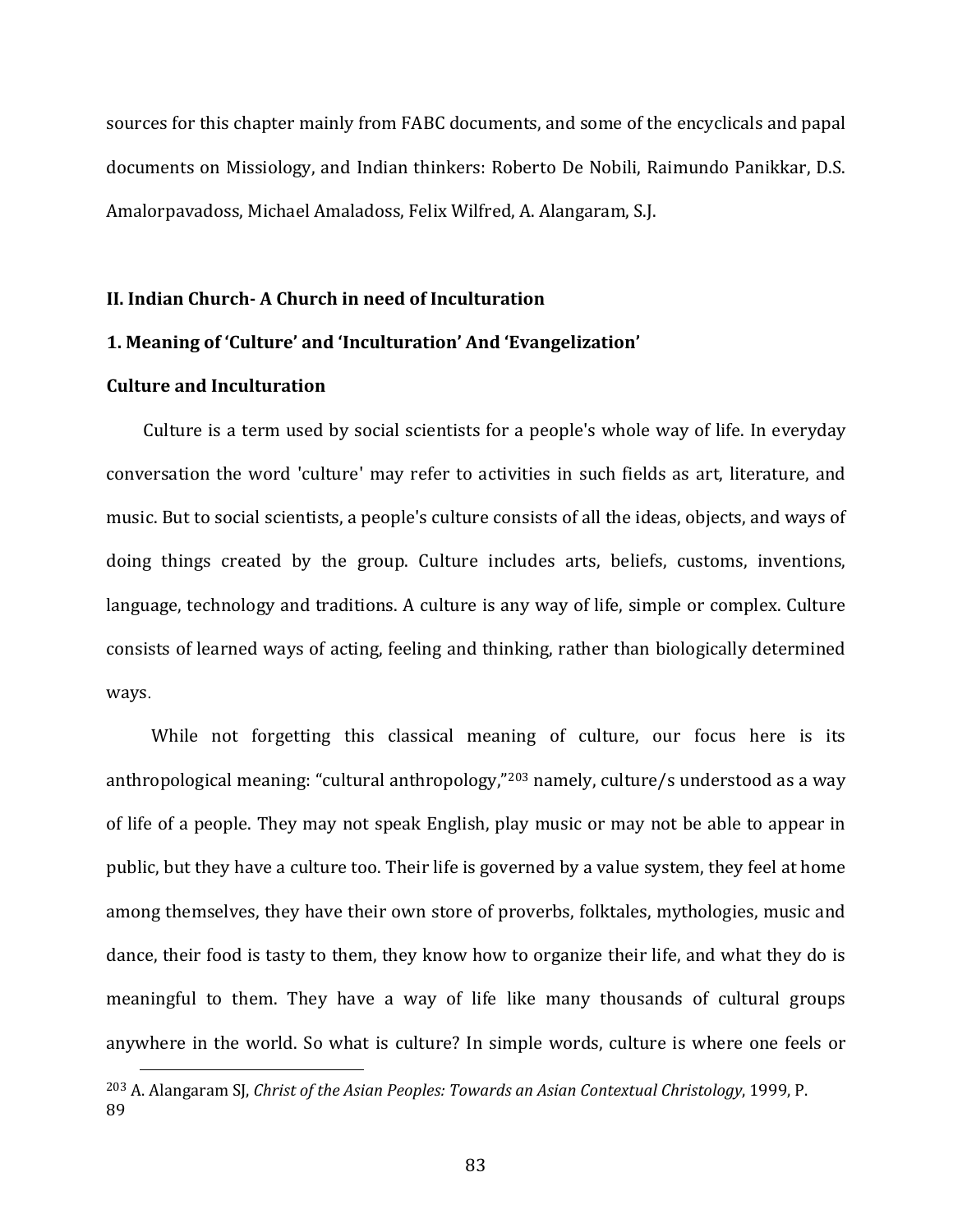sources for this chapter mainly from FABC documents, and some of the encyclicals and papal documents on Missiology, and Indian thinkers: Roberto De Nobili, Raimundo Panikkar, D.S. Amalorpavadoss, Michael Amaladoss, Felix Wilfred, A. Alangaram, S.J.

## II. Indian Church- A Church in need of Inculturation

### 1. Meaning of 'Culture' and 'Inculturation' And 'Evangelization'

#### Culture and Inculturation

Culture is a term used by social scientists for a people's whole way of life. In everyday conversation the word 'culture' may refer to activities in such fields as art, literature, and music. But to social scientists, a people's culture consists of all the ideas, objects, and ways of doing things created by the group. Culture includes arts, beliefs, customs, inventions, language, technology and traditions. A culture is any way of life, simple or complex. Culture consists of learned ways of acting, feeling and thinking, rather than biologically determined ways.

While not forgetting this classical meaning of culture, our focus here is its anthropological meaning: "cultural anthropology,"[203] namely, culture/s understood as a way of life of a people. They may not speak English, play music or may not be able to appear in public, but they have a culture too. Their life is governed by a value system, they feel at home among themselves, they have their own store of proverbs, folktales, mythologies, music and dance, their food is tasty to them, they know how to organize their life, and what they do is meaningful to them. They have a way of life like many thousands of cultural groups anywhere in the world. So what is culture? In simple words, culture is where one feels or

---

[203] A. Alangaram SJ, *Christ of the Asian Peoples: Towards an Asian Contextual Christology*, 1999, P. 89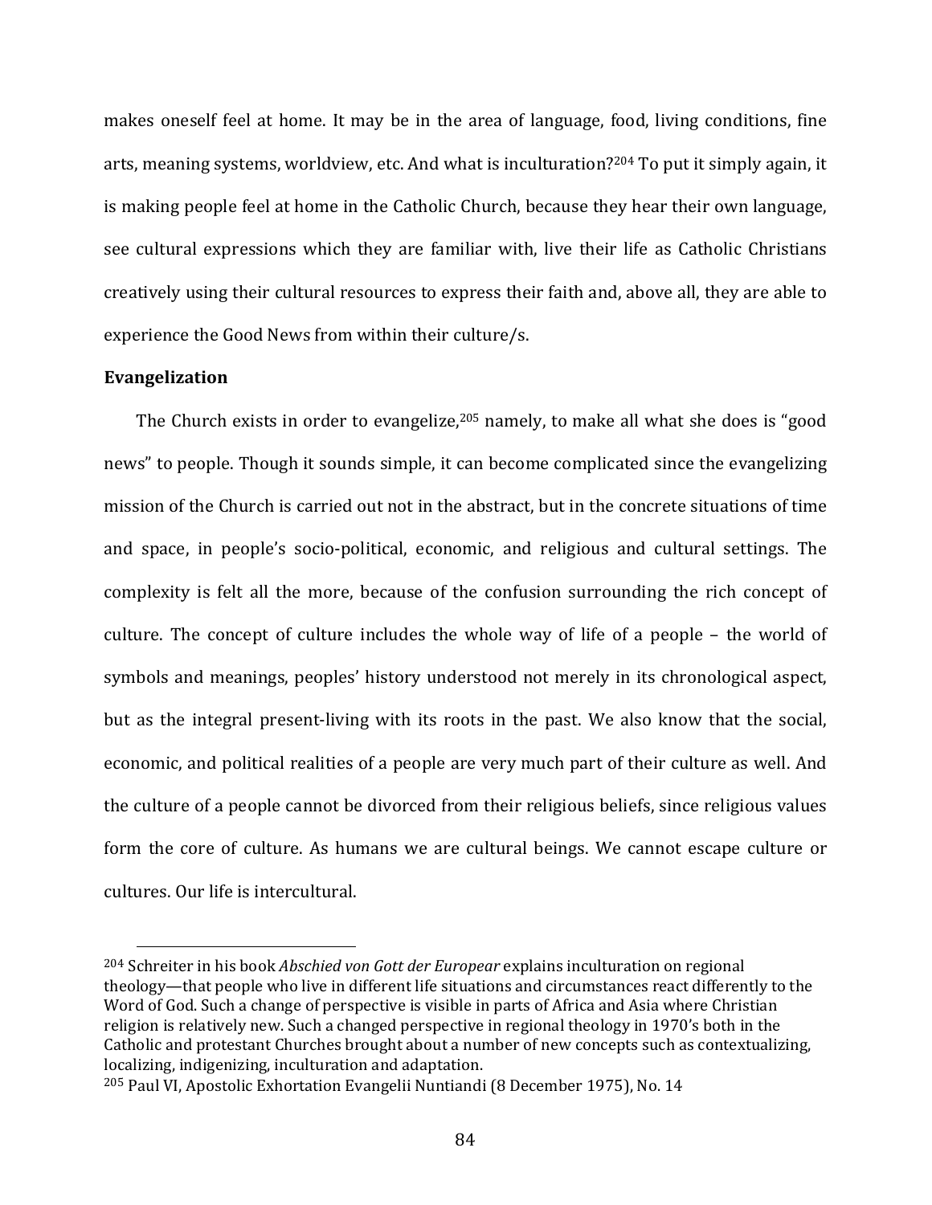makes oneself feel at home. It may be in the area of language, food, living conditions, fine arts, meaning systems, worldview, etc. And what is inculturation?[204] To put it simply again, it is making people feel at home in the Catholic Church, because they hear their own language, see cultural expressions which they are familiar with, live their life as Catholic Christians creatively using their cultural resources to express their faith and, above all, they are able to experience the Good News from within their culture/s.

**Evangelization**

The Church exists in order to evangelize,[205] namely, to make all what she does is "good news" to people. Though it sounds simple, it can become complicated since the evangelizing mission of the Church is carried out not in the abstract, but in the concrete situations of time and space, in people's socio-political, economic, and religious and cultural settings. The complexity is felt all the more, because of the confusion surrounding the rich concept of culture. The concept of culture includes the whole way of life of a people – the world of symbols and meanings, peoples' history understood not merely in its chronological aspect, but as the integral present-living with its roots in the past. We also know that the social, economic, and political realities of a people are very much part of their culture as well. And the culture of a people cannot be divorced from their religious beliefs, since religious values form the core of culture. As humans we are cultural beings. We cannot escape culture or cultures. Our life is intercultural.

---

[204] Schreiter in his book *Abschied von Gott der Europear* explains inculturation on regional theology—that people who live in different life situations and circumstances react differently to the Word of God. Such a change of perspective is visible in parts of Africa and Asia where Christian religion is relatively new. Such a changed perspective in regional theology in 1970's both in the Catholic and protestant Churches brought about a number of new concepts such as contextualizing, localizing, indigenizing, inculturation and adaptation.

[205] Paul VI, Apostolic Exhortation Evangelii Nuntiandi (8 December 1975), No. 14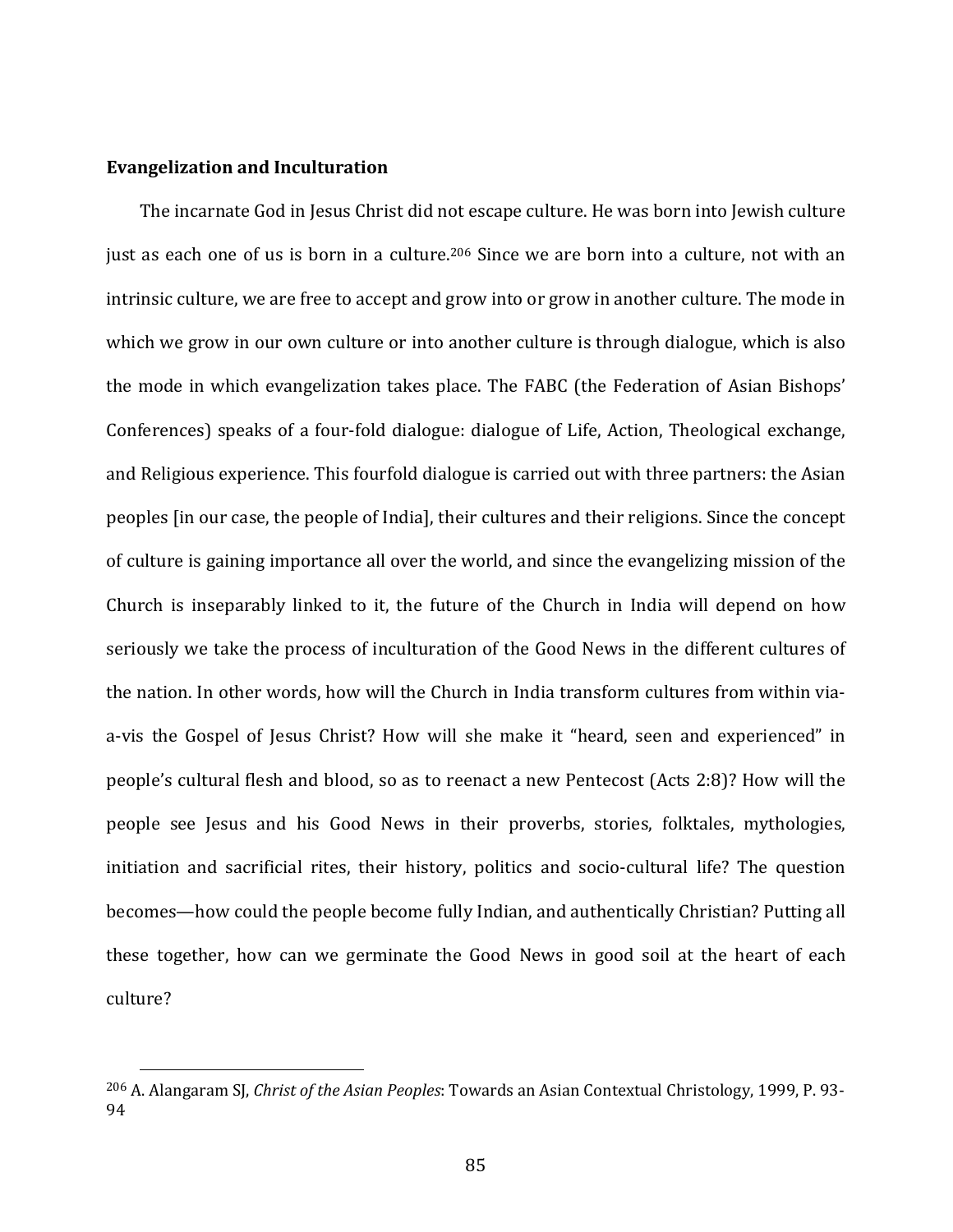**Evangelization and Inculturation**

The incarnate God in Jesus Christ did not escape culture. He was born into Jewish culture just as each one of us is born in a culture.[206] Since we are born into a culture, not with an intrinsic culture, we are free to accept and grow into or grow in another culture. The mode in which we grow in our own culture or into another culture is through dialogue, which is also the mode in which evangelization takes place. The FABC (the Federation of Asian Bishops' Conferences) speaks of a four-fold dialogue: dialogue of Life, Action, Theological exchange, and Religious experience. This fourfold dialogue is carried out with three partners: the Asian peoples [in our case, the people of India], their cultures and their religions. Since the concept of culture is gaining importance all over the world, and since the evangelizing mission of the Church is inseparably linked to it, the future of the Church in India will depend on how seriously we take the process of inculturation of the Good News in the different cultures of the nation. In other words, how will the Church in India transform cultures from within via-a-vis the Gospel of Jesus Christ? How will she make it "heard, seen and experienced" in people's cultural flesh and blood, so as to reenact a new Pentecost (Acts 2:8)? How will the people see Jesus and his Good News in their proverbs, stories, folktales, mythologies, initiation and sacrificial rites, their history, politics and socio-cultural life? The question becomes—how could the people become fully Indian, and authentically Christian? Putting all these together, how can we germinate the Good News in good soil at the heart of each culture?

---

[206] A. Alangaram SJ, *Christ of the Asian Peoples*: Towards an Asian Contextual Christology, 1999, P. 93-94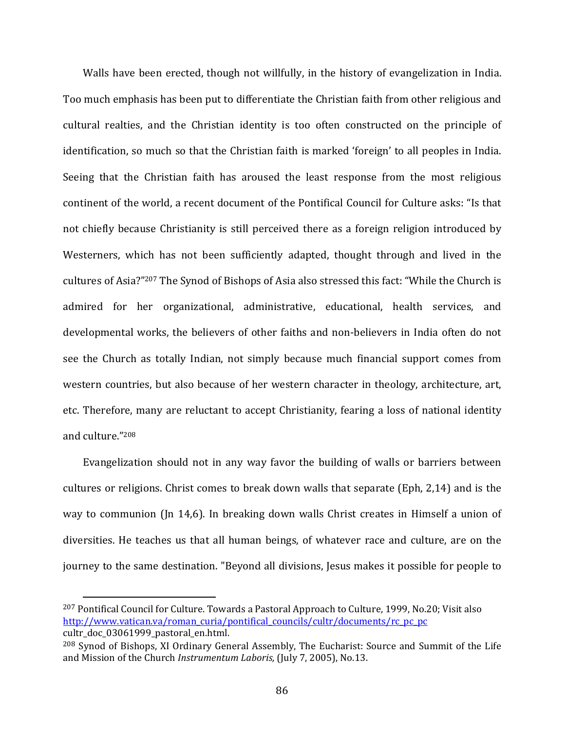Walls have been erected, though not willfully, in the history of evangelization in India. Too much emphasis has been put to differentiate the Christian faith from other religious and cultural realties, and the Christian identity is too often constructed on the principle of identification, so much so that the Christian faith is marked 'foreign' to all peoples in India. Seeing that the Christian faith has aroused the least response from the most religious continent of the world, a recent document of the Pontifical Council for Culture asks: "Is that not chiefly because Christianity is still perceived there as a foreign religion introduced by Westerners, which has not been sufficiently adapted, thought through and lived in the cultures of Asia?"[207] The Synod of Bishops of Asia also stressed this fact: "While the Church is admired for her organizational, administrative, educational, health services, and developmental works, the believers of other faiths and non-believers in India often do not see the Church as totally Indian, not simply because much financial support comes from western countries, but also because of her western character in theology, architecture, art, etc. Therefore, many are reluctant to accept Christianity, fearing a loss of national identity and culture."[208]

Evangelization should not in any way favor the building of walls or barriers between cultures or religions. Christ comes to break down walls that separate (Eph, 2,14) and is the way to communion (Jn 14,6). In breaking down walls Christ creates in Himself a union of diversities. He teaches us that all human beings, of whatever race and culture, are on the journey to the same destination. "Beyond all divisions, Jesus makes it possible for people to

[207] Pontifical Council for Culture. Towards a Pastoral Approach to Culture, 1999, No.20; Visit also http://www.vatican.va/roman_curia/pontifical_councils/cultr/documents/rc_pc_pc cultr_doc_03061999_pastoral_en.html.

[208] Synod of Bishops, XI Ordinary General Assembly, The Eucharist: Source and Summit of the Life and Mission of the Church *Instrumentum Laboris,* (July 7, 2005), No.13.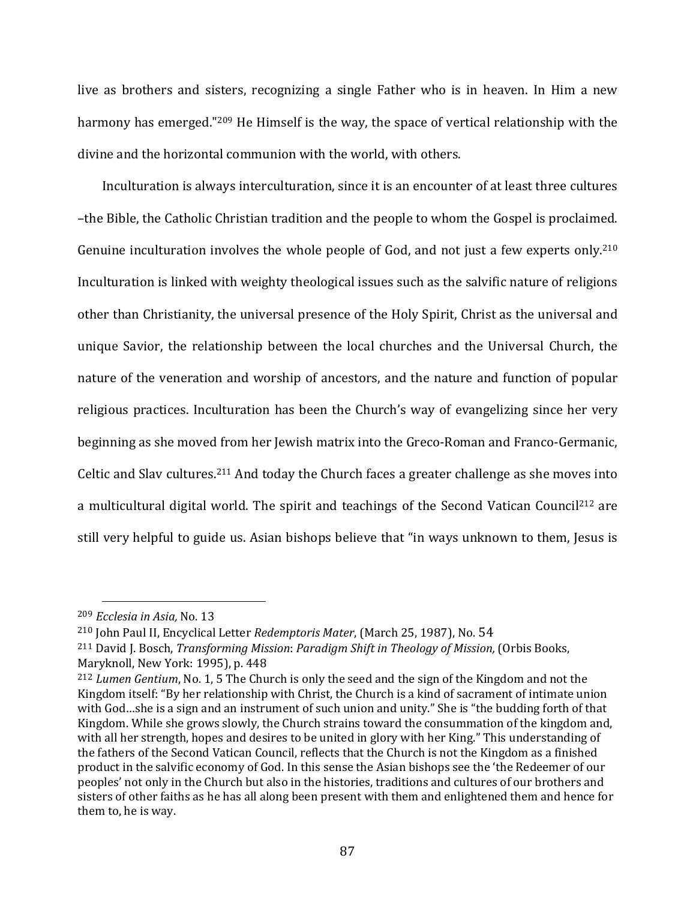live as brothers and sisters, recognizing a single Father who is in heaven. In Him a new harmony has emerged."[209] He Himself is the way, the space of vertical relationship with the divine and the horizontal communion with the world, with others.

Inculturation is always interculturation, since it is an encounter of at least three cultures –the Bible, the Catholic Christian tradition and the people to whom the Gospel is proclaimed. Genuine inculturation involves the whole people of God, and not just a few experts only.[210] Inculturation is linked with weighty theological issues such as the salvific nature of religions other than Christianity, the universal presence of the Holy Spirit, Christ as the universal and unique Savior, the relationship between the local churches and the Universal Church, the nature of the veneration and worship of ancestors, and the nature and function of popular religious practices. Inculturation has been the Church's way of evangelizing since her very beginning as she moved from her Jewish matrix into the Greco-Roman and Franco-Germanic, Celtic and Slav cultures.[211] And today the Church faces a greater challenge as she moves into a multicultural digital world. The spirit and teachings of the Second Vatican Council[212] are still very helpful to guide us. Asian bishops believe that "in ways unknown to them, Jesus is

---

[209] *Ecclesia in Asia,* No. 13

[210] John Paul II, Encyclical Letter *Redemptoris Mater*, (March 25, 1987), No. 54

[211] David J. Bosch, *Transforming Mission*: *Paradigm Shift in Theology of Mission,* (Orbis Books, Maryknoll, New York: 1995), p. 448

[212] *Lumen Gentium*, No. 1, 5 The Church is only the seed and the sign of the Kingdom and not the Kingdom itself: "By her relationship with Christ, the Church is a kind of sacrament of intimate union with God…she is a sign and an instrument of such union and unity." She is "the budding forth of that Kingdom. While she grows slowly, the Church strains toward the consummation of the kingdom and, with all her strength, hopes and desires to be united in glory with her King." This understanding of the fathers of the Second Vatican Council, reflects that the Church is not the Kingdom as a finished product in the salvific economy of God. In this sense the Asian bishops see the 'the Redeemer of our peoples' not only in the Church but also in the histories, traditions and cultures of our brothers and sisters of other faiths as he has all along been present with them and enlightened them and hence for them to, he is way.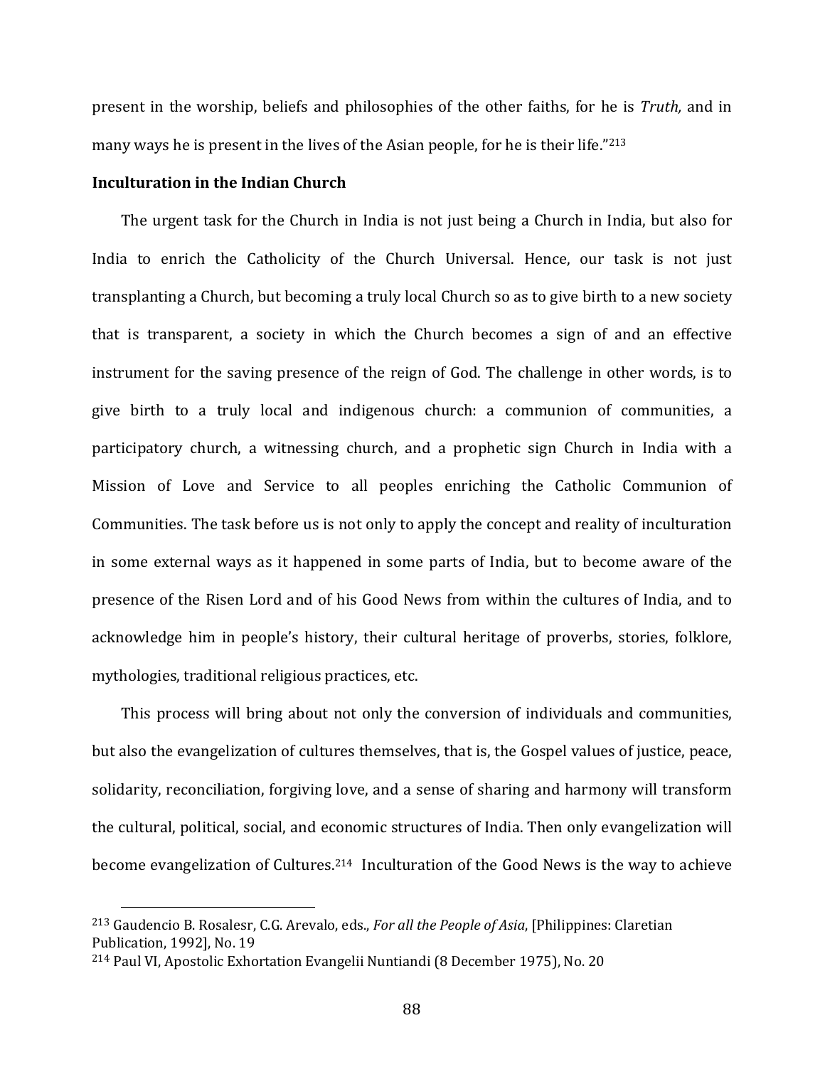present in the worship, beliefs and philosophies of the other faiths, for he is *Truth,* and in many ways he is present in the lives of the Asian people, for he is their life."[213]

**Inculturation in the Indian Church**

The urgent task for the Church in India is not just being a Church in India, but also for India to enrich the Catholicity of the Church Universal. Hence, our task is not just transplanting a Church, but becoming a truly local Church so as to give birth to a new society that is transparent, a society in which the Church becomes a sign of and an effective instrument for the saving presence of the reign of God. The challenge in other words, is to give birth to a truly local and indigenous church: a communion of communities, a participatory church, a witnessing church, and a prophetic sign Church in India with a Mission of Love and Service to all peoples enriching the Catholic Communion of Communities. The task before us is not only to apply the concept and reality of inculturation in some external ways as it happened in some parts of India, but to become aware of the presence of the Risen Lord and of his Good News from within the cultures of India, and to acknowledge him in people's history, their cultural heritage of proverbs, stories, folklore, mythologies, traditional religious practices, etc.

This process will bring about not only the conversion of individuals and communities, but also the evangelization of cultures themselves, that is, the Gospel values of justice, peace, solidarity, reconciliation, forgiving love, and a sense of sharing and harmony will transform the cultural, political, social, and economic structures of India. Then only evangelization will become evangelization of Cultures.[214] Inculturation of the Good News is the way to achieve

---

[213] Gaudencio B. Rosalesr, C.G. Arevalo, eds., *For all the People of Asia*, [Philippines: Claretian Publication, 1992], No. 19

[214] Paul VI, Apostolic Exhortation Evangelii Nuntiandi (8 December 1975), No. 20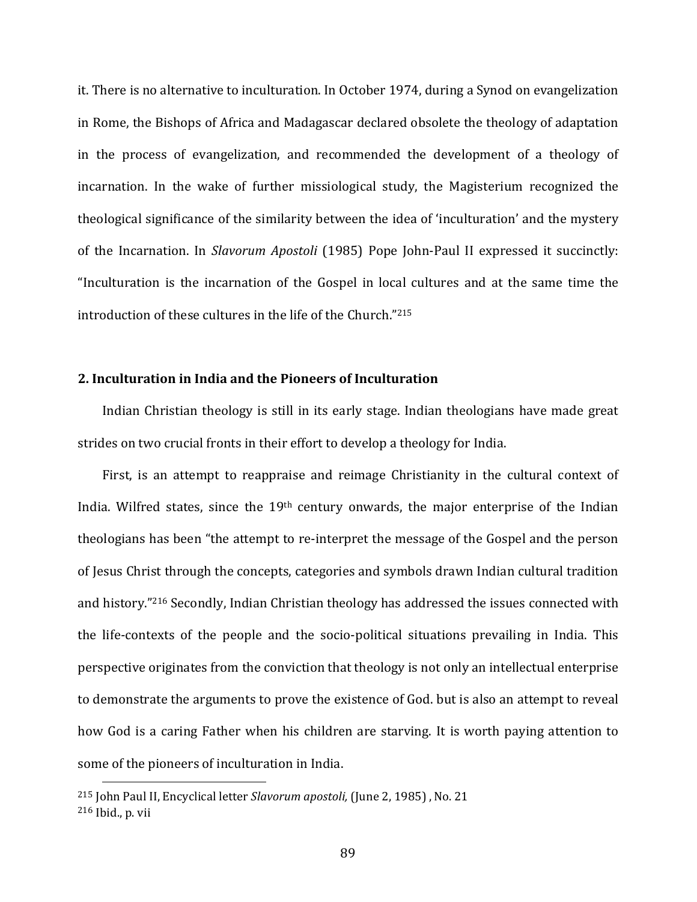it. There is no alternative to inculturation. In October 1974, during a Synod on evangelization in Rome, the Bishops of Africa and Madagascar declared obsolete the theology of adaptation in the process of evangelization, and recommended the development of a theology of incarnation. In the wake of further missiological study, the Magisterium recognized the theological significance of the similarity between the idea of 'inculturation' and the mystery of the Incarnation. In *Slavorum Apostoli* (1985) Pope John-Paul II expressed it succinctly: "Inculturation is the incarnation of the Gospel in local cultures and at the same time the introduction of these cultures in the life of the Church."[215]

## 2. Inculturation in India and the Pioneers of Inculturation

Indian Christian theology is still in its early stage. Indian theologians have made great strides on two crucial fronts in their effort to develop a theology for India.

First, is an attempt to reappraise and reimage Christianity in the cultural context of India. Wilfred states, since the 19th century onwards, the major enterprise of the Indian theologians has been "the attempt to re-interpret the message of the Gospel and the person of Jesus Christ through the concepts, categories and symbols drawn Indian cultural tradition and history."[216] Secondly, Indian Christian theology has addressed the issues connected with the life-contexts of the people and the socio-political situations prevailing in India. This perspective originates from the conviction that theology is not only an intellectual enterprise to demonstrate the arguments to prove the existence of God. but is also an attempt to reveal how God is a caring Father when his children are starving. It is worth paying attention to some of the pioneers of inculturation in India.

---

[215] John Paul II, Encyclical letter *Slavorum apostoli,* (June 2, 1985) , No. 21

[216] Ibid., p. vii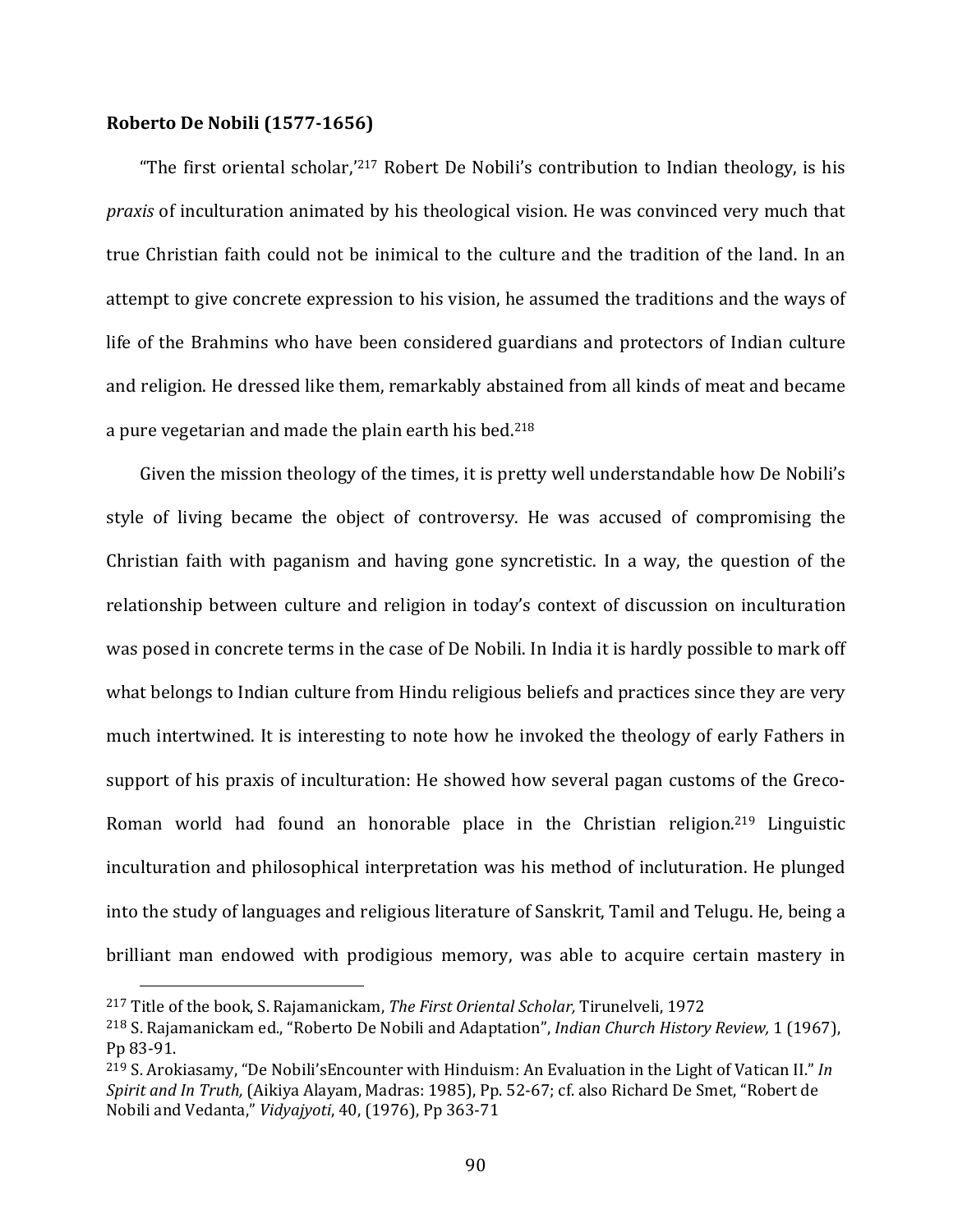**Roberto De Nobili (1577-1656)**

"The first oriental scholar,'[217] Robert De Nobili's contribution to Indian theology, is his *praxis* of inculturation animated by his theological vision. He was convinced very much that true Christian faith could not be inimical to the culture and the tradition of the land. In an attempt to give concrete expression to his vision, he assumed the traditions and the ways of life of the Brahmins who have been considered guardians and protectors of Indian culture and religion. He dressed like them, remarkably abstained from all kinds of meat and became a pure vegetarian and made the plain earth his bed.[218]

Given the mission theology of the times, it is pretty well understandable how De Nobili's style of living became the object of controversy. He was accused of compromising the Christian faith with paganism and having gone syncretistic. In a way, the question of the relationship between culture and religion in today's context of discussion on inculturation was posed in concrete terms in the case of De Nobili. In India it is hardly possible to mark off what belongs to Indian culture from Hindu religious beliefs and practices since they are very much intertwined. It is interesting to note how he invoked the theology of early Fathers in support of his praxis of inculturation: He showed how several pagan customs of the Greco-Roman world had found an honorable place in the Christian religion.[219] Linguistic inculturation and philosophical interpretation was his method of incluturation. He plunged into the study of languages and religious literature of Sanskrit, Tamil and Telugu. He, being a brilliant man endowed with prodigious memory, was able to acquire certain mastery in

---

[217] Title of the book, S. Rajamanickam, *The First Oriental Scholar,* Tirunelveli, 1972

[218] S. Rajamanickam ed., "Roberto De Nobili and Adaptation", *Indian Church History Review,* 1 (1967), Pp 83-91.

[219] S. Arokiasamy, "De Nobili'sEncounter with Hinduism: An Evaluation in the Light of Vatican II." *In Spirit and In Truth,* (Aikiya Alayam, Madras: 1985), Pp. 52-67; cf. also Richard De Smet, "Robert de Nobili and Vedanta," *Vidyajyoti*, 40, (1976), Pp 363-71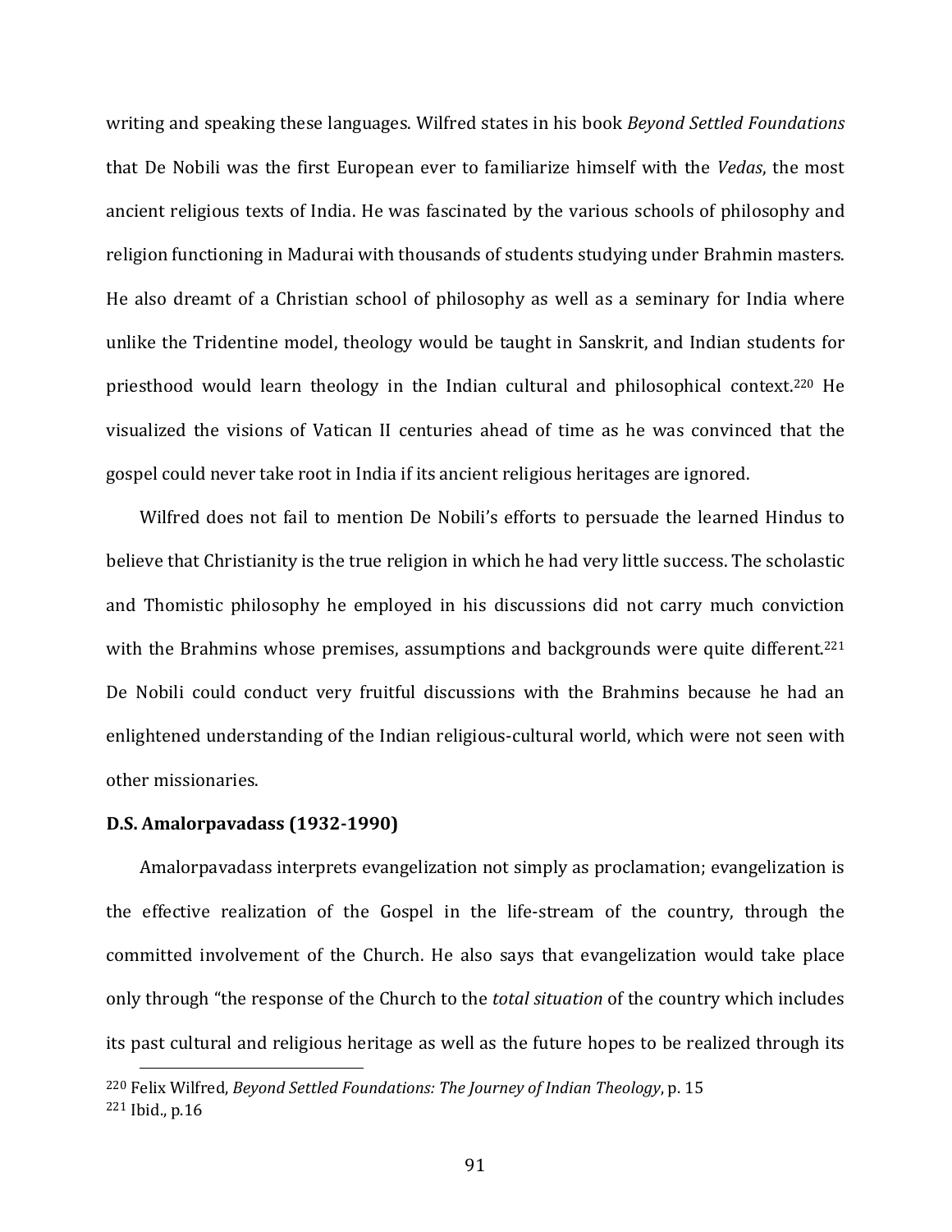writing and speaking these languages. Wilfred states in his book *Beyond Settled Foundations* that De Nobili was the first European ever to familiarize himself with the *Vedas*, the most ancient religious texts of India. He was fascinated by the various schools of philosophy and religion functioning in Madurai with thousands of students studying under Brahmin masters. He also dreamt of a Christian school of philosophy as well as a seminary for India where unlike the Tridentine model, theology would be taught in Sanskrit, and Indian students for priesthood would learn theology in the Indian cultural and philosophical context.[220] He visualized the visions of Vatican II centuries ahead of time as he was convinced that the gospel could never take root in India if its ancient religious heritages are ignored.

Wilfred does not fail to mention De Nobili's efforts to persuade the learned Hindus to believe that Christianity is the true religion in which he had very little success. The scholastic and Thomistic philosophy he employed in his discussions did not carry much conviction with the Brahmins whose premises, assumptions and backgrounds were quite different.[221] De Nobili could conduct very fruitful discussions with the Brahmins because he had an enlightened understanding of the Indian religious-cultural world, which were not seen with other missionaries.

**D.S. Amalorpavadass (1932-1990)**

Amalorpavadass interprets evangelization not simply as proclamation; evangelization is the effective realization of the Gospel in the life-stream of the country, through the committed involvement of the Church. He also says that evangelization would take place only through "the response of the Church to the *total situation* of the country which includes its past cultural and religious heritage as well as the future hopes to be realized through its

[220] Felix Wilfred, *Beyond Settled Foundations: The Journey of Indian Theology*, p. 15

[221] Ibid., p.16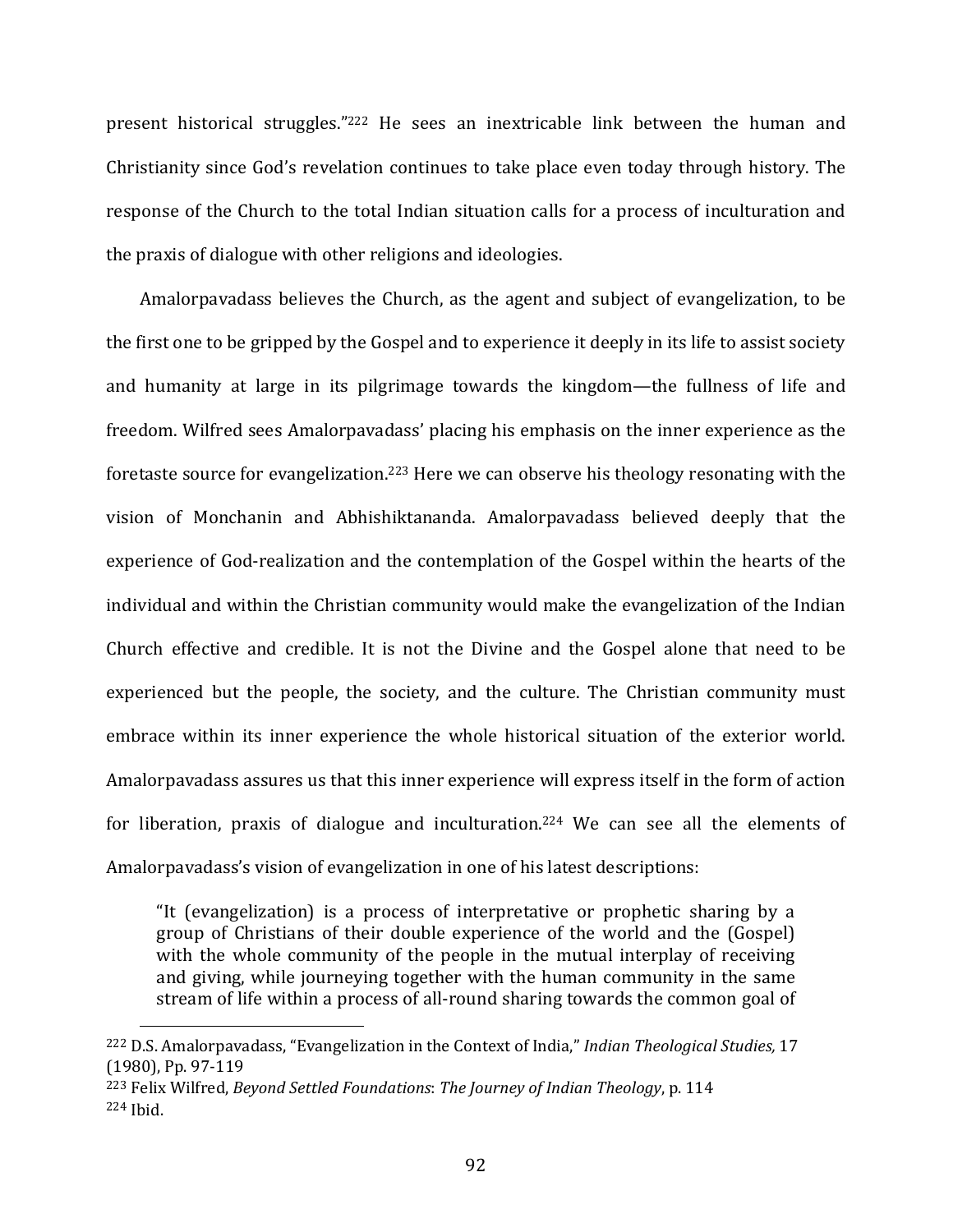present historical struggles."[222] He sees an inextricable link between the human and Christianity since God's revelation continues to take place even today through history. The response of the Church to the total Indian situation calls for a process of inculturation and the praxis of dialogue with other religions and ideologies.

Amalorpavadass believes the Church, as the agent and subject of evangelization, to be the first one to be gripped by the Gospel and to experience it deeply in its life to assist society and humanity at large in its pilgrimage towards the kingdom—the fullness of life and freedom. Wilfred sees Amalorpavadass' placing his emphasis on the inner experience as the foretaste source for evangelization.[223] Here we can observe his theology resonating with the vision of Monchanin and Abhishiktananda. Amalorpavadass believed deeply that the experience of God-realization and the contemplation of the Gospel within the hearts of the individual and within the Christian community would make the evangelization of the Indian Church effective and credible. It is not the Divine and the Gospel alone that need to be experienced but the people, the society, and the culture. The Christian community must embrace within its inner experience the whole historical situation of the exterior world. Amalorpavadass assures us that this inner experience will express itself in the form of action for liberation, praxis of dialogue and inculturation.[224] We can see all the elements of Amalorpavadass's vision of evangelization in one of his latest descriptions:

> "It (evangelization) is a process of interpretative or prophetic sharing by a group of Christians of their double experience of the world and the (Gospel) with the whole community of the people in the mutual interplay of receiving and giving, while journeying together with the human community in the same stream of life within a process of all-round sharing towards the common goal of

---

[222] D.S. Amalorpavadass, "Evangelization in the Context of India," *Indian Theological Studies,* 17 (1980), Pp. 97-119

[223] Felix Wilfred, *Beyond Settled Foundations*: *The Journey of Indian Theology*, p. 114

[224] Ibid.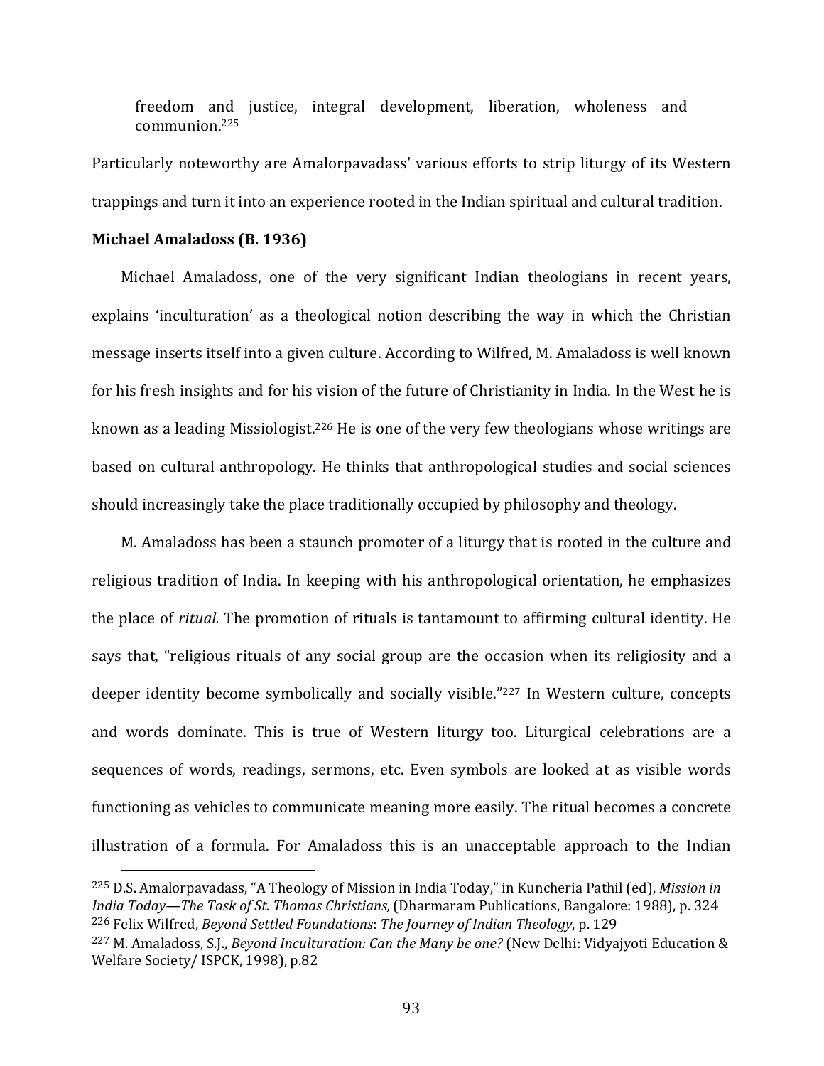> freedom and justice, integral development, liberation, wholeness and communion.[225]

Particularly noteworthy are Amalorpavadass' various efforts to strip liturgy of its Western trappings and turn it into an experience rooted in the Indian spiritual and cultural tradition.

**Michael Amaladoss (B. 1936)**

Michael Amaladoss, one of the very significant Indian theologians in recent years, explains 'inculturation' as a theological notion describing the way in which the Christian message inserts itself into a given culture. According to Wilfred, M. Amaladoss is well known for his fresh insights and for his vision of the future of Christianity in India. In the West he is known as a leading Missiologist.[226] He is one of the very few theologians whose writings are based on cultural anthropology. He thinks that anthropological studies and social sciences should increasingly take the place traditionally occupied by philosophy and theology.

M. Amaladoss has been a staunch promoter of a liturgy that is rooted in the culture and religious tradition of India. In keeping with his anthropological orientation, he emphasizes the place of *ritual.* The promotion of rituals is tantamount to affirming cultural identity. He says that, "religious rituals of any social group are the occasion when its religiosity and a deeper identity become symbolically and socially visible."[227] In Western culture, concepts and words dominate. This is true of Western liturgy too. Liturgical celebrations are a sequences of words, readings, sermons, etc. Even symbols are looked at as visible words functioning as vehicles to communicate meaning more easily. The ritual becomes a concrete illustration of a formula. For Amaladoss this is an unacceptable approach to the Indian

---

[225] D.S. Amalorpavadass, "A Theology of Mission in India Today," in Kuncheria Pathil (ed), *Mission in India Today—The Task of St. Thomas Christians,* (Dharmaram Publications, Bangalore: 1988), p. 324

[226] Felix Wilfred, *Beyond Settled Foundations*: *The Journey of Indian Theology*, p. 129

[227] M. Amaladoss, S.J., *Beyond Inculturation: Can the Many be one?* (New Delhi: Vidyajyoti Education & Welfare Society/ ISPCK, 1998), p.82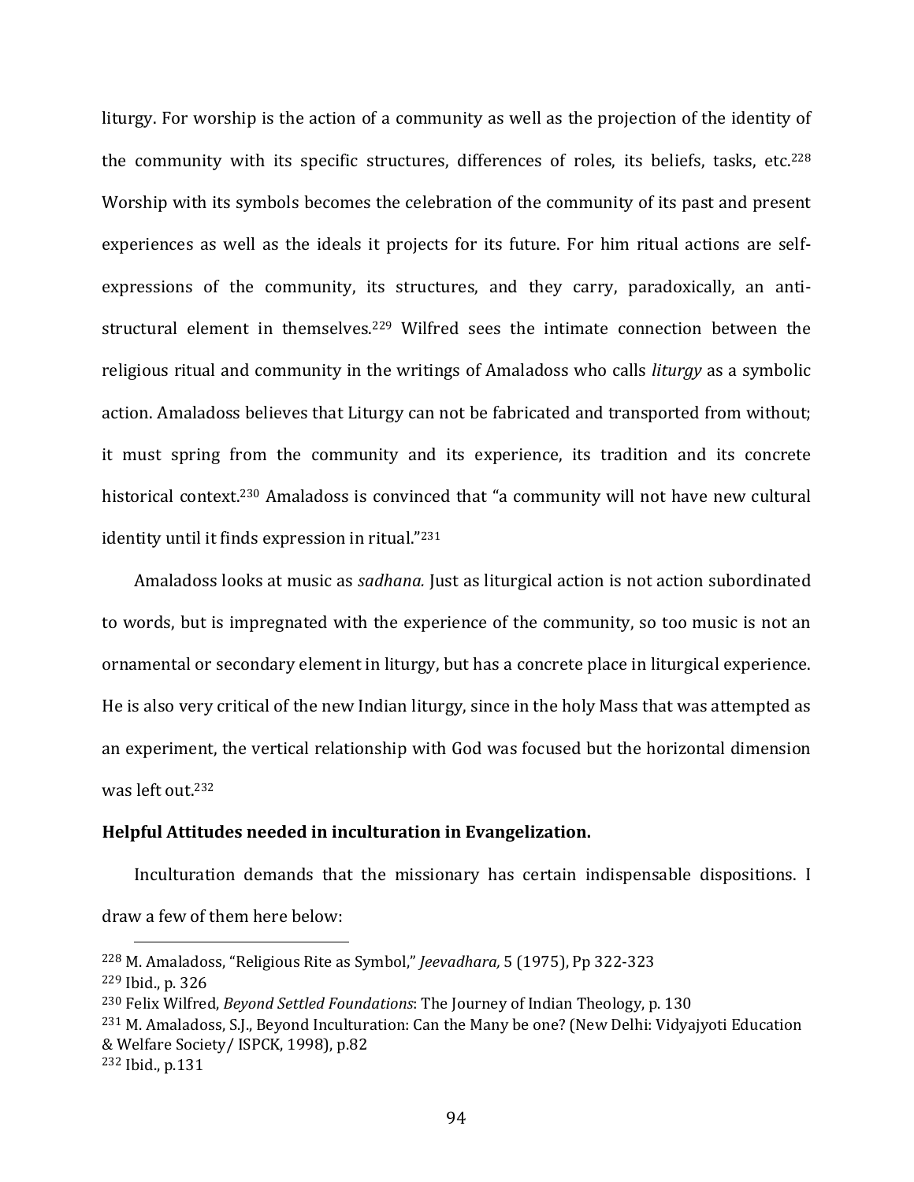liturgy. For worship is the action of a community as well as the projection of the identity of the community with its specific structures, differences of roles, its beliefs, tasks, etc.[228] Worship with its symbols becomes the celebration of the community of its past and present experiences as well as the ideals it projects for its future. For him ritual actions are self-expressions of the community, its structures, and they carry, paradoxically, an anti-structural element in themselves.[229] Wilfred sees the intimate connection between the religious ritual and community in the writings of Amaladoss who calls *liturgy* as a symbolic action. Amaladoss believes that Liturgy can not be fabricated and transported from without; it must spring from the community and its experience, its tradition and its concrete historical context.[230] Amaladoss is convinced that "a community will not have new cultural identity until it finds expression in ritual."[231]

Amaladoss looks at music as *sadhana.* Just as liturgical action is not action subordinated to words, but is impregnated with the experience of the community, so too music is not an ornamental or secondary element in liturgy, but has a concrete place in liturgical experience. He is also very critical of the new Indian liturgy, since in the holy Mass that was attempted as an experiment, the vertical relationship with God was focused but the horizontal dimension was left out.[232]

**Helpful Attitudes needed in inculturation in Evangelization.**

Inculturation demands that the missionary has certain indispensable dispositions. I draw a few of them here below:

---

[228] M. Amaladoss, "Religious Rite as Symbol," *Jeevadhara,* 5 (1975), Pp 322-323

[229] Ibid., p. 326

[230] Felix Wilfred, *Beyond Settled Foundations*: The Journey of Indian Theology, p. 130

[231] M. Amaladoss, S.J., Beyond Inculturation: Can the Many be one? (New Delhi: Vidyajyoti Education & Welfare Society/ ISPCK, 1998), p.82

[232] Ibid., p.131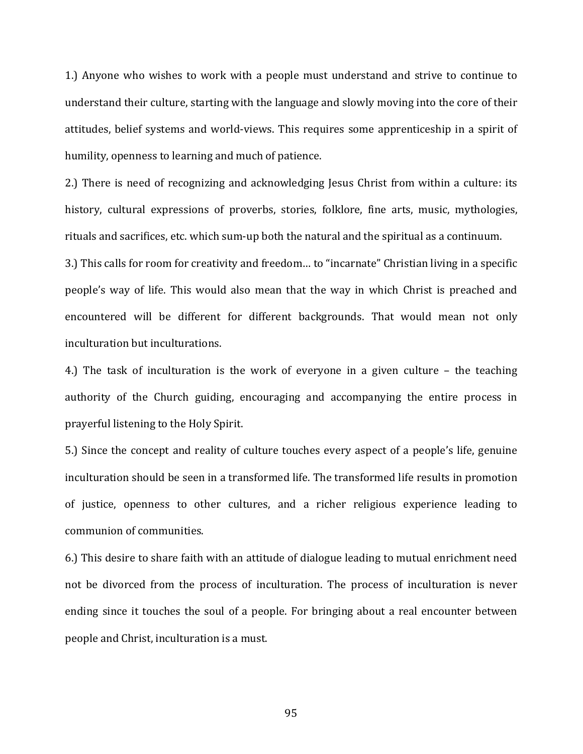1.) Anyone who wishes to work with a people must understand and strive to continue to understand their culture, starting with the language and slowly moving into the core of their attitudes, belief systems and world-views. This requires some apprenticeship in a spirit of humility, openness to learning and much of patience.

2.) There is need of recognizing and acknowledging Jesus Christ from within a culture: its history, cultural expressions of proverbs, stories, folklore, fine arts, music, mythologies, rituals and sacrifices, etc. which sum-up both the natural and the spiritual as a continuum.

3.) This calls for room for creativity and freedom… to "incarnate" Christian living in a specific people's way of life. This would also mean that the way in which Christ is preached and encountered will be different for different backgrounds. That would mean not only inculturation but inculturations.

4.) The task of inculturation is the work of everyone in a given culture – the teaching authority of the Church guiding, encouraging and accompanying the entire process in prayerful listening to the Holy Spirit.

5.) Since the concept and reality of culture touches every aspect of a people's life, genuine inculturation should be seen in a transformed life. The transformed life results in promotion of justice, openness to other cultures, and a richer religious experience leading to communion of communities.

6.) This desire to share faith with an attitude of dialogue leading to mutual enrichment need not be divorced from the process of inculturation. The process of inculturation is never ending since it touches the soul of a people. For bringing about a real encounter between people and Christ, inculturation is a must.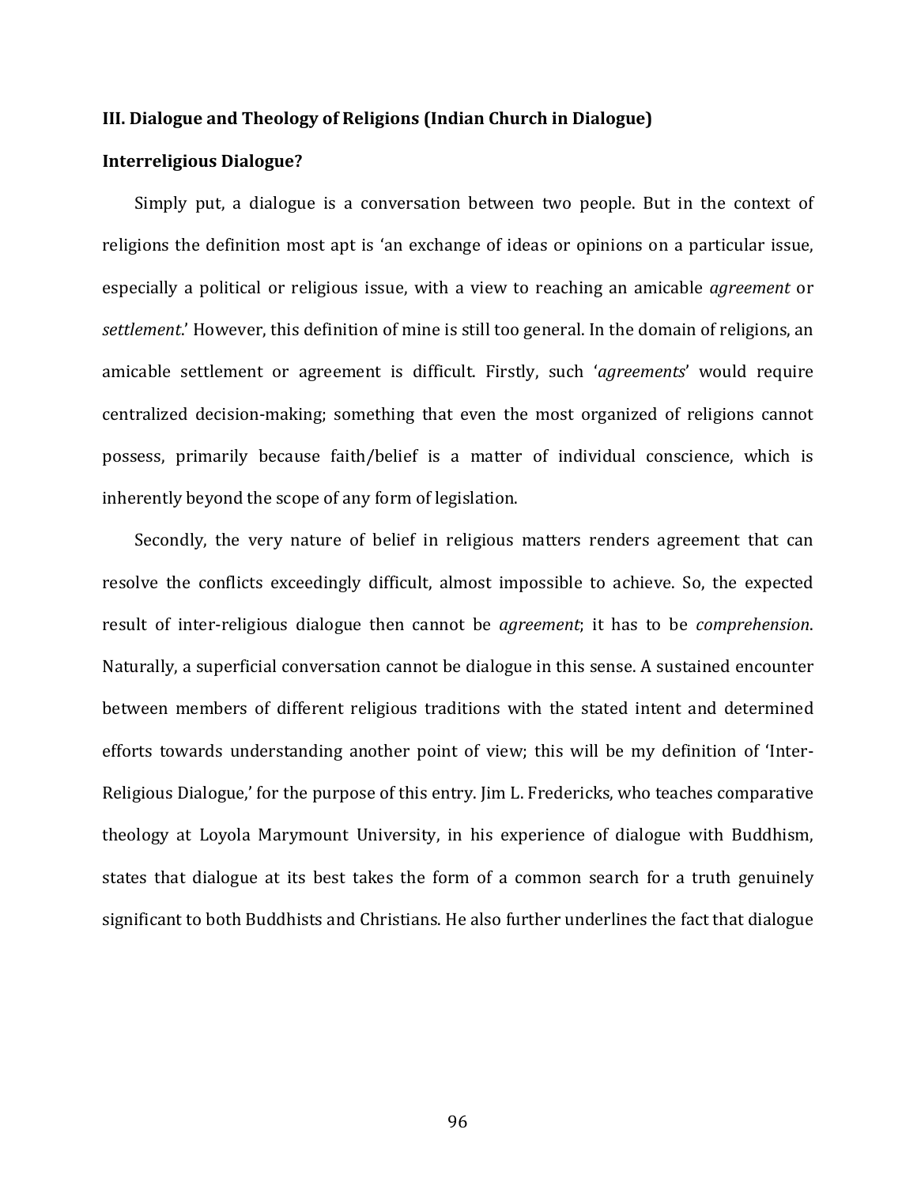**III. Dialogue and Theology of Religions (Indian Church in Dialogue)**

**Interreligious Dialogue?**

Simply put, a dialogue is a conversation between two people. But in the context of religions the definition most apt is 'an exchange of ideas or opinions on a particular issue, especially a political or religious issue, with a view to reaching an amicable *agreement* or *settlement*.' However, this definition of mine is still too general. In the domain of religions, an amicable settlement or agreement is difficult. Firstly, such '*agreements*' would require centralized decision-making; something that even the most organized of religions cannot possess, primarily because faith/belief is a matter of individual conscience, which is inherently beyond the scope of any form of legislation.

Secondly, the very nature of belief in religious matters renders agreement that can resolve the conflicts exceedingly difficult, almost impossible to achieve. So, the expected result of inter-religious dialogue then cannot be *agreement*; it has to be *comprehension*. Naturally, a superficial conversation cannot be dialogue in this sense. A sustained encounter between members of different religious traditions with the stated intent and determined efforts towards understanding another point of view; this will be my definition of 'Inter-Religious Dialogue,' for the purpose of this entry. Jim L. Fredericks, who teaches comparative theology at Loyola Marymount University, in his experience of dialogue with Buddhism, states that dialogue at its best takes the form of a common search for a truth genuinely significant to both Buddhists and Christians. He also further underlines the fact that dialogue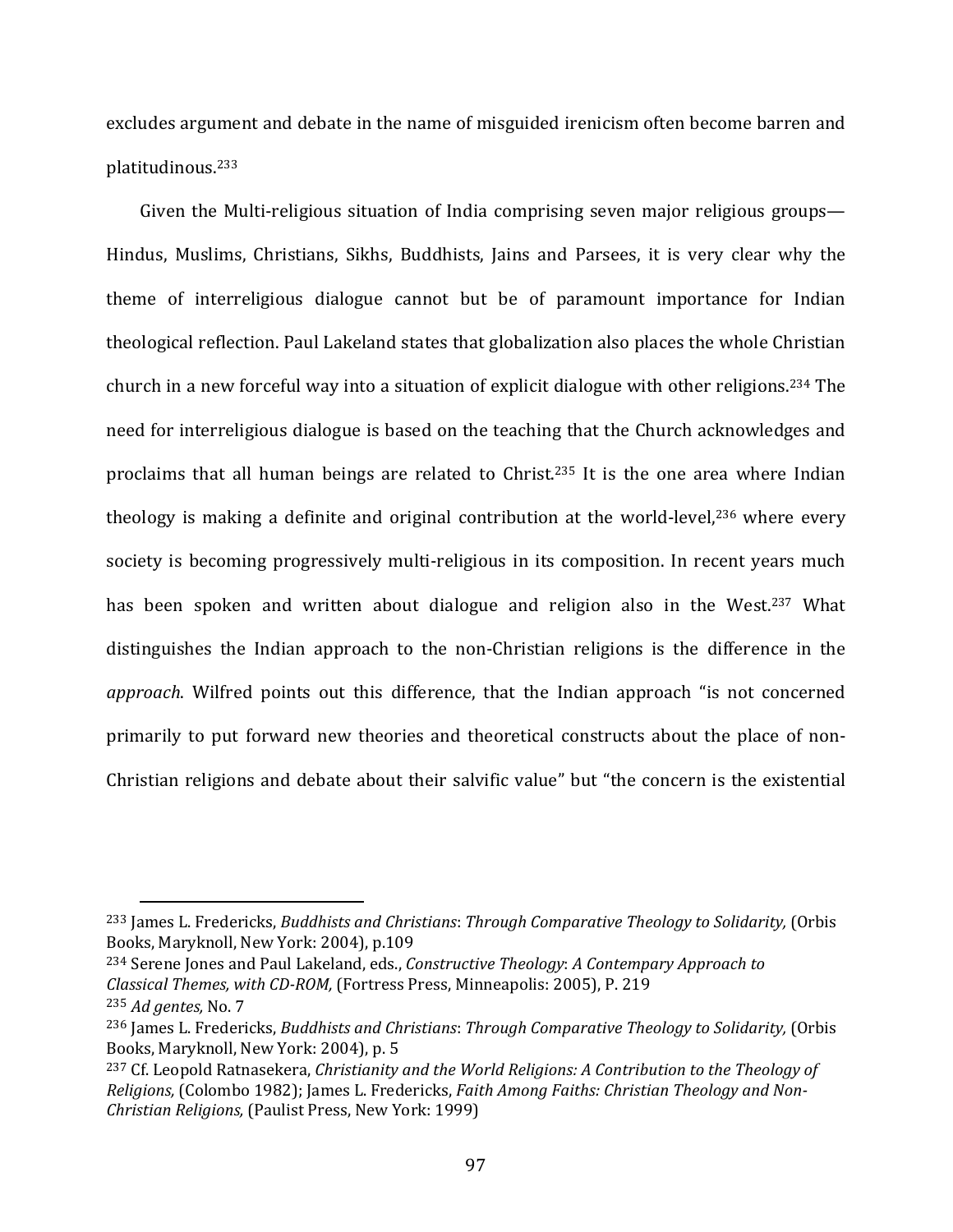excludes argument and debate in the name of misguided irenicism often become barren and platitudinous.[233]

Given the Multi-religious situation of India comprising seven major religious groups—Hindus, Muslims, Christians, Sikhs, Buddhists, Jains and Parsees, it is very clear why the theme of interreligious dialogue cannot but be of paramount importance for Indian theological reflection. Paul Lakeland states that globalization also places the whole Christian church in a new forceful way into a situation of explicit dialogue with other religions.[234] The need for interreligious dialogue is based on the teaching that the Church acknowledges and proclaims that all human beings are related to Christ.[235] It is the one area where Indian theology is making a definite and original contribution at the world-level,[236] where every society is becoming progressively multi-religious in its composition. In recent years much has been spoken and written about dialogue and religion also in the West.[237] What distinguishes the Indian approach to the non-Christian religions is the difference in the *approach*. Wilfred points out this difference, that the Indian approach "is not concerned primarily to put forward new theories and theoretical constructs about the place of non-Christian religions and debate about their salvific value" but "the concern is the existential

---

[233] James L. Fredericks, *Buddhists and Christians*: *Through Comparative Theology to Solidarity,* (Orbis Books, Maryknoll, New York: 2004), p.109

[234] Serene Jones and Paul Lakeland, eds., *Constructive Theology*: *A Contempary Approach to Classical Themes, with CD-ROM,* (Fortress Press, Minneapolis: 2005), P. 219

[235] *Ad gentes,* No. 7

[236] James L. Fredericks, *Buddhists and Christians*: *Through Comparative Theology to Solidarity,* (Orbis Books, Maryknoll, New York: 2004), p. 5

[237] Cf. Leopold Ratnasekera, *Christianity and the World Religions: A Contribution to the Theology of Religions,* (Colombo 1982); James L. Fredericks, *Faith Among Faiths: Christian Theology and Non-Christian Religions,* (Paulist Press, New York: 1999)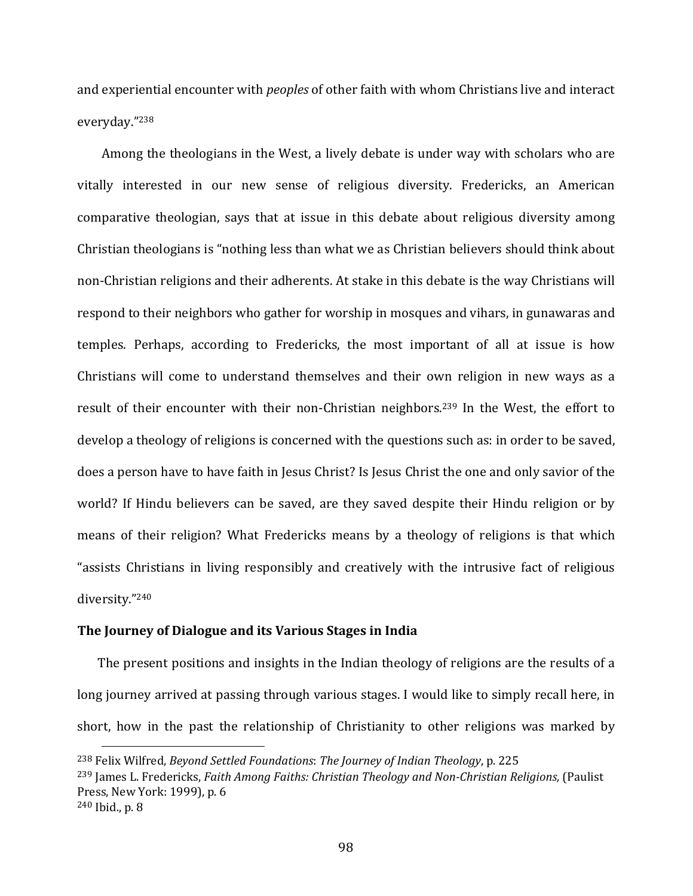and experiential encounter with *peoples* of other faith with whom Christians live and interact everyday."[238]

Among the theologians in the West, a lively debate is under way with scholars who are vitally interested in our new sense of religious diversity. Fredericks, an American comparative theologian, says that at issue in this debate about religious diversity among Christian theologians is "nothing less than what we as Christian believers should think about non-Christian religions and their adherents. At stake in this debate is the way Christians will respond to their neighbors who gather for worship in mosques and vihars, in gunawaras and temples. Perhaps, according to Fredericks, the most important of all at issue is how Christians will come to understand themselves and their own religion in new ways as a result of their encounter with their non-Christian neighbors.[239] In the West, the effort to develop a theology of religions is concerned with the questions such as: in order to be saved, does a person have to have faith in Jesus Christ? Is Jesus Christ the one and only savior of the world? If Hindu believers can be saved, are they saved despite their Hindu religion or by means of their religion? What Fredericks means by a theology of religions is that which "assists Christians in living responsibly and creatively with the intrusive fact of religious diversity."[240]

**The Journey of Dialogue and its Various Stages in India**

The present positions and insights in the Indian theology of religions are the results of a long journey arrived at passing through various stages. I would like to simply recall here, in short, how in the past the relationship of Christianity to other religions was marked by

---

[238] Felix Wilfred, *Beyond Settled Foundations*: *The Journey of Indian Theology*, p. 225

[239] James L. Fredericks, *Faith Among Faiths: Christian Theology and Non-Christian Religions,* (Paulist Press, New York: 1999), p. 6

[240] Ibid., p. 8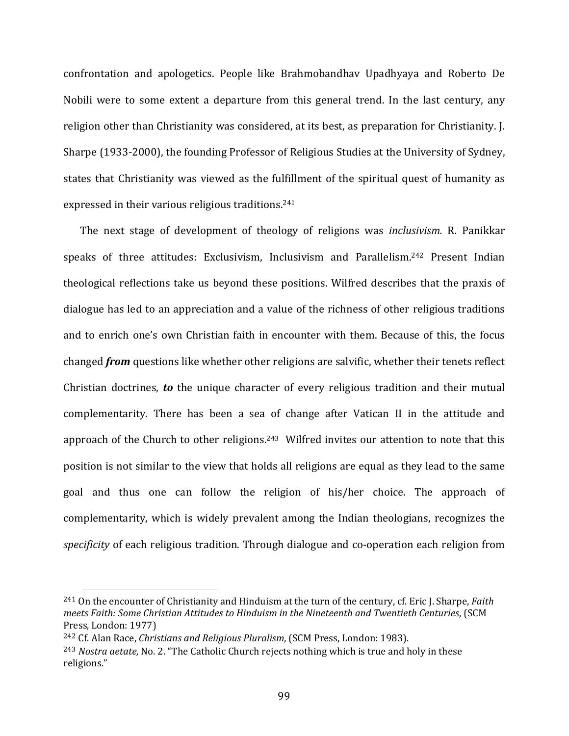confrontation and apologetics. People like Brahmobandhav Upadhyaya and Roberto De Nobili were to some extent a departure from this general trend. In the last century, any religion other than Christianity was considered, at its best, as preparation for Christianity. J. Sharpe (1933-2000), the founding Professor of Religious Studies at the University of Sydney, states that Christianity was viewed as the fulfillment of the spiritual quest of humanity as expressed in their various religious traditions.[241]

The next stage of development of theology of religions was *inclusivism.* R. Panikkar speaks of three attitudes: Exclusivism, Inclusivism and Parallelism.[242] Present Indian theological reflections take us beyond these positions. Wilfred describes that the praxis of dialogue has led to an appreciation and a value of the richness of other religious traditions and to enrich one's own Christian faith in encounter with them. Because of this, the focus changed ***from*** questions like whether other religions are salvific, whether their tenets reflect Christian doctrines, ***to*** the unique character of every religious tradition and their mutual complementarity. There has been a sea of change after Vatican II in the attitude and approach of the Church to other religions.[243] Wilfred invites our attention to note that this position is not similar to the view that holds all religions are equal as they lead to the same goal and thus one can follow the religion of his/her choice. The approach of complementarity, which is widely prevalent among the Indian theologians, recognizes the *specificity* of each religious tradition. Through dialogue and co-operation each religion from

---

[241] On the encounter of Christianity and Hinduism at the turn of the century, cf. Eric J. Sharpe, *Faith meets Faith: Some Christian Attitudes to Hinduism in the Nineteenth and Twentieth Centuries*, (SCM Press, London: 1977)

[242] Cf. Alan Race, *Christians and Religious Pluralism*, (SCM Press, London: 1983).

[243] *Nostra aetate,* No. 2. "The Catholic Church rejects nothing which is true and holy in these religions."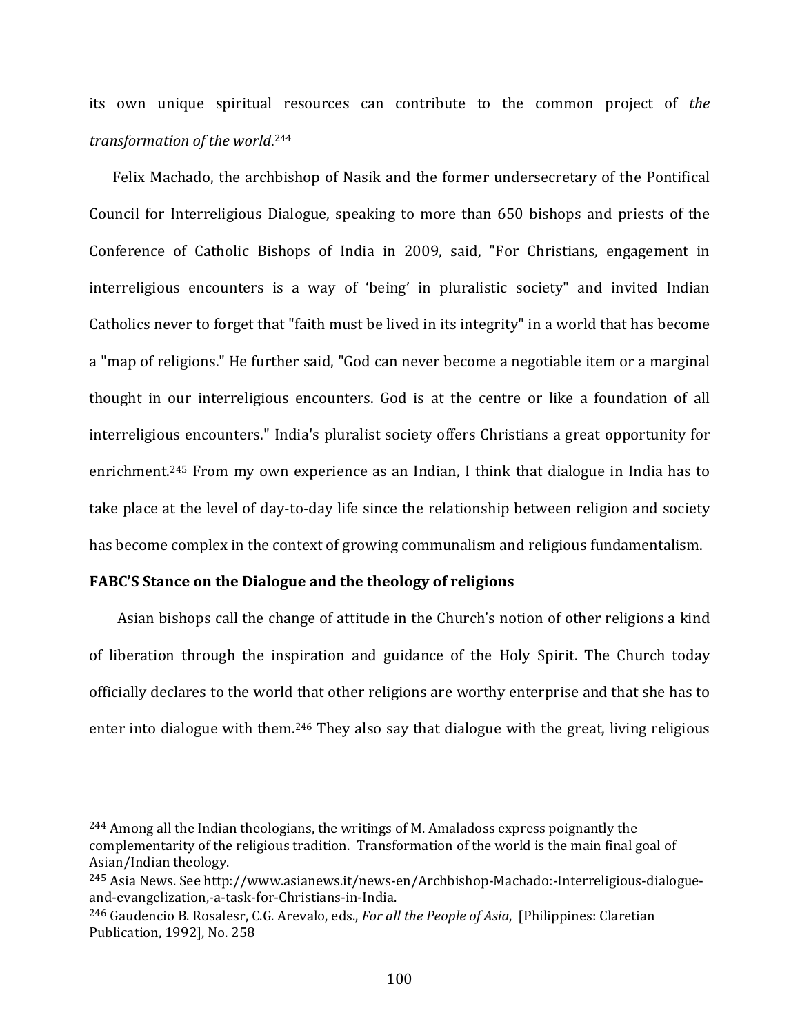its own unique spiritual resources can contribute to the common project of *the transformation of the world*.[244]

Felix Machado, the archbishop of Nasik and the former undersecretary of the Pontifical Council for Interreligious Dialogue, speaking to more than 650 bishops and priests of the Conference of Catholic Bishops of India in 2009, said, "For Christians, engagement in interreligious encounters is a way of 'being' in pluralistic society" and invited Indian Catholics never to forget that "faith must be lived in its integrity" in a world that has become a "map of religions." He further said, "God can never become a negotiable item or a marginal thought in our interreligious encounters. God is at the centre or like a foundation of all interreligious encounters." India's pluralist society offers Christians a great opportunity for enrichment.[245] From my own experience as an Indian, I think that dialogue in India has to take place at the level of day-to-day life since the relationship between religion and society has become complex in the context of growing communalism and religious fundamentalism.

**FABC'S Stance on the Dialogue and the theology of religions**

Asian bishops call the change of attitude in the Church's notion of other religions a kind of liberation through the inspiration and guidance of the Holy Spirit. The Church today officially declares to the world that other religions are worthy enterprise and that she has to enter into dialogue with them.[246] They also say that dialogue with the great, living religious

---

[244] Among all the Indian theologians, the writings of M. Amaladoss express poignantly the complementarity of the religious tradition. Transformation of the world is the main final goal of Asian/Indian theology.

[245] Asia News. See http://www.asianews.it/news-en/Archbishop-Machado:-Interreligious-dialogue-and-evangelization,-a-task-for-Christians-in-India.

[246] Gaudencio B. Rosalesr, C.G. Arevalo, eds., *For all the People of Asia*, [Philippines: Claretian Publication, 1992], No. 258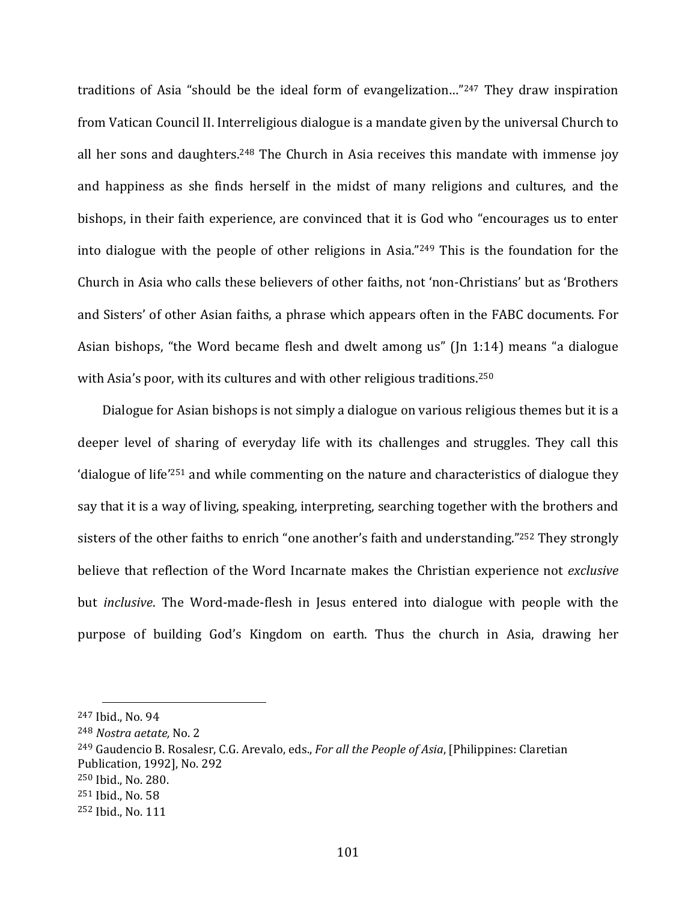traditions of Asia "should be the ideal form of evangelization…"[247] They draw inspiration from Vatican Council II. Interreligious dialogue is a mandate given by the universal Church to all her sons and daughters.[248] The Church in Asia receives this mandate with immense joy and happiness as she finds herself in the midst of many religions and cultures, and the bishops, in their faith experience, are convinced that it is God who "encourages us to enter into dialogue with the people of other religions in Asia."[249] This is the foundation for the Church in Asia who calls these believers of other faiths, not 'non-Christians' but as 'Brothers and Sisters' of other Asian faiths, a phrase which appears often in the FABC documents. For Asian bishops, "the Word became flesh and dwelt among us" (Jn 1:14) means "a dialogue with Asia's poor, with its cultures and with other religious traditions.[250]

Dialogue for Asian bishops is not simply a dialogue on various religious themes but it is a deeper level of sharing of everyday life with its challenges and struggles. They call this 'dialogue of life'[251] and while commenting on the nature and characteristics of dialogue they say that it is a way of living, speaking, interpreting, searching together with the brothers and sisters of the other faiths to enrich "one another's faith and understanding."[252] They strongly believe that reflection of the Word Incarnate makes the Christian experience not *exclusive* but *inclusive*. The Word-made-flesh in Jesus entered into dialogue with people with the purpose of building God's Kingdom on earth. Thus the church in Asia, drawing her

---

[247] Ibid., No. 94

[248] *Nostra aetate,* No. 2

[249] Gaudencio B. Rosalesr, C.G. Arevalo, eds., *For all the People of Asia*, [Philippines: Claretian Publication, 1992], No. 292

[250] Ibid., No. 280.

[251] Ibid., No. 58

[252] Ibid., No. 111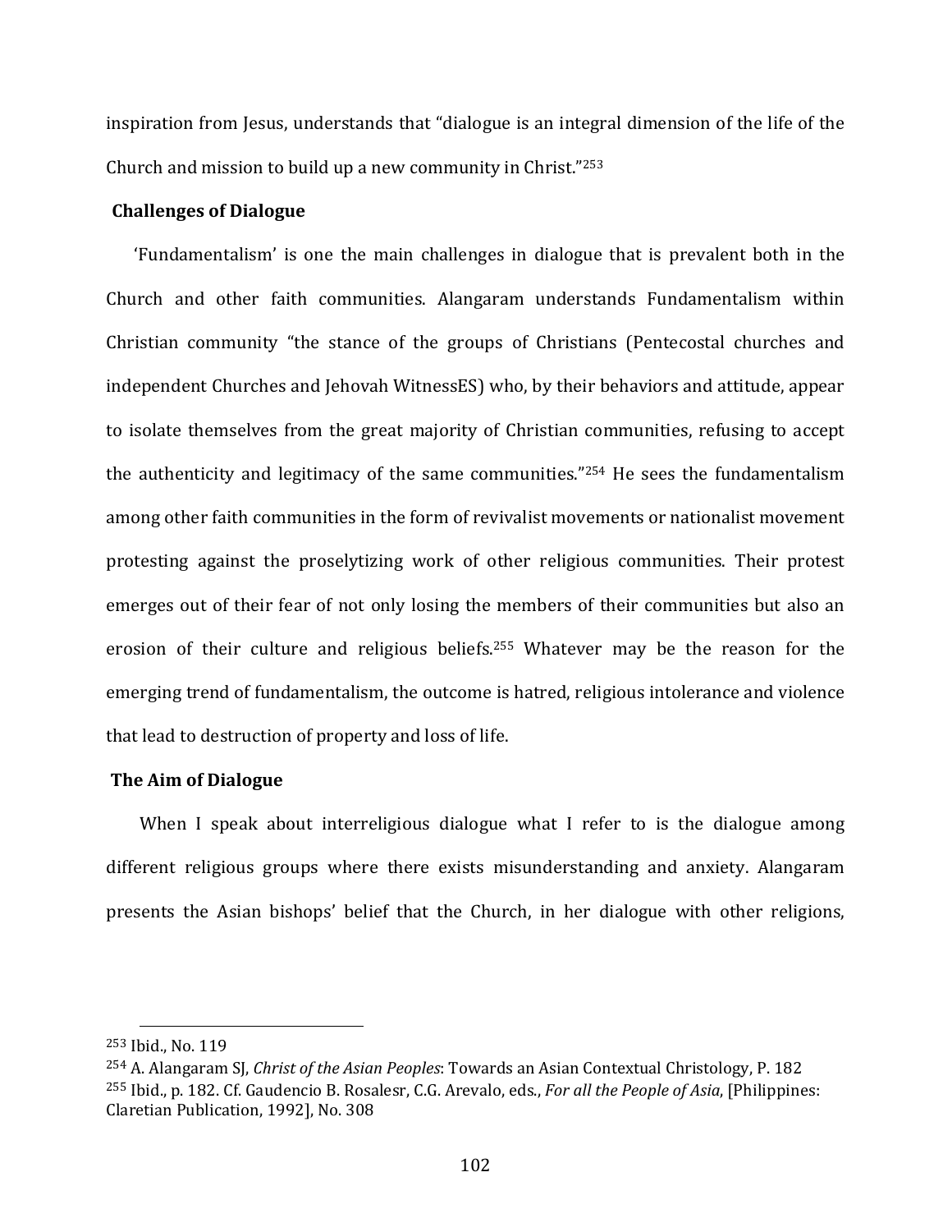inspiration from Jesus, understands that "dialogue is an integral dimension of the life of the Church and mission to build up a new community in Christ."[253]

**Challenges of Dialogue**

'Fundamentalism' is one the main challenges in dialogue that is prevalent both in the Church and other faith communities. Alangaram understands Fundamentalism within Christian community "the stance of the groups of Christians (Pentecostal churches and independent Churches and Jehovah WitnessES) who, by their behaviors and attitude, appear to isolate themselves from the great majority of Christian communities, refusing to accept the authenticity and legitimacy of the same communities."[254] He sees the fundamentalism among other faith communities in the form of revivalist movements or nationalist movement protesting against the proselytizing work of other religious communities. Their protest emerges out of their fear of not only losing the members of their communities but also an erosion of their culture and religious beliefs.[255] Whatever may be the reason for the emerging trend of fundamentalism, the outcome is hatred, religious intolerance and violence that lead to destruction of property and loss of life.

**The Aim of Dialogue**

When I speak about interreligious dialogue what I refer to is the dialogue among different religious groups where there exists misunderstanding and anxiety. Alangaram presents the Asian bishops' belief that the Church, in her dialogue with other religions,

---

[253] Ibid., No. 119

[254] A. Alangaram SJ, *Christ of the Asian Peoples*: Towards an Asian Contextual Christology, P. 182

[255] Ibid., p. 182. Cf. Gaudencio B. Rosalesr, C.G. Arevalo, eds., *For all the People of Asia*, [Philippines: Claretian Publication, 1992], No. 308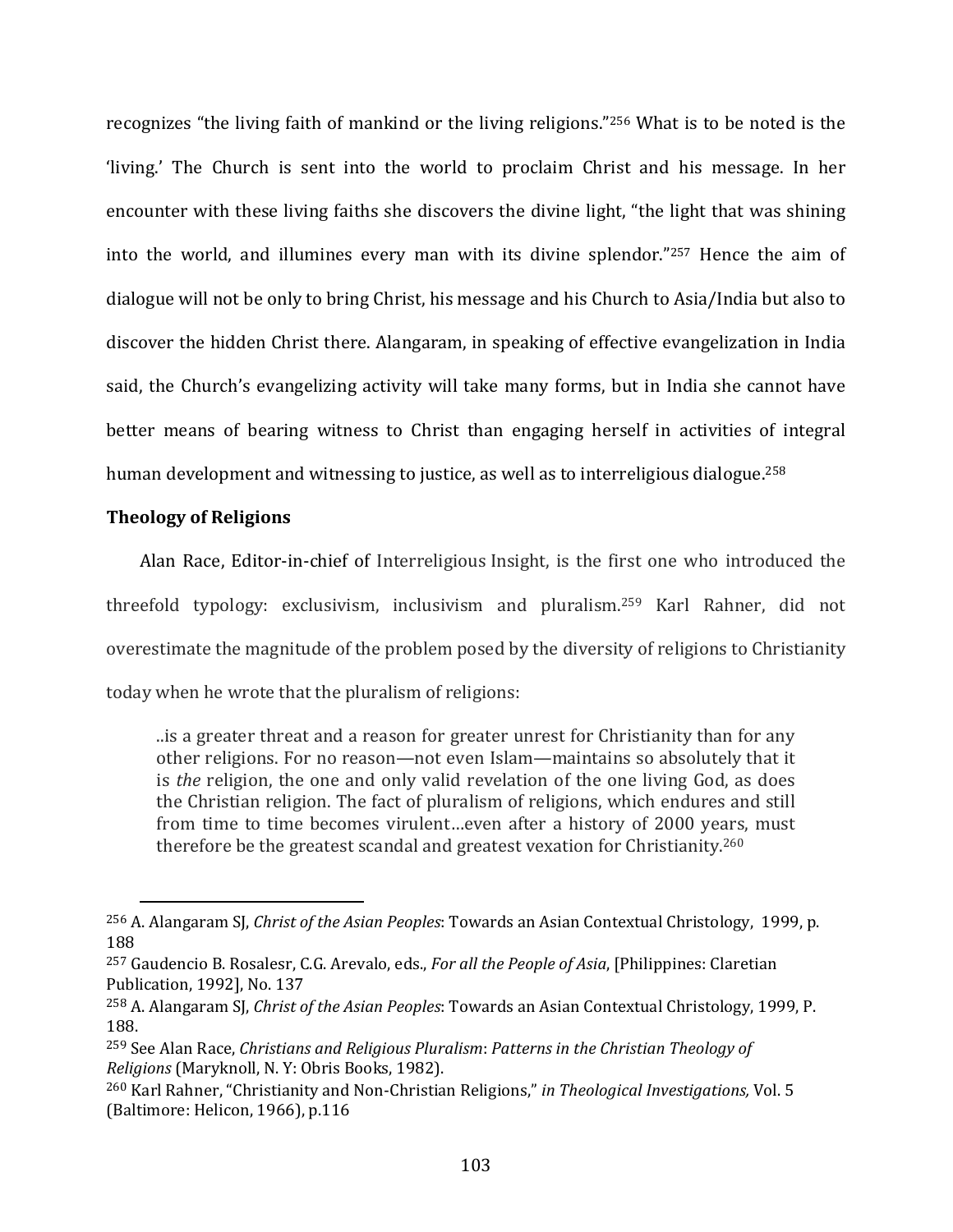recognizes “the living faith of mankind or the living religions.”[256] What is to be noted is the ‘living.’ The Church is sent into the world to proclaim Christ and his message. In her encounter with these living faiths she discovers the divine light, “the light that was shining into the world, and illumines every man with its divine splendor.”[257] Hence the aim of dialogue will not be only to bring Christ, his message and his Church to Asia/India but also to discover the hidden Christ there. Alangaram, in speaking of effective evangelization in India said, the Church’s evangelizing activity will take many forms, but in India she cannot have better means of bearing witness to Christ than engaging herself in activities of integral human development and witnessing to justice, as well as to interreligious dialogue.[258]

**Theology of Religions**

Alan Race, Editor-in-chief of Interreligious Insight, is the first one who introduced the threefold typology: exclusivism, inclusivism and pluralism.[259] Karl Rahner, did not overestimate the magnitude of the problem posed by the diversity of religions to Christianity today when he wrote that the pluralism of religions:

> ..is a greater threat and a reason for greater unrest for Christianity than for any other religions. For no reason—not even Islam—maintains so absolutely that it is *the* religion, the one and only valid revelation of the one living God, as does the Christian religion. The fact of pluralism of religions, which endures and still from time to time becomes virulent…even after a history of 2000 years, must therefore be the greatest scandal and greatest vexation for Christianity.[260]

---

[256] A. Alangaram SJ, *Christ of the Asian Peoples*: Towards an Asian Contextual Christology, 1999, p. 188

[257] Gaudencio B. Rosalesr, C.G. Arevalo, eds., *For all the People of Asia*, [Philippines: Claretian Publication, 1992], No. 137

[258] A. Alangaram SJ, *Christ of the Asian Peoples*: Towards an Asian Contextual Christology, 1999, P. 188.

[259] See Alan Race, *Christians and Religious Pluralism*: *Patterns in the Christian Theology of Religions* (Maryknoll, N. Y: Obris Books, 1982).

[260] Karl Rahner, “Christianity and Non-Christian Religions,” *in Theological Investigations,* Vol. 5 (Baltimore: Helicon, 1966), p.116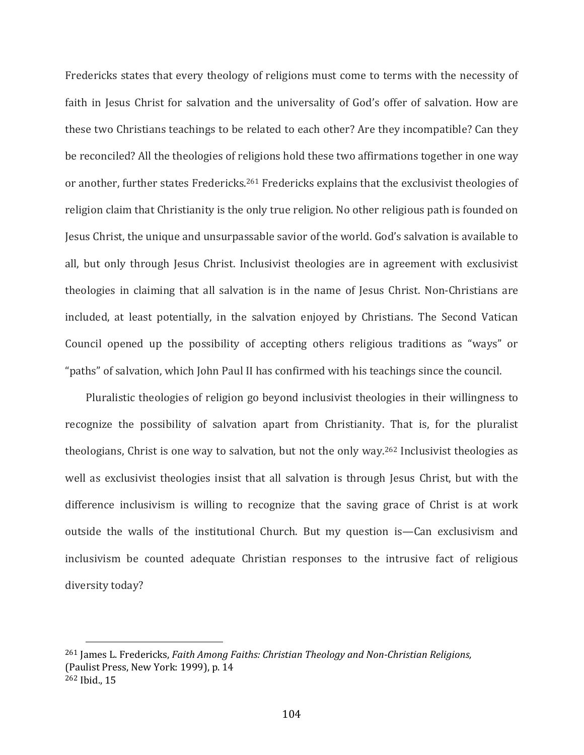Fredericks states that every theology of religions must come to terms with the necessity of faith in Jesus Christ for salvation and the universality of God's offer of salvation. How are these two Christians teachings to be related to each other? Are they incompatible? Can they be reconciled? All the theologies of religions hold these two affirmations together in one way or another, further states Fredericks.[261] Fredericks explains that the exclusivist theologies of religion claim that Christianity is the only true religion. No other religious path is founded on Jesus Christ, the unique and unsurpassable savior of the world. God's salvation is available to all, but only through Jesus Christ. Inclusivist theologies are in agreement with exclusivist theologies in claiming that all salvation is in the name of Jesus Christ. Non-Christians are included, at least potentially, in the salvation enjoyed by Christians. The Second Vatican Council opened up the possibility of accepting others religious traditions as "ways" or "paths" of salvation, which John Paul II has confirmed with his teachings since the council.

Pluralistic theologies of religion go beyond inclusivist theologies in their willingness to recognize the possibility of salvation apart from Christianity. That is, for the pluralist theologians, Christ is one way to salvation, but not the only way.[262] Inclusivist theologies as well as exclusivist theologies insist that all salvation is through Jesus Christ, but with the difference inclusivism is willing to recognize that the saving grace of Christ is at work outside the walls of the institutional Church. But my question is—Can exclusivism and inclusivism be counted adequate Christian responses to the intrusive fact of religious diversity today?

---

[261] James L. Fredericks, *Faith Among Faiths: Christian Theology and Non-Christian Religions,* (Paulist Press, New York: 1999), p. 14

[262] Ibid., 15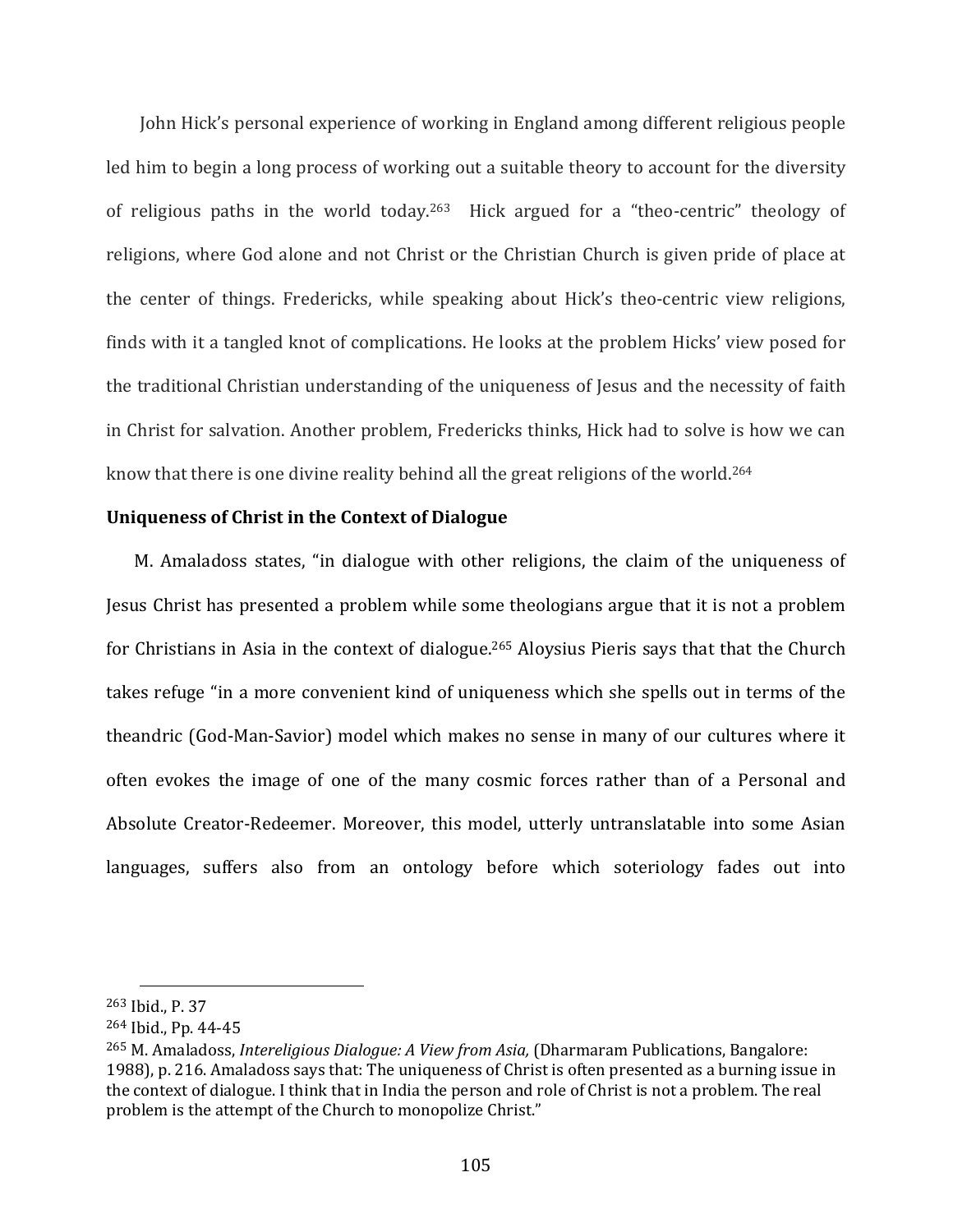John Hick's personal experience of working in England among different religious people led him to begin a long process of working out a suitable theory to account for the diversity of religious paths in the world today.[263] Hick argued for a "theo-centric" theology of religions, where God alone and not Christ or the Christian Church is given pride of place at the center of things. Fredericks, while speaking about Hick's theo-centric view religions, finds with it a tangled knot of complications. He looks at the problem Hicks' view posed for the traditional Christian understanding of the uniqueness of Jesus and the necessity of faith in Christ for salvation. Another problem, Fredericks thinks, Hick had to solve is how we can know that there is one divine reality behind all the great religions of the world.[264]

**Uniqueness of Christ in the Context of Dialogue**

M. Amaladoss states, "in dialogue with other religions, the claim of the uniqueness of Jesus Christ has presented a problem while some theologians argue that it is not a problem for Christians in Asia in the context of dialogue.[265] Aloysius Pieris says that that the Church takes refuge "in a more convenient kind of uniqueness which she spells out in terms of the theandric (God-Man-Savior) model which makes no sense in many of our cultures where it often evokes the image of one of the many cosmic forces rather than of a Personal and Absolute Creator-Redeemer. Moreover, this model, utterly untranslatable into some Asian languages, suffers also from an ontology before which soteriology fades out into

---

[263] Ibid., P. 37

[264] Ibid., Pp. 44-45

[265] M. Amaladoss, *Intereligious Dialogue: A View from Asia,* (Dharmaram Publications, Bangalore: 1988), p. 216. Amaladoss says that: The uniqueness of Christ is often presented as a burning issue in the context of dialogue. I think that in India the person and role of Christ is not a problem. The real problem is the attempt of the Church to monopolize Christ."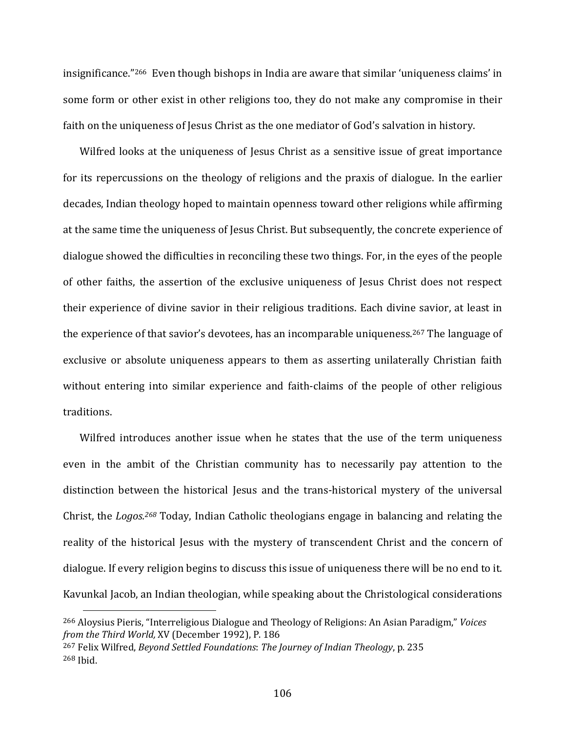insignificance."[266] Even though bishops in India are aware that similar 'uniqueness claims' in some form or other exist in other religions too, they do not make any compromise in their faith on the uniqueness of Jesus Christ as the one mediator of God's salvation in history.

Wilfred looks at the uniqueness of Jesus Christ as a sensitive issue of great importance for its repercussions on the theology of religions and the praxis of dialogue. In the earlier decades, Indian theology hoped to maintain openness toward other religions while affirming at the same time the uniqueness of Jesus Christ. But subsequently, the concrete experience of dialogue showed the difficulties in reconciling these two things. For, in the eyes of the people of other faiths, the assertion of the exclusive uniqueness of Jesus Christ does not respect their experience of divine savior in their religious traditions. Each divine savior, at least in the experience of that savior's devotees, has an incomparable uniqueness.[267] The language of exclusive or absolute uniqueness appears to them as asserting unilaterally Christian faith without entering into similar experience and faith-claims of the people of other religious traditions.

Wilfred introduces another issue when he states that the use of the term uniqueness even in the ambit of the Christian community has to necessarily pay attention to the distinction between the historical Jesus and the trans-historical mystery of the universal Christ, the *Logos.*[268] Today, Indian Catholic theologians engage in balancing and relating the reality of the historical Jesus with the mystery of transcendent Christ and the concern of dialogue. If every religion begins to discuss this issue of uniqueness there will be no end to it. Kavunkal Jacob, an Indian theologian, while speaking about the Christological considerations

---

[266] Aloysius Pieris, "Interreligious Dialogue and Theology of Religions: An Asian Paradigm," *Voices from the Third World,* XV (December 1992), P. 186

[267] Felix Wilfred, *Beyond Settled Foundations*: *The Journey of Indian Theology*, p. 235

[268] Ibid.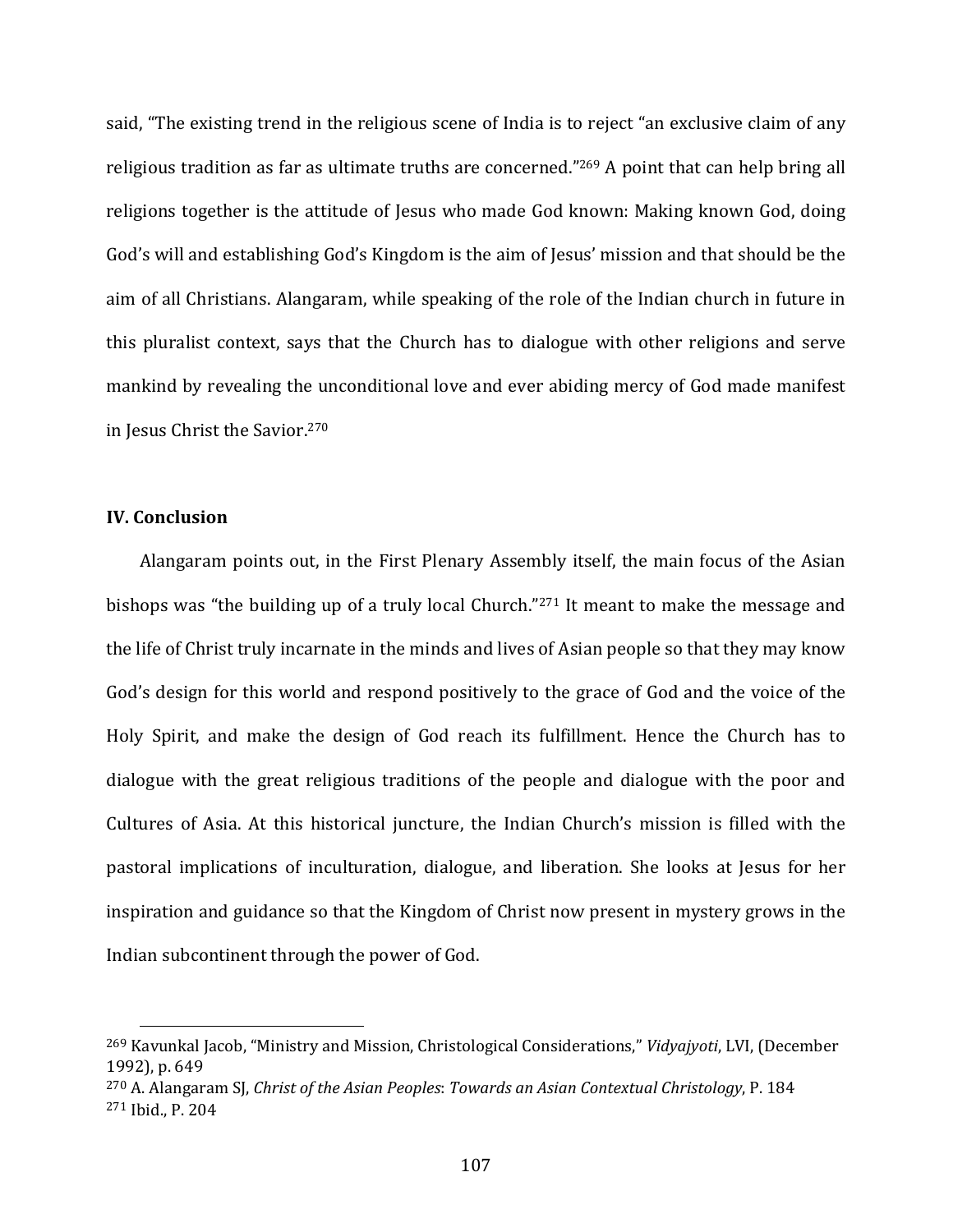said, “The existing trend in the religious scene of India is to reject “an exclusive claim of any religious tradition as far as ultimate truths are concerned.”[269] A point that can help bring all religions together is the attitude of Jesus who made God known: Making known God, doing God’s will and establishing God’s Kingdom is the aim of Jesus’ mission and that should be the aim of all Christians. Alangaram, while speaking of the role of the Indian church in future in this pluralist context, says that the Church has to dialogue with other religions and serve mankind by revealing the unconditional love and ever abiding mercy of God made manifest in Jesus Christ the Savior.[270]

## IV. Conclusion

Alangaram points out, in the First Plenary Assembly itself, the main focus of the Asian bishops was “the building up of a truly local Church.”[271] It meant to make the message and the life of Christ truly incarnate in the minds and lives of Asian people so that they may know God’s design for this world and respond positively to the grace of God and the voice of the Holy Spirit, and make the design of God reach its fulfillment. Hence the Church has to dialogue with the great religious traditions of the people and dialogue with the poor and Cultures of Asia. At this historical juncture, the Indian Church’s mission is filled with the pastoral implications of inculturation, dialogue, and liberation. She looks at Jesus for her inspiration and guidance so that the Kingdom of Christ now present in mystery grows in the Indian subcontinent through the power of God.

---

[269] Kavunkal Jacob, “Ministry and Mission, Christological Considerations,” *Vidyajyoti*, LVI, (December 1992), p. 649

[270] A. Alangaram SJ, *Christ of the Asian Peoples*: *Towards an Asian Contextual Christology*, P. 184

[271] Ibid., P. 204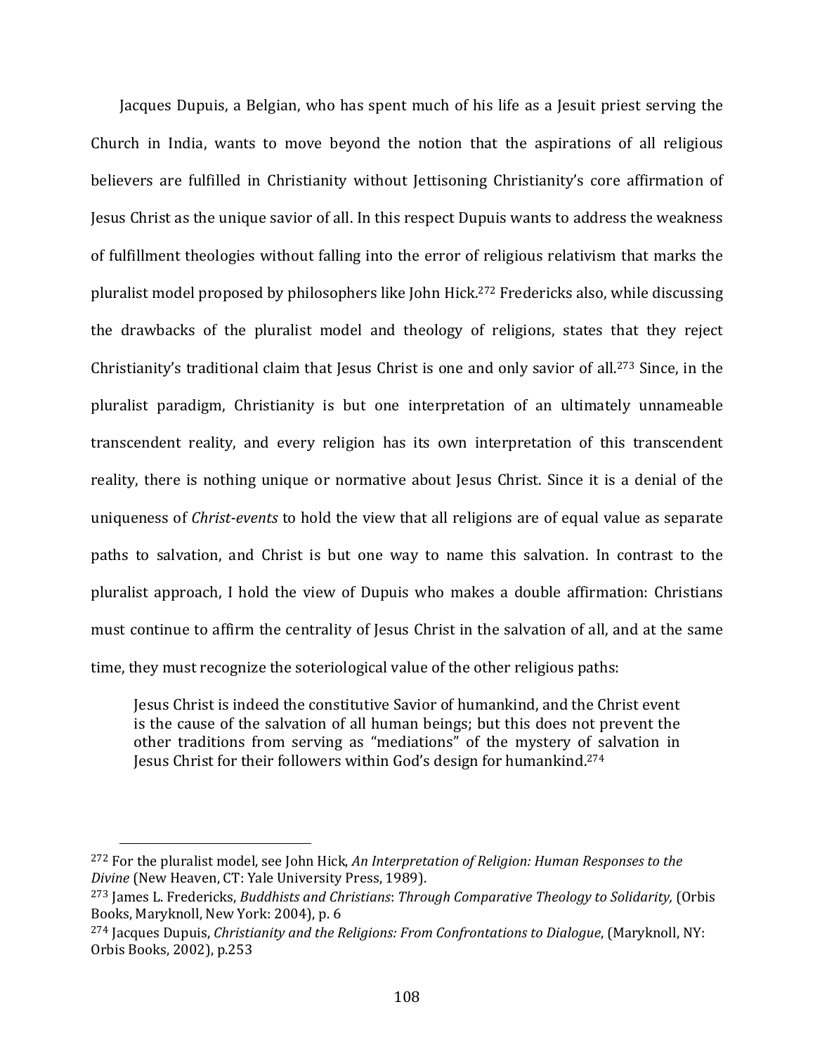Jacques Dupuis, a Belgian, who has spent much of his life as a Jesuit priest serving the Church in India, wants to move beyond the notion that the aspirations of all religious believers are fulfilled in Christianity without Jettisoning Christianity's core affirmation of Jesus Christ as the unique savior of all. In this respect Dupuis wants to address the weakness of fulfillment theologies without falling into the error of religious relativism that marks the pluralist model proposed by philosophers like John Hick.[272] Fredericks also, while discussing the drawbacks of the pluralist model and theology of religions, states that they reject Christianity's traditional claim that Jesus Christ is one and only savior of all.[273] Since, in the pluralist paradigm, Christianity is but one interpretation of an ultimately unnameable transcendent reality, and every religion has its own interpretation of this transcendent reality, there is nothing unique or normative about Jesus Christ. Since it is a denial of the uniqueness of *Christ-events* to hold the view that all religions are of equal value as separate paths to salvation, and Christ is but one way to name this salvation. In contrast to the pluralist approach, I hold the view of Dupuis who makes a double affirmation: Christians must continue to affirm the centrality of Jesus Christ in the salvation of all, and at the same time, they must recognize the soteriological value of the other religious paths:

> Jesus Christ is indeed the constitutive Savior of humankind, and the Christ event is the cause of the salvation of all human beings; but this does not prevent the other traditions from serving as "mediations" of the mystery of salvation in Jesus Christ for their followers within God's design for humankind.[274]

---

[272] For the pluralist model, see John Hick, *An Interpretation of Religion: Human Responses to the Divine* (New Heaven, CT: Yale University Press, 1989).

[273] James L. Fredericks, *Buddhists and Christians*: *Through Comparative Theology to Solidarity,* (Orbis Books, Maryknoll, New York: 2004), p. 6

[274] Jacques Dupuis, *Christianity and the Religions: From Confrontations to Dialogue*, (Maryknoll, NY: Orbis Books, 2002), p.253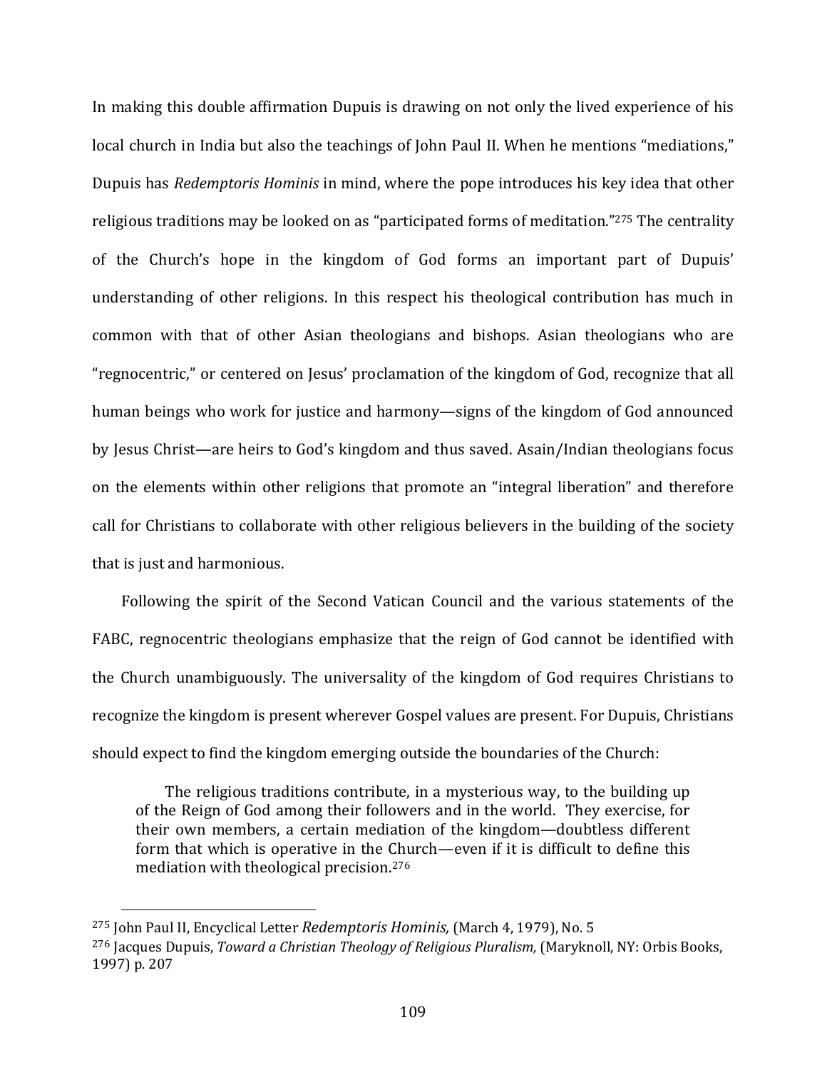In making this double affirmation Dupuis is drawing on not only the lived experience of his local church in India but also the teachings of John Paul II. When he mentions "mediations," Dupuis has *Redemptoris Hominis* in mind, where the pope introduces his key idea that other religious traditions may be looked on as "participated forms of meditation."[275] The centrality of the Church's hope in the kingdom of God forms an important part of Dupuis' understanding of other religions. In this respect his theological contribution has much in common with that of other Asian theologians and bishops. Asian theologians who are "regnocentric," or centered on Jesus' proclamation of the kingdom of God, recognize that all human beings who work for justice and harmony—signs of the kingdom of God announced by Jesus Christ—are heirs to God's kingdom and thus saved. Asain/Indian theologians focus on the elements within other religions that promote an "integral liberation" and therefore call for Christians to collaborate with other religious believers in the building of the society that is just and harmonious.

Following the spirit of the Second Vatican Council and the various statements of the FABC, regnocentric theologians emphasize that the reign of God cannot be identified with the Church unambiguously. The universality of the kingdom of God requires Christians to recognize the kingdom is present wherever Gospel values are present. For Dupuis, Christians should expect to find the kingdom emerging outside the boundaries of the Church:

> The religious traditions contribute, in a mysterious way, to the building up of the Reign of God among their followers and in the world. They exercise, for their own members, a certain mediation of the kingdom—doubtless different form that which is operative in the Church—even if it is difficult to define this mediation with theological precision.[276]

---

[275] John Paul II, Encyclical Letter *Redemptoris Hominis,* (March 4, 1979), No. 5

[276] Jacques Dupuis, *Toward a Christian Theology of Religious Pluralism,* (Maryknoll, NY: Orbis Books, 1997) p. 207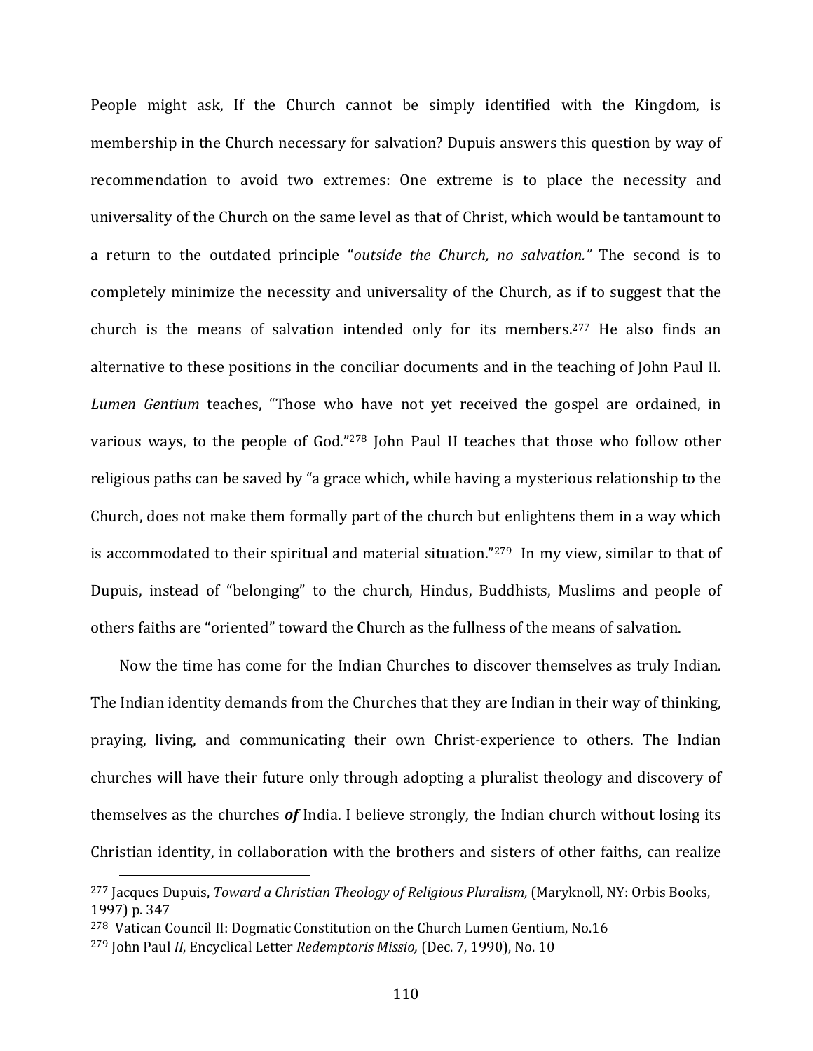People might ask, If the Church cannot be simply identified with the Kingdom, is membership in the Church necessary for salvation? Dupuis answers this question by way of recommendation to avoid two extremes: One extreme is to place the necessity and universality of the Church on the same level as that of Christ, which would be tantamount to a return to the outdated principle "*outside the Church, no salvation."* The second is to completely minimize the necessity and universality of the Church, as if to suggest that the church is the means of salvation intended only for its members.[277] He also finds an alternative to these positions in the conciliar documents and in the teaching of John Paul II. *Lumen Gentium* teaches, "Those who have not yet received the gospel are ordained, in various ways, to the people of God."[278] John Paul II teaches that those who follow other religious paths can be saved by "a grace which, while having a mysterious relationship to the Church, does not make them formally part of the church but enlightens them in a way which is accommodated to their spiritual and material situation."[279] In my view, similar to that of Dupuis, instead of "belonging" to the church, Hindus, Buddhists, Muslims and people of others faiths are "oriented" toward the Church as the fullness of the means of salvation.

Now the time has come for the Indian Churches to discover themselves as truly Indian. The Indian identity demands from the Churches that they are Indian in their way of thinking, praying, living, and communicating their own Christ-experience to others. The Indian churches will have their future only through adopting a pluralist theology and discovery of themselves as the churches ***of*** India. I believe strongly, the Indian church without losing its Christian identity, in collaboration with the brothers and sisters of other faiths, can realize

---

[277] Jacques Dupuis, *Toward a Christian Theology of Religious Pluralism,* (Maryknoll, NY: Orbis Books, 1997) p. 347

[278] Vatican Council II: Dogmatic Constitution on the Church Lumen Gentium, No.16

[279] John Paul *II*, Encyclical Letter *Redemptoris Missio,* (Dec. 7, 1990), No. 10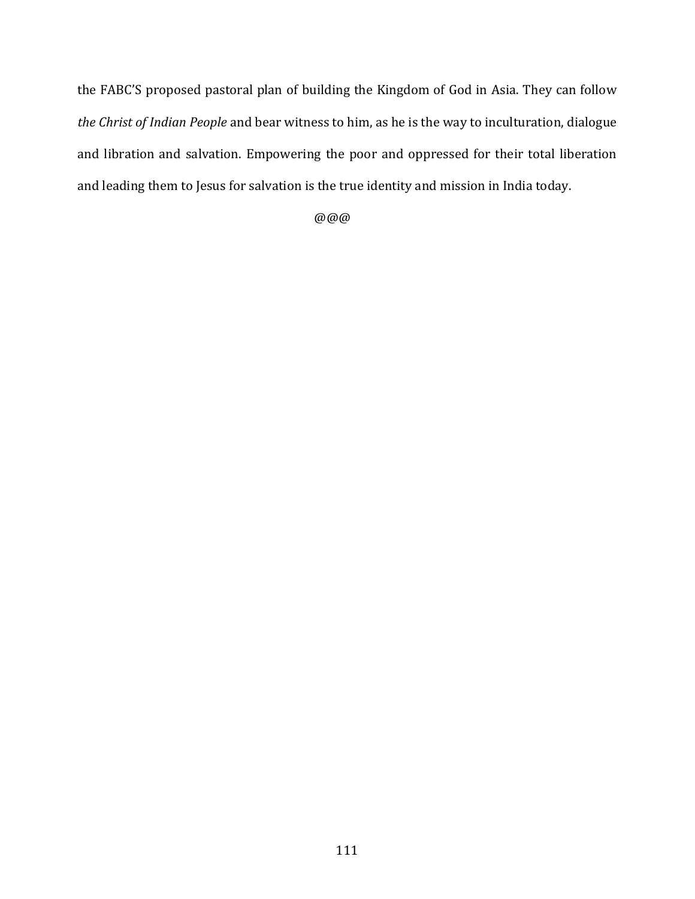the FABC'S proposed pastoral plan of building the Kingdom of God in Asia. They can follow *the Christ of Indian People* and bear witness to him, as he is the way to inculturation, dialogue and libration and salvation. Empowering the poor and oppressed for their total liberation and leading them to Jesus for salvation is the true identity and mission in India today.

@@@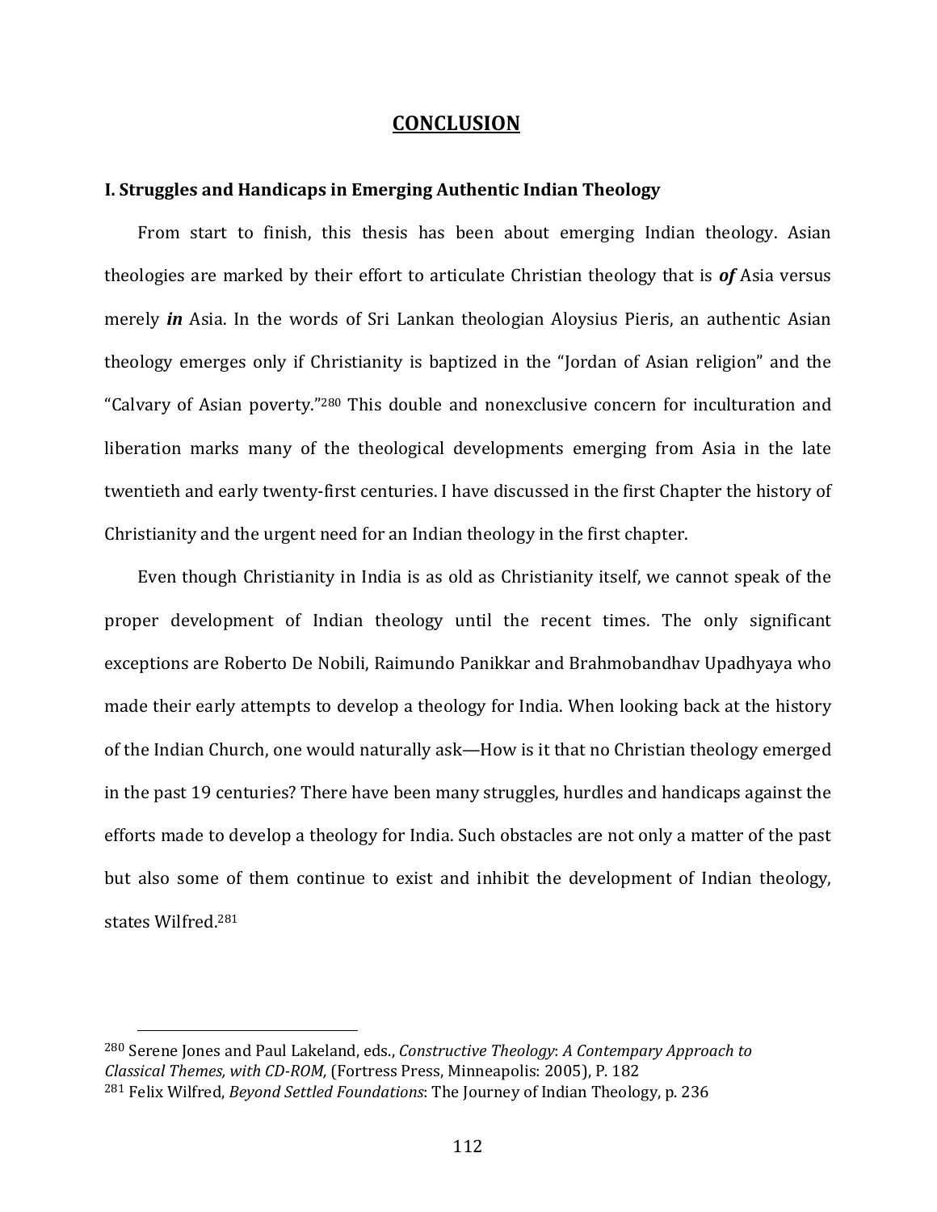# CONCLUSION

## I. Struggles and Handicaps in Emerging Authentic Indian Theology

From start to finish, this thesis has been about emerging Indian theology. Asian theologies are marked by their effort to articulate Christian theology that is ***of*** Asia versus merely ***in*** Asia. In the words of Sri Lankan theologian Aloysius Pieris, an authentic Asian theology emerges only if Christianity is baptized in the "Jordan of Asian religion" and the "Calvary of Asian poverty."[280] This double and nonexclusive concern for inculturation and liberation marks many of the theological developments emerging from Asia in the late twentieth and early twenty-first centuries. I have discussed in the first Chapter the history of Christianity and the urgent need for an Indian theology in the first chapter.

Even though Christianity in India is as old as Christianity itself, we cannot speak of the proper development of Indian theology until the recent times. The only significant exceptions are Roberto De Nobili, Raimundo Panikkar and Brahmobandhav Upadhyaya who made their early attempts to develop a theology for India. When looking back at the history of the Indian Church, one would naturally ask—How is it that no Christian theology emerged in the past 19 centuries? There have been many struggles, hurdles and handicaps against the efforts made to develop a theology for India. Such obstacles are not only a matter of the past but also some of them continue to exist and inhibit the development of Indian theology, states Wilfred.[281]

---

[280] Serene Jones and Paul Lakeland, eds., *Constructive Theology*: *A Contempary Approach to Classical Themes, with CD-ROM,* (Fortress Press, Minneapolis: 2005), P. 182

[281] Felix Wilfred, *Beyond Settled Foundations*: The Journey of Indian Theology, p. 236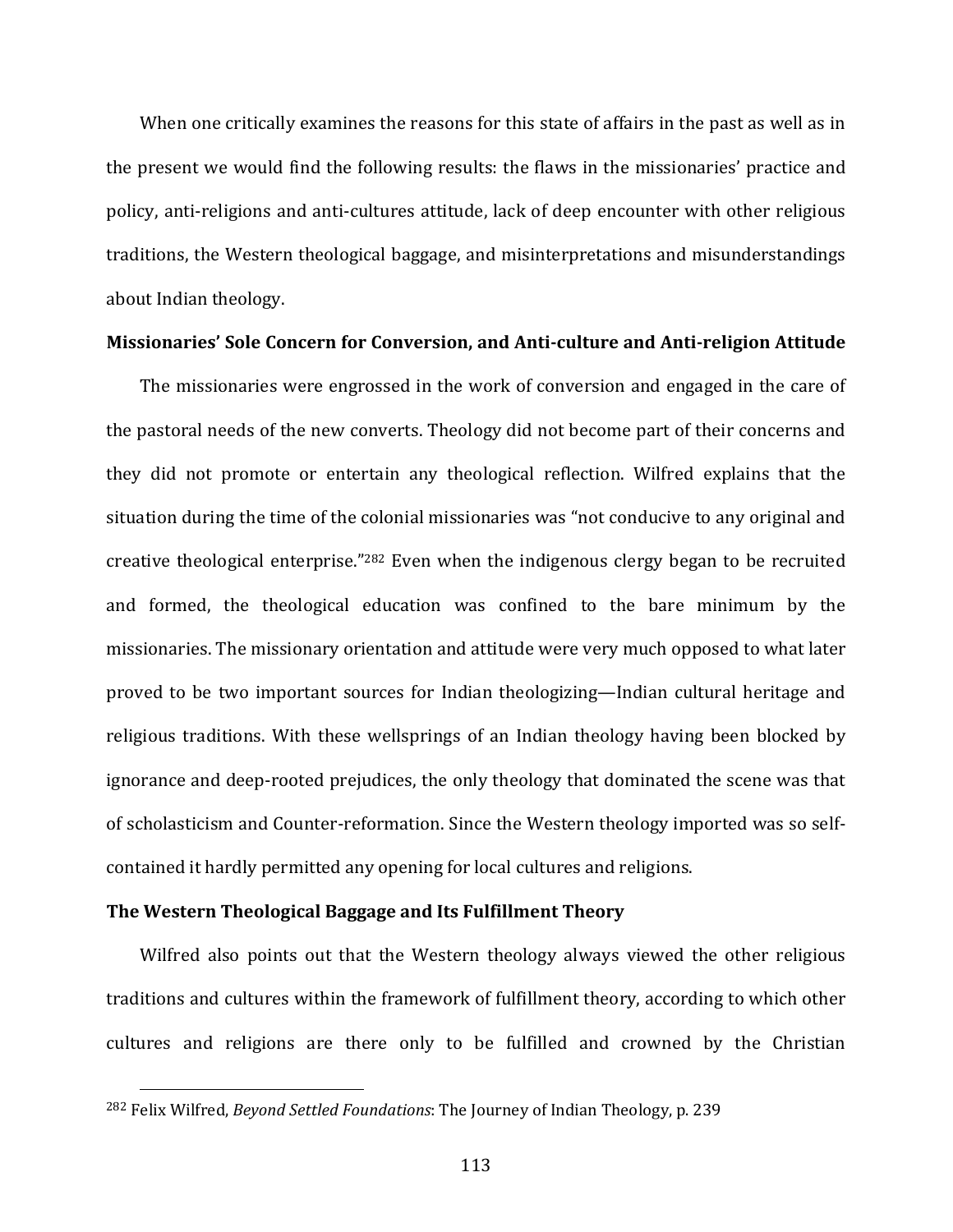When one critically examines the reasons for this state of affairs in the past as well as in the present we would find the following results: the flaws in the missionaries' practice and policy, anti-religions and anti-cultures attitude, lack of deep encounter with other religious traditions, the Western theological baggage, and misinterpretations and misunderstandings about Indian theology.

**Missionaries' Sole Concern for Conversion, and Anti-culture and Anti-religion Attitude**

The missionaries were engrossed in the work of conversion and engaged in the care of the pastoral needs of the new converts. Theology did not become part of their concerns and they did not promote or entertain any theological reflection. Wilfred explains that the situation during the time of the colonial missionaries was "not conducive to any original and creative theological enterprise."[282] Even when the indigenous clergy began to be recruited and formed, the theological education was confined to the bare minimum by the missionaries. The missionary orientation and attitude were very much opposed to what later proved to be two important sources for Indian theologizing—Indian cultural heritage and religious traditions. With these wellsprings of an Indian theology having been blocked by ignorance and deep-rooted prejudices, the only theology that dominated the scene was that of scholasticism and Counter-reformation. Since the Western theology imported was so self-contained it hardly permitted any opening for local cultures and religions.

**The Western Theological Baggage and Its Fulfillment Theory**

Wilfred also points out that the Western theology always viewed the other religious traditions and cultures within the framework of fulfillment theory, according to which other cultures and religions are there only to be fulfilled and crowned by the Christian

[282] Felix Wilfred, *Beyond Settled Foundations*: The Journey of Indian Theology, p. 239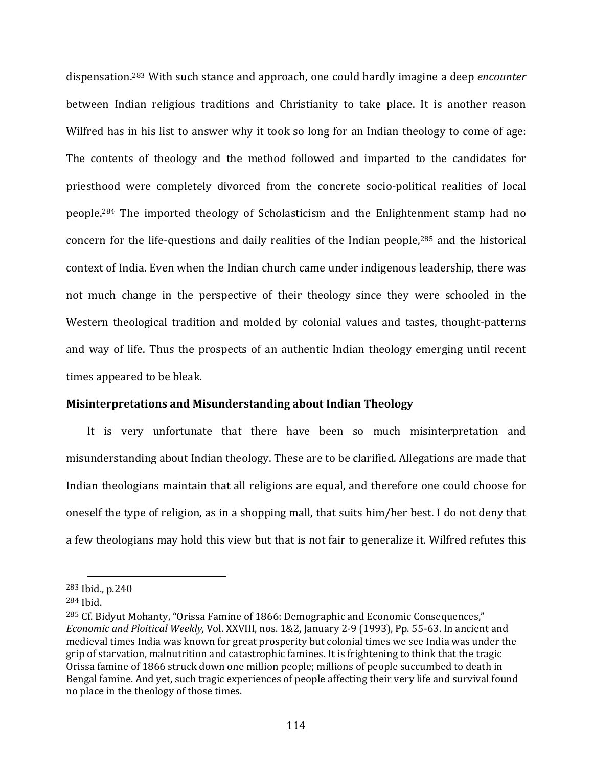dispensation.[283] With such stance and approach, one could hardly imagine a deep *encounter* between Indian religious traditions and Christianity to take place. It is another reason Wilfred has in his list to answer why it took so long for an Indian theology to come of age: The contents of theology and the method followed and imparted to the candidates for priesthood were completely divorced from the concrete socio-political realities of local people.[284] The imported theology of Scholasticism and the Enlightenment stamp had no concern for the life-questions and daily realities of the Indian people,[285] and the historical context of India. Even when the Indian church came under indigenous leadership, there was not much change in the perspective of their theology since they were schooled in the Western theological tradition and molded by colonial values and tastes, thought-patterns and way of life. Thus the prospects of an authentic Indian theology emerging until recent times appeared to be bleak.

**Misinterpretations and Misunderstanding about Indian Theology**

It is very unfortunate that there have been so much misinterpretation and misunderstanding about Indian theology. These are to be clarified. Allegations are made that Indian theologians maintain that all religions are equal, and therefore one could choose for oneself the type of religion, as in a shopping mall, that suits him/her best. I do not deny that a few theologians may hold this view but that is not fair to generalize it. Wilfred refutes this

---

[283] Ibid., p.240

[284] Ibid.

[285] Cf. Bidyut Mohanty, "Orissa Famine of 1866: Demographic and Economic Consequences," *Economic and Ploitical Weekly,* Vol. XXVIII, nos. 1&2, January 2-9 (1993), Pp. 55-63. In ancient and medieval times India was known for great prosperity but colonial times we see India was under the grip of starvation, malnutrition and catastrophic famines. It is frightening to think that the tragic Orissa famine of 1866 struck down one million people; millions of people succumbed to death in Bengal famine. And yet, such tragic experiences of people affecting their very life and survival found no place in the theology of those times.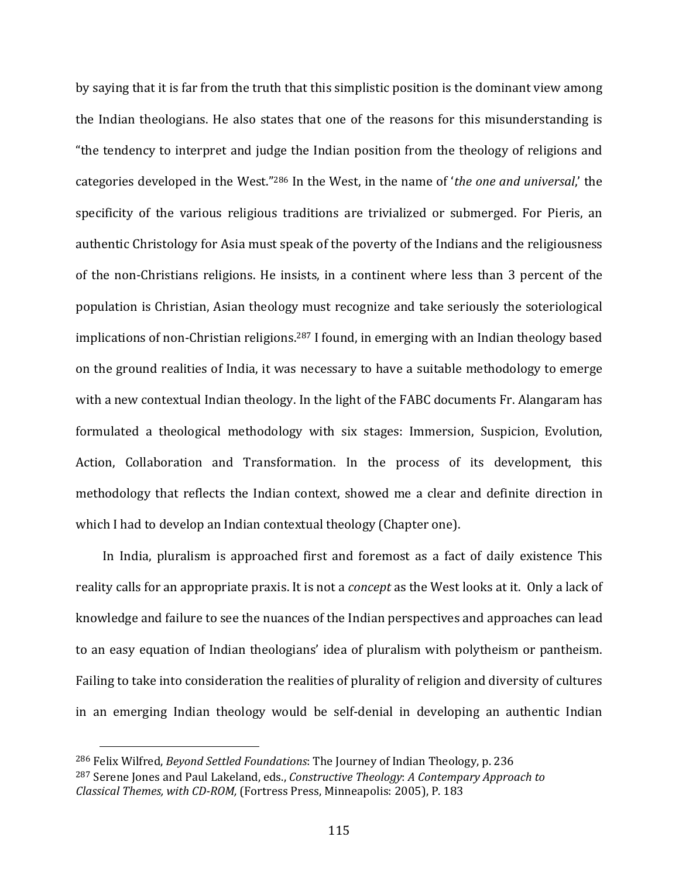by saying that it is far from the truth that this simplistic position is the dominant view among the Indian theologians. He also states that one of the reasons for this misunderstanding is "the tendency to interpret and judge the Indian position from the theology of religions and categories developed in the West."[286] In the West, in the name of '*the one and universal*,' the specificity of the various religious traditions are trivialized or submerged. For Pieris, an authentic Christology for Asia must speak of the poverty of the Indians and the religiousness of the non-Christians religions. He insists, in a continent where less than 3 percent of the population is Christian, Asian theology must recognize and take seriously the soteriological implications of non-Christian religions.[287] I found, in emerging with an Indian theology based on the ground realities of India, it was necessary to have a suitable methodology to emerge with a new contextual Indian theology. In the light of the FABC documents Fr. Alangaram has formulated a theological methodology with six stages: Immersion, Suspicion, Evolution, Action, Collaboration and Transformation. In the process of its development, this methodology that reflects the Indian context, showed me a clear and definite direction in which I had to develop an Indian contextual theology (Chapter one).

In India, pluralism is approached first and foremost as a fact of daily existence This reality calls for an appropriate praxis. It is not a *concept* as the West looks at it. Only a lack of knowledge and failure to see the nuances of the Indian perspectives and approaches can lead to an easy equation of Indian theologians' idea of pluralism with polytheism or pantheism. Failing to take into consideration the realities of plurality of religion and diversity of cultures in an emerging Indian theology would be self-denial in developing an authentic Indian

---

[286] Felix Wilfred, *Beyond Settled Foundations*: The Journey of Indian Theology, p. 236

[287] Serene Jones and Paul Lakeland, eds., *Constructive Theology*: *A Contempary Approach to Classical Themes, with CD-ROM,* (Fortress Press, Minneapolis: 2005), P. 183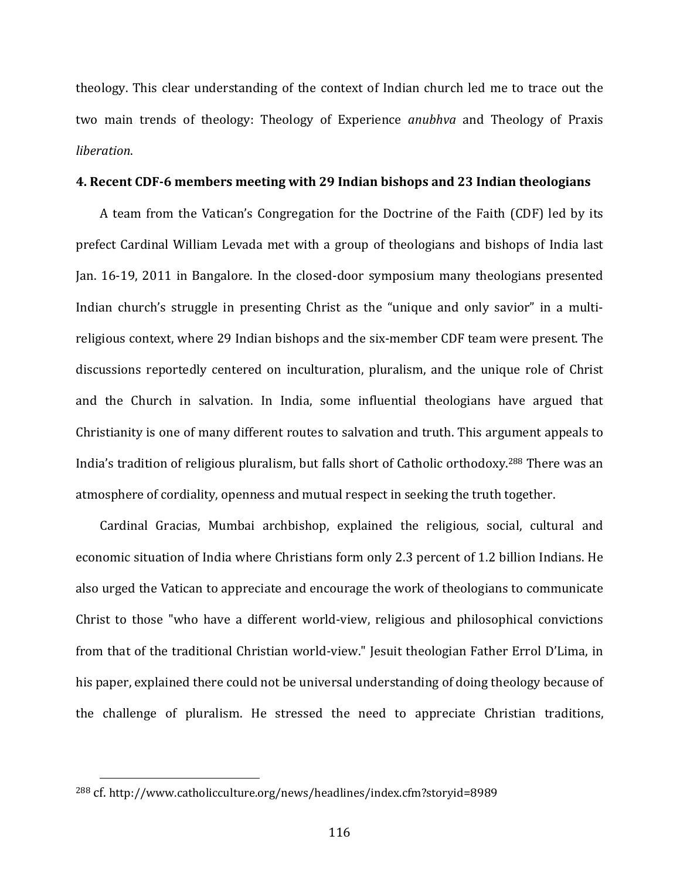theology. This clear understanding of the context of Indian church led me to trace out the two main trends of theology: Theology of Experience *anubhva* and Theology of Praxis *liberation*.

### 4. Recent CDF-6 members meeting with 29 Indian bishops and 23 Indian theologians

A team from the Vatican's Congregation for the Doctrine of the Faith (CDF) led by its prefect Cardinal William Levada met with a group of theologians and bishops of India last Jan. 16-19, 2011 in Bangalore. In the closed-door symposium many theologians presented Indian church's struggle in presenting Christ as the "unique and only savior" in a multi-religious context, where 29 Indian bishops and the six-member CDF team were present. The discussions reportedly centered on inculturation, pluralism, and the unique role of Christ and the Church in salvation. In India, some influential theologians have argued that Christianity is one of many different routes to salvation and truth. This argument appeals to India's tradition of religious pluralism, but falls short of Catholic orthodoxy.[288] There was an atmosphere of cordiality, openness and mutual respect in seeking the truth together.

Cardinal Gracias, Mumbai archbishop, explained the religious, social, cultural and economic situation of India where Christians form only 2.3 percent of 1.2 billion Indians. He also urged the Vatican to appreciate and encourage the work of theologians to communicate Christ to those "who have a different world-view, religious and philosophical convictions from that of the traditional Christian world-view." Jesuit theologian Father Errol D'Lima, in his paper, explained there could not be universal understanding of doing theology because of the challenge of pluralism. He stressed the need to appreciate Christian traditions,

---

[288] cf. http://www.catholicculture.org/news/headlines/index.cfm?storyid=8989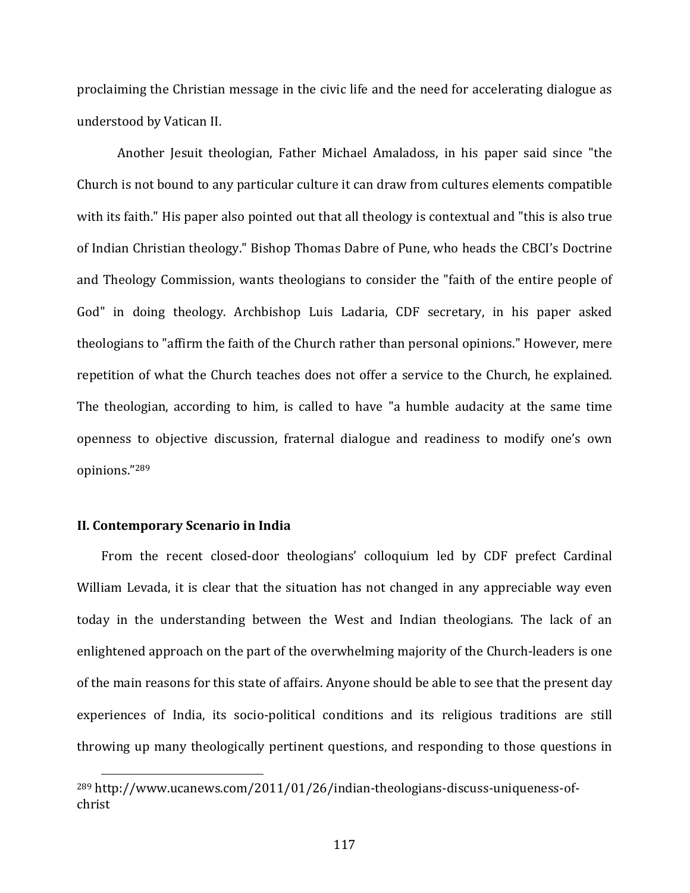proclaiming the Christian message in the civic life and the need for accelerating dialogue as understood by Vatican II.

Another Jesuit theologian, Father Michael Amaladoss, in his paper said since "the Church is not bound to any particular culture it can draw from cultures elements compatible with its faith." His paper also pointed out that all theology is contextual and "this is also true of Indian Christian theology." Bishop Thomas Dabre of Pune, who heads the CBCI's Doctrine and Theology Commission, wants theologians to consider the "faith of the entire people of God" in doing theology. Archbishop Luis Ladaria, CDF secretary, in his paper asked theologians to "affirm the faith of the Church rather than personal opinions." However, mere repetition of what the Church teaches does not offer a service to the Church, he explained. The theologian, according to him, is called to have "a humble audacity at the same time openness to objective discussion, fraternal dialogue and readiness to modify one's own opinions."[289]

### II. Contemporary Scenario in India

From the recent closed-door theologians' colloquium led by CDF prefect Cardinal William Levada, it is clear that the situation has not changed in any appreciable way even today in the understanding between the West and Indian theologians. The lack of an enlightened approach on the part of the overwhelming majority of the Church-leaders is one of the main reasons for this state of affairs. Anyone should be able to see that the present day experiences of India, its socio-political conditions and its religious traditions are still throwing up many theologically pertinent questions, and responding to those questions in

---

[289] http://www.ucanews.com/2011/01/26/indian-theologians-discuss-uniqueness-of-christ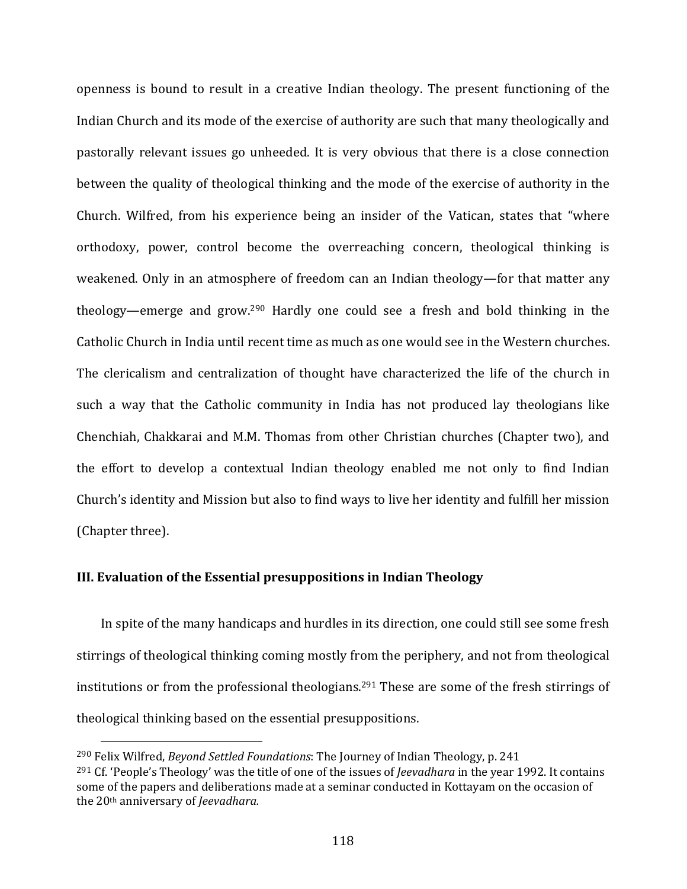openness is bound to result in a creative Indian theology. The present functioning of the Indian Church and its mode of the exercise of authority are such that many theologically and pastorally relevant issues go unheeded. It is very obvious that there is a close connection between the quality of theological thinking and the mode of the exercise of authority in the Church. Wilfred, from his experience being an insider of the Vatican, states that "where orthodoxy, power, control become the overreaching concern, theological thinking is weakened. Only in an atmosphere of freedom can an Indian theology—for that matter any theology—emerge and grow.[290] Hardly one could see a fresh and bold thinking in the Catholic Church in India until recent time as much as one would see in the Western churches. The clericalism and centralization of thought have characterized the life of the church in such a way that the Catholic community in India has not produced lay theologians like Chenchiah, Chakkarai and M.M. Thomas from other Christian churches (Chapter two), and the effort to develop a contextual Indian theology enabled me not only to find Indian Church's identity and Mission but also to find ways to live her identity and fulfill her mission (Chapter three).

### III. Evaluation of the Essential presuppositions in Indian Theology

In spite of the many handicaps and hurdles in its direction, one could still see some fresh stirrings of theological thinking coming mostly from the periphery, and not from theological institutions or from the professional theologians.[291] These are some of the fresh stirrings of theological thinking based on the essential presuppositions.

---

[290] Felix Wilfred, *Beyond Settled Foundations*: The Journey of Indian Theology, p. 241

[291] Cf. 'People's Theology' was the title of one of the issues of *Jeevadhara* in the year 1992. It contains some of the papers and deliberations made at a seminar conducted in Kottayam on the occasion of the 20th anniversary of *Jeevadhara.*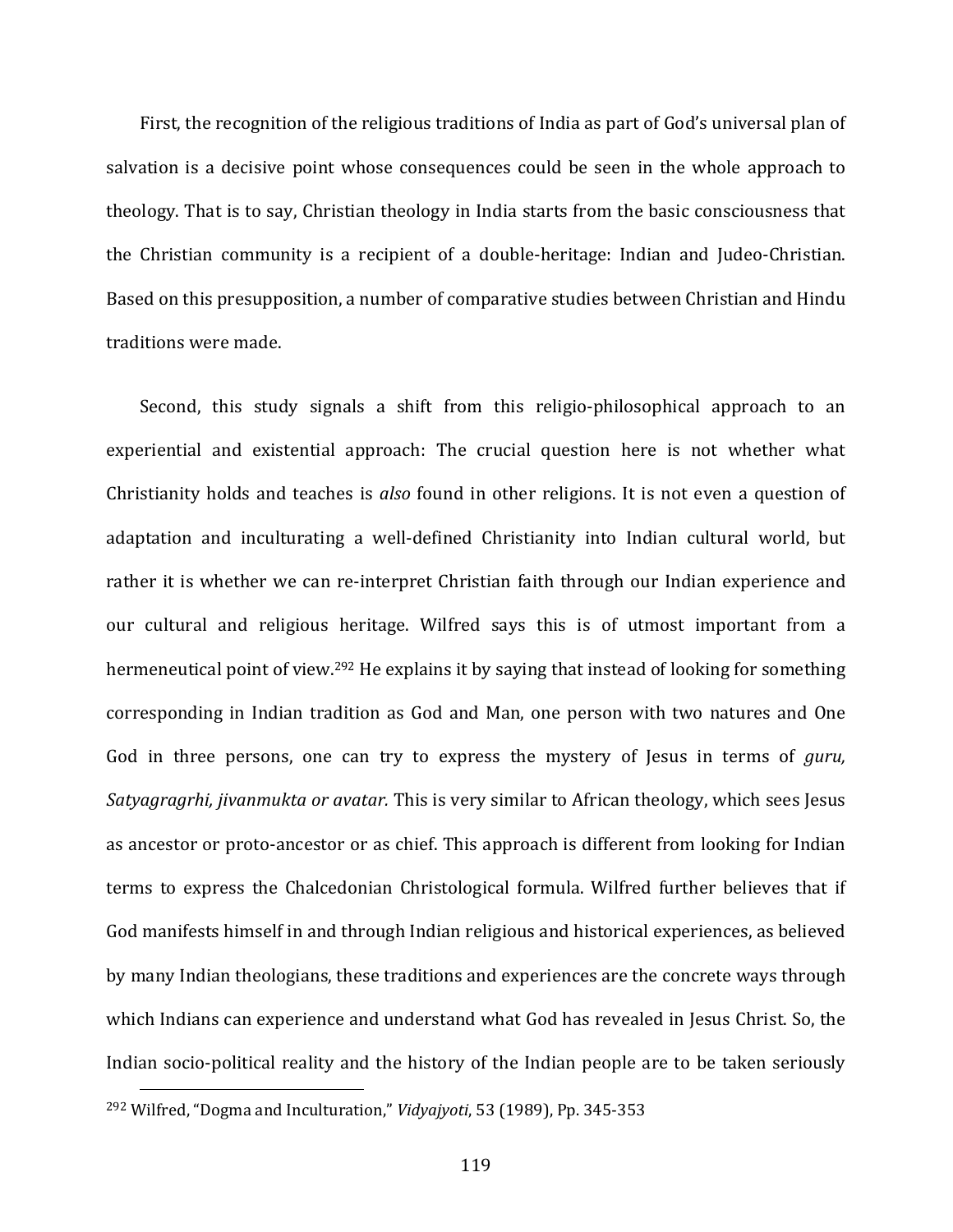First, the recognition of the religious traditions of India as part of God's universal plan of salvation is a decisive point whose consequences could be seen in the whole approach to theology. That is to say, Christian theology in India starts from the basic consciousness that the Christian community is a recipient of a double-heritage: Indian and Judeo-Christian. Based on this presupposition, a number of comparative studies between Christian and Hindu traditions were made.

Second, this study signals a shift from this religio-philosophical approach to an experiential and existential approach: The crucial question here is not whether what Christianity holds and teaches is *also* found in other religions. It is not even a question of adaptation and inculturating a well-defined Christianity into Indian cultural world, but rather it is whether we can re-interpret Christian faith through our Indian experience and our cultural and religious heritage. Wilfred says this is of utmost important from a hermeneutical point of view.[292] He explains it by saying that instead of looking for something corresponding in Indian tradition as God and Man, one person with two natures and One God in three persons, one can try to express the mystery of Jesus in terms of *guru, Satyagragrhi, jivanmukta or avatar.* This is very similar to African theology, which sees Jesus as ancestor or proto-ancestor or as chief. This approach is different from looking for Indian terms to express the Chalcedonian Christological formula. Wilfred further believes that if God manifests himself in and through Indian religious and historical experiences, as believed by many Indian theologians, these traditions and experiences are the concrete ways through which Indians can experience and understand what God has revealed in Jesus Christ. So, the Indian socio-political reality and the history of the Indian people are to be taken seriously

---

[292] Wilfred, "Dogma and Inculturation," *Vidyajyoti*, 53 (1989), Pp. 345-353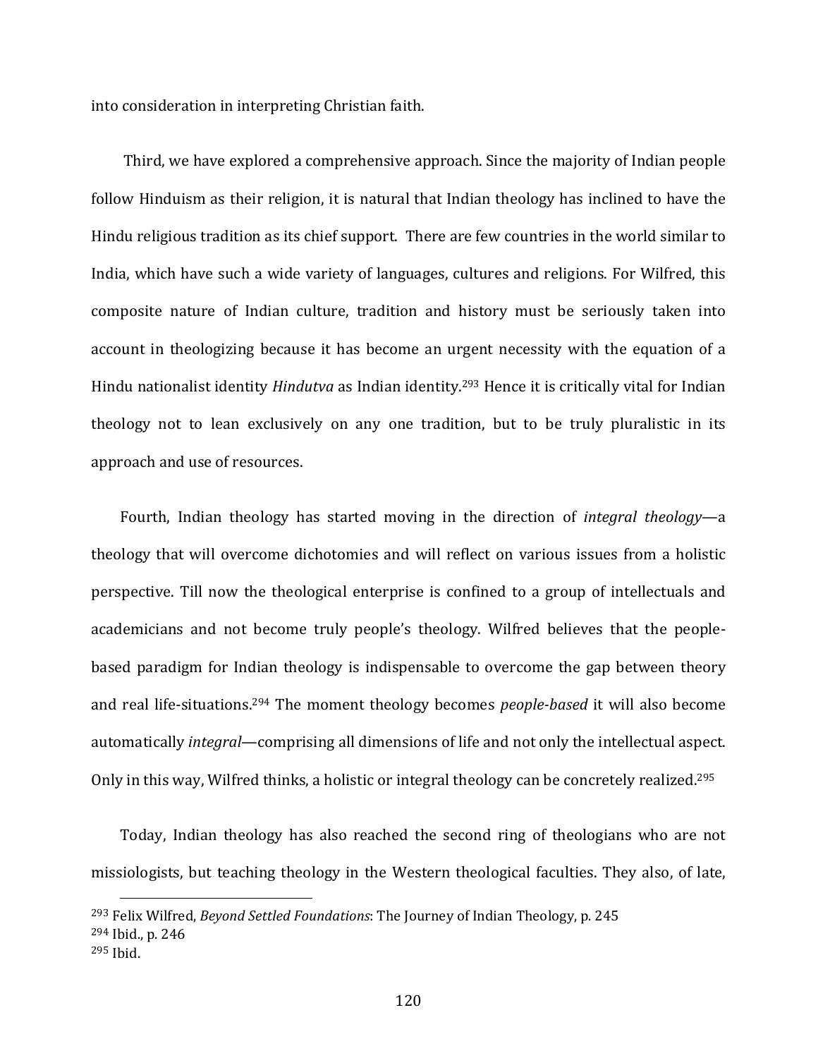into consideration in interpreting Christian faith.

Third, we have explored a comprehensive approach. Since the majority of Indian people follow Hinduism as their religion, it is natural that Indian theology has inclined to have the Hindu religious tradition as its chief support. There are few countries in the world similar to India, which have such a wide variety of languages, cultures and religions. For Wilfred, this composite nature of Indian culture, tradition and history must be seriously taken into account in theologizing because it has become an urgent necessity with the equation of a Hindu nationalist identity *Hindutva* as Indian identity.[293] Hence it is critically vital for Indian theology not to lean exclusively on any one tradition, but to be truly pluralistic in its approach and use of resources.

Fourth, Indian theology has started moving in the direction of *integral theology*—a theology that will overcome dichotomies and will reflect on various issues from a holistic perspective. Till now the theological enterprise is confined to a group of intellectuals and academicians and not become truly people's theology. Wilfred believes that the people-based paradigm for Indian theology is indispensable to overcome the gap between theory and real life-situations.[294] The moment theology becomes *people-based* it will also become automatically *integral*—comprising all dimensions of life and not only the intellectual aspect. Only in this way, Wilfred thinks, a holistic or integral theology can be concretely realized.[295]

Today, Indian theology has also reached the second ring of theologians who are not missiologists, but teaching theology in the Western theological faculties. They also, of late,

---

[293] Felix Wilfred, *Beyond Settled Foundations*: The Journey of Indian Theology, p. 245

[294] Ibid., p. 246

[295] Ibid.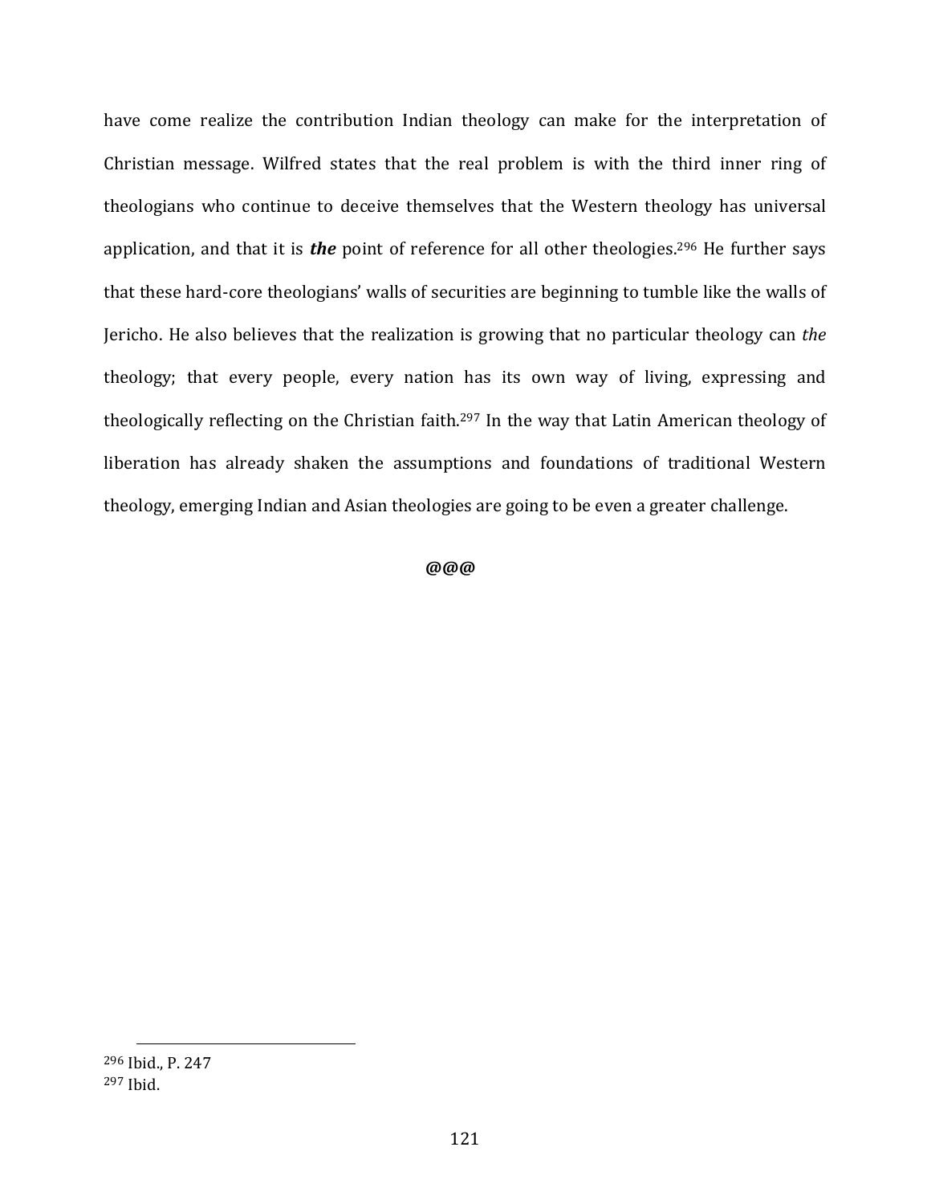have come realize the contribution Indian theology can make for the interpretation of Christian message. Wilfred states that the real problem is with the third inner ring of theologians who continue to deceive themselves that the Western theology has universal application, and that it is ***the*** point of reference for all other theologies.[296] He further says that these hard-core theologians' walls of securities are beginning to tumble like the walls of Jericho. He also believes that the realization is growing that no particular theology can *the* theology; that every people, every nation has its own way of living, expressing and theologically reflecting on the Christian faith.[297] In the way that Latin American theology of liberation has already shaken the assumptions and foundations of traditional Western theology, emerging Indian and Asian theologies are going to be even a greater challenge.

**@@@**

---

[296] Ibid., P. 247

[297] Ibid.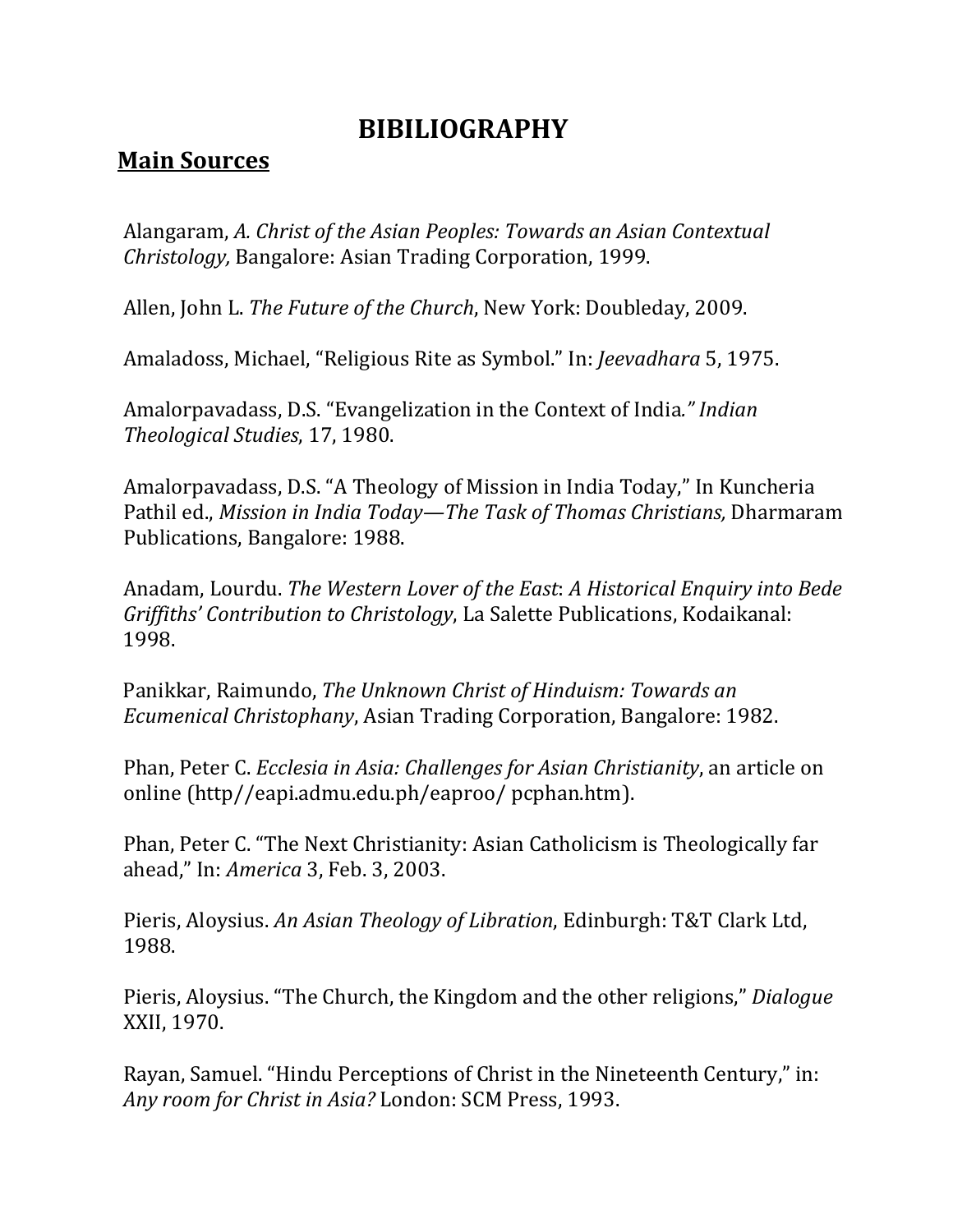# BIBILIOGRAPHY

## Main Sources

Alangaram, *A. Christ of the Asian Peoples: Towards an Asian Contextual Christology,* Bangalore: Asian Trading Corporation, 1999.

Allen, John L. *The Future of the Church*, New York: Doubleday, 2009.

Amaladoss, Michael, "Religious Rite as Symbol." In: *Jeevadhara* 5, 1975.

Amalorpavadass, D.S. "Evangelization in the Context of India*." Indian Theological Studies*, 17, 1980.

Amalorpavadass, D.S. "A Theology of Mission in India Today," In Kuncheria Pathil ed., *Mission in India Today—The Task of Thomas Christians,* Dharmaram Publications, Bangalore: 1988.

Anadam, Lourdu. *The Western Lover of the East*: *A Historical Enquiry into Bede Griffiths' Contribution to Christology*, La Salette Publications, Kodaikanal: 1998.

Panikkar, Raimundo, *The Unknown Christ of Hinduism: Towards an Ecumenical Christophany*, Asian Trading Corporation, Bangalore: 1982.

Phan, Peter C. *Ecclesia in Asia: Challenges for Asian Christianity*, an article on online (http//eapi.admu.edu.ph/eaproo/ pcphan.htm).

Phan, Peter C. "The Next Christianity: Asian Catholicism is Theologically far ahead," In: *America* 3, Feb. 3, 2003.

Pieris, Aloysius. *An Asian Theology of Libration*, Edinburgh: T&T Clark Ltd, 1988.

Pieris, Aloysius. "The Church, the Kingdom and the other religions," *Dialogue* XXII, 1970.

Rayan, Samuel. "Hindu Perceptions of Christ in the Nineteenth Century," in: *Any room for Christ in Asia?* London: SCM Press, 1993.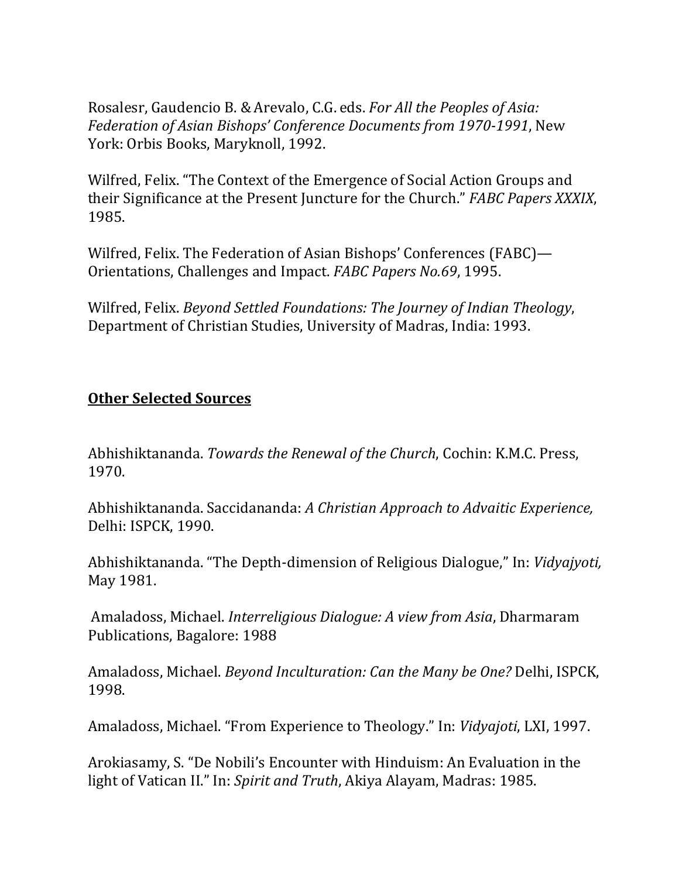Rosalesr, Gaudencio B. & Arevalo, C.G. eds. *For All the Peoples of Asia: Federation of Asian Bishops' Conference Documents from 1970-1991*, New York: Orbis Books, Maryknoll, 1992.

Wilfred, Felix. "The Context of the Emergence of Social Action Groups and their Significance at the Present Juncture for the Church." *FABC Papers XXXIX*, 1985.

Wilfred, Felix. The Federation of Asian Bishops' Conferences (FABC)—Orientations, Challenges and Impact. *FABC Papers No.69*, 1995.

Wilfred, Felix. *Beyond Settled Foundations: The Journey of Indian Theology*, Department of Christian Studies, University of Madras, India: 1993.

**<u>Other Selected Sources</u>**

Abhishiktananda. *Towards the Renewal of the Church*, Cochin: K.M.C. Press, 1970.

Abhishiktananda. Saccidananda: *A Christian Approach to Advaitic Experience,* Delhi: ISPCK, 1990.

Abhishiktananda. "The Depth-dimension of Religious Dialogue," In: *Vidyajyoti,* May 1981.

Amaladoss, Michael. *Interreligious Dialogue: A view from Asia*, Dharmaram Publications, Bagalore: 1988

Amaladoss, Michael. *Beyond Inculturation: Can the Many be One?* Delhi, ISPCK, 1998.

Amaladoss, Michael. "From Experience to Theology." In: *Vidyajoti*, LXI, 1997.

Arokiasamy, S. "De Nobili's Encounter with Hinduism: An Evaluation in the light of Vatican II." In: *Spirit and Truth*, Akiya Alayam, Madras: 1985.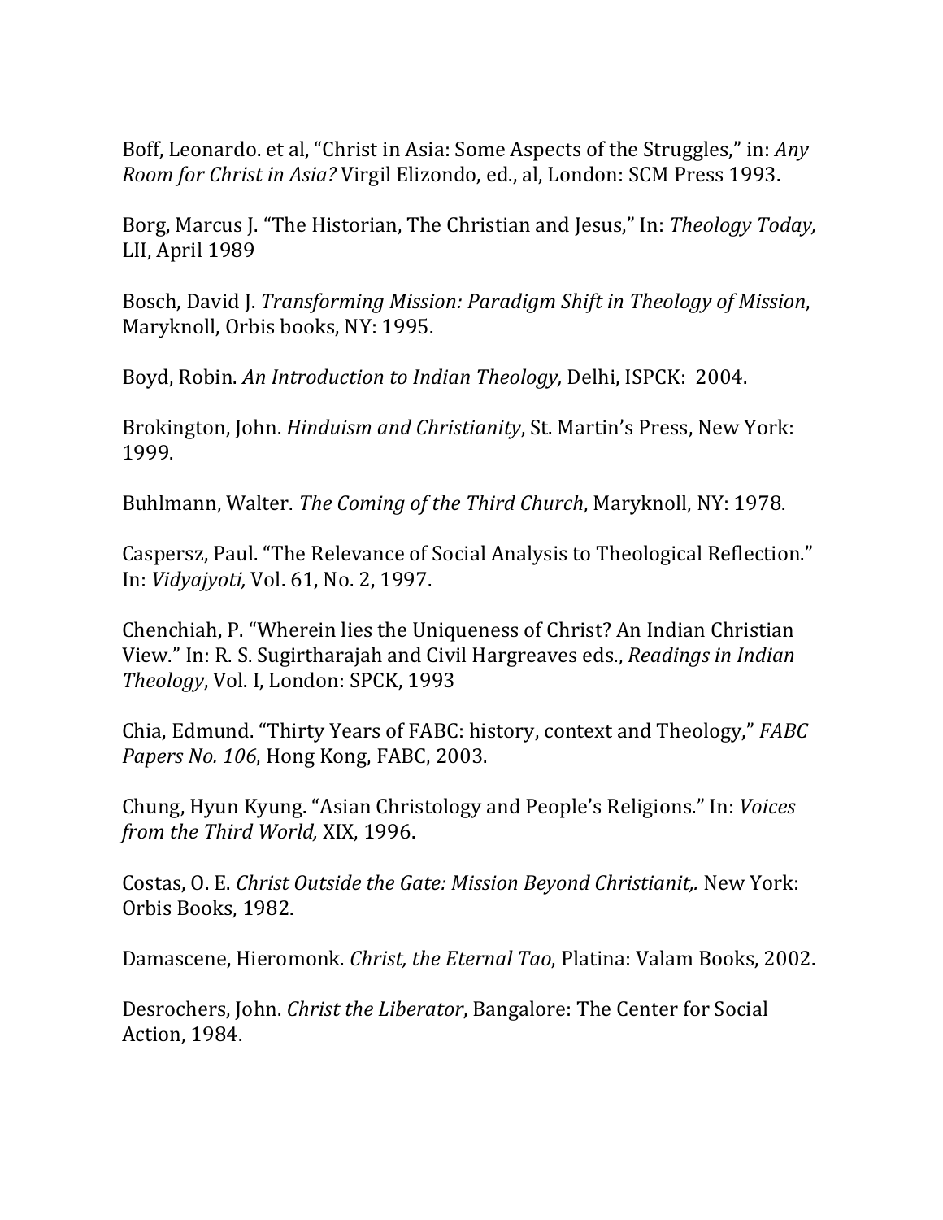Boff, Leonardo. et al, "Christ in Asia: Some Aspects of the Struggles," in: *Any Room for Christ in Asia?* Virgil Elizondo, ed., al, London: SCM Press 1993.

Borg, Marcus J. "The Historian, The Christian and Jesus," In: *Theology Today,* LII, April 1989

Bosch, David J. *Transforming Mission: Paradigm Shift in Theology of Mission*, Maryknoll, Orbis books, NY: 1995.

Boyd, Robin. *An Introduction to Indian Theology,* Delhi, ISPCK: 2004.

Brokington, John. *Hinduism and Christianity*, St. Martin's Press, New York: 1999.

Buhlmann, Walter. *The Coming of the Third Church*, Maryknoll, NY: 1978.

Caspersz, Paul. "The Relevance of Social Analysis to Theological Reflection." In: *Vidyajyoti,* Vol. 61, No. 2, 1997.

Chenchiah, P. "Wherein lies the Uniqueness of Christ? An Indian Christian View." In: R. S. Sugirtharajah and Civil Hargreaves eds., *Readings in Indian Theology*, Vol. I, London: SPCK, 1993

Chia, Edmund. "Thirty Years of FABC: history, context and Theology," *FABC Papers No. 106*, Hong Kong, FABC, 2003.

Chung, Hyun Kyung. "Asian Christology and People's Religions." In: *Voices from the Third World,* XIX, 1996.

Costas, O. E. *Christ Outside the Gate: Mission Beyond Christianit,.* New York: Orbis Books, 1982.

Damascene, Hieromonk. *Christ, the Eternal Tao*, Platina: Valam Books, 2002.

Desrochers, John. *Christ the Liberator*, Bangalore: The Center for Social Action, 1984.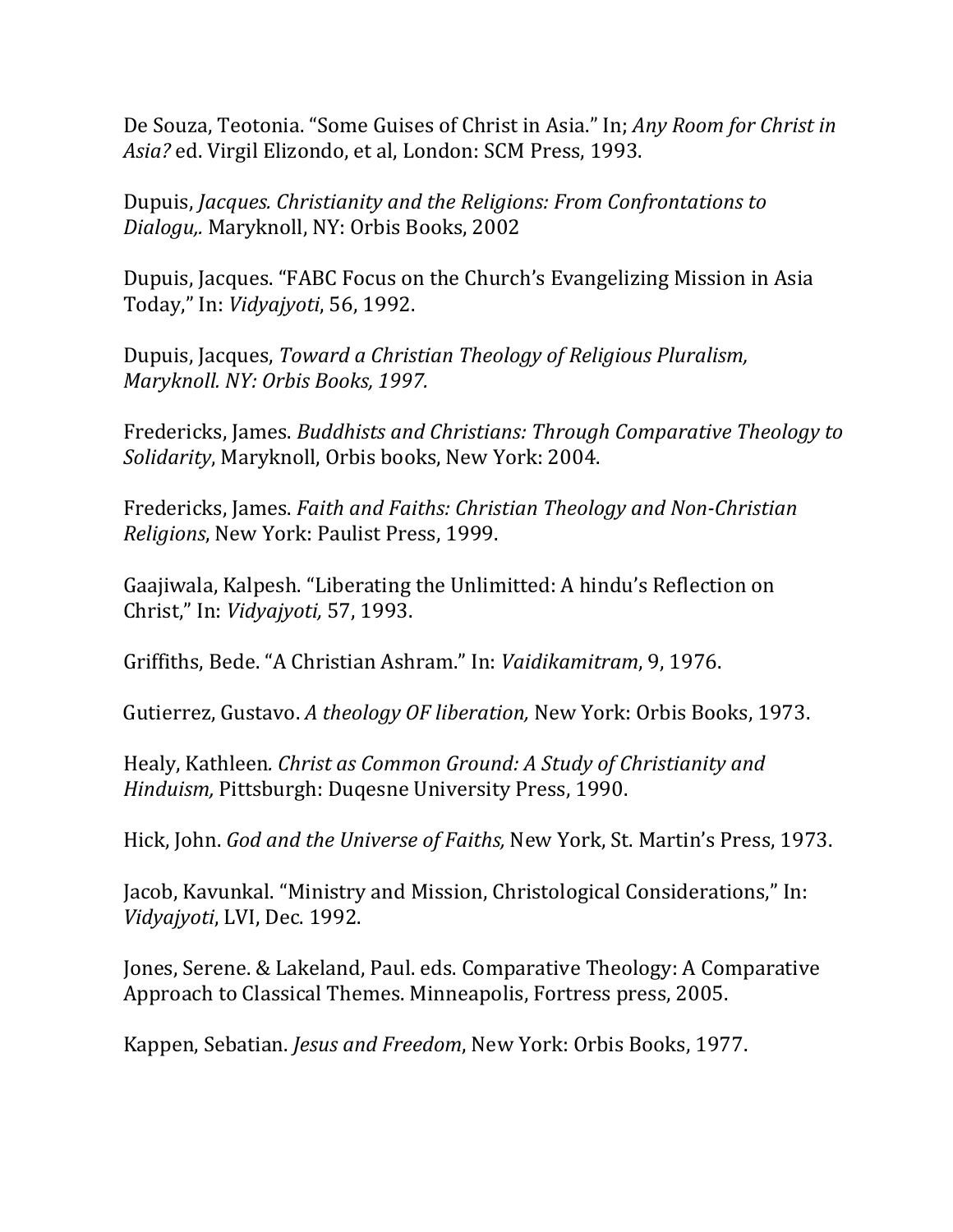De Souza, Teotonia. "Some Guises of Christ in Asia." In; *Any Room for Christ in Asia?* ed. Virgil Elizondo, et al, London: SCM Press, 1993.

Dupuis, *Jacques. Christianity and the Religions: From Confrontations to Dialogu,.* Maryknoll, NY: Orbis Books, 2002

Dupuis, Jacques. "FABC Focus on the Church's Evangelizing Mission in Asia Today," In: *Vidyajyoti*, 56, 1992.

Dupuis, Jacques, *Toward a Christian Theology of Religious Pluralism, Maryknoll. NY: Orbis Books, 1997.*

Fredericks, James. *Buddhists and Christians: Through Comparative Theology to Solidarity*, Maryknoll, Orbis books, New York: 2004.

Fredericks, James. *Faith and Faiths: Christian Theology and Non-Christian Religions*, New York: Paulist Press, 1999.

Gaajiwala, Kalpesh. "Liberating the Unlimitted: A hindu's Reflection on Christ," In: *Vidyajyoti,* 57, 1993.

Griffiths, Bede. "A Christian Ashram." In: *Vaidikamitram*, 9, 1976.

Gutierrez, Gustavo. *A theology OF liberation,* New York: Orbis Books, 1973.

Healy, Kathleen*. Christ as Common Ground: A Study of Christianity and Hinduism,* Pittsburgh: Duqesne University Press, 1990.

Hick, John. *God and the Universe of Faiths,* New York, St. Martin's Press, 1973.

Jacob, Kavunkal. "Ministry and Mission, Christological Considerations," In: *Vidyajyoti*, LVI, Dec. 1992.

Jones, Serene. & Lakeland, Paul. eds. Comparative Theology: A Comparative Approach to Classical Themes. Minneapolis, Fortress press, 2005.

Kappen, Sebatian. *Jesus and Freedom*, New York: Orbis Books, 1977.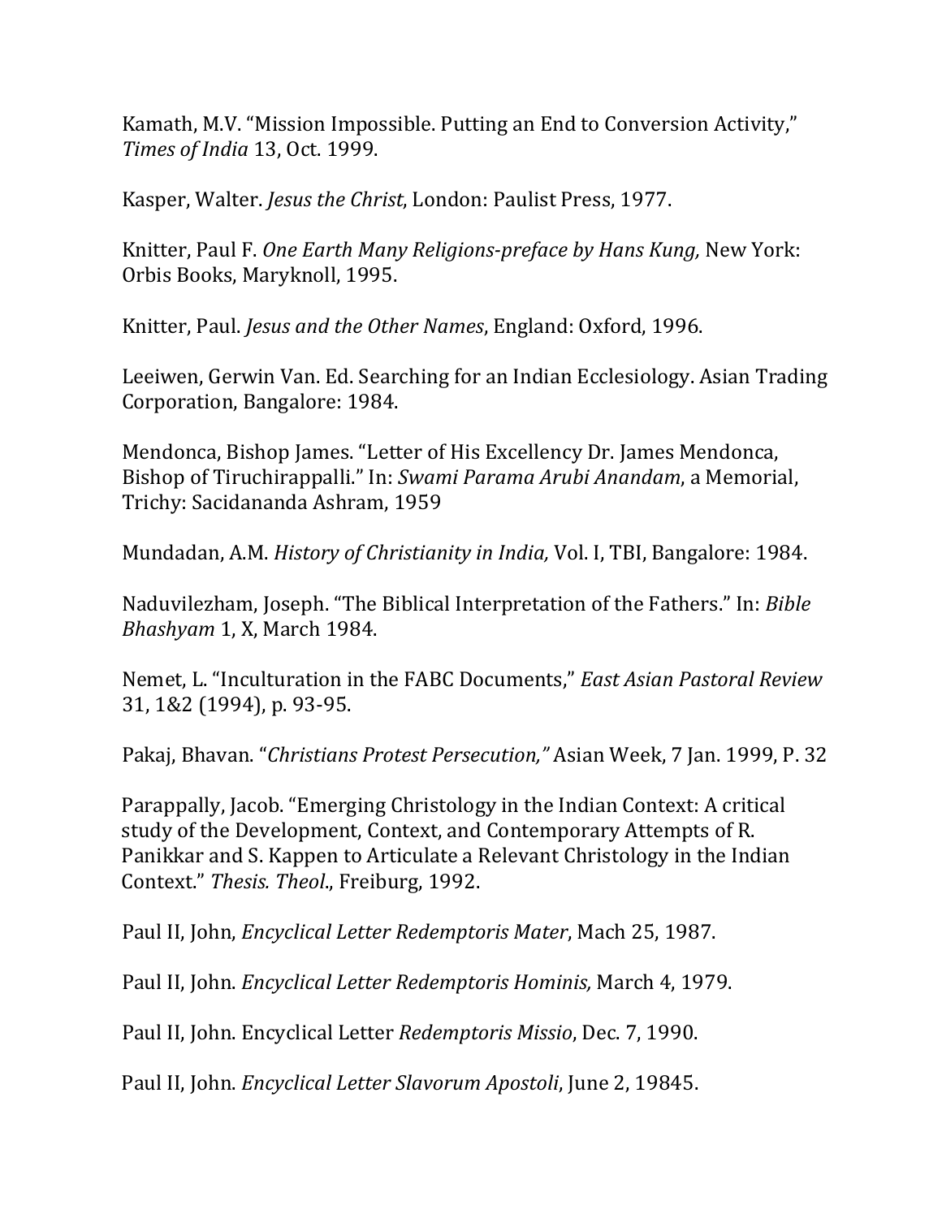Kamath, M.V. “Mission Impossible. Putting an End to Conversion Activity,” *Times of India* 13, Oct. 1999.

Kasper, Walter. *Jesus the Christ*, London: Paulist Press, 1977.

Knitter, Paul F. *One Earth Many Religions-preface by Hans Kung,* New York: Orbis Books, Maryknoll, 1995.

Knitter, Paul. *Jesus and the Other Names*, England: Oxford, 1996.

Leeiwen, Gerwin Van. Ed. Searching for an Indian Ecclesiology. Asian Trading Corporation, Bangalore: 1984.

Mendonca, Bishop James. “Letter of His Excellency Dr. James Mendonca, Bishop of Tiruchirappalli.” In: *Swami Parama Arubi Anandam*, a Memorial, Trichy: Sacidananda Ashram, 1959

Mundadan, A.M. *History of Christianity in India,* Vol. I, TBI, Bangalore: 1984.

Naduvilezham, Joseph. “The Biblical Interpretation of the Fathers.” In: *Bible Bhashyam* 1, X, March 1984.

Nemet, L. “Inculturation in the FABC Documents,” *East Asian Pastoral Review* 31, 1&2 (1994), p. 93-95.

Pakaj, Bhavan. “*Christians Protest Persecution,”* Asian Week, 7 Jan. 1999, P. 32

Parappally, Jacob. “Emerging Christology in the Indian Context: A critical study of the Development, Context, and Contemporary Attempts of R. Panikkar and S. Kappen to Articulate a Relevant Christology in the Indian Context.” *Thesis. Theol*., Freiburg, 1992.

Paul II, John, *Encyclical Letter Redemptoris Mater*, Mach 25, 1987.

Paul II, John. *Encyclical Letter Redemptoris Hominis,* March 4, 1979.

Paul II, John. Encyclical Letter *Redemptoris Missio*, Dec. 7, 1990.

Paul II, John. *Encyclical Letter Slavorum Apostoli*, June 2, 19845.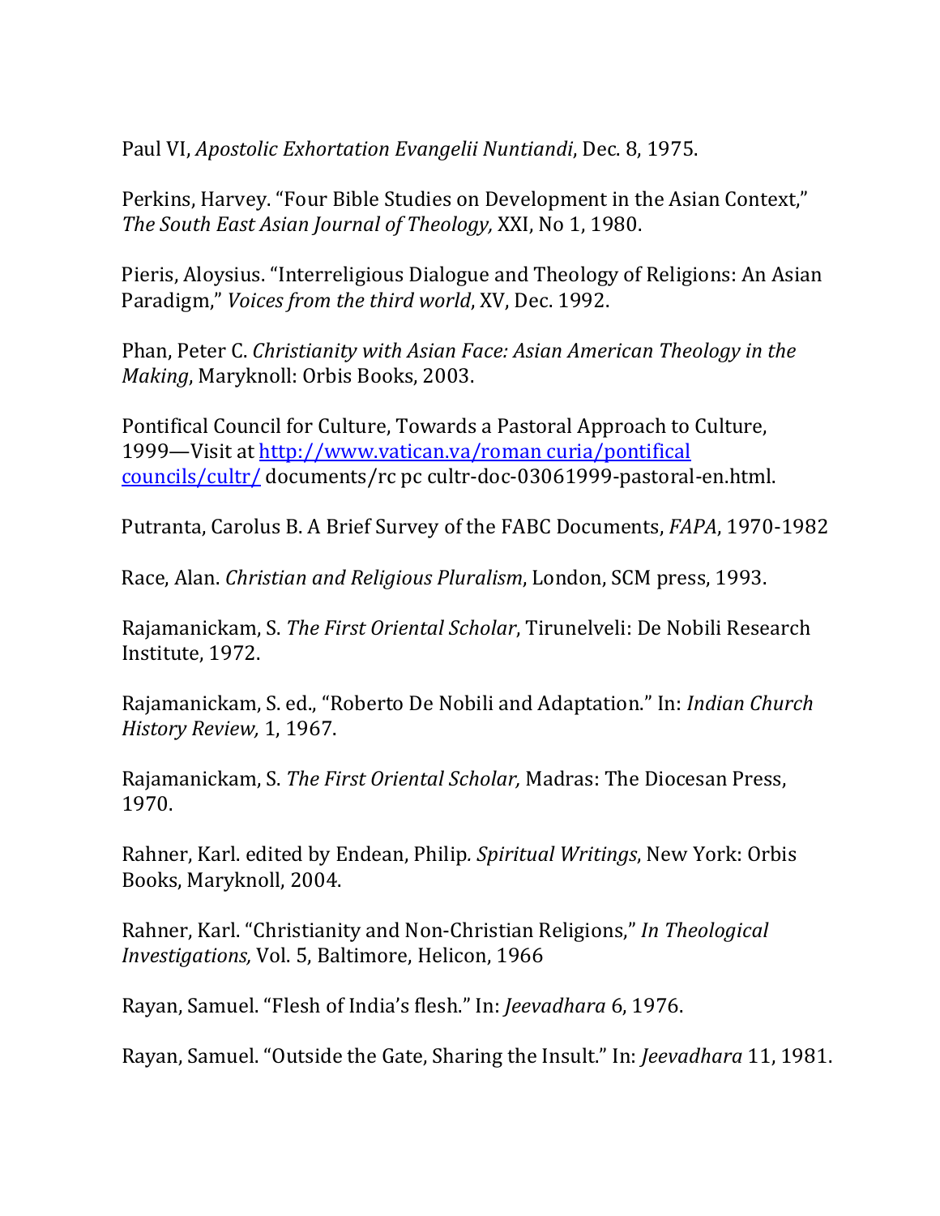Paul VI, *Apostolic Exhortation Evangelii Nuntiandi*, Dec. 8, 1975.

Perkins, Harvey. "Four Bible Studies on Development in the Asian Context," *The South East Asian Journal of Theology,* XXI, No 1, 1980.

Pieris, Aloysius. "Interreligious Dialogue and Theology of Religions: An Asian Paradigm," *Voices from the third world*, XV, Dec. 1992.

Phan, Peter C. *Christianity with Asian Face: Asian American Theology in the Making*, Maryknoll: Orbis Books, 2003.

Pontifical Council for Culture, Towards a Pastoral Approach to Culture, 1999—Visit at [http://www.vatican.va/roman curia/pontifical councils/cultr/](http://www.vatican.va/roman curia/pontifical councils/cultr/) documents/rc pc cultr-doc-03061999-pastoral-en.html.

Putranta, Carolus B. A Brief Survey of the FABC Documents, *FAPA*, 1970-1982

Race, Alan. *Christian and Religious Pluralism*, London, SCM press, 1993.

Rajamanickam, S. *The First Oriental Scholar*, Tirunelveli: De Nobili Research Institute, 1972.

Rajamanickam, S. ed., "Roberto De Nobili and Adaptation." In: *Indian Church History Review,* 1, 1967.

Rajamanickam, S. *The First Oriental Scholar,* Madras: The Diocesan Press, 1970.

Rahner, Karl. edited by Endean, Philip*. Spiritual Writings*, New York: Orbis Books, Maryknoll, 2004.

Rahner, Karl. "Christianity and Non-Christian Religions," *In Theological Investigations,* Vol. 5, Baltimore, Helicon, 1966

Rayan, Samuel. "Flesh of India's flesh." In: *Jeevadhara* 6, 1976.

Rayan, Samuel. "Outside the Gate, Sharing the Insult." In: *Jeevadhara* 11, 1981.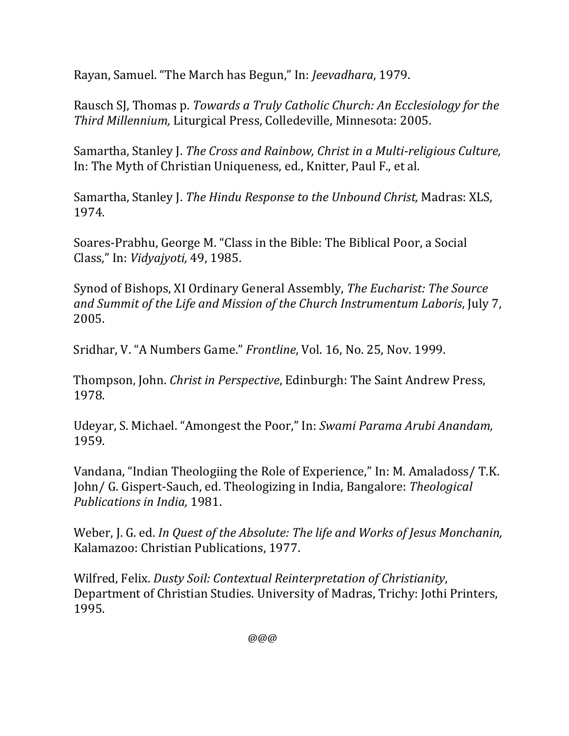Rayan, Samuel. “The March has Begun,” In: *Jeevadhara*, 1979.

Rausch SJ, Thomas p. *Towards a Truly Catholic Church: An Ecclesiology for the Third Millennium,* Liturgical Press, Colledeville, Minnesota: 2005.

Samartha, Stanley J. *The Cross and Rainbow, Christ in a Multi-religious Culture,* In: The Myth of Christian Uniqueness, ed., Knitter, Paul F., et al.

Samartha, Stanley J. *The Hindu Response to the Unbound Christ,* Madras: XLS, 1974.

Soares-Prabhu, George M. “Class in the Bible: The Biblical Poor, a Social Class,” In: *Vidyajyoti,* 49, 1985.

Synod of Bishops, XI Ordinary General Assembly, *The Eucharist: The Source and Summit of the Life and Mission of the Church Instrumentum Laboris*, July 7, 2005.

Sridhar, V. “A Numbers Game.” *Frontline*, Vol. 16, No. 25, Nov. 1999.

Thompson, John. *Christ in Perspective*, Edinburgh: The Saint Andrew Press, 1978.

Udeyar, S. Michael. “Amongest the Poor,” In: *Swami Parama Arubi Anandam,* 1959.

Vandana, “Indian Theologiing the Role of Experience,” In: M. Amaladoss/ T.K. John/ G. Gispert-Sauch, ed. Theologizing in India, Bangalore: *Theological Publications in India,* 1981.

Weber, J. G. ed. *In Quest of the Absolute: The life and Works of Jesus Monchanin,* Kalamazoo: Christian Publications, 1977.

Wilfred, Felix. *Dusty Soil: Contextual Reinterpretation of Christianity*, Department of Christian Studies. University of Madras, Trichy: Jothi Printers, 1995.

@@@